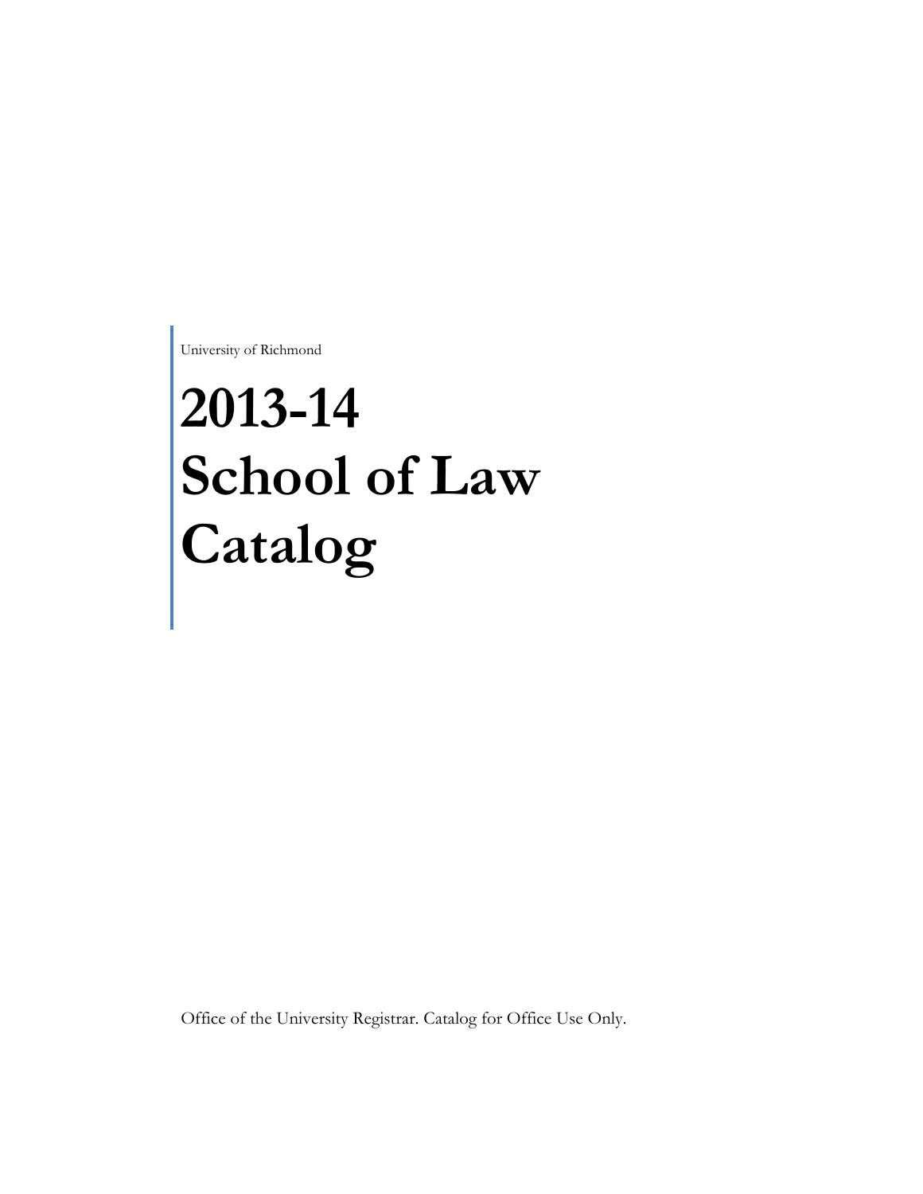University of Richmond

# 2013-14 School of Law Catalog

Office of the University Registrar. Catalog for Office Use Only.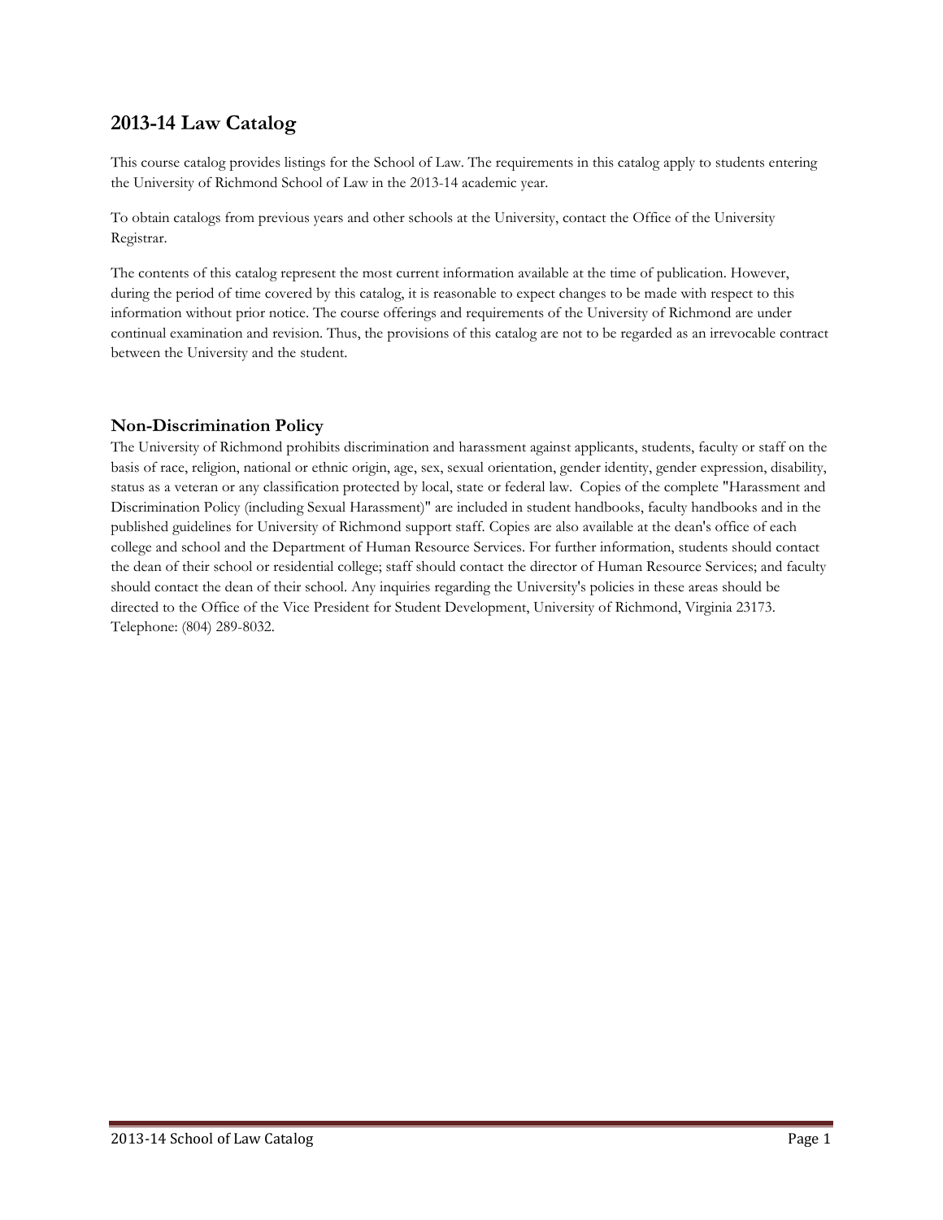# 2013-14 Law Catalog

This course catalog provides listings for the School of Law. The requirements in this catalog apply to students entering the University of Richmond School of Law in the 2013-14 academic year.

To obtain catalogs from previous years and other schools at the University, contact the Office of the University Registrar.

The contents of this catalog represent the most current information available at the time of publication. However, during the period of time covered by this catalog, it is reasonable to expect changes to be made with respect to this information without prior notice. The course offerings and requirements of the University of Richmond are under continual examination and revision. Thus, the provisions of this catalog are not to be regarded as an irrevocable contract between the University and the student.

## Non-Discrimination Policy

The University of Richmond prohibits discrimination and harassment against applicants, students, faculty or staff on the basis of race, religion, national or ethnic origin, age, sex, sexual orientation, gender identity, gender expression, disability, status as a veteran or any classification protected by local, state or federal law. Copies of the complete "Harassment and Discrimination Policy (including Sexual Harassment)" are included in student handbooks, faculty handbooks and in the published guidelines for University of Richmond support staff. Copies are also available at the dean's office of each college and school and the Department of Human Resource Services. For further information, students should contact the dean of their school or residential college; staff should contact the director of Human Resource Services; and faculty should contact the dean of their school. Any inquiries regarding the University's policies in these areas should be directed to the Office of the Vice President for Student Development, University of Richmond, Virginia 23173. Telephone: (804) 289-8032.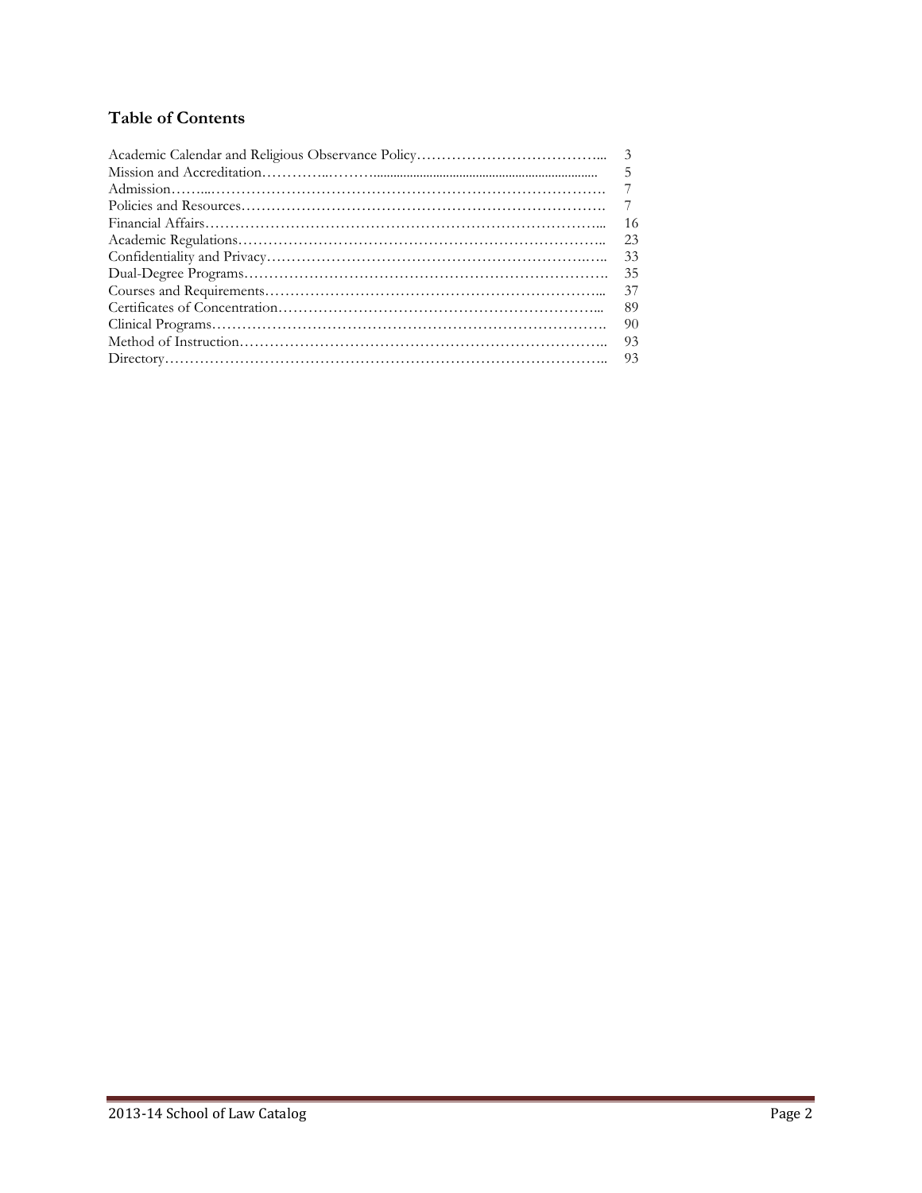## Table of Contents

| | |
|---|---|
| Academic Calendar and Religious Observance Policy | 3 |
| Mission and Accreditation | 5 |
| Admission | 7 |
| Policies and Resources | 7 |
| Financial Affairs | 16 |
| Academic Regulations | 23 |
| Confidentiality and Privacy | 33 |
| Dual-Degree Programs | 35 |
| Courses and Requirements | 37 |
| Certificates of Concentration | 89 |
| Clinical Programs | 90 |
| Method of Instruction | 93 |
| Directory | 93 |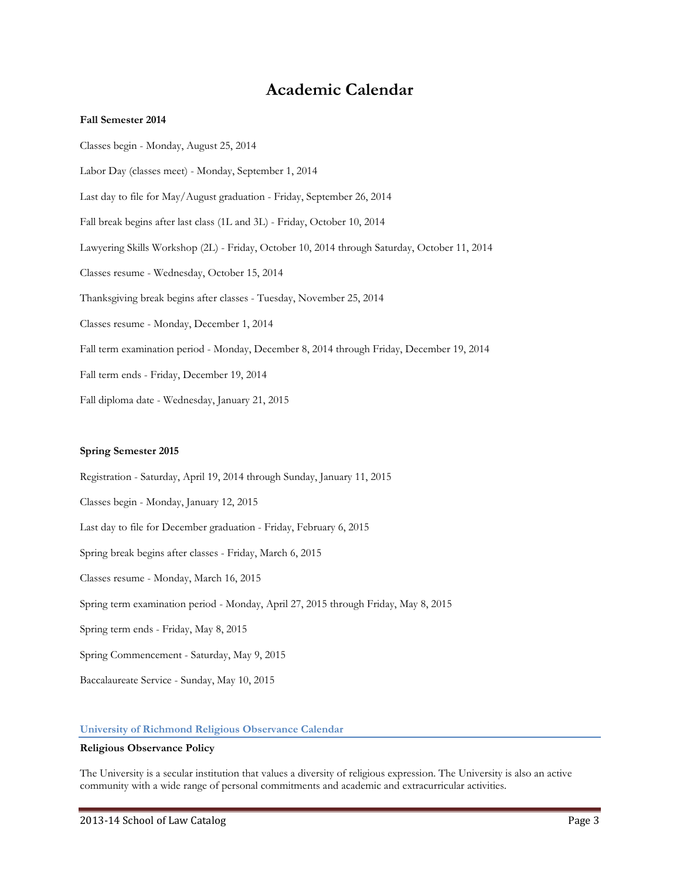# Academic Calendar

**Fall Semester 2014**

Classes begin - Monday, August 25, 2014

Labor Day (classes meet) - Monday, September 1, 2014

Last day to file for May/August graduation - Friday, September 26, 2014

Fall break begins after last class (1L and 3L) - Friday, October 10, 2014

Lawyering Skills Workshop (2L) - Friday, October 10, 2014 through Saturday, October 11, 2014

Classes resume - Wednesday, October 15, 2014

Thanksgiving break begins after classes - Tuesday, November 25, 2014

Classes resume - Monday, December 1, 2014

Fall term examination period - Monday, December 8, 2014 through Friday, December 19, 2014

Fall term ends - Friday, December 19, 2014

Fall diploma date - Wednesday, January 21, 2015

**Spring Semester 2015**

Registration - Saturday, April 19, 2014 through Sunday, January 11, 2015

Classes begin - Monday, January 12, 2015

Last day to file for December graduation - Friday, February 6, 2015

Spring break begins after classes - Friday, March 6, 2015

Classes resume - Monday, March 16, 2015

Spring term examination period - Monday, April 27, 2015 through Friday, May 8, 2015

Spring term ends - Friday, May 8, 2015

Spring Commencement - Saturday, May 9, 2015

Baccalaureate Service - Sunday, May 10, 2015

## University of Richmond Religious Observance Calendar

**Religious Observance Policy**

The University is a secular institution that values a diversity of religious expression. The University is also an active community with a wide range of personal commitments and academic and extracurricular activities.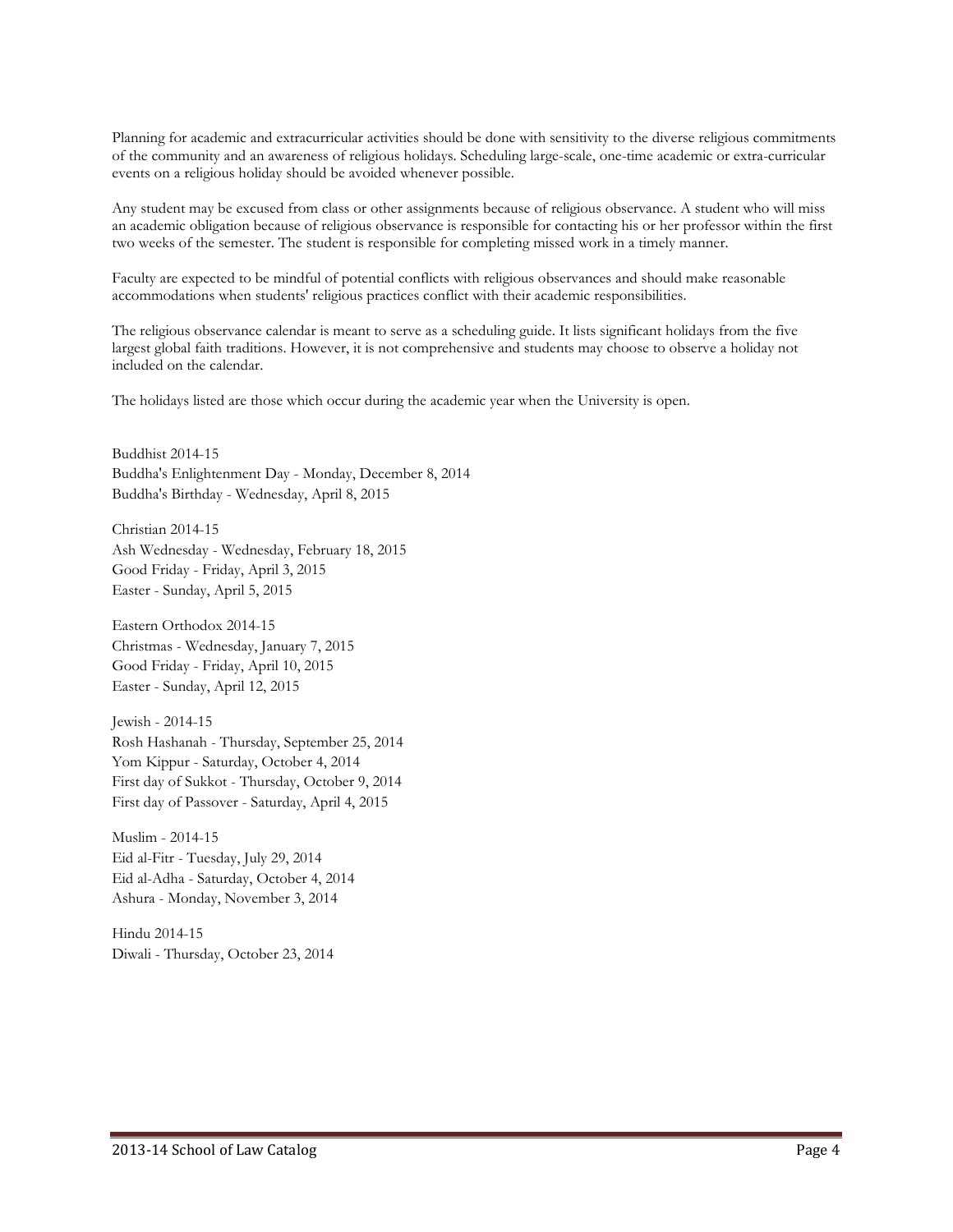Planning for academic and extracurricular activities should be done with sensitivity to the diverse religious commitments of the community and an awareness of religious holidays. Scheduling large-scale, one-time academic or extra-curricular events on a religious holiday should be avoided whenever possible.

Any student may be excused from class or other assignments because of religious observance. A student who will miss an academic obligation because of religious observance is responsible for contacting his or her professor within the first two weeks of the semester. The student is responsible for completing missed work in a timely manner.

Faculty are expected to be mindful of potential conflicts with religious observances and should make reasonable accommodations when students' religious practices conflict with their academic responsibilities.

The religious observance calendar is meant to serve as a scheduling guide. It lists significant holidays from the five largest global faith traditions. However, it is not comprehensive and students may choose to observe a holiday not included on the calendar.

The holidays listed are those which occur during the academic year when the University is open.

Buddhist 2014-15
Buddha's Enlightenment Day - Monday, December 8, 2014
Buddha's Birthday - Wednesday, April 8, 2015

Christian 2014-15
Ash Wednesday - Wednesday, February 18, 2015
Good Friday - Friday, April 3, 2015
Easter - Sunday, April 5, 2015

Eastern Orthodox 2014-15
Christmas - Wednesday, January 7, 2015
Good Friday - Friday, April 10, 2015
Easter - Sunday, April 12, 2015

Jewish - 2014-15
Rosh Hashanah - Thursday, September 25, 2014
Yom Kippur - Saturday, October 4, 2014
First day of Sukkot - Thursday, October 9, 2014
First day of Passover - Saturday, April 4, 2015

Muslim - 2014-15
Eid al-Fitr - Tuesday, July 29, 2014
Eid al-Adha - Saturday, October 4, 2014
Ashura - Monday, November 3, 2014

Hindu 2014-15
Diwali - Thursday, October 23, 2014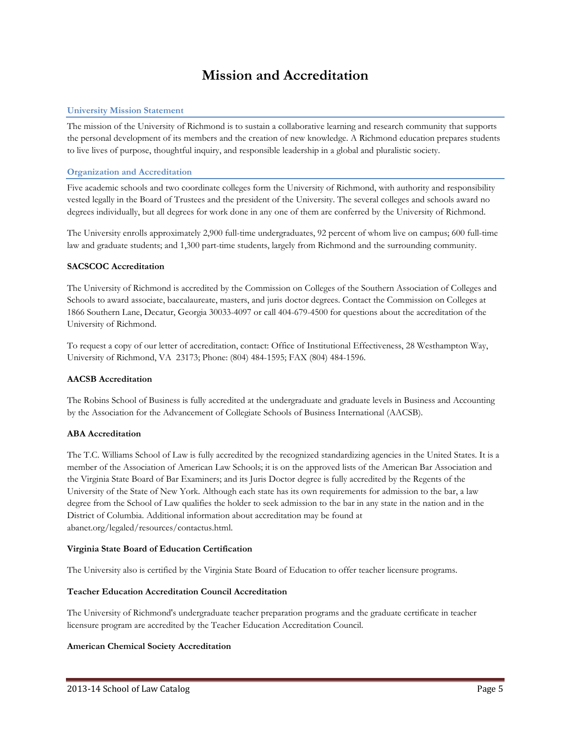# Mission and Accreditation

## University Mission Statement

The mission of the University of Richmond is to sustain a collaborative learning and research community that supports the personal development of its members and the creation of new knowledge. A Richmond education prepares students to live lives of purpose, thoughtful inquiry, and responsible leadership in a global and pluralistic society.

## Organization and Accreditation

Five academic schools and two coordinate colleges form the University of Richmond, with authority and responsibility vested legally in the Board of Trustees and the president of the University. The several colleges and schools award no degrees individually, but all degrees for work done in any one of them are conferred by the University of Richmond.

The University enrolls approximately 2,900 full-time undergraduates, 92 percent of whom live on campus; 600 full-time law and graduate students; and 1,300 part-time students, largely from Richmond and the surrounding community.

### SACSCOC Accreditation

The University of Richmond is accredited by the Commission on Colleges of the Southern Association of Colleges and Schools to award associate, baccalaureate, masters, and juris doctor degrees. Contact the Commission on Colleges at 1866 Southern Lane, Decatur, Georgia 30033-4097 or call 404-679-4500 for questions about the accreditation of the University of Richmond.

To request a copy of our letter of accreditation, contact: Office of Institutional Effectiveness, 28 Westhampton Way, University of Richmond, VA 23173; Phone: (804) 484-1595; FAX (804) 484-1596.

### AACSB Accreditation

The Robins School of Business is fully accredited at the undergraduate and graduate levels in Business and Accounting by the Association for the Advancement of Collegiate Schools of Business International (AACSB).

### ABA Accreditation

The T.C. Williams School of Law is fully accredited by the recognized standardizing agencies in the United States. It is a member of the Association of American Law Schools; it is on the approved lists of the American Bar Association and the Virginia State Board of Bar Examiners; and its Juris Doctor degree is fully accredited by the Regents of the University of the State of New York. Although each state has its own requirements for admission to the bar, a law degree from the School of Law qualifies the holder to seek admission to the bar in any state in the nation and in the District of Columbia. Additional information about accreditation may be found at abanet.org/legaled/resources/contactus.html.

### Virginia State Board of Education Certification

The University also is certified by the Virginia State Board of Education to offer teacher licensure programs.

### Teacher Education Accreditation Council Accreditation

The University of Richmond's undergraduate teacher preparation programs and the graduate certificate in teacher licensure program are accredited by the Teacher Education Accreditation Council.

### American Chemical Society Accreditation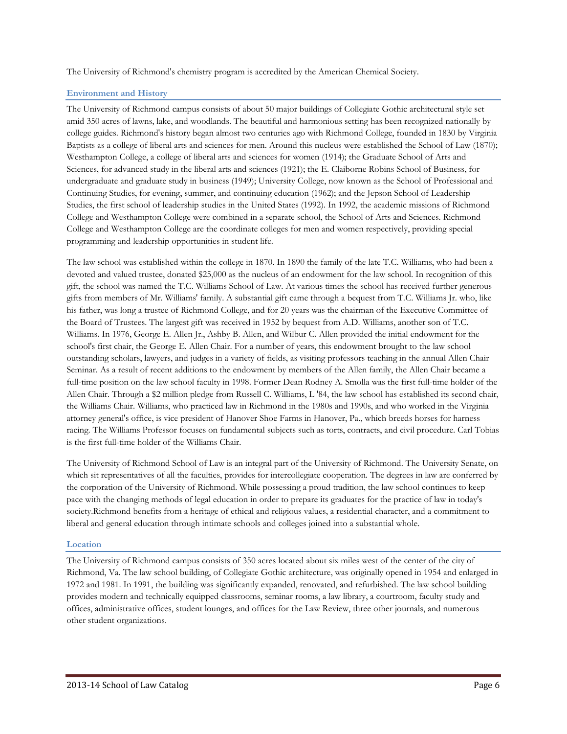The University of Richmond's chemistry program is accredited by the American Chemical Society.

## Environment and History

The University of Richmond campus consists of about 50 major buildings of Collegiate Gothic architectural style set amid 350 acres of lawns, lake, and woodlands. The beautiful and harmonious setting has been recognized nationally by college guides. Richmond's history began almost two centuries ago with Richmond College, founded in 1830 by Virginia Baptists as a college of liberal arts and sciences for men. Around this nucleus were established the School of Law (1870); Westhampton College, a college of liberal arts and sciences for women (1914); the Graduate School of Arts and Sciences, for advanced study in the liberal arts and sciences (1921); the E. Claiborne Robins School of Business, for undergraduate and graduate study in business (1949); University College, now known as the School of Professional and Continuing Studies, for evening, summer, and continuing education (1962); and the Jepson School of Leadership Studies, the first school of leadership studies in the United States (1992). In 1992, the academic missions of Richmond College and Westhampton College were combined in a separate school, the School of Arts and Sciences. Richmond College and Westhampton College are the coordinate colleges for men and women respectively, providing special programming and leadership opportunities in student life.

The law school was established within the college in 1870. In 1890 the family of the late T.C. Williams, who had been a devoted and valued trustee, donated $25,000 as the nucleus of an endowment for the law school. In recognition of this gift, the school was named the T.C. Williams School of Law. At various times the school has received further generous gifts from members of Mr. Williams' family. A substantial gift came through a bequest from T.C. Williams Jr. who, like his father, was long a trustee of Richmond College, and for 20 years was the chairman of the Executive Committee of the Board of Trustees. The largest gift was received in 1952 by bequest from A.D. Williams, another son of T.C. Williams. In 1976, George E. Allen Jr., Ashby B. Allen, and Wilbur C. Allen provided the initial endowment for the school's first chair, the George E. Allen Chair. For a number of years, this endowment brought to the law school outstanding scholars, lawyers, and judges in a variety of fields, as visiting professors teaching in the annual Allen Chair Seminar. As a result of recent additions to the endowment by members of the Allen family, the Allen Chair became a full-time position on the law school faculty in 1998. Former Dean Rodney A. Smolla was the first full-time holder of the Allen Chair. Through a $2 million pledge from Russell C. Williams, L '84, the law school has established its second chair, the Williams Chair. Williams, who practiced law in Richmond in the 1980s and 1990s, and who worked in the Virginia attorney general's office, is vice president of Hanover Shoe Farms in Hanover, Pa., which breeds horses for harness racing. The Williams Professor focuses on fundamental subjects such as torts, contracts, and civil procedure. Carl Tobias is the first full-time holder of the Williams Chair.

The University of Richmond School of Law is an integral part of the University of Richmond. The University Senate, on which sit representatives of all the faculties, provides for intercollegiate cooperation. The degrees in law are conferred by the corporation of the University of Richmond. While possessing a proud tradition, the law school continues to keep pace with the changing methods of legal education in order to prepare its graduates for the practice of law in today's society.Richmond benefits from a heritage of ethical and religious values, a residential character, and a commitment to liberal and general education through intimate schools and colleges joined into a substantial whole.

## Location

The University of Richmond campus consists of 350 acres located about six miles west of the center of the city of Richmond, Va. The law school building, of Collegiate Gothic architecture, was originally opened in 1954 and enlarged in 1972 and 1981. In 1991, the building was significantly expanded, renovated, and refurbished. The law school building provides modern and technically equipped classrooms, seminar rooms, a law library, a courtroom, faculty study and offices, administrative offices, student lounges, and offices for the Law Review, three other journals, and numerous other student organizations.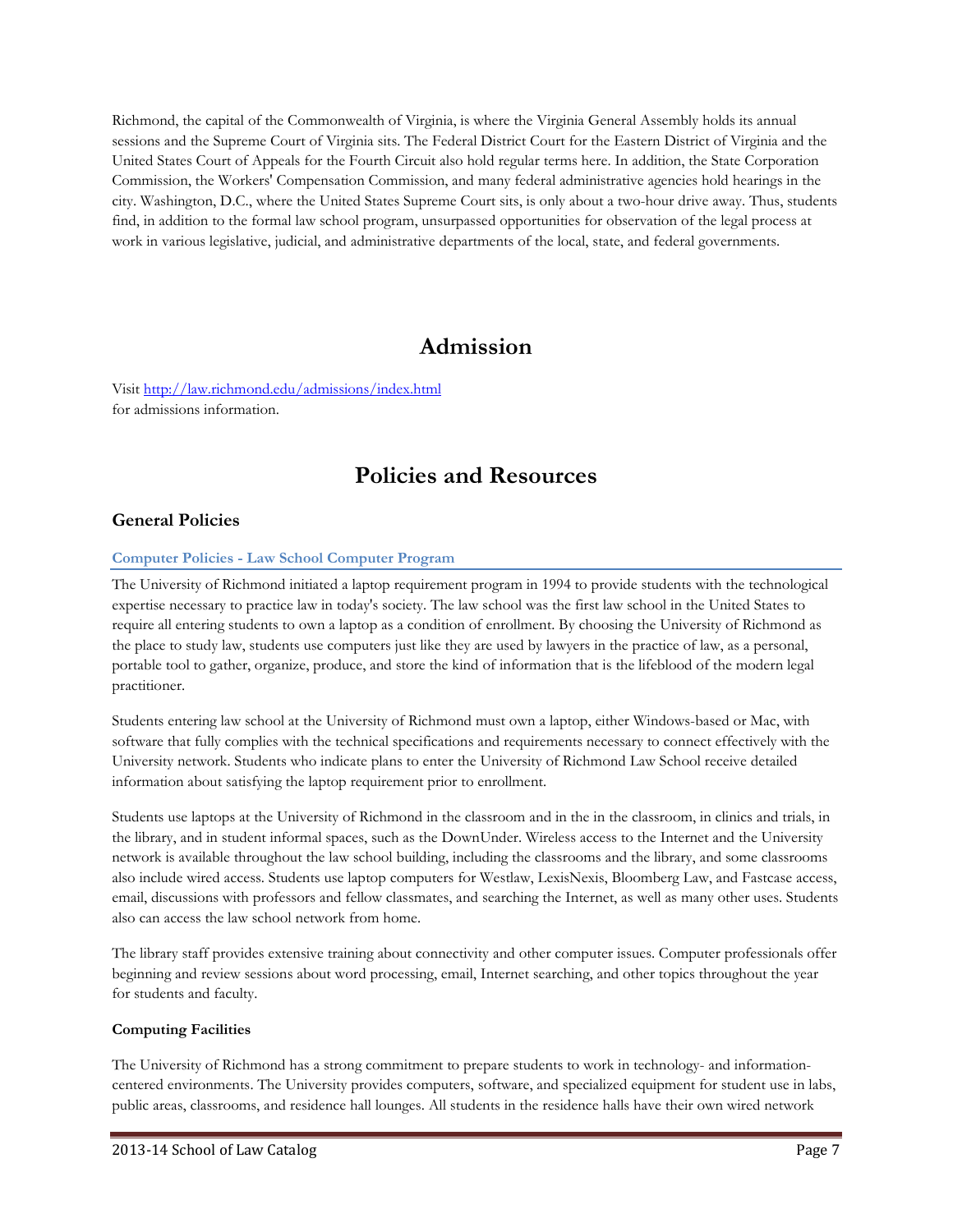Richmond, the capital of the Commonwealth of Virginia, is where the Virginia General Assembly holds its annual sessions and the Supreme Court of Virginia sits. The Federal District Court for the Eastern District of Virginia and the United States Court of Appeals for the Fourth Circuit also hold regular terms here. In addition, the State Corporation Commission, the Workers' Compensation Commission, and many federal administrative agencies hold hearings in the city. Washington, D.C., where the United States Supreme Court sits, is only about a two-hour drive away. Thus, students find, in addition to the formal law school program, unsurpassed opportunities for observation of the legal process at work in various legislative, judicial, and administrative departments of the local, state, and federal governments.

# Admission

Visit [http://law.richmond.edu/admissions/index.html](http://law.richmond.edu/admissions/index.html)
for admissions information.

# Policies and Resources

## General Policies

### Computer Policies - Law School Computer Program

The University of Richmond initiated a laptop requirement program in 1994 to provide students with the technological expertise necessary to practice law in today's society. The law school was the first law school in the United States to require all entering students to own a laptop as a condition of enrollment. By choosing the University of Richmond as the place to study law, students use computers just like they are used by lawyers in the practice of law, as a personal, portable tool to gather, organize, produce, and store the kind of information that is the lifeblood of the modern legal practitioner.

Students entering law school at the University of Richmond must own a laptop, either Windows-based or Mac, with software that fully complies with the technical specifications and requirements necessary to connect effectively with the University network. Students who indicate plans to enter the University of Richmond Law School receive detailed information about satisfying the laptop requirement prior to enrollment.

Students use laptops at the University of Richmond in the classroom and in the in the classroom, in clinics and trials, in the library, and in student informal spaces, such as the DownUnder. Wireless access to the Internet and the University network is available throughout the law school building, including the classrooms and the library, and some classrooms also include wired access. Students use laptop computers for Westlaw, LexisNexis, Bloomberg Law, and Fastcase access, email, discussions with professors and fellow classmates, and searching the Internet, as well as many other uses. Students also can access the law school network from home.

The library staff provides extensive training about connectivity and other computer issues. Computer professionals offer beginning and review sessions about word processing, email, Internet searching, and other topics throughout the year for students and faculty.

**Computing Facilities**

The University of Richmond has a strong commitment to prepare students to work in technology- and information-centered environments. The University provides computers, software, and specialized equipment for student use in labs, public areas, classrooms, and residence hall lounges. All students in the residence halls have their own wired network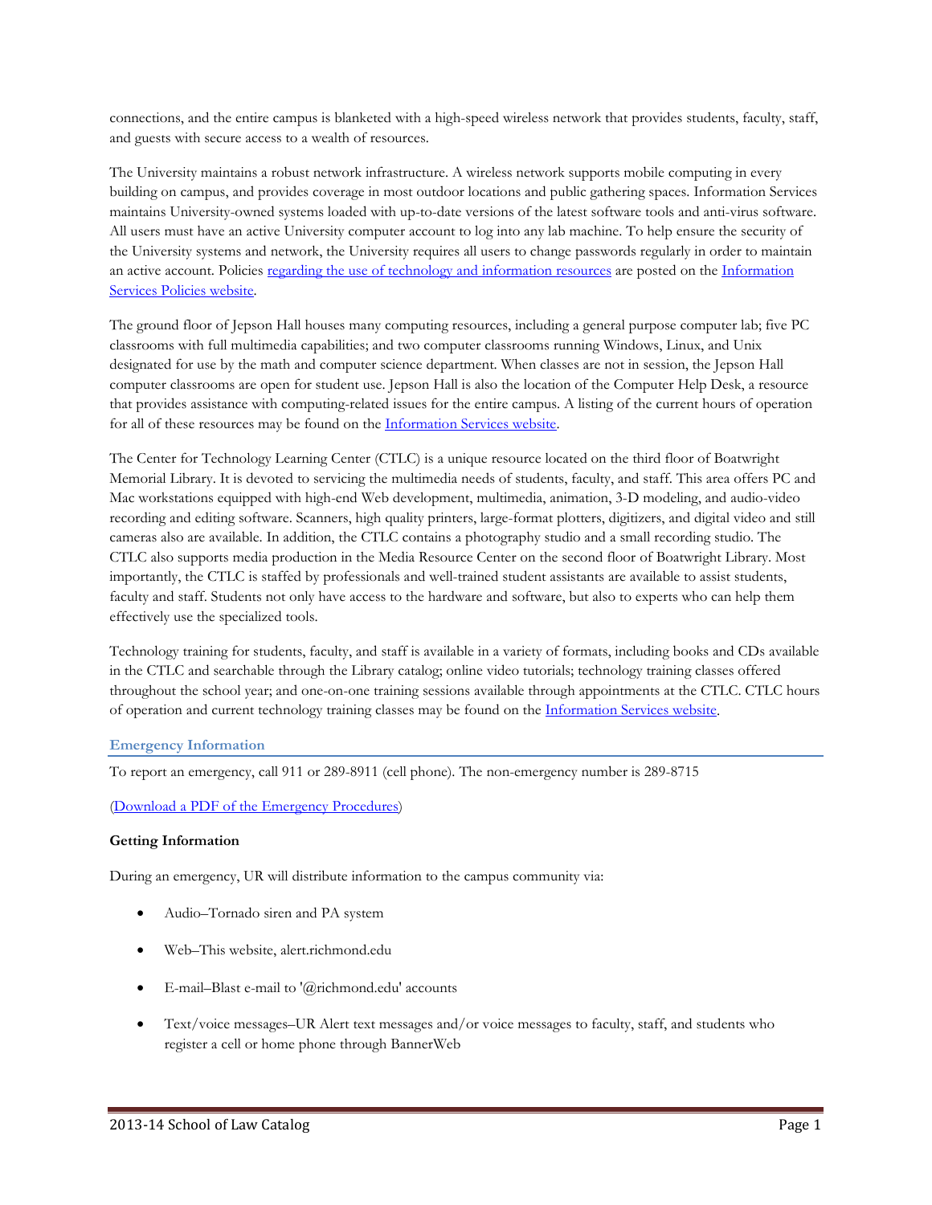connections, and the entire campus is blanketed with a high-speed wireless network that provides students, faculty, staff, and guests with secure access to a wealth of resources.

The University maintains a robust network infrastructure. A wireless network supports mobile computing in every building on campus, and provides coverage in most outdoor locations and public gathering spaces. Information Services maintains University-owned systems loaded with up-to-date versions of the latest software tools and anti-virus software. All users must have an active University computer account to log into any lab machine. To help ensure the security of the University systems and network, the University requires all users to change passwords regularly in order to maintain an active account. Policies regarding the use of technology and information resources are posted on the Information Services Policies website.

The ground floor of Jepson Hall houses many computing resources, including a general purpose computer lab; five PC classrooms with full multimedia capabilities; and two computer classrooms running Windows, Linux, and Unix designated for use by the math and computer science department. When classes are not in session, the Jepson Hall computer classrooms are open for student use. Jepson Hall is also the location of the Computer Help Desk, a resource that provides assistance with computing-related issues for the entire campus. A listing of the current hours of operation for all of these resources may be found on the Information Services website.

The Center for Technology Learning Center (CTLC) is a unique resource located on the third floor of Boatwright Memorial Library. It is devoted to servicing the multimedia needs of students, faculty, and staff. This area offers PC and Mac workstations equipped with high-end Web development, multimedia, animation, 3-D modeling, and audio-video recording and editing software. Scanners, high quality printers, large-format plotters, digitizers, and digital video and still cameras also are available. In addition, the CTLC contains a photography studio and a small recording studio. The CTLC also supports media production in the Media Resource Center on the second floor of Boatwright Library. Most importantly, the CTLC is staffed by professionals and well-trained student assistants are available to assist students, faculty and staff. Students not only have access to the hardware and software, but also to experts who can help them effectively use the specialized tools.

Technology training for students, faculty, and staff is available in a variety of formats, including books and CDs available in the CTLC and searchable through the Library catalog; online video tutorials; technology training classes offered throughout the school year; and one-on-one training sessions available through appointments at the CTLC. CTLC hours of operation and current technology training classes may be found on the Information Services website.

## Emergency Information

To report an emergency, call 911 or 289-8911 (cell phone). The non-emergency number is 289-8715

(Download a PDF of the Emergency Procedures)

**Getting Information**

During an emergency, UR will distribute information to the campus community via:

- Audio–Tornado siren and PA system
- Web–This website, alert.richmond.edu
- E-mail–Blast e-mail to '@richmond.edu' accounts
- Text/voice messages–UR Alert text messages and/or voice messages to faculty, staff, and students who register a cell or home phone through BannerWeb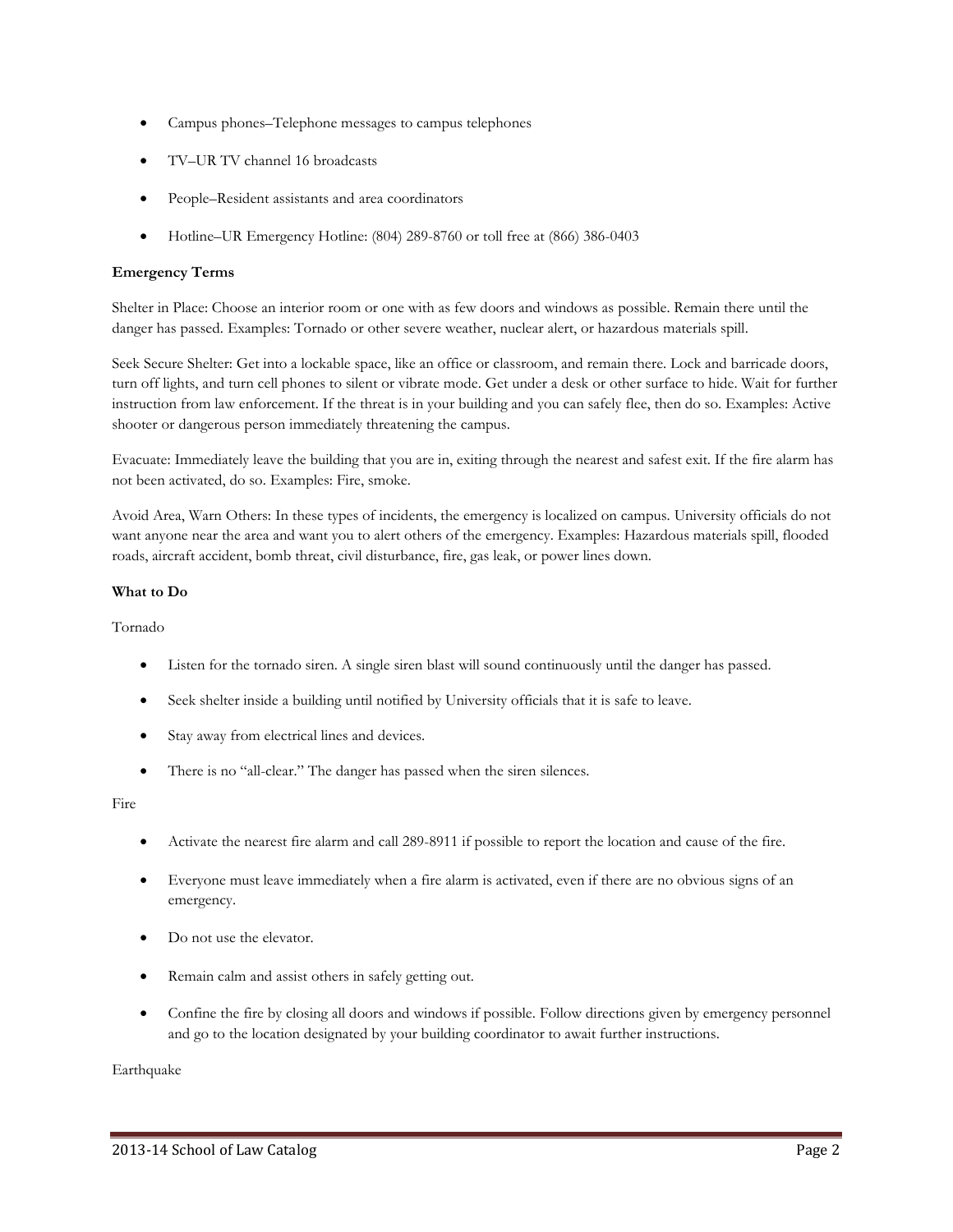- Campus phones–Telephone messages to campus telephones
- TV–UR TV channel 16 broadcasts
- People–Resident assistants and area coordinators
- Hotline–UR Emergency Hotline: (804) 289-8760 or toll free at (866) 386-0403

**Emergency Terms**

Shelter in Place: Choose an interior room or one with as few doors and windows as possible. Remain there until the danger has passed. Examples: Tornado or other severe weather, nuclear alert, or hazardous materials spill.

Seek Secure Shelter: Get into a lockable space, like an office or classroom, and remain there. Lock and barricade doors, turn off lights, and turn cell phones to silent or vibrate mode. Get under a desk or other surface to hide. Wait for further instruction from law enforcement. If the threat is in your building and you can safely flee, then do so. Examples: Active shooter or dangerous person immediately threatening the campus.

Evacuate: Immediately leave the building that you are in, exiting through the nearest and safest exit. If the fire alarm has not been activated, do so. Examples: Fire, smoke.

Avoid Area, Warn Others: In these types of incidents, the emergency is localized on campus. University officials do not want anyone near the area and want you to alert others of the emergency. Examples: Hazardous materials spill, flooded roads, aircraft accident, bomb threat, civil disturbance, fire, gas leak, or power lines down.

**What to Do**

Tornado

- Listen for the tornado siren. A single siren blast will sound continuously until the danger has passed.
- Seek shelter inside a building until notified by University officials that it is safe to leave.
- Stay away from electrical lines and devices.
- There is no "all-clear." The danger has passed when the siren silences.

Fire

- Activate the nearest fire alarm and call 289-8911 if possible to report the location and cause of the fire.
- Everyone must leave immediately when a fire alarm is activated, even if there are no obvious signs of an emergency.
- Do not use the elevator.
- Remain calm and assist others in safely getting out.
- Confine the fire by closing all doors and windows if possible. Follow directions given by emergency personnel and go to the location designated by your building coordinator to await further instructions.

Earthquake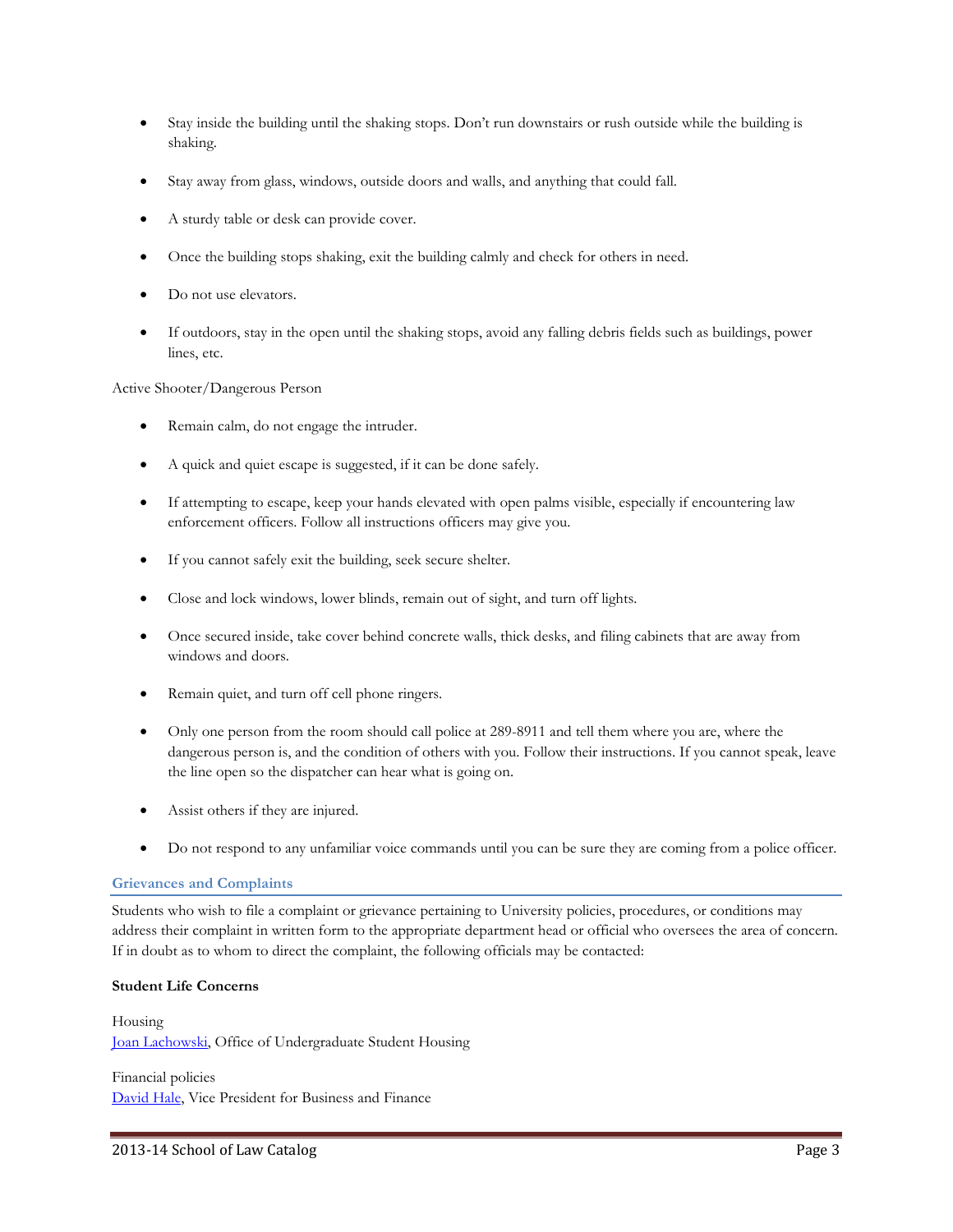- Stay inside the building until the shaking stops. Don't run downstairs or rush outside while the building is shaking.
- Stay away from glass, windows, outside doors and walls, and anything that could fall.
- A sturdy table or desk can provide cover.
- Once the building stops shaking, exit the building calmly and check for others in need.
- Do not use elevators.
- If outdoors, stay in the open until the shaking stops, avoid any falling debris fields such as buildings, power lines, etc.

Active Shooter/Dangerous Person

- Remain calm, do not engage the intruder.
- A quick and quiet escape is suggested, if it can be done safely.
- If attempting to escape, keep your hands elevated with open palms visible, especially if encountering law enforcement officers. Follow all instructions officers may give you.
- If you cannot safely exit the building, seek secure shelter.
- Close and lock windows, lower blinds, remain out of sight, and turn off lights.
- Once secured inside, take cover behind concrete walls, thick desks, and filing cabinets that are away from windows and doors.
- Remain quiet, and turn off cell phone ringers.
- Only one person from the room should call police at 289-8911 and tell them where you are, where the dangerous person is, and the condition of others with you. Follow their instructions. If you cannot speak, leave the line open so the dispatcher can hear what is going on.
- Assist others if they are injured.
- Do not respond to any unfamiliar voice commands until you can be sure they are coming from a police officer.

## Grievances and Complaints

Students who wish to file a complaint or grievance pertaining to University policies, procedures, or conditions may address their complaint in written form to the appropriate department head or official who oversees the area of concern. If in doubt as to whom to direct the complaint, the following officials may be contacted:

**Student Life Concerns**

Housing
Joan Lachowski, Office of Undergraduate Student Housing

Financial policies
David Hale, Vice President for Business and Finance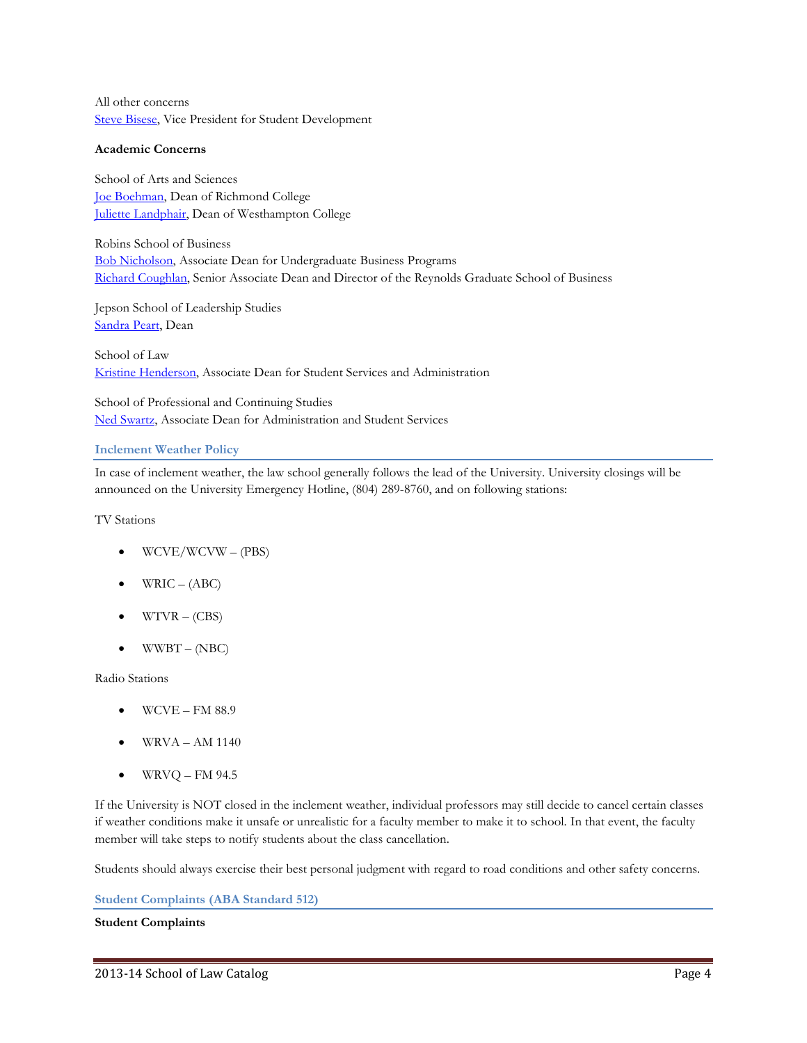All other concerns
[Steve Bisese](), Vice President for Student Development

**Academic Concerns**

School of Arts and Sciences
[Joe Boehman](), Dean of Richmond College
[Juliette Landphair](), Dean of Westhampton College

Robins School of Business
[Bob Nicholson](), Associate Dean for Undergraduate Business Programs
[Richard Coughlan](), Senior Associate Dean and Director of the Reynolds Graduate School of Business

Jepson School of Leadership Studies
[Sandra Peart](), Dean

School of Law
[Kristine Henderson](), Associate Dean for Student Services and Administration

School of Professional and Continuing Studies
[Ned Swartz](), Associate Dean for Administration and Student Services

## Inclement Weather Policy

In case of inclement weather, the law school generally follows the lead of the University. University closings will be announced on the University Emergency Hotline, (804) 289-8760, and on following stations:

TV Stations

- WCVE/WCVW – (PBS)
- WRIC – (ABC)
- WTVR – (CBS)
- WWBT – (NBC)

Radio Stations

- WCVE – FM 88.9
- WRVA – AM 1140
- WRVQ – FM 94.5

If the University is NOT closed in the inclement weather, individual professors may still decide to cancel certain classes if weather conditions make it unsafe or unrealistic for a faculty member to make it to school. In that event, the faculty member will take steps to notify students about the class cancellation.

Students should always exercise their best personal judgment with regard to road conditions and other safety concerns.

## Student Complaints (ABA Standard 512)

**Student Complaints**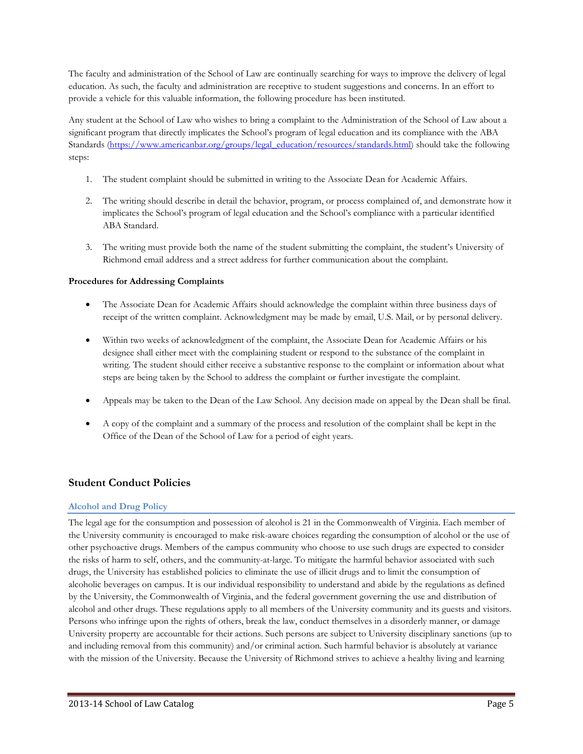The faculty and administration of the School of Law are continually searching for ways to improve the delivery of legal education. As such, the faculty and administration are receptive to student suggestions and concerns. In an effort to provide a vehicle for this valuable information, the following procedure has been instituted.

Any student at the School of Law who wishes to bring a complaint to the Administration of the School of Law about a significant program that directly implicates the School's program of legal education and its compliance with the ABA Standards (https://www.americanbar.org/groups/legal_education/resources/standards.html) should take the following steps:

1. The student complaint should be submitted in writing to the Associate Dean for Academic Affairs.
2. The writing should describe in detail the behavior, program, or process complained of, and demonstrate how it implicates the School's program of legal education and the School's compliance with a particular identified ABA Standard.
3. The writing must provide both the name of the student submitting the complaint, the student's University of Richmond email address and a street address for further communication about the complaint.

**Procedures for Addressing Complaints**

- The Associate Dean for Academic Affairs should acknowledge the complaint within three business days of receipt of the written complaint. Acknowledgment may be made by email, U.S. Mail, or by personal delivery.
- Within two weeks of acknowledgment of the complaint, the Associate Dean for Academic Affairs or his designee shall either meet with the complaining student or respond to the substance of the complaint in writing. The student should either receive a substantive response to the complaint or information about what steps are being taken by the School to address the complaint or further investigate the complaint.
- Appeals may be taken to the Dean of the Law School. Any decision made on appeal by the Dean shall be final.
- A copy of the complaint and a summary of the process and resolution of the complaint shall be kept in the Office of the Dean of the School of Law for a period of eight years.

## Student Conduct Policies

### Alcohol and Drug Policy

The legal age for the consumption and possession of alcohol is 21 in the Commonwealth of Virginia. Each member of the University community is encouraged to make risk-aware choices regarding the consumption of alcohol or the use of other psychoactive drugs. Members of the campus community who choose to use such drugs are expected to consider the risks of harm to self, others, and the community-at-large. To mitigate the harmful behavior associated with such drugs, the University has established policies to eliminate the use of illicit drugs and to limit the consumption of alcoholic beverages on campus. It is our individual responsibility to understand and abide by the regulations as defined by the University, the Commonwealth of Virginia, and the federal government governing the use and distribution of alcohol and other drugs. These regulations apply to all members of the University community and its guests and visitors. Persons who infringe upon the rights of others, break the law, conduct themselves in a disorderly manner, or damage University property are accountable for their actions. Such persons are subject to University disciplinary sanctions (up to and including removal from this community) and/or criminal action. Such harmful behavior is absolutely at variance with the mission of the University. Because the University of Richmond strives to achieve a healthy living and learning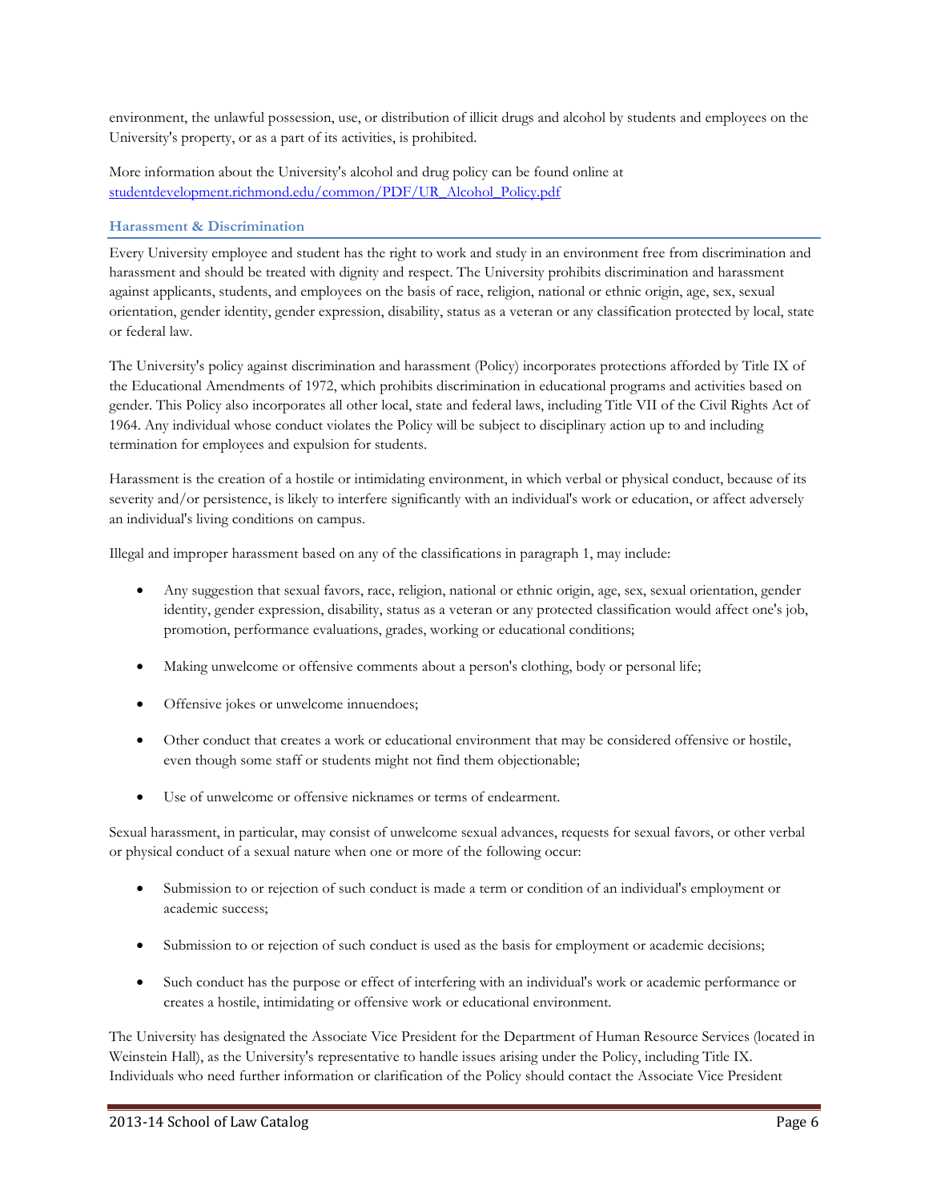environment, the unlawful possession, use, or distribution of illicit drugs and alcohol by students and employees on the University's property, or as a part of its activities, is prohibited.

More information about the University's alcohol and drug policy can be found online at [studentdevelopment.richmond.edu/common/PDF/UR_Alcohol_Policy.pdf](studentdevelopment.richmond.edu/common/PDF/UR_Alcohol_Policy.pdf)

### Harassment & Discrimination

Every University employee and student has the right to work and study in an environment free from discrimination and harassment and should be treated with dignity and respect. The University prohibits discrimination and harassment against applicants, students, and employees on the basis of race, religion, national or ethnic origin, age, sex, sexual orientation, gender identity, gender expression, disability, status as a veteran or any classification protected by local, state or federal law.

The University's policy against discrimination and harassment (Policy) incorporates protections afforded by Title IX of the Educational Amendments of 1972, which prohibits discrimination in educational programs and activities based on gender. This Policy also incorporates all other local, state and federal laws, including Title VII of the Civil Rights Act of 1964. Any individual whose conduct violates the Policy will be subject to disciplinary action up to and including termination for employees and expulsion for students.

Harassment is the creation of a hostile or intimidating environment, in which verbal or physical conduct, because of its severity and/or persistence, is likely to interfere significantly with an individual's work or education, or affect adversely an individual's living conditions on campus.

Illegal and improper harassment based on any of the classifications in paragraph 1, may include:

- Any suggestion that sexual favors, race, religion, national or ethnic origin, age, sex, sexual orientation, gender identity, gender expression, disability, status as a veteran or any protected classification would affect one's job, promotion, performance evaluations, grades, working or educational conditions;
- Making unwelcome or offensive comments about a person's clothing, body or personal life;
- Offensive jokes or unwelcome innuendoes;
- Other conduct that creates a work or educational environment that may be considered offensive or hostile, even though some staff or students might not find them objectionable;
- Use of unwelcome or offensive nicknames or terms of endearment.

Sexual harassment, in particular, may consist of unwelcome sexual advances, requests for sexual favors, or other verbal or physical conduct of a sexual nature when one or more of the following occur:

- Submission to or rejection of such conduct is made a term or condition of an individual's employment or academic success;
- Submission to or rejection of such conduct is used as the basis for employment or academic decisions;
- Such conduct has the purpose or effect of interfering with an individual's work or academic performance or creates a hostile, intimidating or offensive work or educational environment.

The University has designated the Associate Vice President for the Department of Human Resource Services (located in Weinstein Hall), as the University's representative to handle issues arising under the Policy, including Title IX. Individuals who need further information or clarification of the Policy should contact the Associate Vice President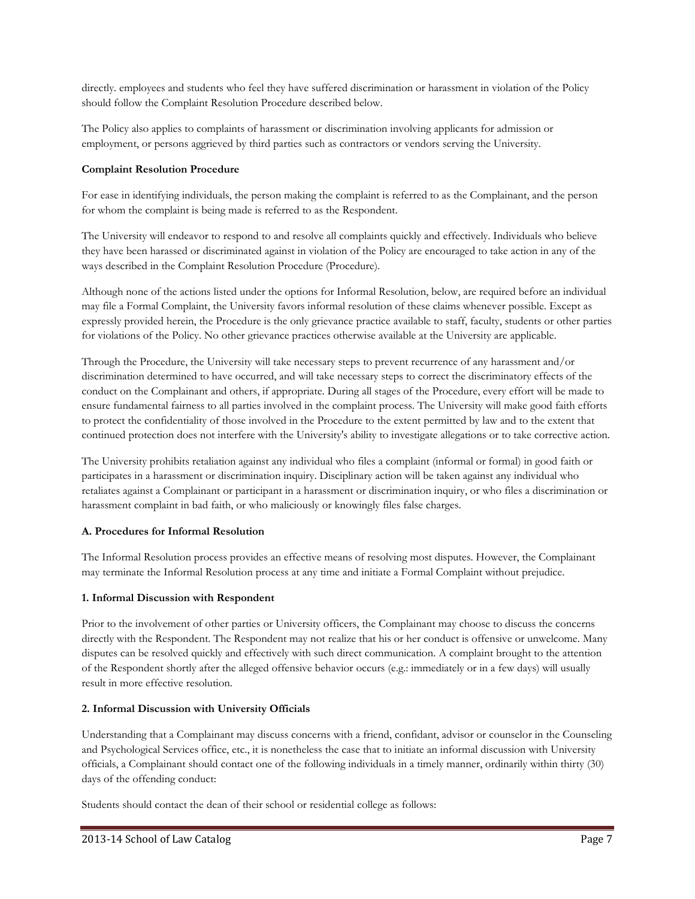directly. employees and students who feel they have suffered discrimination or harassment in violation of the Policy should follow the Complaint Resolution Procedure described below.

The Policy also applies to complaints of harassment or discrimination involving applicants for admission or employment, or persons aggrieved by third parties such as contractors or vendors serving the University.

**Complaint Resolution Procedure**

For ease in identifying individuals, the person making the complaint is referred to as the Complainant, and the person for whom the complaint is being made is referred to as the Respondent.

The University will endeavor to respond to and resolve all complaints quickly and effectively. Individuals who believe they have been harassed or discriminated against in violation of the Policy are encouraged to take action in any of the ways described in the Complaint Resolution Procedure (Procedure).

Although none of the actions listed under the options for Informal Resolution, below, are required before an individual may file a Formal Complaint, the University favors informal resolution of these claims whenever possible. Except as expressly provided herein, the Procedure is the only grievance practice available to staff, faculty, students or other parties for violations of the Policy. No other grievance practices otherwise available at the University are applicable.

Through the Procedure, the University will take necessary steps to prevent recurrence of any harassment and/or discrimination determined to have occurred, and will take necessary steps to correct the discriminatory effects of the conduct on the Complainant and others, if appropriate. During all stages of the Procedure, every effort will be made to ensure fundamental fairness to all parties involved in the complaint process. The University will make good faith efforts to protect the confidentiality of those involved in the Procedure to the extent permitted by law and to the extent that continued protection does not interfere with the University's ability to investigate allegations or to take corrective action.

The University prohibits retaliation against any individual who files a complaint (informal or formal) in good faith or participates in a harassment or discrimination inquiry. Disciplinary action will be taken against any individual who retaliates against a Complainant or participant in a harassment or discrimination inquiry, or who files a discrimination or harassment complaint in bad faith, or who maliciously or knowingly files false charges.

**A. Procedures for Informal Resolution**

The Informal Resolution process provides an effective means of resolving most disputes. However, the Complainant may terminate the Informal Resolution process at any time and initiate a Formal Complaint without prejudice.

**1. Informal Discussion with Respondent**

Prior to the involvement of other parties or University officers, the Complainant may choose to discuss the concerns directly with the Respondent. The Respondent may not realize that his or her conduct is offensive or unwelcome. Many disputes can be resolved quickly and effectively with such direct communication. A complaint brought to the attention of the Respondent shortly after the alleged offensive behavior occurs (e.g.: immediately or in a few days) will usually result in more effective resolution.

**2. Informal Discussion with University Officials**

Understanding that a Complainant may discuss concerns with a friend, confidant, advisor or counselor in the Counseling and Psychological Services office, etc., it is nonetheless the case that to initiate an informal discussion with University officials, a Complainant should contact one of the following individuals in a timely manner, ordinarily within thirty (30) days of the offending conduct:

Students should contact the dean of their school or residential college as follows: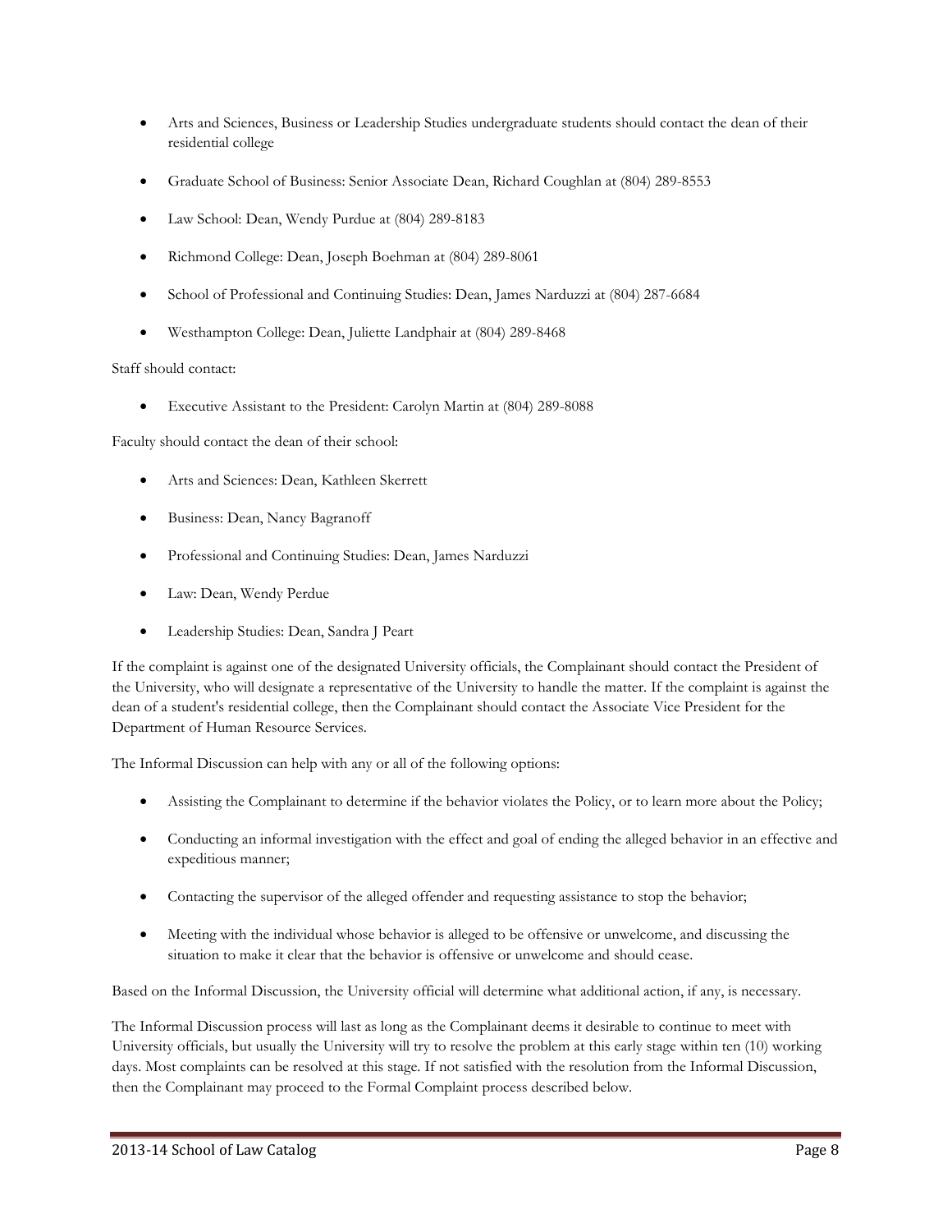- Arts and Sciences, Business or Leadership Studies undergraduate students should contact the dean of their residential college
- Graduate School of Business: Senior Associate Dean, Richard Coughlan at (804) 289-8553
- Law School: Dean, Wendy Purdue at (804) 289-8183
- Richmond College: Dean, Joseph Boehman at (804) 289-8061
- School of Professional and Continuing Studies: Dean, James Narduzzi at (804) 287-6684
- Westhampton College: Dean, Juliette Landphair at (804) 289-8468

Staff should contact:

- Executive Assistant to the President: Carolyn Martin at (804) 289-8088

Faculty should contact the dean of their school:

- Arts and Sciences: Dean, Kathleen Skerrett
- Business: Dean, Nancy Bagranoff
- Professional and Continuing Studies: Dean, James Narduzzi
- Law: Dean, Wendy Perdue
- Leadership Studies: Dean, Sandra J Peart

If the complaint is against one of the designated University officials, the Complainant should contact the President of the University, who will designate a representative of the University to handle the matter. If the complaint is against the dean of a student's residential college, then the Complainant should contact the Associate Vice President for the Department of Human Resource Services.

The Informal Discussion can help with any or all of the following options:

- Assisting the Complainant to determine if the behavior violates the Policy, or to learn more about the Policy;
- Conducting an informal investigation with the effect and goal of ending the alleged behavior in an effective and expeditious manner;
- Contacting the supervisor of the alleged offender and requesting assistance to stop the behavior;
- Meeting with the individual whose behavior is alleged to be offensive or unwelcome, and discussing the situation to make it clear that the behavior is offensive or unwelcome and should cease.

Based on the Informal Discussion, the University official will determine what additional action, if any, is necessary.

The Informal Discussion process will last as long as the Complainant deems it desirable to continue to meet with University officials, but usually the University will try to resolve the problem at this early stage within ten (10) working days. Most complaints can be resolved at this stage. If not satisfied with the resolution from the Informal Discussion, then the Complainant may proceed to the Formal Complaint process described below.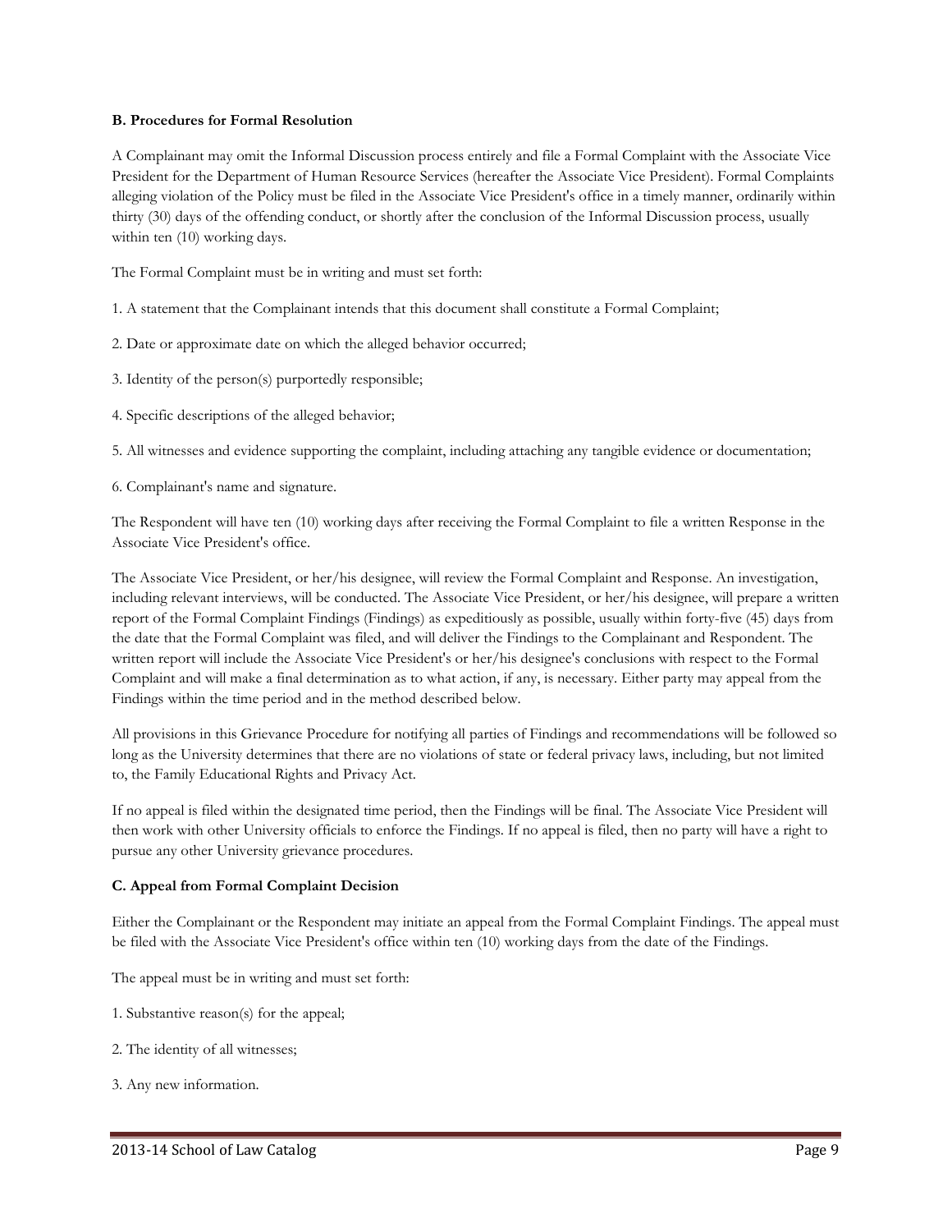**B. Procedures for Formal Resolution**

A Complainant may omit the Informal Discussion process entirely and file a Formal Complaint with the Associate Vice President for the Department of Human Resource Services (hereafter the Associate Vice President). Formal Complaints alleging violation of the Policy must be filed in the Associate Vice President's office in a timely manner, ordinarily within thirty (30) days of the offending conduct, or shortly after the conclusion of the Informal Discussion process, usually within ten (10) working days.

The Formal Complaint must be in writing and must set forth:

1. A statement that the Complainant intends that this document shall constitute a Formal Complaint;

2. Date or approximate date on which the alleged behavior occurred;

3. Identity of the person(s) purportedly responsible;

4. Specific descriptions of the alleged behavior;

5. All witnesses and evidence supporting the complaint, including attaching any tangible evidence or documentation;

6. Complainant's name and signature.

The Respondent will have ten (10) working days after receiving the Formal Complaint to file a written Response in the Associate Vice President's office.

The Associate Vice President, or her/his designee, will review the Formal Complaint and Response. An investigation, including relevant interviews, will be conducted. The Associate Vice President, or her/his designee, will prepare a written report of the Formal Complaint Findings (Findings) as expeditiously as possible, usually within forty-five (45) days from the date that the Formal Complaint was filed, and will deliver the Findings to the Complainant and Respondent. The written report will include the Associate Vice President's or her/his designee's conclusions with respect to the Formal Complaint and will make a final determination as to what action, if any, is necessary. Either party may appeal from the Findings within the time period and in the method described below.

All provisions in this Grievance Procedure for notifying all parties of Findings and recommendations will be followed so long as the University determines that there are no violations of state or federal privacy laws, including, but not limited to, the Family Educational Rights and Privacy Act.

If no appeal is filed within the designated time period, then the Findings will be final. The Associate Vice President will then work with other University officials to enforce the Findings. If no appeal is filed, then no party will have a right to pursue any other University grievance procedures.

**C. Appeal from Formal Complaint Decision**

Either the Complainant or the Respondent may initiate an appeal from the Formal Complaint Findings. The appeal must be filed with the Associate Vice President's office within ten (10) working days from the date of the Findings.

The appeal must be in writing and must set forth:

1. Substantive reason(s) for the appeal;

2. The identity of all witnesses;

3. Any new information.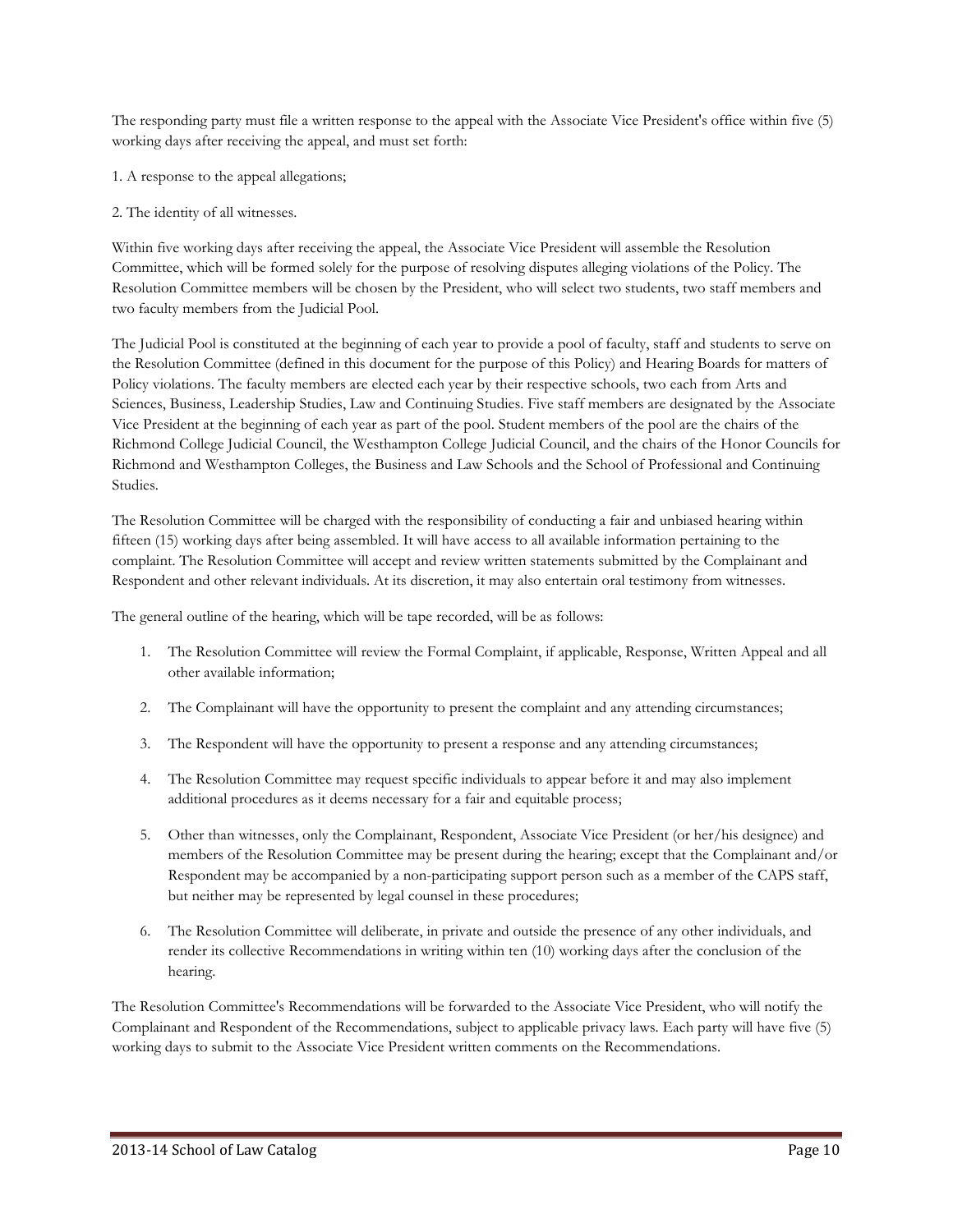The responding party must file a written response to the appeal with the Associate Vice President's office within five (5) working days after receiving the appeal, and must set forth:

1. A response to the appeal allegations;

2. The identity of all witnesses.

Within five working days after receiving the appeal, the Associate Vice President will assemble the Resolution Committee, which will be formed solely for the purpose of resolving disputes alleging violations of the Policy. The Resolution Committee members will be chosen by the President, who will select two students, two staff members and two faculty members from the Judicial Pool.

The Judicial Pool is constituted at the beginning of each year to provide a pool of faculty, staff and students to serve on the Resolution Committee (defined in this document for the purpose of this Policy) and Hearing Boards for matters of Policy violations. The faculty members are elected each year by their respective schools, two each from Arts and Sciences, Business, Leadership Studies, Law and Continuing Studies. Five staff members are designated by the Associate Vice President at the beginning of each year as part of the pool. Student members of the pool are the chairs of the Richmond College Judicial Council, the Westhampton College Judicial Council, and the chairs of the Honor Councils for Richmond and Westhampton Colleges, the Business and Law Schools and the School of Professional and Continuing Studies.

The Resolution Committee will be charged with the responsibility of conducting a fair and unbiased hearing within fifteen (15) working days after being assembled. It will have access to all available information pertaining to the complaint. The Resolution Committee will accept and review written statements submitted by the Complainant and Respondent and other relevant individuals. At its discretion, it may also entertain oral testimony from witnesses.

The general outline of the hearing, which will be tape recorded, will be as follows:

1. The Resolution Committee will review the Formal Complaint, if applicable, Response, Written Appeal and all other available information;

2. The Complainant will have the opportunity to present the complaint and any attending circumstances;

3. The Respondent will have the opportunity to present a response and any attending circumstances;

4. The Resolution Committee may request specific individuals to appear before it and may also implement additional procedures as it deems necessary for a fair and equitable process;

5. Other than witnesses, only the Complainant, Respondent, Associate Vice President (or her/his designee) and members of the Resolution Committee may be present during the hearing; except that the Complainant and/or Respondent may be accompanied by a non-participating support person such as a member of the CAPS staff, but neither may be represented by legal counsel in these procedures;

6. The Resolution Committee will deliberate, in private and outside the presence of any other individuals, and render its collective Recommendations in writing within ten (10) working days after the conclusion of the hearing.

The Resolution Committee's Recommendations will be forwarded to the Associate Vice President, who will notify the Complainant and Respondent of the Recommendations, subject to applicable privacy laws. Each party will have five (5) working days to submit to the Associate Vice President written comments on the Recommendations.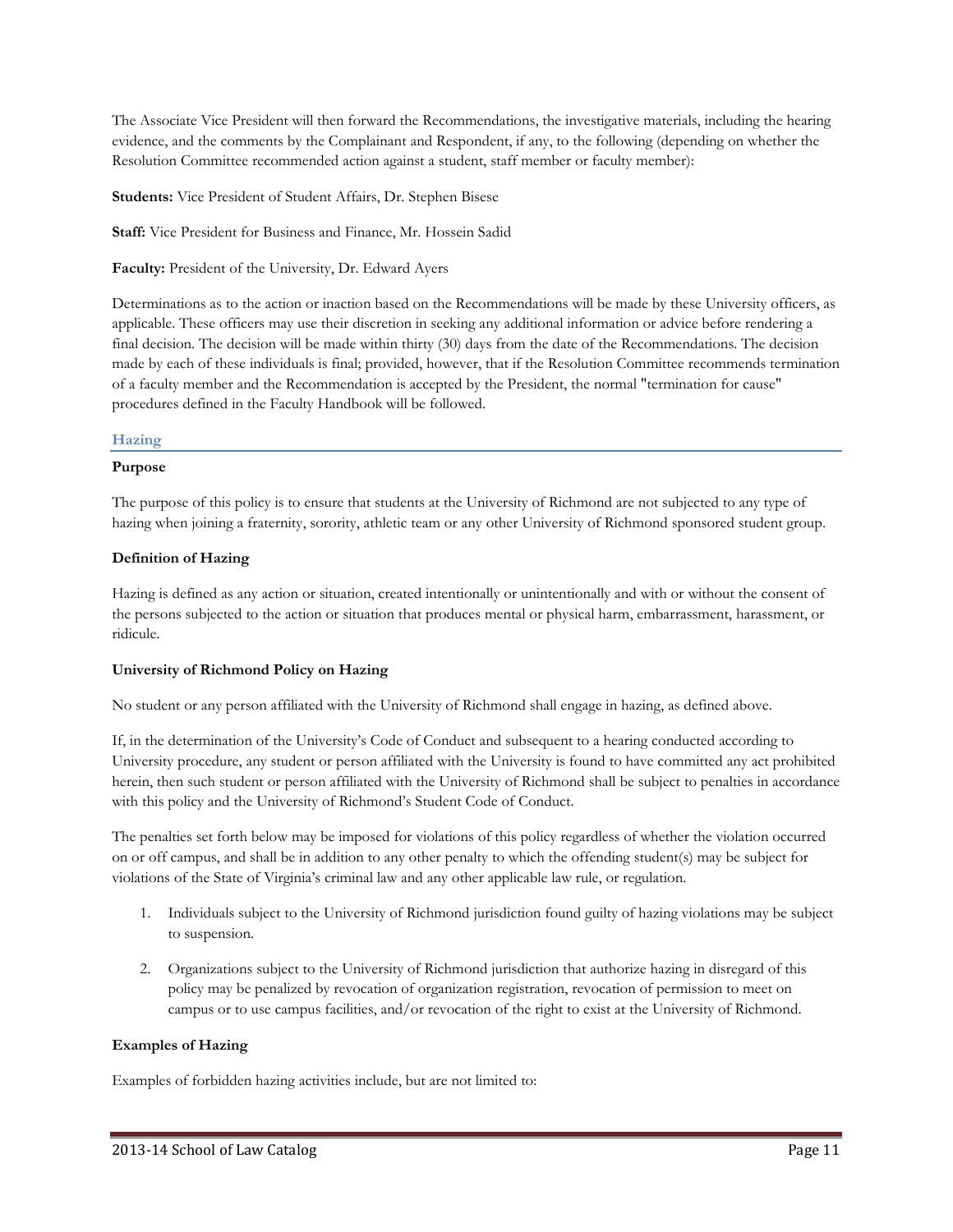The Associate Vice President will then forward the Recommendations, the investigative materials, including the hearing evidence, and the comments by the Complainant and Respondent, if any, to the following (depending on whether the Resolution Committee recommended action against a student, staff member or faculty member):

**Students:** Vice President of Student Affairs, Dr. Stephen Bisese

**Staff:** Vice President for Business and Finance, Mr. Hossein Sadid

**Faculty:** President of the University, Dr. Edward Ayers

Determinations as to the action or inaction based on the Recommendations will be made by these University officers, as applicable. These officers may use their discretion in seeking any additional information or advice before rendering a final decision. The decision will be made within thirty (30) days from the date of the Recommendations. The decision made by each of these individuals is final; provided, however, that if the Resolution Committee recommends termination of a faculty member and the Recommendation is accepted by the President, the normal "termination for cause" procedures defined in the Faculty Handbook will be followed.

## Hazing

### Purpose

The purpose of this policy is to ensure that students at the University of Richmond are not subjected to any type of hazing when joining a fraternity, sorority, athletic team or any other University of Richmond sponsored student group.

### Definition of Hazing

Hazing is defined as any action or situation, created intentionally or unintentionally and with or without the consent of the persons subjected to the action or situation that produces mental or physical harm, embarrassment, harassment, or ridicule.

### University of Richmond Policy on Hazing

No student or any person affiliated with the University of Richmond shall engage in hazing, as defined above.

If, in the determination of the University's Code of Conduct and subsequent to a hearing conducted according to University procedure, any student or person affiliated with the University is found to have committed any act prohibited herein, then such student or person affiliated with the University of Richmond shall be subject to penalties in accordance with this policy and the University of Richmond's Student Code of Conduct.

The penalties set forth below may be imposed for violations of this policy regardless of whether the violation occurred on or off campus, and shall be in addition to any other penalty to which the offending student(s) may be subject for violations of the State of Virginia's criminal law and any other applicable law rule, or regulation.

1. Individuals subject to the University of Richmond jurisdiction found guilty of hazing violations may be subject to suspension.
2. Organizations subject to the University of Richmond jurisdiction that authorize hazing in disregard of this policy may be penalized by revocation of organization registration, revocation of permission to meet on campus or to use campus facilities, and/or revocation of the right to exist at the University of Richmond.

### Examples of Hazing

Examples of forbidden hazing activities include, but are not limited to: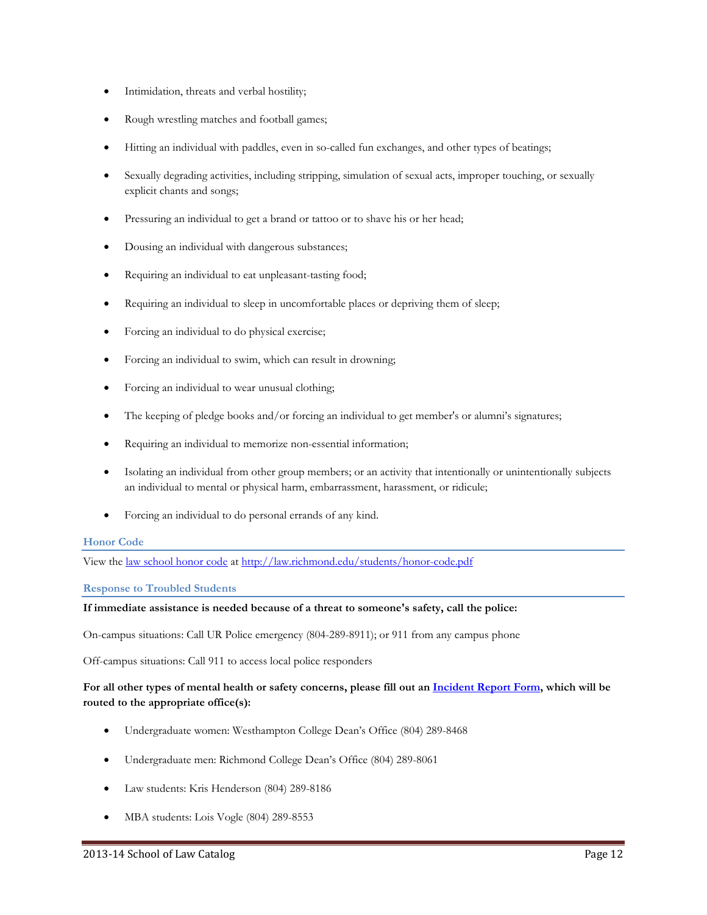- Intimidation, threats and verbal hostility;
- Rough wrestling matches and football games;
- Hitting an individual with paddles, even in so-called fun exchanges, and other types of beatings;
- Sexually degrading activities, including stripping, simulation of sexual acts, improper touching, or sexually explicit chants and songs;
- Pressuring an individual to get a brand or tattoo or to shave his or her head;
- Dousing an individual with dangerous substances;
- Requiring an individual to eat unpleasant-tasting food;
- Requiring an individual to sleep in uncomfortable places or depriving them of sleep;
- Forcing an individual to do physical exercise;
- Forcing an individual to swim, which can result in drowning;
- Forcing an individual to wear unusual clothing;
- The keeping of pledge books and/or forcing an individual to get member's or alumni's signatures;
- Requiring an individual to memorize non-essential information;
- Isolating an individual from other group members; or an activity that intentionally or unintentionally subjects an individual to mental or physical harm, embarrassment, harassment, or ridicule;
- Forcing an individual to do personal errands of any kind.

### Honor Code

View the [law school honor code](http://law.richmond.edu/students/honor-code.pdf) at http://law.richmond.edu/students/honor-code.pdf

### Response to Troubled Students

**If immediate assistance is needed because of a threat to someone's safety, call the police:**

On-campus situations: Call UR Police emergency (804-289-8911); or 911 from any campus phone

Off-campus situations: Call 911 to access local police responders

**For all other types of mental health or safety concerns, please fill out an Incident Report Form, which will be routed to the appropriate office(s):**

- Undergraduate women: Westhampton College Dean's Office (804) 289-8468
- Undergraduate men: Richmond College Dean's Office (804) 289-8061
- Law students: Kris Henderson (804) 289-8186
- MBA students: Lois Vogle (804) 289-8553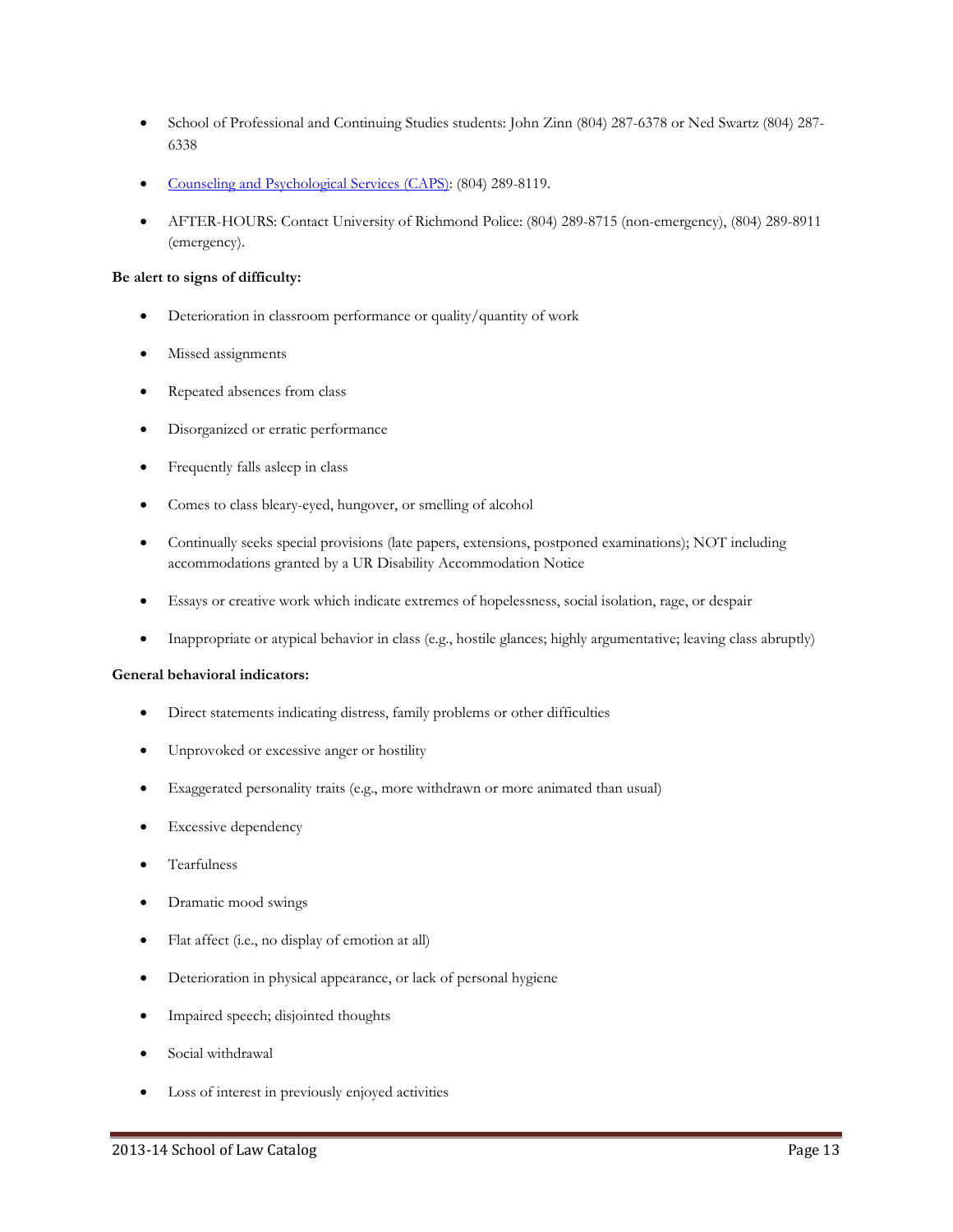- School of Professional and Continuing Studies students: John Zinn (804) 287-6378 or Ned Swartz (804) 287-6338
- [Counseling and Psychological Services (CAPS)](): (804) 289-8119.
- AFTER-HOURS: Contact University of Richmond Police: (804) 289-8715 (non-emergency), (804) 289-8911 (emergency).

**Be alert to signs of difficulty:**

- Deterioration in classroom performance or quality/quantity of work
- Missed assignments
- Repeated absences from class
- Disorganized or erratic performance
- Frequently falls asleep in class
- Comes to class bleary-eyed, hungover, or smelling of alcohol
- Continually seeks special provisions (late papers, extensions, postponed examinations); NOT including accommodations granted by a UR Disability Accommodation Notice
- Essays or creative work which indicate extremes of hopelessness, social isolation, rage, or despair
- Inappropriate or atypical behavior in class (e.g., hostile glances; highly argumentative; leaving class abruptly)

**General behavioral indicators:**

- Direct statements indicating distress, family problems or other difficulties
- Unprovoked or excessive anger or hostility
- Exaggerated personality traits (e.g., more withdrawn or more animated than usual)
- Excessive dependency
- Tearfulness
- Dramatic mood swings
- Flat affect (i.e., no display of emotion at all)
- Deterioration in physical appearance, or lack of personal hygiene
- Impaired speech; disjointed thoughts
- Social withdrawal
- Loss of interest in previously enjoyed activities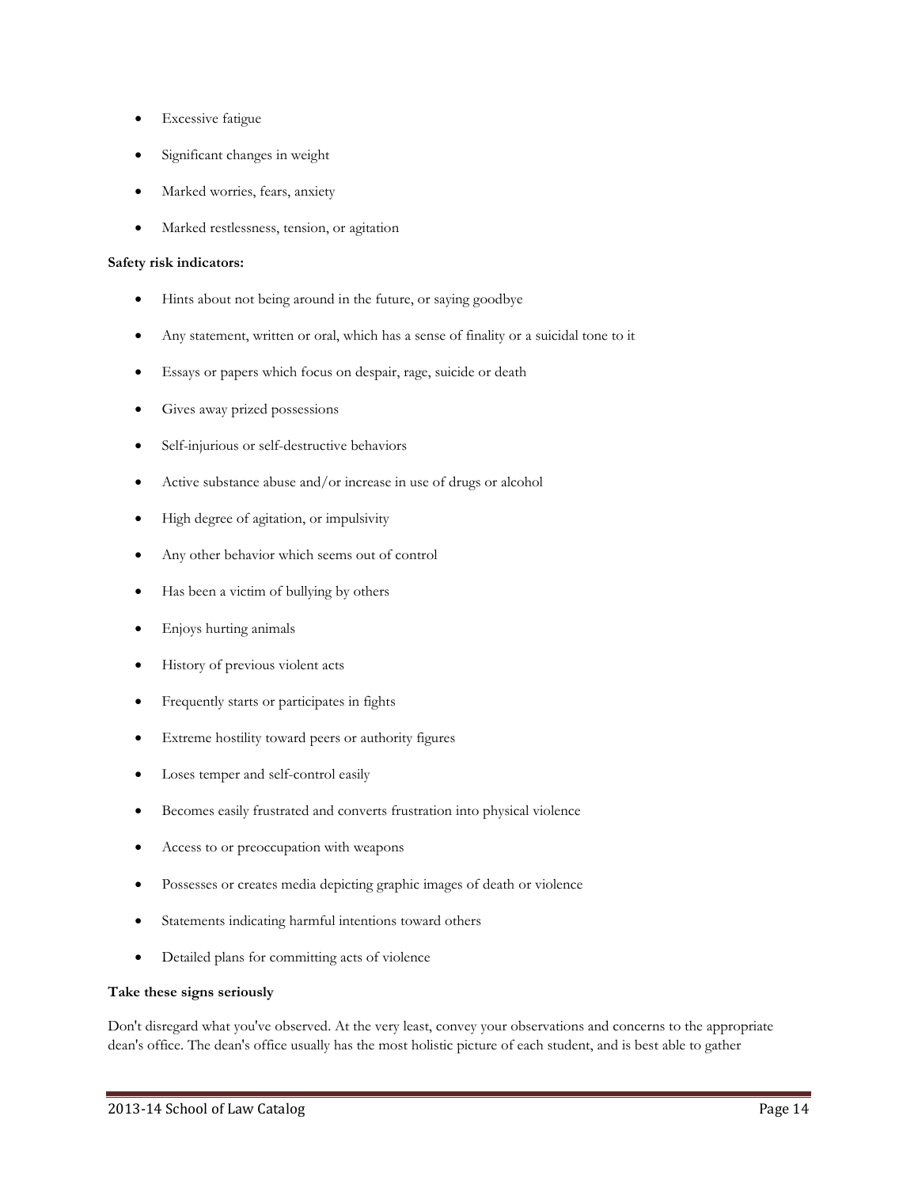- Excessive fatigue
- Significant changes in weight
- Marked worries, fears, anxiety
- Marked restlessness, tension, or agitation

**Safety risk indicators:**

- Hints about not being around in the future, or saying goodbye
- Any statement, written or oral, which has a sense of finality or a suicidal tone to it
- Essays or papers which focus on despair, rage, suicide or death
- Gives away prized possessions
- Self-injurious or self-destructive behaviors
- Active substance abuse and/or increase in use of drugs or alcohol
- High degree of agitation, or impulsivity
- Any other behavior which seems out of control
- Has been a victim of bullying by others
- Enjoys hurting animals
- History of previous violent acts
- Frequently starts or participates in fights
- Extreme hostility toward peers or authority figures
- Loses temper and self-control easily
- Becomes easily frustrated and converts frustration into physical violence
- Access to or preoccupation with weapons
- Possesses or creates media depicting graphic images of death or violence
- Statements indicating harmful intentions toward others
- Detailed plans for committing acts of violence

**Take these signs seriously**

Don't disregard what you've observed. At the very least, convey your observations and concerns to the appropriate dean's office. The dean's office usually has the most holistic picture of each student, and is best able to gather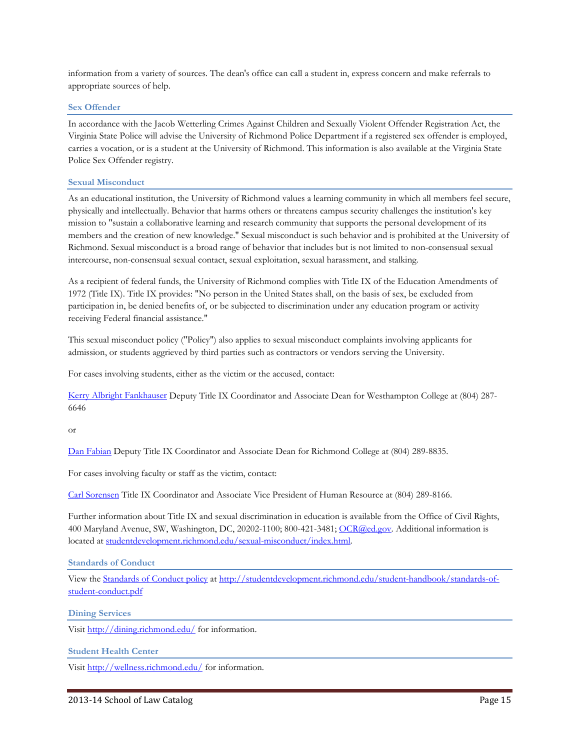information from a variety of sources. The dean's office can call a student in, express concern and make referrals to appropriate sources of help.

### Sex Offender

In accordance with the Jacob Wetterling Crimes Against Children and Sexually Violent Offender Registration Act, the Virginia State Police will advise the University of Richmond Police Department if a registered sex offender is employed, carries a vocation, or is a student at the University of Richmond. This information is also available at the Virginia State Police Sex Offender registry.

### Sexual Misconduct

As an educational institution, the University of Richmond values a learning community in which all members feel secure, physically and intellectually. Behavior that harms others or threatens campus security challenges the institution's key mission to "sustain a collaborative learning and research community that supports the personal development of its members and the creation of new knowledge." Sexual misconduct is such behavior and is prohibited at the University of Richmond. Sexual misconduct is a broad range of behavior that includes but is not limited to non-consensual sexual intercourse, non-consensual sexual contact, sexual exploitation, sexual harassment, and stalking.

As a recipient of federal funds, the University of Richmond complies with Title IX of the Education Amendments of 1972 (Title IX). Title IX provides: "No person in the United States shall, on the basis of sex, be excluded from participation in, be denied benefits of, or be subjected to discrimination under any education program or activity receiving Federal financial assistance."

This sexual misconduct policy ("Policy") also applies to sexual misconduct complaints involving applicants for admission, or students aggrieved by third parties such as contractors or vendors serving the University.

For cases involving students, either as the victim or the accused, contact:

Kerry Albright Fankhauser Deputy Title IX Coordinator and Associate Dean for Westhampton College at (804) 287-6646

or

Dan Fabian Deputy Title IX Coordinator and Associate Dean for Richmond College at (804) 289-8835.

For cases involving faculty or staff as the victim, contact:

Carl Sorensen Title IX Coordinator and Associate Vice President of Human Resource at (804) 289-8166.

Further information about Title IX and sexual discrimination in education is available from the Office of Civil Rights, 400 Maryland Avenue, SW, Washington, DC, 20202-1100; 800-421-3481; OCR@ed.gov. Additional information is located at studentdevelopment.richmond.edu/sexual-misconduct/index.html.

### Standards of Conduct

View the Standards of Conduct policy at http://studentdevelopment.richmond.edu/student-handbook/standards-of-student-conduct.pdf

### Dining Services

Visit http://dining.richmond.edu/ for information.

### Student Health Center

Visit http://wellness.richmond.edu/ for information.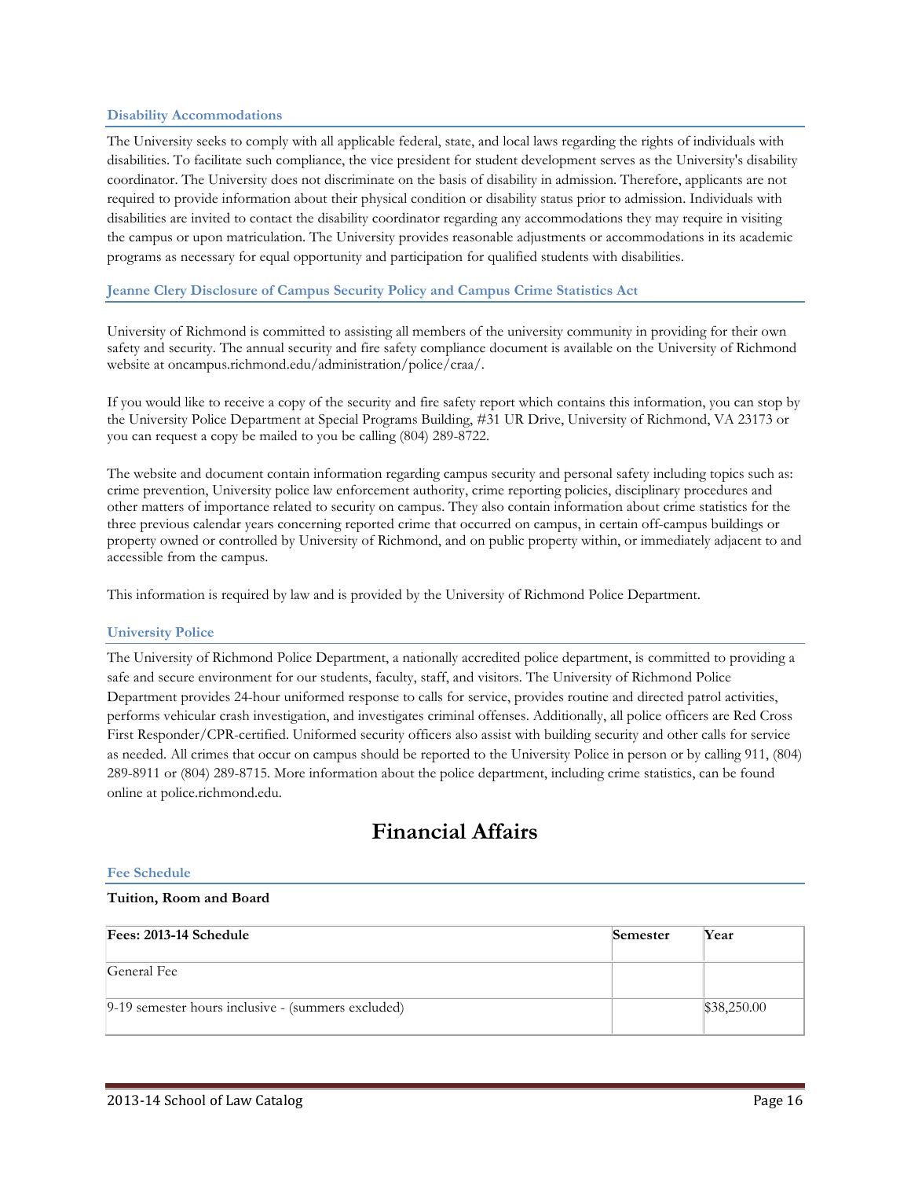### Disability Accommodations

The University seeks to comply with all applicable federal, state, and local laws regarding the rights of individuals with disabilities. To facilitate such compliance, the vice president for student development serves as the University's disability coordinator. The University does not discriminate on the basis of disability in admission. Therefore, applicants are not required to provide information about their physical condition or disability status prior to admission. Individuals with disabilities are invited to contact the disability coordinator regarding any accommodations they may require in visiting the campus or upon matriculation. The University provides reasonable adjustments or accommodations in its academic programs as necessary for equal opportunity and participation for qualified students with disabilities.

### Jeanne Clery Disclosure of Campus Security Policy and Campus Crime Statistics Act

University of Richmond is committed to assisting all members of the university community in providing for their own safety and security. The annual security and fire safety compliance document is available on the University of Richmond website at oncampus.richmond.edu/administration/police/craa/.

If you would like to receive a copy of the security and fire safety report which contains this information, you can stop by the University Police Department at Special Programs Building, #31 UR Drive, University of Richmond, VA 23173 or you can request a copy be mailed to you be calling (804) 289-8722.

The website and document contain information regarding campus security and personal safety including topics such as: crime prevention, University police law enforcement authority, crime reporting policies, disciplinary procedures and other matters of importance related to security on campus. They also contain information about crime statistics for the three previous calendar years concerning reported crime that occurred on campus, in certain off-campus buildings or property owned or controlled by University of Richmond, and on public property within, or immediately adjacent to and accessible from the campus.

This information is required by law and is provided by the University of Richmond Police Department.

### University Police

The University of Richmond Police Department, a nationally accredited police department, is committed to providing a safe and secure environment for our students, faculty, staff, and visitors. The University of Richmond Police Department provides 24-hour uniformed response to calls for service, provides routine and directed patrol activities, performs vehicular crash investigation, and investigates criminal offenses. Additionally, all police officers are Red Cross First Responder/CPR-certified. Uniformed security officers also assist with building security and other calls for service as needed. All crimes that occur on campus should be reported to the University Police in person or by calling 911, (804) 289-8911 or (804) 289-8715. More information about the police department, including crime statistics, can be found online at police.richmond.edu.

# Financial Affairs

### Fee Schedule

**Tuition, Room and Board**

| Fees: 2013-14 Schedule | Semester | Year |
|---|---|---|
| General Fee | | |
| 9-19 semester hours inclusive - (summers excluded) | | $38,250.00 |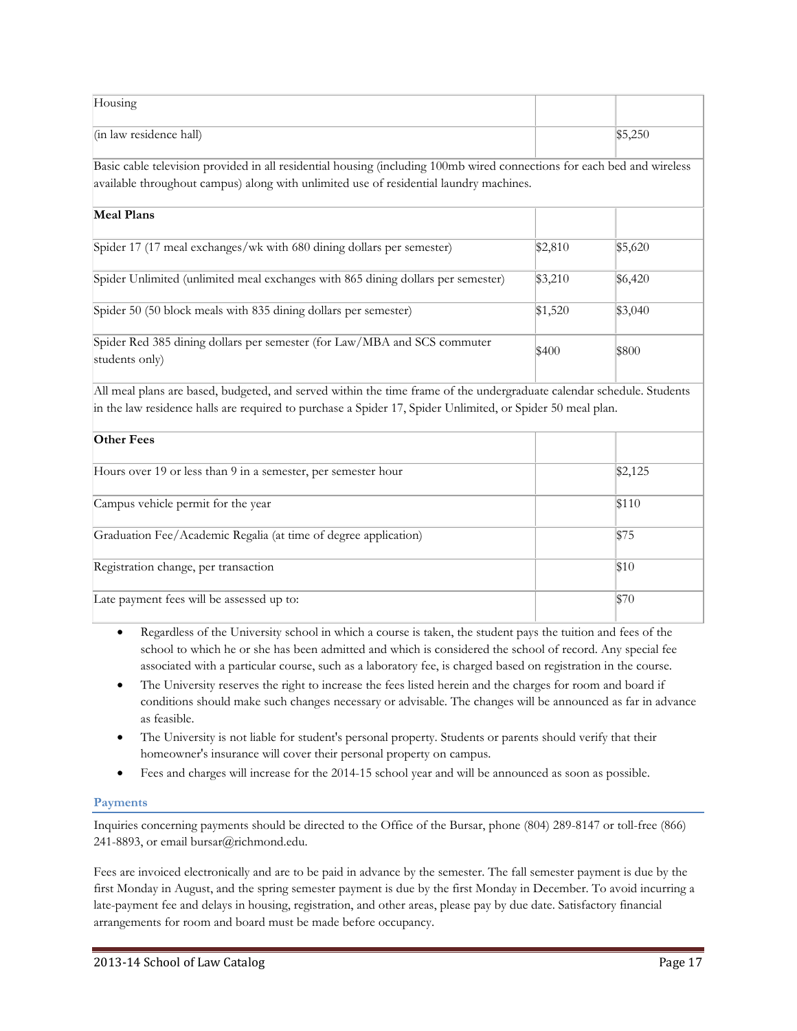| Housing | | |
|---|---|---|
| (in law residence hall) | | $5,250 |
| Basic cable television provided in all residential housing (including 100mb wired connections for each bed and wireless available throughout campus) along with unlimited use of residential laundry machines. | | |
| **Meal Plans** | | |
| Spider 17 (17 meal exchanges/wk with 680 dining dollars per semester) | $2,810 | $5,620 |
| Spider Unlimited (unlimited meal exchanges with 865 dining dollars per semester) | $3,210 | $6,420 |
| Spider 50 (50 block meals with 835 dining dollars per semester) | $1,520 | $3,040 |
| Spider Red 385 dining dollars per semester (for Law/MBA and SCS commuter students only) | $400 | $800 |
| All meal plans are based, budgeted, and served within the time frame of the undergraduate calendar schedule. Students in the law residence halls are required to purchase a Spider 17, Spider Unlimited, or Spider 50 meal plan. | | |
| **Other Fees** | | |
| Hours over 19 or less than 9 in a semester, per semester hour | | $2,125 |
| Campus vehicle permit for the year | | $110 |
| Graduation Fee/Academic Regalia (at time of degree application) | | $75 |
| Registration change, per transaction | | $10 |
| Late payment fees will be assessed up to: | | $70 |

- Regardless of the University school in which a course is taken, the student pays the tuition and fees of the school to which he or she has been admitted and which is considered the school of record. Any special fee associated with a particular course, such as a laboratory fee, is charged based on registration in the course.
- The University reserves the right to increase the fees listed herein and the charges for room and board if conditions should make such changes necessary or advisable. The changes will be announced as far in advance as feasible.
- The University is not liable for student's personal property. Students or parents should verify that their homeowner's insurance will cover their personal property on campus.
- Fees and charges will increase for the 2014-15 school year and will be announced as soon as possible.

## Payments

Inquiries concerning payments should be directed to the Office of the Bursar, phone (804) 289-8147 or toll-free (866) 241-8893, or email bursar@richmond.edu.

Fees are invoiced electronically and are to be paid in advance by the semester. The fall semester payment is due by the first Monday in August, and the spring semester payment is due by the first Monday in December. To avoid incurring a late-payment fee and delays in housing, registration, and other areas, please pay by due date. Satisfactory financial arrangements for room and board must be made before occupancy.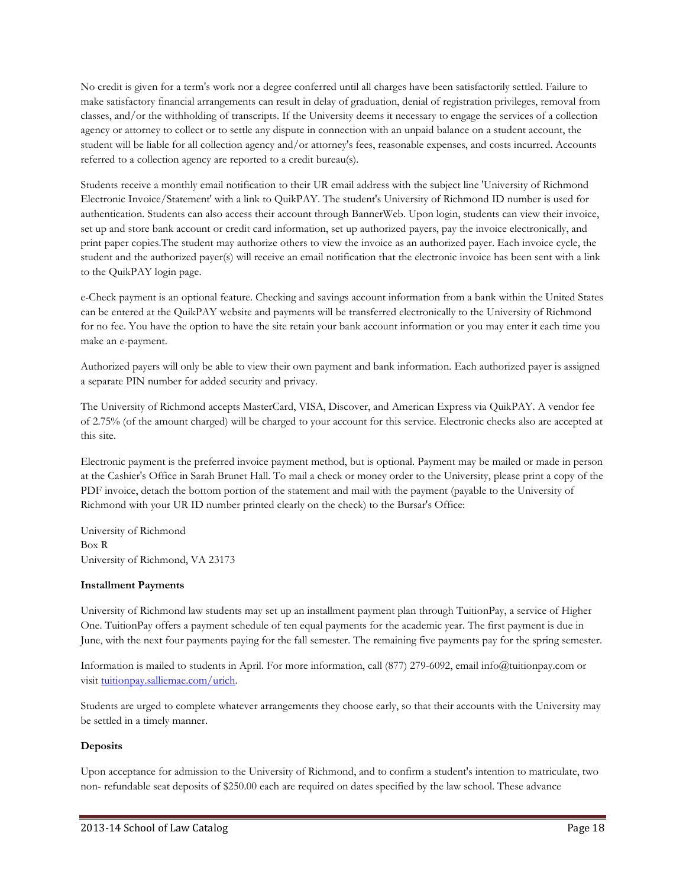No credit is given for a term's work nor a degree conferred until all charges have been satisfactorily settled. Failure to make satisfactory financial arrangements can result in delay of graduation, denial of registration privileges, removal from classes, and/or the withholding of transcripts. If the University deems it necessary to engage the services of a collection agency or attorney to collect or to settle any dispute in connection with an unpaid balance on a student account, the student will be liable for all collection agency and/or attorney's fees, reasonable expenses, and costs incurred. Accounts referred to a collection agency are reported to a credit bureau(s).

Students receive a monthly email notification to their UR email address with the subject line 'University of Richmond Electronic Invoice/Statement' with a link to QuikPAY. The student's University of Richmond ID number is used for authentication. Students can also access their account through BannerWeb. Upon login, students can view their invoice, set up and store bank account or credit card information, set up authorized payers, pay the invoice electronically, and print paper copies.The student may authorize others to view the invoice as an authorized payer. Each invoice cycle, the student and the authorized payer(s) will receive an email notification that the electronic invoice has been sent with a link to the QuikPAY login page.

e-Check payment is an optional feature. Checking and savings account information from a bank within the United States can be entered at the QuikPAY website and payments will be transferred electronically to the University of Richmond for no fee. You have the option to have the site retain your bank account information or you may enter it each time you make an e-payment.

Authorized payers will only be able to view their own payment and bank information. Each authorized payer is assigned a separate PIN number for added security and privacy.

The University of Richmond accepts MasterCard, VISA, Discover, and American Express via QuikPAY. A vendor fee of 2.75% (of the amount charged) will be charged to your account for this service. Electronic checks also are accepted at this site.

Electronic payment is the preferred invoice payment method, but is optional. Payment may be mailed or made in person at the Cashier's Office in Sarah Brunet Hall. To mail a check or money order to the University, please print a copy of the PDF invoice, detach the bottom portion of the statement and mail with the payment (payable to the University of Richmond with your UR ID number printed clearly on the check) to the Bursar's Office:

University of Richmond
Box R
University of Richmond, VA 23173

**Installment Payments**

University of Richmond law students may set up an installment payment plan through TuitionPay, a service of Higher One. TuitionPay offers a payment schedule of ten equal payments for the academic year. The first payment is due in June, with the next four payments paying for the fall semester. The remaining five payments pay for the spring semester.

Information is mailed to students in April. For more information, call (877) 279-6092, email info@tuitionpay.com or visit [tuitionpay.salliemae.com/urich](tuitionpay.salliemae.com/urich).

Students are urged to complete whatever arrangements they choose early, so that their accounts with the University may be settled in a timely manner.

**Deposits**

Upon acceptance for admission to the University of Richmond, and to confirm a student's intention to matriculate, two non- refundable seat deposits of $250.00 each are required on dates specified by the law school. These advance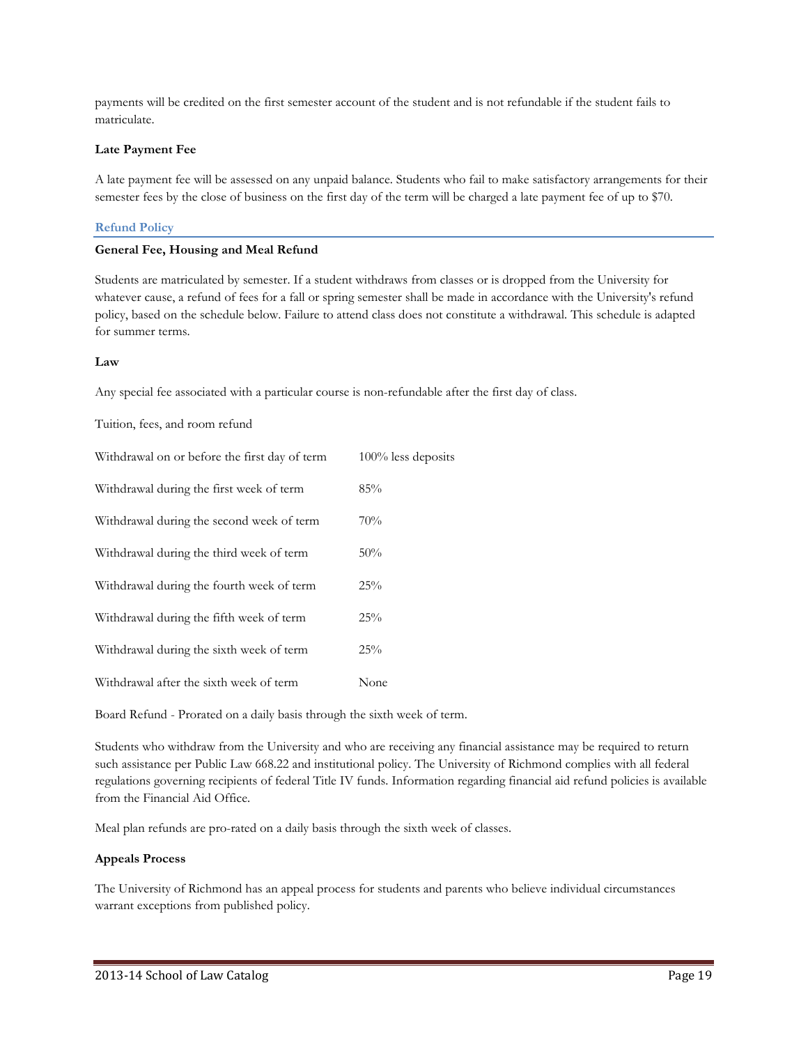payments will be credited on the first semester account of the student and is not refundable if the student fails to matriculate.

**Late Payment Fee**

A late payment fee will be assessed on any unpaid balance. Students who fail to make satisfactory arrangements for their semester fees by the close of business on the first day of the term will be charged a late payment fee of up to $70.

## Refund Policy

**General Fee, Housing and Meal Refund**

Students are matriculated by semester. If a student withdraws from classes or is dropped from the University for whatever cause, a refund of fees for a fall or spring semester shall be made in accordance with the University's refund policy, based on the schedule below. Failure to attend class does not constitute a withdrawal. This schedule is adapted for summer terms.

**Law**

Any special fee associated with a particular course is non-refundable after the first day of class.

Tuition, fees, and room refund

| | |
|---|---|
| Withdrawal on or before the first day of term | 100% less deposits |
| Withdrawal during the first week of term | 85% |
| Withdrawal during the second week of term | 70% |
| Withdrawal during the third week of term | 50% |
| Withdrawal during the fourth week of term | 25% |
| Withdrawal during the fifth week of term | 25% |
| Withdrawal during the sixth week of term | 25% |
| Withdrawal after the sixth week of term | None |

Board Refund - Prorated on a daily basis through the sixth week of term.

Students who withdraw from the University and who are receiving any financial assistance may be required to return such assistance per Public Law 668.22 and institutional policy. The University of Richmond complies with all federal regulations governing recipients of federal Title IV funds. Information regarding financial aid refund policies is available from the Financial Aid Office.

Meal plan refunds are pro-rated on a daily basis through the sixth week of classes.

**Appeals Process**

The University of Richmond has an appeal process for students and parents who believe individual circumstances warrant exceptions from published policy.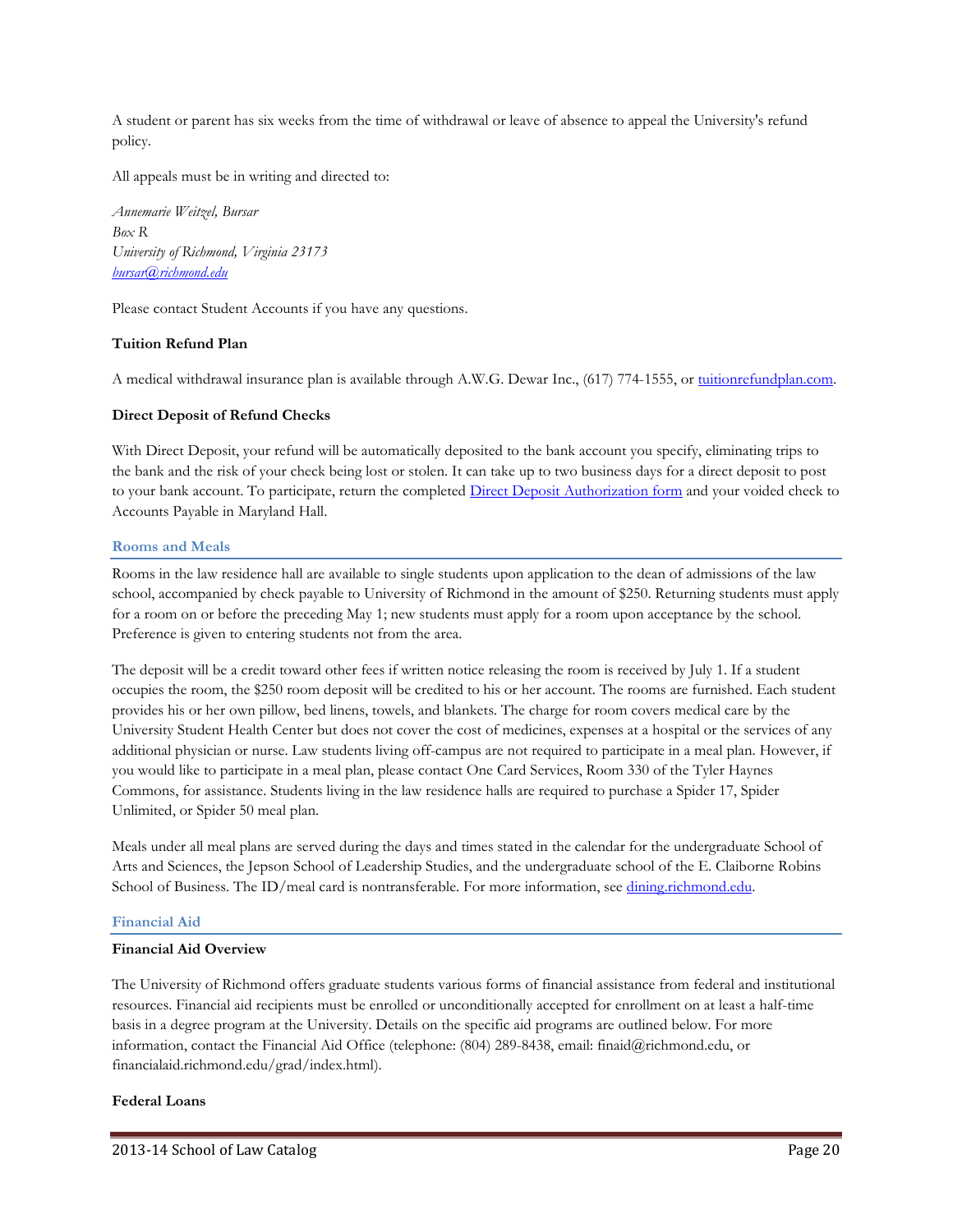A student or parent has six weeks from the time of withdrawal or leave of absence to appeal the University's refund policy.

All appeals must be in writing and directed to:

*Annemarie Weitzel, Bursar*
*Box R*
*University of Richmond, Virginia 23173*
*bursar@richmond.edu*

Please contact Student Accounts if you have any questions.

**Tuition Refund Plan**

A medical withdrawal insurance plan is available through A.W.G. Dewar Inc., (617) 774-1555, or tuitionrefundplan.com.

**Direct Deposit of Refund Checks**

With Direct Deposit, your refund will be automatically deposited to the bank account you specify, eliminating trips to the bank and the risk of your check being lost or stolen. It can take up to two business days for a direct deposit to post to your bank account. To participate, return the completed Direct Deposit Authorization form and your voided check to Accounts Payable in Maryland Hall.

## Rooms and Meals

Rooms in the law residence hall are available to single students upon application to the dean of admissions of the law school, accompanied by check payable to University of Richmond in the amount of $250. Returning students must apply for a room on or before the preceding May 1; new students must apply for a room upon acceptance by the school. Preference is given to entering students not from the area.

The deposit will be a credit toward other fees if written notice releasing the room is received by July 1. If a student occupies the room, the $250 room deposit will be credited to his or her account. The rooms are furnished. Each student provides his or her own pillow, bed linens, towels, and blankets. The charge for room covers medical care by the University Student Health Center but does not cover the cost of medicines, expenses at a hospital or the services of any additional physician or nurse. Law students living off-campus are not required to participate in a meal plan. However, if you would like to participate in a meal plan, please contact One Card Services, Room 330 of the Tyler Haynes Commons, for assistance. Students living in the law residence halls are required to purchase a Spider 17, Spider Unlimited, or Spider 50 meal plan.

Meals under all meal plans are served during the days and times stated in the calendar for the undergraduate School of Arts and Sciences, the Jepson School of Leadership Studies, and the undergraduate school of the E. Claiborne Robins School of Business. The ID/meal card is nontransferable. For more information, see dining.richmond.edu.

## Financial Aid

**Financial Aid Overview**

The University of Richmond offers graduate students various forms of financial assistance from federal and institutional resources. Financial aid recipients must be enrolled or unconditionally accepted for enrollment on at least a half-time basis in a degree program at the University. Details on the specific aid programs are outlined below. For more information, contact the Financial Aid Office (telephone: (804) 289-8438, email: finaid@richmond.edu, or financialaid.richmond.edu/grad/index.html).

**Federal Loans**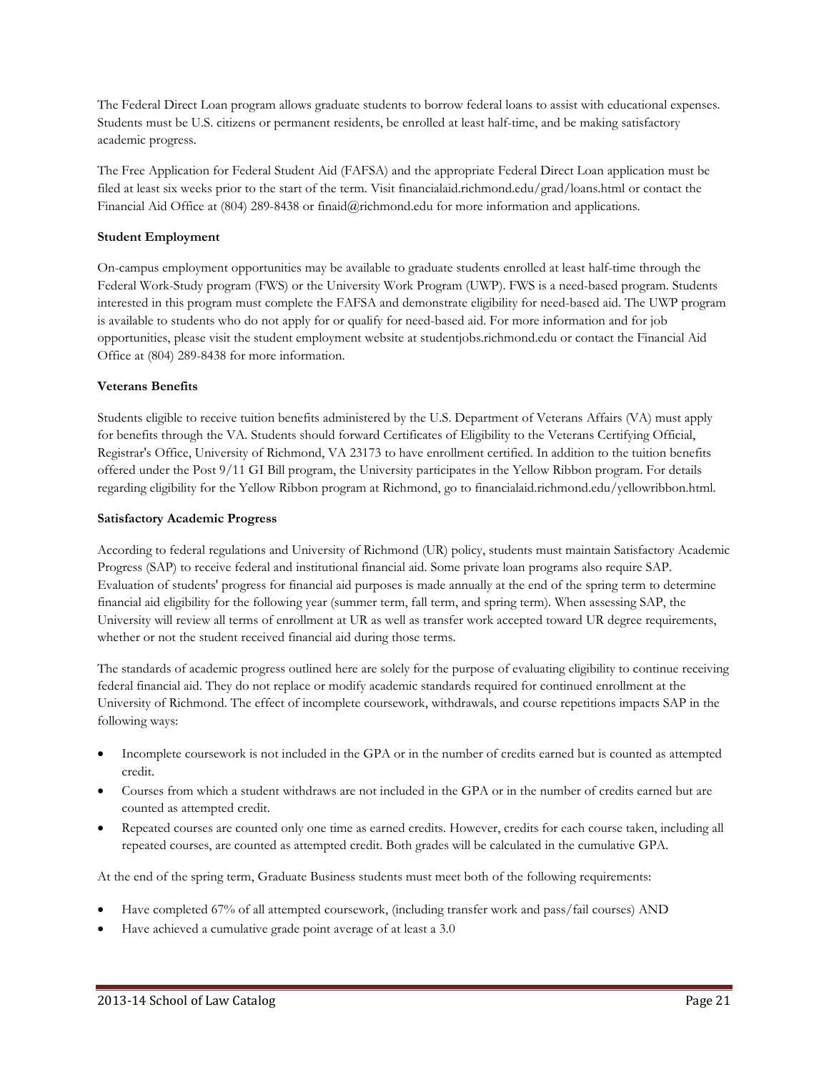The Federal Direct Loan program allows graduate students to borrow federal loans to assist with educational expenses. Students must be U.S. citizens or permanent residents, be enrolled at least half-time, and be making satisfactory academic progress.

The Free Application for Federal Student Aid (FAFSA) and the appropriate Federal Direct Loan application must be filed at least six weeks prior to the start of the term. Visit financialaid.richmond.edu/grad/loans.html or contact the Financial Aid Office at (804) 289-8438 or finaid@richmond.edu for more information and applications.

**Student Employment**

On-campus employment opportunities may be available to graduate students enrolled at least half-time through the Federal Work-Study program (FWS) or the University Work Program (UWP). FWS is a need-based program. Students interested in this program must complete the FAFSA and demonstrate eligibility for need-based aid. The UWP program is available to students who do not apply for or qualify for need-based aid. For more information and for job opportunities, please visit the student employment website at studentjobs.richmond.edu or contact the Financial Aid Office at (804) 289-8438 for more information.

**Veterans Benefits**

Students eligible to receive tuition benefits administered by the U.S. Department of Veterans Affairs (VA) must apply for benefits through the VA. Students should forward Certificates of Eligibility to the Veterans Certifying Official, Registrar's Office, University of Richmond, VA 23173 to have enrollment certified. In addition to the tuition benefits offered under the Post 9/11 GI Bill program, the University participates in the Yellow Ribbon program. For details regarding eligibility for the Yellow Ribbon program at Richmond, go to financialaid.richmond.edu/yellowribbon.html.

**Satisfactory Academic Progress**

According to federal regulations and University of Richmond (UR) policy, students must maintain Satisfactory Academic Progress (SAP) to receive federal and institutional financial aid. Some private loan programs also require SAP. Evaluation of students' progress for financial aid purposes is made annually at the end of the spring term to determine financial aid eligibility for the following year (summer term, fall term, and spring term). When assessing SAP, the University will review all terms of enrollment at UR as well as transfer work accepted toward UR degree requirements, whether or not the student received financial aid during those terms.

The standards of academic progress outlined here are solely for the purpose of evaluating eligibility to continue receiving federal financial aid. They do not replace or modify academic standards required for continued enrollment at the University of Richmond. The effect of incomplete coursework, withdrawals, and course repetitions impacts SAP in the following ways:

- Incomplete coursework is not included in the GPA or in the number of credits earned but is counted as attempted credit.
- Courses from which a student withdraws are not included in the GPA or in the number of credits earned but are counted as attempted credit.
- Repeated courses are counted only one time as earned credits. However, credits for each course taken, including all repeated courses, are counted as attempted credit. Both grades will be calculated in the cumulative GPA.

At the end of the spring term, Graduate Business students must meet both of the following requirements:

- Have completed 67% of all attempted coursework, (including transfer work and pass/fail courses) AND
- Have achieved a cumulative grade point average of at least a 3.0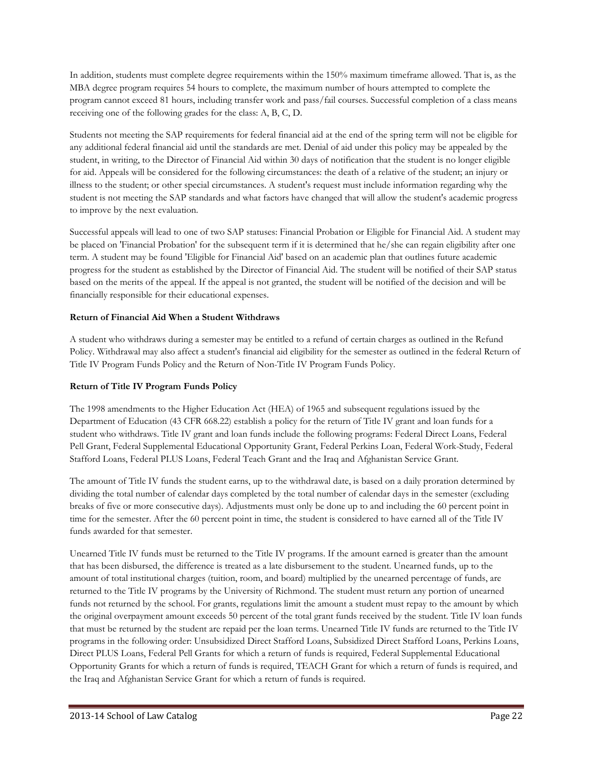In addition, students must complete degree requirements within the 150% maximum timeframe allowed. That is, as the MBA degree program requires 54 hours to complete, the maximum number of hours attempted to complete the program cannot exceed 81 hours, including transfer work and pass/fail courses. Successful completion of a class means receiving one of the following grades for the class: A, B, C, D.

Students not meeting the SAP requirements for federal financial aid at the end of the spring term will not be eligible for any additional federal financial aid until the standards are met. Denial of aid under this policy may be appealed by the student, in writing, to the Director of Financial Aid within 30 days of notification that the student is no longer eligible for aid. Appeals will be considered for the following circumstances: the death of a relative of the student; an injury or illness to the student; or other special circumstances. A student's request must include information regarding why the student is not meeting the SAP standards and what factors have changed that will allow the student's academic progress to improve by the next evaluation.

Successful appeals will lead to one of two SAP statuses: Financial Probation or Eligible for Financial Aid. A student may be placed on 'Financial Probation' for the subsequent term if it is determined that he/she can regain eligibility after one term. A student may be found 'Eligible for Financial Aid' based on an academic plan that outlines future academic progress for the student as established by the Director of Financial Aid. The student will be notified of their SAP status based on the merits of the appeal. If the appeal is not granted, the student will be notified of the decision and will be financially responsible for their educational expenses.

**Return of Financial Aid When a Student Withdraws**

A student who withdraws during a semester may be entitled to a refund of certain charges as outlined in the Refund Policy. Withdrawal may also affect a student's financial aid eligibility for the semester as outlined in the federal Return of Title IV Program Funds Policy and the Return of Non-Title IV Program Funds Policy.

**Return of Title IV Program Funds Policy**

The 1998 amendments to the Higher Education Act (HEA) of 1965 and subsequent regulations issued by the Department of Education (43 CFR 668.22) establish a policy for the return of Title IV grant and loan funds for a student who withdraws. Title IV grant and loan funds include the following programs: Federal Direct Loans, Federal Pell Grant, Federal Supplemental Educational Opportunity Grant, Federal Perkins Loan, Federal Work-Study, Federal Stafford Loans, Federal PLUS Loans, Federal Teach Grant and the Iraq and Afghanistan Service Grant.

The amount of Title IV funds the student earns, up to the withdrawal date, is based on a daily proration determined by dividing the total number of calendar days completed by the total number of calendar days in the semester (excluding breaks of five or more consecutive days). Adjustments must only be done up to and including the 60 percent point in time for the semester. After the 60 percent point in time, the student is considered to have earned all of the Title IV funds awarded for that semester.

Unearned Title IV funds must be returned to the Title IV programs. If the amount earned is greater than the amount that has been disbursed, the difference is treated as a late disbursement to the student. Unearned funds, up to the amount of total institutional charges (tuition, room, and board) multiplied by the unearned percentage of funds, are returned to the Title IV programs by the University of Richmond. The student must return any portion of unearned funds not returned by the school. For grants, regulations limit the amount a student must repay to the amount by which the original overpayment amount exceeds 50 percent of the total grant funds received by the student. Title IV loan funds that must be returned by the student are repaid per the loan terms. Unearned Title IV funds are returned to the Title IV programs in the following order: Unsubsidized Direct Stafford Loans, Subsidized Direct Stafford Loans, Perkins Loans, Direct PLUS Loans, Federal Pell Grants for which a return of funds is required, Federal Supplemental Educational Opportunity Grants for which a return of funds is required, TEACH Grant for which a return of funds is required, and the Iraq and Afghanistan Service Grant for which a return of funds is required.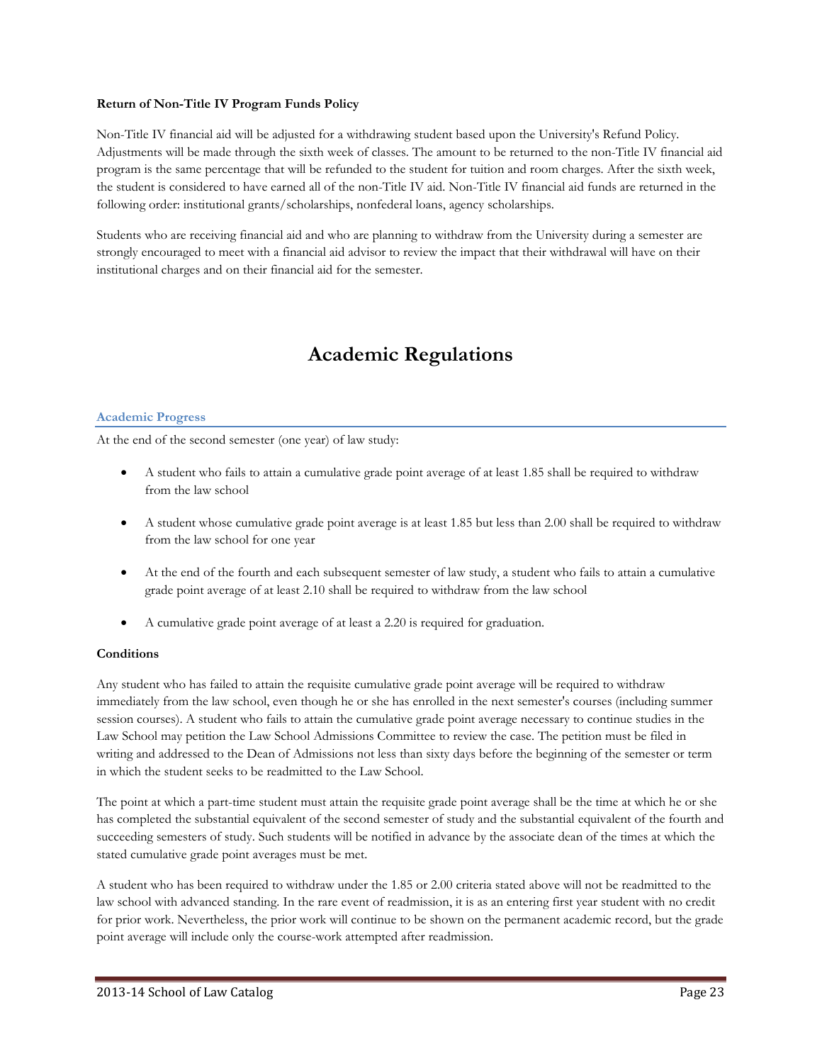**Return of Non-Title IV Program Funds Policy**

Non-Title IV financial aid will be adjusted for a withdrawing student based upon the University's Refund Policy. Adjustments will be made through the sixth week of classes. The amount to be returned to the non-Title IV financial aid program is the same percentage that will be refunded to the student for tuition and room charges. After the sixth week, the student is considered to have earned all of the non-Title IV aid. Non-Title IV financial aid funds are returned in the following order: institutional grants/scholarships, nonfederal loans, agency scholarships.

Students who are receiving financial aid and who are planning to withdraw from the University during a semester are strongly encouraged to meet with a financial aid advisor to review the impact that their withdrawal will have on their institutional charges and on their financial aid for the semester.

# Academic Regulations

## Academic Progress

At the end of the second semester (one year) of law study:

- A student who fails to attain a cumulative grade point average of at least 1.85 shall be required to withdraw from the law school
- A student whose cumulative grade point average is at least 1.85 but less than 2.00 shall be required to withdraw from the law school for one year
- At the end of the fourth and each subsequent semester of law study, a student who fails to attain a cumulative grade point average of at least 2.10 shall be required to withdraw from the law school
- A cumulative grade point average of at least a 2.20 is required for graduation.

**Conditions**

Any student who has failed to attain the requisite cumulative grade point average will be required to withdraw immediately from the law school, even though he or she has enrolled in the next semester's courses (including summer session courses). A student who fails to attain the cumulative grade point average necessary to continue studies in the Law School may petition the Law School Admissions Committee to review the case. The petition must be filed in writing and addressed to the Dean of Admissions not less than sixty days before the beginning of the semester or term in which the student seeks to be readmitted to the Law School.

The point at which a part-time student must attain the requisite grade point average shall be the time at which he or she has completed the substantial equivalent of the second semester of study and the substantial equivalent of the fourth and succeeding semesters of study. Such students will be notified in advance by the associate dean of the times at which the stated cumulative grade point averages must be met.

A student who has been required to withdraw under the 1.85 or 2.00 criteria stated above will not be readmitted to the law school with advanced standing. In the rare event of readmission, it is as an entering first year student with no credit for prior work. Nevertheless, the prior work will continue to be shown on the permanent academic record, but the grade point average will include only the course-work attempted after readmission.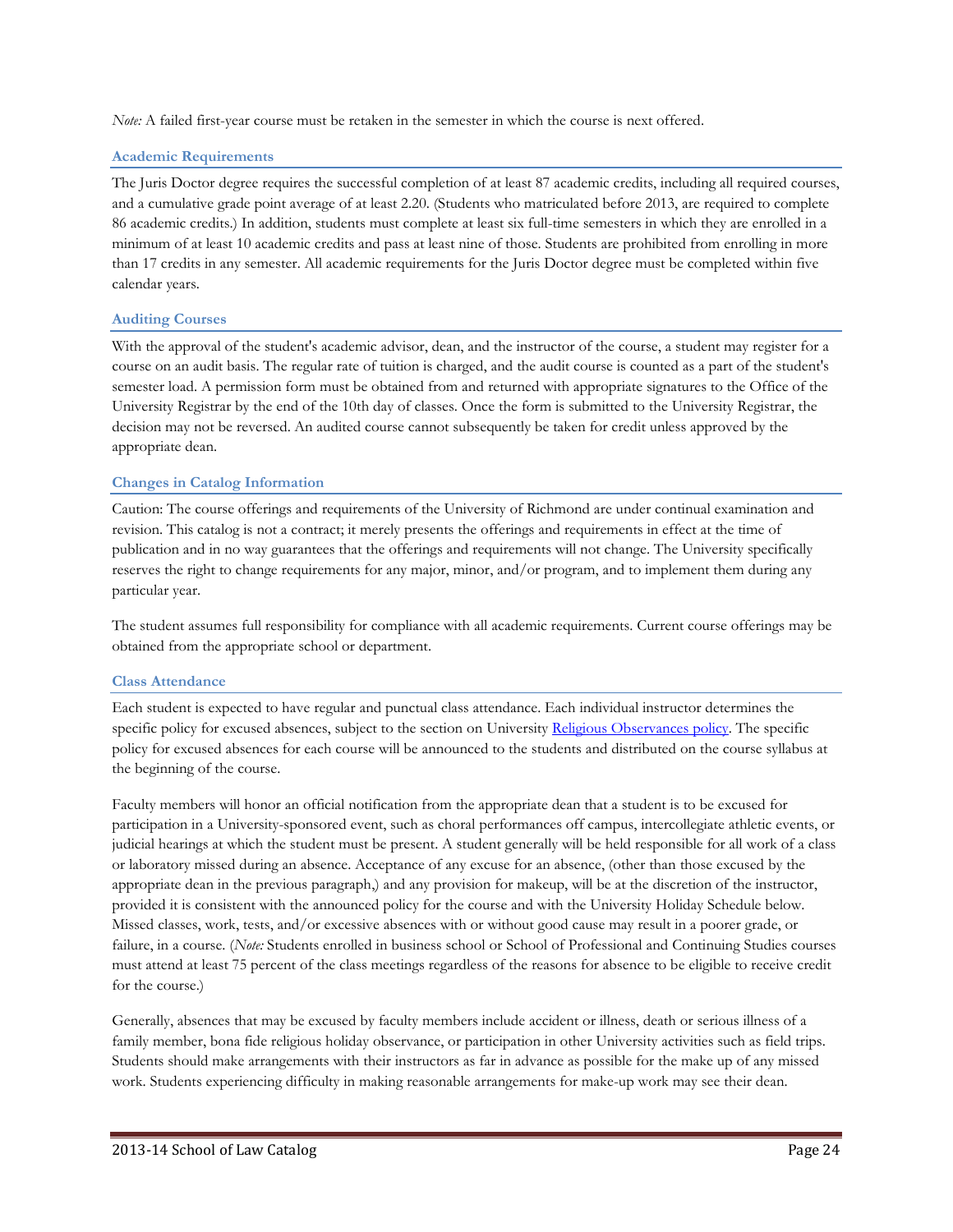*Note:* A failed first-year course must be retaken in the semester in which the course is next offered.

### Academic Requirements

The Juris Doctor degree requires the successful completion of at least 87 academic credits, including all required courses, and a cumulative grade point average of at least 2.20. (Students who matriculated before 2013, are required to complete 86 academic credits.) In addition, students must complete at least six full-time semesters in which they are enrolled in a minimum of at least 10 academic credits and pass at least nine of those. Students are prohibited from enrolling in more than 17 credits in any semester. All academic requirements for the Juris Doctor degree must be completed within five calendar years.

### Auditing Courses

With the approval of the student's academic advisor, dean, and the instructor of the course, a student may register for a course on an audit basis. The regular rate of tuition is charged, and the audit course is counted as a part of the student's semester load. A permission form must be obtained from and returned with appropriate signatures to the Office of the University Registrar by the end of the 10th day of classes. Once the form is submitted to the University Registrar, the decision may not be reversed. An audited course cannot subsequently be taken for credit unless approved by the appropriate dean.

### Changes in Catalog Information

Caution: The course offerings and requirements of the University of Richmond are under continual examination and revision. This catalog is not a contract; it merely presents the offerings and requirements in effect at the time of publication and in no way guarantees that the offerings and requirements will not change. The University specifically reserves the right to change requirements for any major, minor, and/or program, and to implement them during any particular year.

The student assumes full responsibility for compliance with all academic requirements. Current course offerings may be obtained from the appropriate school or department.

### Class Attendance

Each student is expected to have regular and punctual class attendance. Each individual instructor determines the specific policy for excused absences, subject to the section on University Religious Observances policy. The specific policy for excused absences for each course will be announced to the students and distributed on the course syllabus at the beginning of the course.

Faculty members will honor an official notification from the appropriate dean that a student is to be excused for participation in a University-sponsored event, such as choral performances off campus, intercollegiate athletic events, or judicial hearings at which the student must be present. A student generally will be held responsible for all work of a class or laboratory missed during an absence. Acceptance of any excuse for an absence, (other than those excused by the appropriate dean in the previous paragraph,) and any provision for makeup, will be at the discretion of the instructor, provided it is consistent with the announced policy for the course and with the University Holiday Schedule below. Missed classes, work, tests, and/or excessive absences with or without good cause may result in a poorer grade, or failure, in a course. (*Note:* Students enrolled in business school or School of Professional and Continuing Studies courses must attend at least 75 percent of the class meetings regardless of the reasons for absence to be eligible to receive credit for the course.)

Generally, absences that may be excused by faculty members include accident or illness, death or serious illness of a family member, bona fide religious holiday observance, or participation in other University activities such as field trips. Students should make arrangements with their instructors as far in advance as possible for the make up of any missed work. Students experiencing difficulty in making reasonable arrangements for make-up work may see their dean.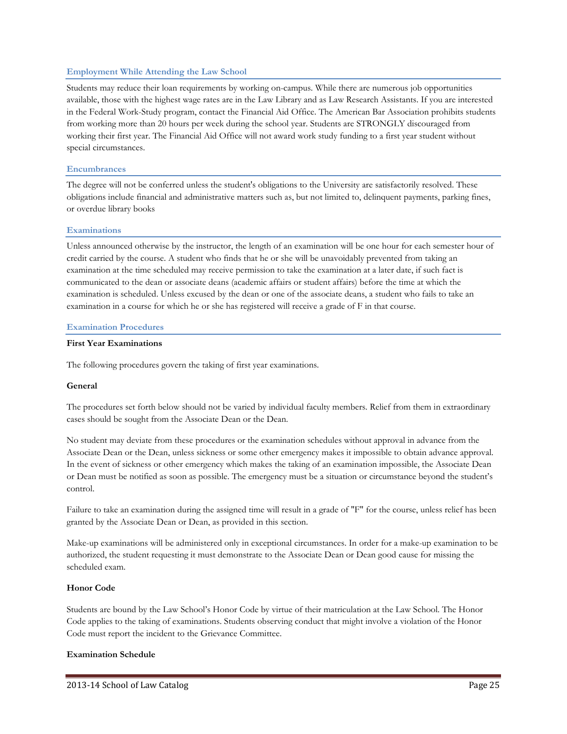## Employment While Attending the Law School

Students may reduce their loan requirements by working on-campus. While there are numerous job opportunities available, those with the highest wage rates are in the Law Library and as Law Research Assistants. If you are interested in the Federal Work-Study program, contact the Financial Aid Office. The American Bar Association prohibits students from working more than 20 hours per week during the school year. Students are STRONGLY discouraged from working their first year. The Financial Aid Office will not award work study funding to a first year student without special circumstances.

## Encumbrances

The degree will not be conferred unless the student's obligations to the University are satisfactorily resolved. These obligations include financial and administrative matters such as, but not limited to, delinquent payments, parking fines, or overdue library books

## Examinations

Unless announced otherwise by the instructor, the length of an examination will be one hour for each semester hour of credit carried by the course. A student who finds that he or she will be unavoidably prevented from taking an examination at the time scheduled may receive permission to take the examination at a later date, if such fact is communicated to the dean or associate deans (academic affairs or student affairs) before the time at which the examination is scheduled. Unless excused by the dean or one of the associate deans, a student who fails to take an examination in a course for which he or she has registered will receive a grade of F in that course.

## Examination Procedures

**First Year Examinations**

The following procedures govern the taking of first year examinations.

**General**

The procedures set forth below should not be varied by individual faculty members. Relief from them in extraordinary cases should be sought from the Associate Dean or the Dean.

No student may deviate from these procedures or the examination schedules without approval in advance from the Associate Dean or the Dean, unless sickness or some other emergency makes it impossible to obtain advance approval. In the event of sickness or other emergency which makes the taking of an examination impossible, the Associate Dean or Dean must be notified as soon as possible. The emergency must be a situation or circumstance beyond the student's control.

Failure to take an examination during the assigned time will result in a grade of "F" for the course, unless relief has been granted by the Associate Dean or Dean, as provided in this section.

Make-up examinations will be administered only in exceptional circumstances. In order for a make-up examination to be authorized, the student requesting it must demonstrate to the Associate Dean or Dean good cause for missing the scheduled exam.

**Honor Code**

Students are bound by the Law School's Honor Code by virtue of their matriculation at the Law School. The Honor Code applies to the taking of examinations. Students observing conduct that might involve a violation of the Honor Code must report the incident to the Grievance Committee.

**Examination Schedule**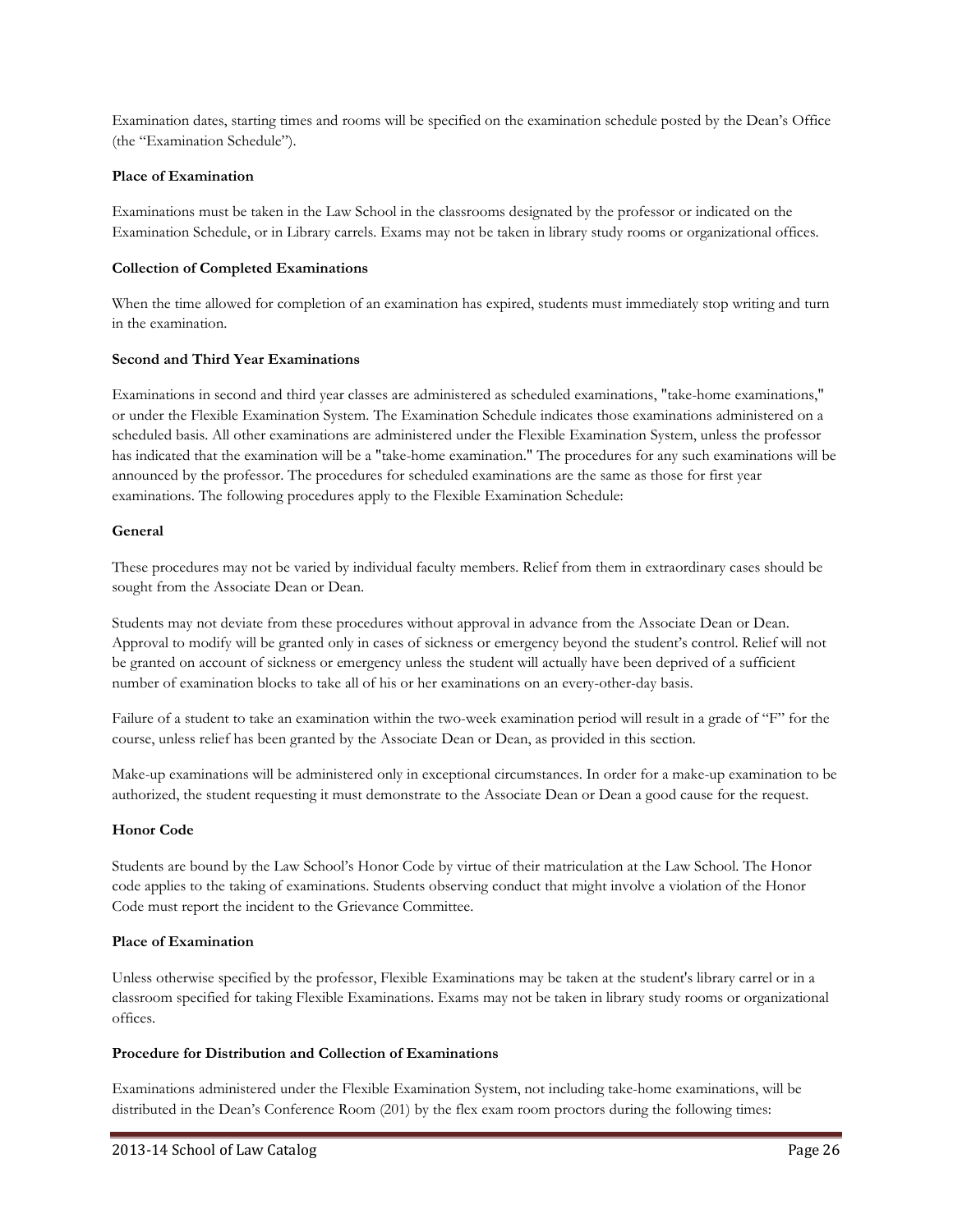Examination dates, starting times and rooms will be specified on the examination schedule posted by the Dean's Office (the "Examination Schedule").

**Place of Examination**

Examinations must be taken in the Law School in the classrooms designated by the professor or indicated on the Examination Schedule, or in Library carrels. Exams may not be taken in library study rooms or organizational offices.

**Collection of Completed Examinations**

When the time allowed for completion of an examination has expired, students must immediately stop writing and turn in the examination.

**Second and Third Year Examinations**

Examinations in second and third year classes are administered as scheduled examinations, "take-home examinations," or under the Flexible Examination System. The Examination Schedule indicates those examinations administered on a scheduled basis. All other examinations are administered under the Flexible Examination System, unless the professor has indicated that the examination will be a "take-home examination." The procedures for any such examinations will be announced by the professor. The procedures for scheduled examinations are the same as those for first year examinations. The following procedures apply to the Flexible Examination Schedule:

**General**

These procedures may not be varied by individual faculty members. Relief from them in extraordinary cases should be sought from the Associate Dean or Dean.

Students may not deviate from these procedures without approval in advance from the Associate Dean or Dean. Approval to modify will be granted only in cases of sickness or emergency beyond the student's control. Relief will not be granted on account of sickness or emergency unless the student will actually have been deprived of a sufficient number of examination blocks to take all of his or her examinations on an every-other-day basis.

Failure of a student to take an examination within the two-week examination period will result in a grade of "F" for the course, unless relief has been granted by the Associate Dean or Dean, as provided in this section.

Make-up examinations will be administered only in exceptional circumstances. In order for a make-up examination to be authorized, the student requesting it must demonstrate to the Associate Dean or Dean a good cause for the request.

**Honor Code**

Students are bound by the Law School's Honor Code by virtue of their matriculation at the Law School. The Honor code applies to the taking of examinations. Students observing conduct that might involve a violation of the Honor Code must report the incident to the Grievance Committee.

**Place of Examination**

Unless otherwise specified by the professor, Flexible Examinations may be taken at the student's library carrel or in a classroom specified for taking Flexible Examinations. Exams may not be taken in library study rooms or organizational offices.

**Procedure for Distribution and Collection of Examinations**

Examinations administered under the Flexible Examination System, not including take-home examinations, will be distributed in the Dean's Conference Room (201) by the flex exam room proctors during the following times: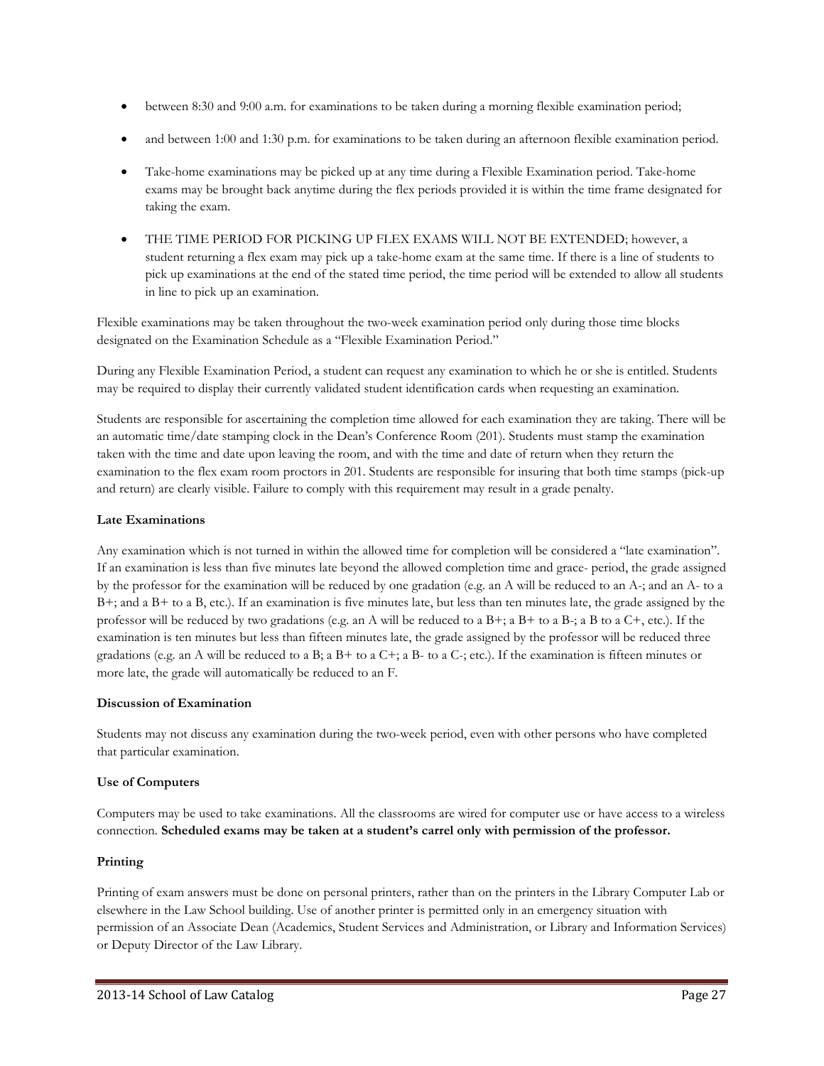- between 8:30 and 9:00 a.m. for examinations to be taken during a morning flexible examination period;
- and between 1:00 and 1:30 p.m. for examinations to be taken during an afternoon flexible examination period.
- Take-home examinations may be picked up at any time during a Flexible Examination period. Take-home exams may be brought back anytime during the flex periods provided it is within the time frame designated for taking the exam.
- THE TIME PERIOD FOR PICKING UP FLEX EXAMS WILL NOT BE EXTENDED; however, a student returning a flex exam may pick up a take-home exam at the same time. If there is a line of students to pick up examinations at the end of the stated time period, the time period will be extended to allow all students in line to pick up an examination.

Flexible examinations may be taken throughout the two-week examination period only during those time blocks designated on the Examination Schedule as a "Flexible Examination Period."

During any Flexible Examination Period, a student can request any examination to which he or she is entitled. Students may be required to display their currently validated student identification cards when requesting an examination.

Students are responsible for ascertaining the completion time allowed for each examination they are taking. There will be an automatic time/date stamping clock in the Dean's Conference Room (201). Students must stamp the examination taken with the time and date upon leaving the room, and with the time and date of return when they return the examination to the flex exam room proctors in 201. Students are responsible for insuring that both time stamps (pick-up and return) are clearly visible. Failure to comply with this requirement may result in a grade penalty.

**Late Examinations**

Any examination which is not turned in within the allowed time for completion will be considered a "late examination". If an examination is less than five minutes late beyond the allowed completion time and grace- period, the grade assigned by the professor for the examination will be reduced by one gradation (e.g. an A will be reduced to an A-; and an A- to a B+; and a B+ to a B, etc.). If an examination is five minutes late, but less than ten minutes late, the grade assigned by the professor will be reduced by two gradations (e.g. an A will be reduced to a B+; a B+ to a B-; a B to a C+, etc.). If the examination is ten minutes but less than fifteen minutes late, the grade assigned by the professor will be reduced three gradations (e.g. an A will be reduced to a B; a B+ to a C+; a B- to a C-; etc.). If the examination is fifteen minutes or more late, the grade will automatically be reduced to an F.

**Discussion of Examination**

Students may not discuss any examination during the two-week period, even with other persons who have completed that particular examination.

**Use of Computers**

Computers may be used to take examinations. All the classrooms are wired for computer use or have access to a wireless connection. **Scheduled exams may be taken at a student's carrel only with permission of the professor.**

**Printing**

Printing of exam answers must be done on personal printers, rather than on the printers in the Library Computer Lab or elsewhere in the Law School building. Use of another printer is permitted only in an emergency situation with permission of an Associate Dean (Academics, Student Services and Administration, or Library and Information Services) or Deputy Director of the Law Library.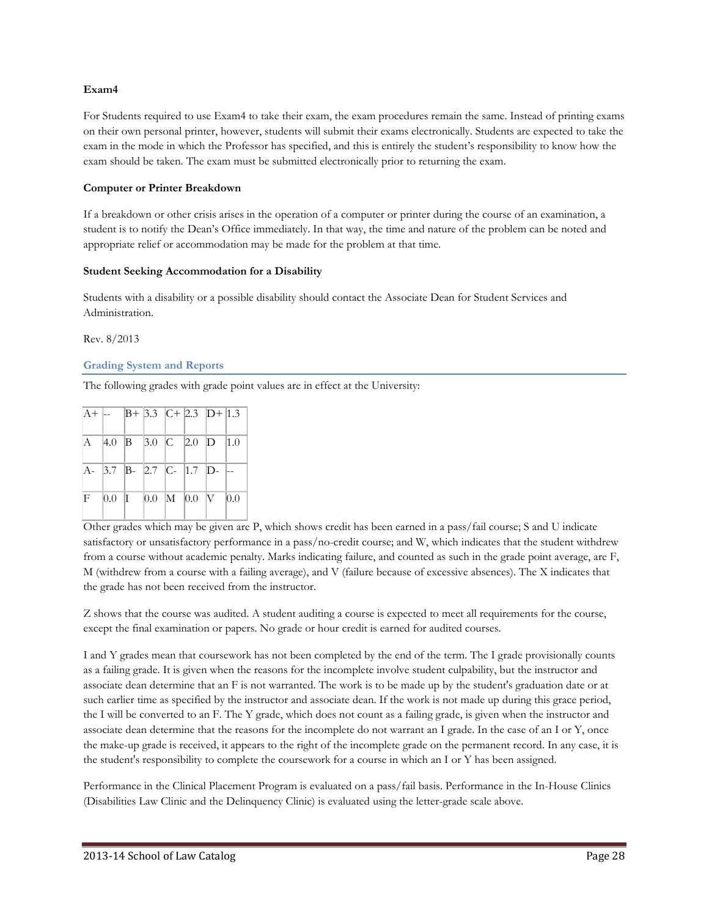**Exam4**

For Students required to use Exam4 to take their exam, the exam procedures remain the same. Instead of printing exams on their own personal printer, however, students will submit their exams electronically. Students are expected to take the exam in the mode in which the Professor has specified, and this is entirely the student's responsibility to know how the exam should be taken. The exam must be submitted electronically prior to returning the exam.

**Computer or Printer Breakdown**

If a breakdown or other crisis arises in the operation of a computer or printer during the course of an examination, a student is to notify the Dean's Office immediately. In that way, the time and nature of the problem can be noted and appropriate relief or accommodation may be made for the problem at that time.

**Student Seeking Accommodation for a Disability**

Students with a disability or a possible disability should contact the Associate Dean for Student Services and Administration.

Rev. 8/2013

## Grading System and Reports

The following grades with grade point values are in effect at the University:

| | | | | | | | |
|---|---|---|---|---|---|---|---|
| A+ | -- | B+ | 3.3 | C+ | 2.3 | D+ | 1.3 |
| A | 4.0 | B | 3.0 | C | 2.0 | D | 1.0 |
| A- | 3.7 | B- | 2.7 | C- | 1.7 | D- | -- |
| F | 0.0 | I | 0.0 | M | 0.0 | V | 0.0 |

Other grades which may be given are P, which shows credit has been earned in a pass/fail course; S and U indicate satisfactory or unsatisfactory performance in a pass/no-credit course; and W, which indicates that the student withdrew from a course without academic penalty. Marks indicating failure, and counted as such in the grade point average, are F, M (withdrew from a course with a failing average), and V (failure because of excessive absences). The X indicates that the grade has not been received from the instructor.

Z shows that the course was audited. A student auditing a course is expected to meet all requirements for the course, except the final examination or papers. No grade or hour credit is earned for audited courses.

I and Y grades mean that coursework has not been completed by the end of the term. The I grade provisionally counts as a failing grade. It is given when the reasons for the incomplete involve student culpability, but the instructor and associate dean determine that an F is not warranted. The work is to be made up by the student's graduation date or at such earlier time as specified by the instructor and associate dean. If the work is not made up during this grace period, the I will be converted to an F. The Y grade, which does not count as a failing grade, is given when the instructor and associate dean determine that the reasons for the incomplete do not warrant an I grade. In the case of an I or Y, once the make-up grade is received, it appears to the right of the incomplete grade on the permanent record. In any case, it is the student's responsibility to complete the coursework for a course in which an I or Y has been assigned.

Performance in the Clinical Placement Program is evaluated on a pass/fail basis. Performance in the In-House Clinics (Disabilities Law Clinic and the Delinquency Clinic) is evaluated using the letter-grade scale above.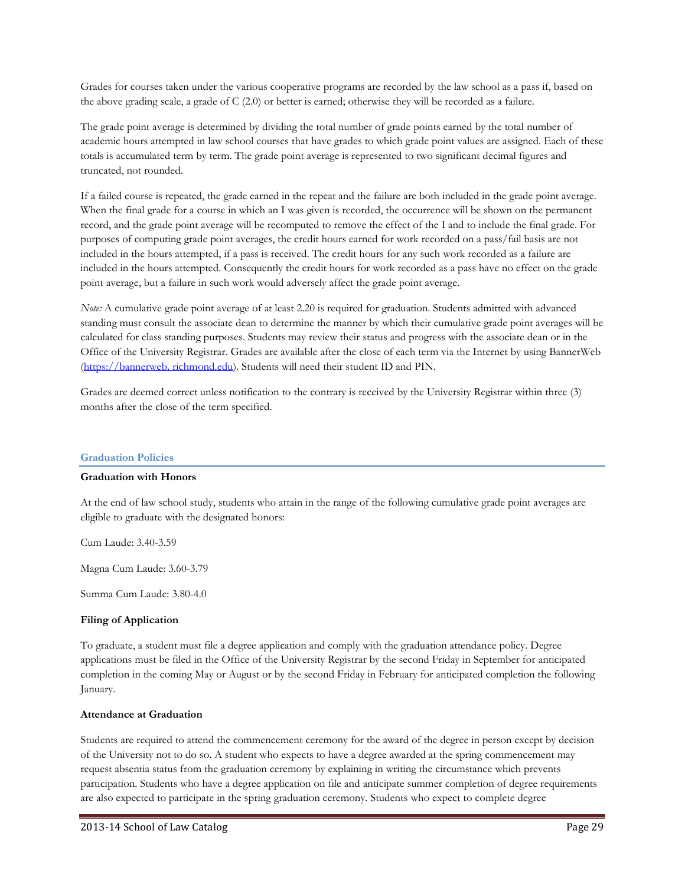Grades for courses taken under the various cooperative programs are recorded by the law school as a pass if, based on the above grading scale, a grade of C (2.0) or better is earned; otherwise they will be recorded as a failure.

The grade point average is determined by dividing the total number of grade points earned by the total number of academic hours attempted in law school courses that have grades to which grade point values are assigned. Each of these totals is accumulated term by term. The grade point average is represented to two significant decimal figures and truncated, not rounded.

If a failed course is repeated, the grade earned in the repeat and the failure are both included in the grade point average. When the final grade for a course in which an I was given is recorded, the occurrence will be shown on the permanent record, and the grade point average will be recomputed to remove the effect of the I and to include the final grade. For purposes of computing grade point averages, the credit hours earned for work recorded on a pass/fail basis are not included in the hours attempted, if a pass is received. The credit hours for any such work recorded as a failure are included in the hours attempted. Consequently the credit hours for work recorded as a pass have no effect on the grade point average, but a failure in such work would adversely affect the grade point average.

*Note:* A cumulative grade point average of at least 2.20 is required for graduation. Students admitted with advanced standing must consult the associate dean to determine the manner by which their cumulative grade point averages will be calculated for class standing purposes. Students may review their status and progress with the associate dean or in the Office of the University Registrar. Grades are available after the close of each term via the Internet by using BannerWeb (https://bannerweb. richmond.edu). Students will need their student ID and PIN.

Grades are deemed correct unless notification to the contrary is received by the University Registrar within three (3) months after the close of the term specified.

## Graduation Policies

### Graduation with Honors

At the end of law school study, students who attain in the range of the following cumulative grade point averages are eligible to graduate with the designated honors:

Cum Laude: 3.40-3.59

Magna Cum Laude: 3.60-3.79

Summa Cum Laude: 3.80-4.0

### Filing of Application

To graduate, a student must file a degree application and comply with the graduation attendance policy. Degree applications must be filed in the Office of the University Registrar by the second Friday in September for anticipated completion in the coming May or August or by the second Friday in February for anticipated completion the following January.

### Attendance at Graduation

Students are required to attend the commencement ceremony for the award of the degree in person except by decision of the University not to do so. A student who expects to have a degree awarded at the spring commencement may request absentia status from the graduation ceremony by explaining in writing the circumstance which prevents participation. Students who have a degree application on file and anticipate summer completion of degree requirements are also expected to participate in the spring graduation ceremony. Students who expect to complete degree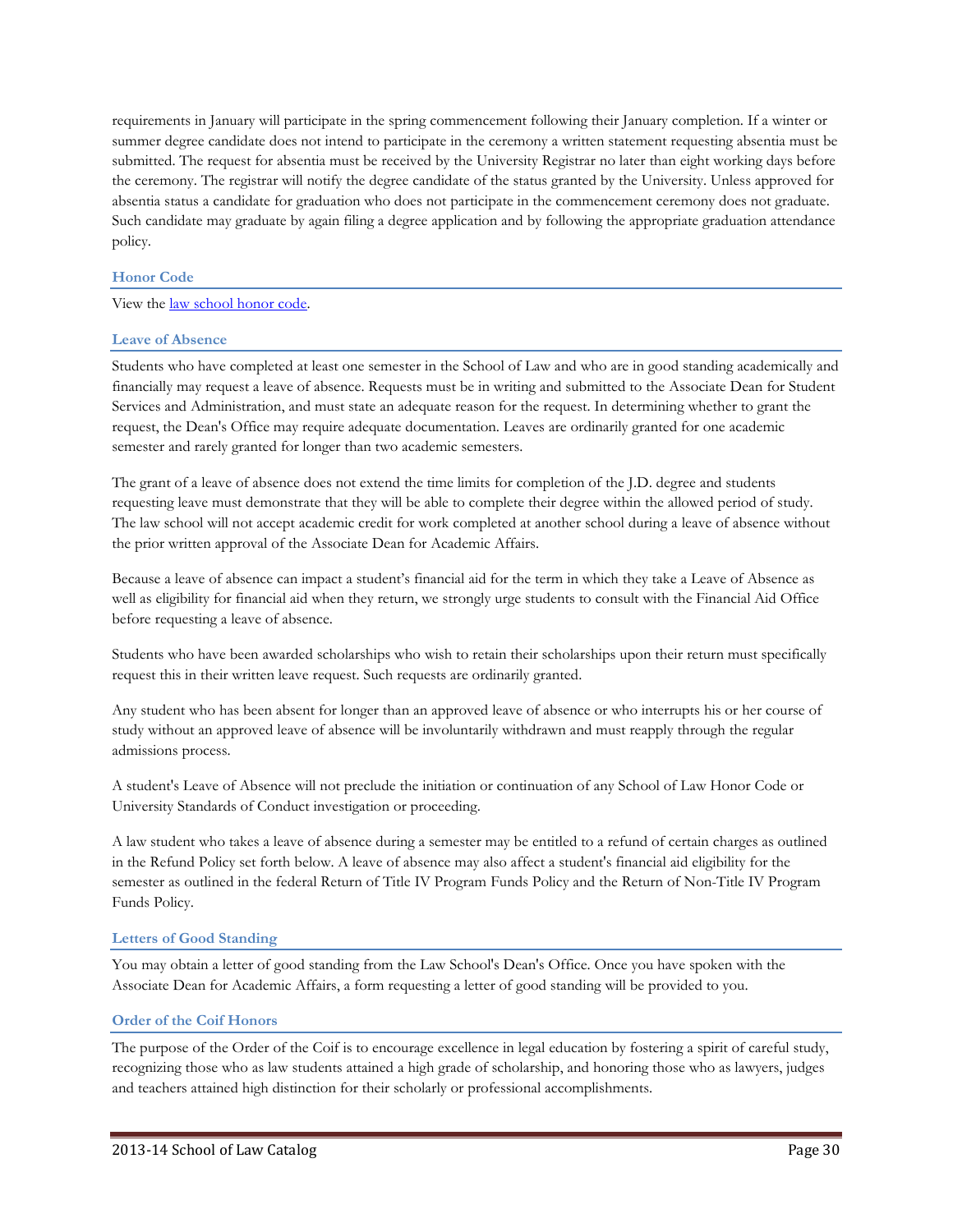requirements in January will participate in the spring commencement following their January completion. If a winter or summer degree candidate does not intend to participate in the ceremony a written statement requesting absentia must be submitted. The request for absentia must be received by the University Registrar no later than eight working days before the ceremony. The registrar will notify the degree candidate of the status granted by the University. Unless approved for absentia status a candidate for graduation who does not participate in the commencement ceremony does not graduate. Such candidate may graduate by again filing a degree application and by following the appropriate graduation attendance policy.

### Honor Code

View the law school honor code.

### Leave of Absence

Students who have completed at least one semester in the School of Law and who are in good standing academically and financially may request a leave of absence. Requests must be in writing and submitted to the Associate Dean for Student Services and Administration, and must state an adequate reason for the request. In determining whether to grant the request, the Dean's Office may require adequate documentation. Leaves are ordinarily granted for one academic semester and rarely granted for longer than two academic semesters.

The grant of a leave of absence does not extend the time limits for completion of the J.D. degree and students requesting leave must demonstrate that they will be able to complete their degree within the allowed period of study. The law school will not accept academic credit for work completed at another school during a leave of absence without the prior written approval of the Associate Dean for Academic Affairs.

Because a leave of absence can impact a student's financial aid for the term in which they take a Leave of Absence as well as eligibility for financial aid when they return, we strongly urge students to consult with the Financial Aid Office before requesting a leave of absence.

Students who have been awarded scholarships who wish to retain their scholarships upon their return must specifically request this in their written leave request. Such requests are ordinarily granted.

Any student who has been absent for longer than an approved leave of absence or who interrupts his or her course of study without an approved leave of absence will be involuntarily withdrawn and must reapply through the regular admissions process.

A student's Leave of Absence will not preclude the initiation or continuation of any School of Law Honor Code or University Standards of Conduct investigation or proceeding.

A law student who takes a leave of absence during a semester may be entitled to a refund of certain charges as outlined in the Refund Policy set forth below. A leave of absence may also affect a student's financial aid eligibility for the semester as outlined in the federal Return of Title IV Program Funds Policy and the Return of Non-Title IV Program Funds Policy.

### Letters of Good Standing

You may obtain a letter of good standing from the Law School's Dean's Office. Once you have spoken with the Associate Dean for Academic Affairs, a form requesting a letter of good standing will be provided to you.

### Order of the Coif Honors

The purpose of the Order of the Coif is to encourage excellence in legal education by fostering a spirit of careful study, recognizing those who as law students attained a high grade of scholarship, and honoring those who as lawyers, judges and teachers attained high distinction for their scholarly or professional accomplishments.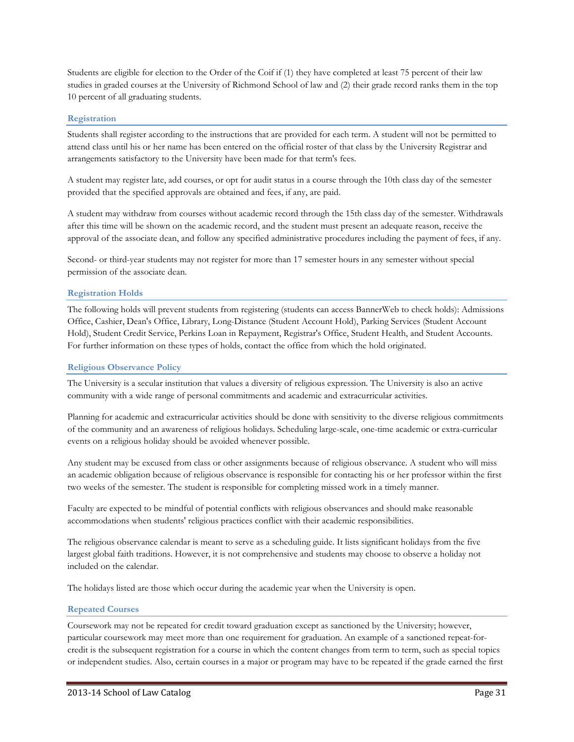Students are eligible for election to the Order of the Coif if (1) they have completed at least 75 percent of their law studies in graded courses at the University of Richmond School of law and (2) their grade record ranks them in the top 10 percent of all graduating students.

### Registration

Students shall register according to the instructions that are provided for each term. A student will not be permitted to attend class until his or her name has been entered on the official roster of that class by the University Registrar and arrangements satisfactory to the University have been made for that term's fees.

A student may register late, add courses, or opt for audit status in a course through the 10th class day of the semester provided that the specified approvals are obtained and fees, if any, are paid.

A student may withdraw from courses without academic record through the 15th class day of the semester. Withdrawals after this time will be shown on the academic record, and the student must present an adequate reason, receive the approval of the associate dean, and follow any specified administrative procedures including the payment of fees, if any.

Second- or third-year students may not register for more than 17 semester hours in any semester without special permission of the associate dean.

### Registration Holds

The following holds will prevent students from registering (students can access BannerWeb to check holds): Admissions Office, Cashier, Dean's Office, Library, Long-Distance (Student Account Hold), Parking Services (Student Account Hold), Student Credit Service, Perkins Loan in Repayment, Registrar's Office, Student Health, and Student Accounts. For further information on these types of holds, contact the office from which the hold originated.

### Religious Observance Policy

The University is a secular institution that values a diversity of religious expression. The University is also an active community with a wide range of personal commitments and academic and extracurricular activities.

Planning for academic and extracurricular activities should be done with sensitivity to the diverse religious commitments of the community and an awareness of religious holidays. Scheduling large-scale, one-time academic or extra-curricular events on a religious holiday should be avoided whenever possible.

Any student may be excused from class or other assignments because of religious observance. A student who will miss an academic obligation because of religious observance is responsible for contacting his or her professor within the first two weeks of the semester. The student is responsible for completing missed work in a timely manner.

Faculty are expected to be mindful of potential conflicts with religious observances and should make reasonable accommodations when students' religious practices conflict with their academic responsibilities.

The religious observance calendar is meant to serve as a scheduling guide. It lists significant holidays from the five largest global faith traditions. However, it is not comprehensive and students may choose to observe a holiday not included on the calendar.

The holidays listed are those which occur during the academic year when the University is open.

### Repeated Courses

Coursework may not be repeated for credit toward graduation except as sanctioned by the University; however, particular coursework may meet more than one requirement for graduation. An example of a sanctioned repeat-for-credit is the subsequent registration for a course in which the content changes from term to term, such as special topics or independent studies. Also, certain courses in a major or program may have to be repeated if the grade earned the first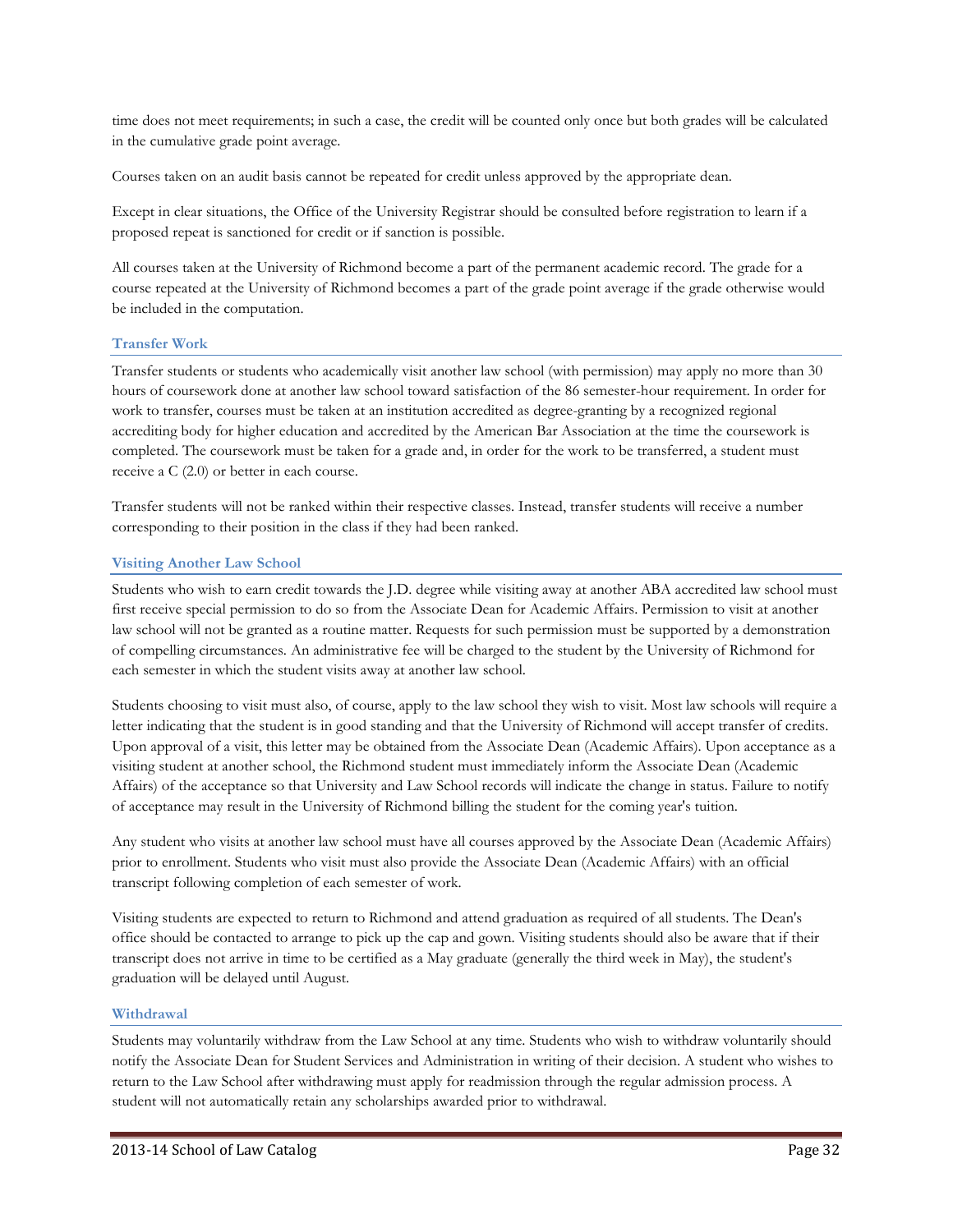time does not meet requirements; in such a case, the credit will be counted only once but both grades will be calculated in the cumulative grade point average.

Courses taken on an audit basis cannot be repeated for credit unless approved by the appropriate dean.

Except in clear situations, the Office of the University Registrar should be consulted before registration to learn if a proposed repeat is sanctioned for credit or if sanction is possible.

All courses taken at the University of Richmond become a part of the permanent academic record. The grade for a course repeated at the University of Richmond becomes a part of the grade point average if the grade otherwise would be included in the computation.

### Transfer Work

Transfer students or students who academically visit another law school (with permission) may apply no more than 30 hours of coursework done at another law school toward satisfaction of the 86 semester-hour requirement. In order for work to transfer, courses must be taken at an institution accredited as degree-granting by a recognized regional accrediting body for higher education and accredited by the American Bar Association at the time the coursework is completed. The coursework must be taken for a grade and, in order for the work to be transferred, a student must receive a C (2.0) or better in each course.

Transfer students will not be ranked within their respective classes. Instead, transfer students will receive a number corresponding to their position in the class if they had been ranked.

### Visiting Another Law School

Students who wish to earn credit towards the J.D. degree while visiting away at another ABA accredited law school must first receive special permission to do so from the Associate Dean for Academic Affairs. Permission to visit at another law school will not be granted as a routine matter. Requests for such permission must be supported by a demonstration of compelling circumstances. An administrative fee will be charged to the student by the University of Richmond for each semester in which the student visits away at another law school.

Students choosing to visit must also, of course, apply to the law school they wish to visit. Most law schools will require a letter indicating that the student is in good standing and that the University of Richmond will accept transfer of credits. Upon approval of a visit, this letter may be obtained from the Associate Dean (Academic Affairs). Upon acceptance as a visiting student at another school, the Richmond student must immediately inform the Associate Dean (Academic Affairs) of the acceptance so that University and Law School records will indicate the change in status. Failure to notify of acceptance may result in the University of Richmond billing the student for the coming year's tuition.

Any student who visits at another law school must have all courses approved by the Associate Dean (Academic Affairs) prior to enrollment. Students who visit must also provide the Associate Dean (Academic Affairs) with an official transcript following completion of each semester of work.

Visiting students are expected to return to Richmond and attend graduation as required of all students. The Dean's office should be contacted to arrange to pick up the cap and gown. Visiting students should also be aware that if their transcript does not arrive in time to be certified as a May graduate (generally the third week in May), the student's graduation will be delayed until August.

### Withdrawal

Students may voluntarily withdraw from the Law School at any time. Students who wish to withdraw voluntarily should notify the Associate Dean for Student Services and Administration in writing of their decision. A student who wishes to return to the Law School after withdrawing must apply for readmission through the regular admission process. A student will not automatically retain any scholarships awarded prior to withdrawal.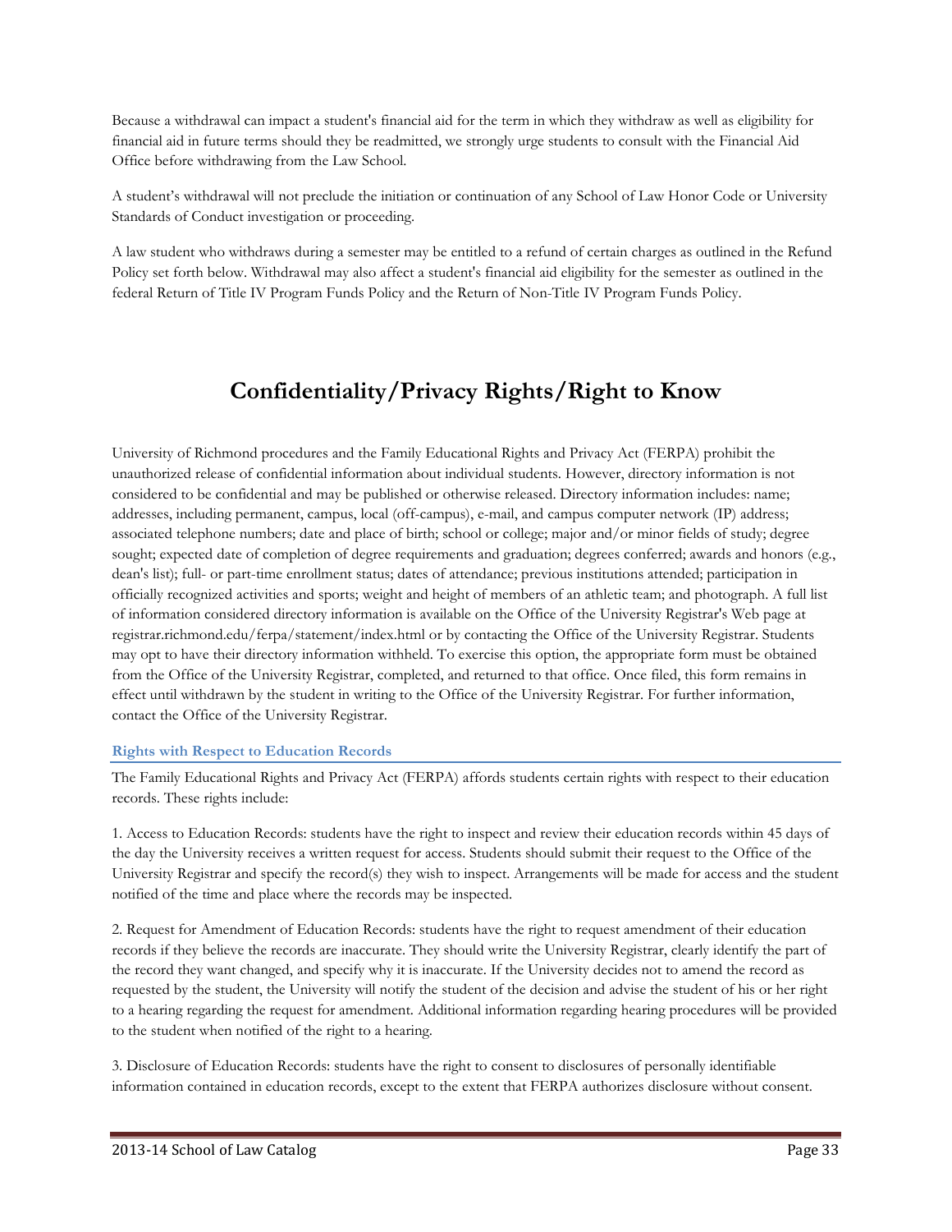Because a withdrawal can impact a student's financial aid for the term in which they withdraw as well as eligibility for financial aid in future terms should they be readmitted, we strongly urge students to consult with the Financial Aid Office before withdrawing from the Law School.

A student's withdrawal will not preclude the initiation or continuation of any School of Law Honor Code or University Standards of Conduct investigation or proceeding.

A law student who withdraws during a semester may be entitled to a refund of certain charges as outlined in the Refund Policy set forth below. Withdrawal may also affect a student's financial aid eligibility for the semester as outlined in the federal Return of Title IV Program Funds Policy and the Return of Non-Title IV Program Funds Policy.

# Confidentiality/Privacy Rights/Right to Know

University of Richmond procedures and the Family Educational Rights and Privacy Act (FERPA) prohibit the unauthorized release of confidential information about individual students. However, directory information is not considered to be confidential and may be published or otherwise released. Directory information includes: name; addresses, including permanent, campus, local (off-campus), e-mail, and campus computer network (IP) address; associated telephone numbers; date and place of birth; school or college; major and/or minor fields of study; degree sought; expected date of completion of degree requirements and graduation; degrees conferred; awards and honors (e.g., dean's list); full- or part-time enrollment status; dates of attendance; previous institutions attended; participation in officially recognized activities and sports; weight and height of members of an athletic team; and photograph. A full list of information considered directory information is available on the Office of the University Registrar's Web page at registrar.richmond.edu/ferpa/statement/index.html or by contacting the Office of the University Registrar. Students may opt to have their directory information withheld. To exercise this option, the appropriate form must be obtained from the Office of the University Registrar, completed, and returned to that office. Once filed, this form remains in effect until withdrawn by the student in writing to the Office of the University Registrar. For further information, contact the Office of the University Registrar.

### Rights with Respect to Education Records

The Family Educational Rights and Privacy Act (FERPA) affords students certain rights with respect to their education records. These rights include:

1. Access to Education Records: students have the right to inspect and review their education records within 45 days of the day the University receives a written request for access. Students should submit their request to the Office of the University Registrar and specify the record(s) they wish to inspect. Arrangements will be made for access and the student notified of the time and place where the records may be inspected.

2. Request for Amendment of Education Records: students have the right to request amendment of their education records if they believe the records are inaccurate. They should write the University Registrar, clearly identify the part of the record they want changed, and specify why it is inaccurate. If the University decides not to amend the record as requested by the student, the University will notify the student of the decision and advise the student of his or her right to a hearing regarding the request for amendment. Additional information regarding hearing procedures will be provided to the student when notified of the right to a hearing.

3. Disclosure of Education Records: students have the right to consent to disclosures of personally identifiable information contained in education records, except to the extent that FERPA authorizes disclosure without consent.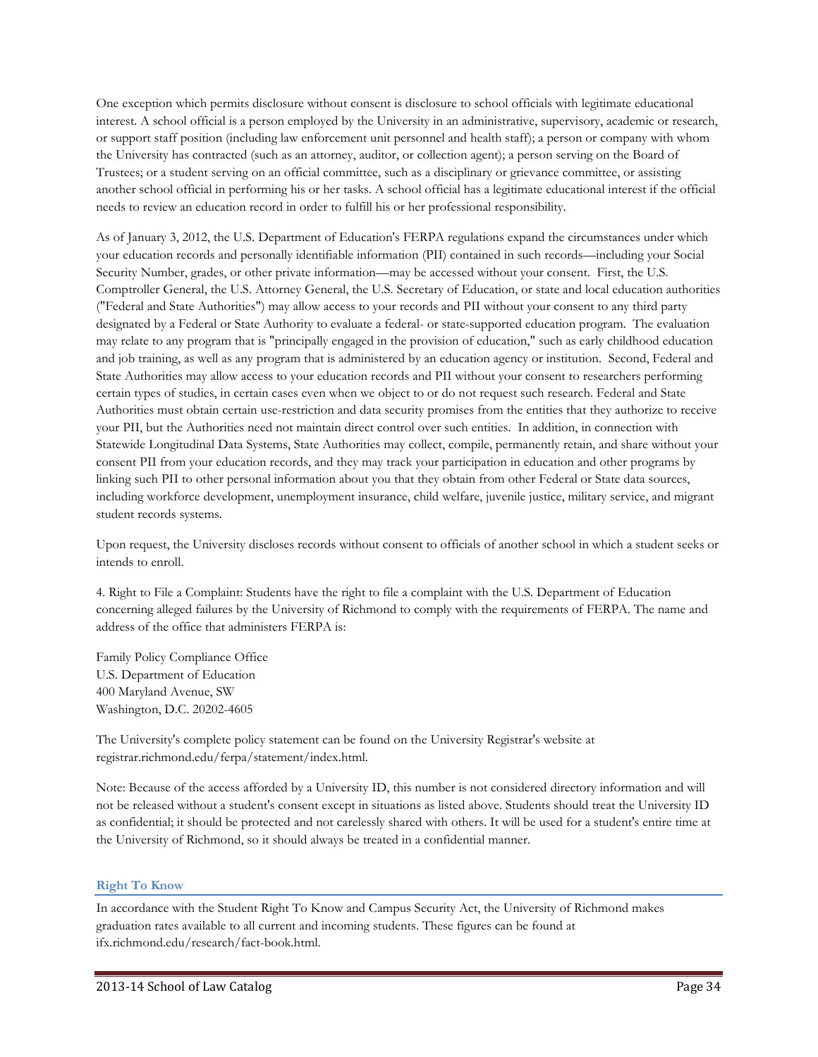One exception which permits disclosure without consent is disclosure to school officials with legitimate educational interest. A school official is a person employed by the University in an administrative, supervisory, academic or research, or support staff position (including law enforcement unit personnel and health staff); a person or company with whom the University has contracted (such as an attorney, auditor, or collection agent); a person serving on the Board of Trustees; or a student serving on an official committee, such as a disciplinary or grievance committee, or assisting another school official in performing his or her tasks. A school official has a legitimate educational interest if the official needs to review an education record in order to fulfill his or her professional responsibility.

As of January 3, 2012, the U.S. Department of Education's FERPA regulations expand the circumstances under which your education records and personally identifiable information (PII) contained in such records—including your Social Security Number, grades, or other private information—may be accessed without your consent. First, the U.S. Comptroller General, the U.S. Attorney General, the U.S. Secretary of Education, or state and local education authorities ("Federal and State Authorities") may allow access to your records and PII without your consent to any third party designated by a Federal or State Authority to evaluate a federal- or state-supported education program. The evaluation may relate to any program that is "principally engaged in the provision of education," such as early childhood education and job training, as well as any program that is administered by an education agency or institution. Second, Federal and State Authorities may allow access to your education records and PII without your consent to researchers performing certain types of studies, in certain cases even when we object to or do not request such research. Federal and State Authorities must obtain certain use-restriction and data security promises from the entities that they authorize to receive your PII, but the Authorities need not maintain direct control over such entities. In addition, in connection with Statewide Longitudinal Data Systems, State Authorities may collect, compile, permanently retain, and share without your consent PII from your education records, and they may track your participation in education and other programs by linking such PII to other personal information about you that they obtain from other Federal or State data sources, including workforce development, unemployment insurance, child welfare, juvenile justice, military service, and migrant student records systems.

Upon request, the University discloses records without consent to officials of another school in which a student seeks or intends to enroll.

4. Right to File a Complaint: Students have the right to file a complaint with the U.S. Department of Education concerning alleged failures by the University of Richmond to comply with the requirements of FERPA. The name and address of the office that administers FERPA is:

Family Policy Compliance Office
U.S. Department of Education
400 Maryland Avenue, SW
Washington, D.C. 20202-4605

The University's complete policy statement can be found on the University Registrar's website at registrar.richmond.edu/ferpa/statement/index.html.

Note: Because of the access afforded by a University ID, this number is not considered directory information and will not be released without a student's consent except in situations as listed above. Students should treat the University ID as confidential; it should be protected and not carelessly shared with others. It will be used for a student's entire time at the University of Richmond, so it should always be treated in a confidential manner.

## Right To Know

In accordance with the Student Right To Know and Campus Security Act, the University of Richmond makes graduation rates available to all current and incoming students. These figures can be found at ifx.richmond.edu/research/fact-book.html.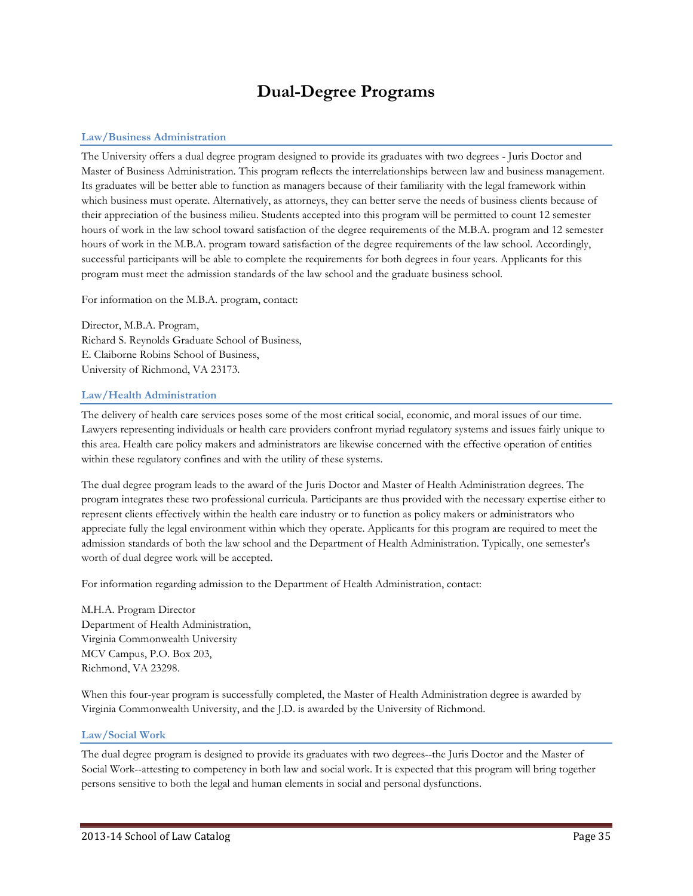# Dual-Degree Programs

## Law/Business Administration

The University offers a dual degree program designed to provide its graduates with two degrees - Juris Doctor and Master of Business Administration. This program reflects the interrelationships between law and business management. Its graduates will be better able to function as managers because of their familiarity with the legal framework within which business must operate. Alternatively, as attorneys, they can better serve the needs of business clients because of their appreciation of the business milieu. Students accepted into this program will be permitted to count 12 semester hours of work in the law school toward satisfaction of the degree requirements of the M.B.A. program and 12 semester hours of work in the M.B.A. program toward satisfaction of the degree requirements of the law school. Accordingly, successful participants will be able to complete the requirements for both degrees in four years. Applicants for this program must meet the admission standards of the law school and the graduate business school.

For information on the M.B.A. program, contact:

Director, M.B.A. Program,  
Richard S. Reynolds Graduate School of Business,  
E. Claiborne Robins School of Business,  
University of Richmond, VA 23173.

## Law/Health Administration

The delivery of health care services poses some of the most critical social, economic, and moral issues of our time. Lawyers representing individuals or health care providers confront myriad regulatory systems and issues fairly unique to this area. Health care policy makers and administrators are likewise concerned with the effective operation of entities within these regulatory confines and with the utility of these systems.

The dual degree program leads to the award of the Juris Doctor and Master of Health Administration degrees. The program integrates these two professional curricula. Participants are thus provided with the necessary expertise either to represent clients effectively within the health care industry or to function as policy makers or administrators who appreciate fully the legal environment within which they operate. Applicants for this program are required to meet the admission standards of both the law school and the Department of Health Administration. Typically, one semester's worth of dual degree work will be accepted.

For information regarding admission to the Department of Health Administration, contact:

M.H.A. Program Director  
Department of Health Administration,  
Virginia Commonwealth University  
MCV Campus, P.O. Box 203,  
Richmond, VA 23298.

When this four-year program is successfully completed, the Master of Health Administration degree is awarded by Virginia Commonwealth University, and the J.D. is awarded by the University of Richmond.

## Law/Social Work

The dual degree program is designed to provide its graduates with two degrees--the Juris Doctor and the Master of Social Work--attesting to competency in both law and social work. It is expected that this program will bring together persons sensitive to both the legal and human elements in social and personal dysfunctions.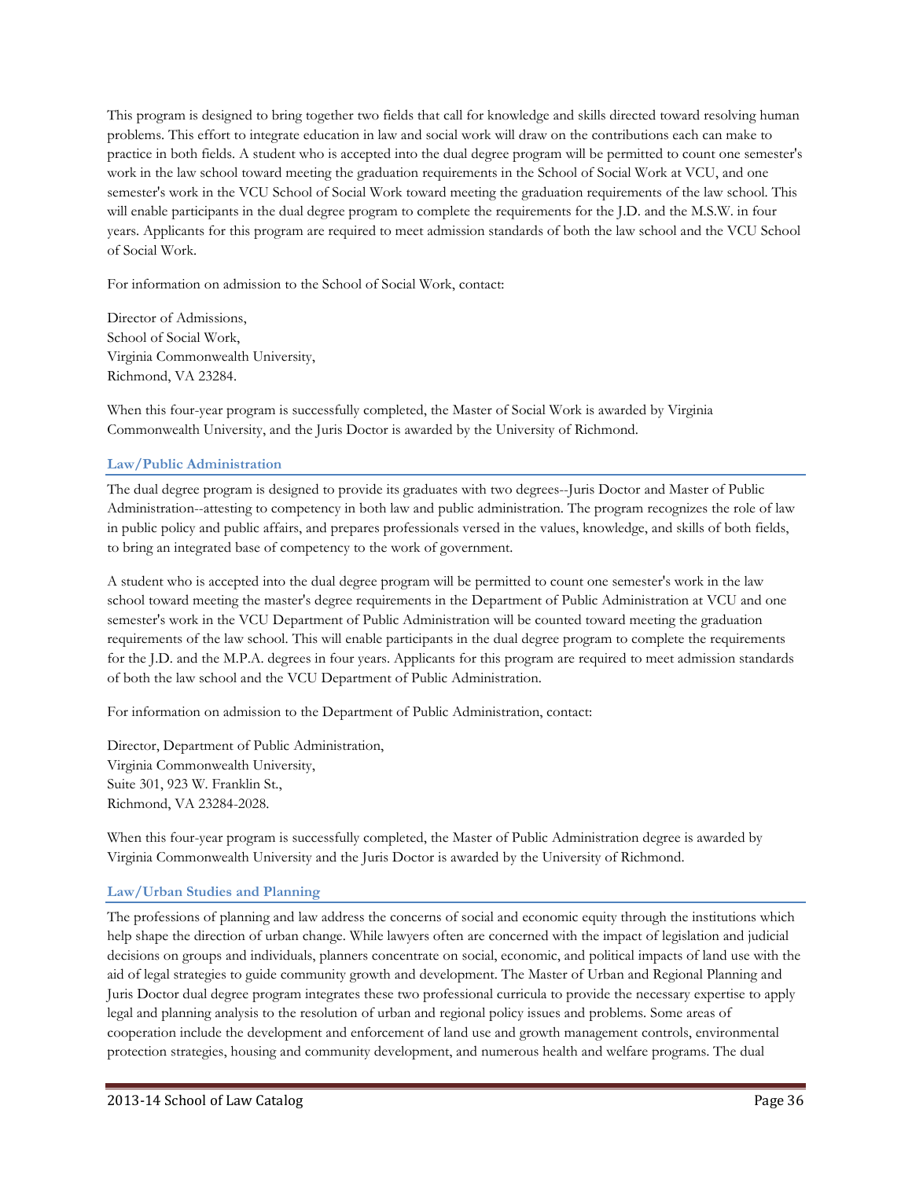This program is designed to bring together two fields that call for knowledge and skills directed toward resolving human problems. This effort to integrate education in law and social work will draw on the contributions each can make to practice in both fields. A student who is accepted into the dual degree program will be permitted to count one semester's work in the law school toward meeting the graduation requirements in the School of Social Work at VCU, and one semester's work in the VCU School of Social Work toward meeting the graduation requirements of the law school. This will enable participants in the dual degree program to complete the requirements for the J.D. and the M.S.W. in four years. Applicants for this program are required to meet admission standards of both the law school and the VCU School of Social Work.

For information on admission to the School of Social Work, contact:

Director of Admissions,
School of Social Work,
Virginia Commonwealth University,
Richmond, VA 23284.

When this four-year program is successfully completed, the Master of Social Work is awarded by Virginia Commonwealth University, and the Juris Doctor is awarded by the University of Richmond.

### Law/Public Administration

The dual degree program is designed to provide its graduates with two degrees--Juris Doctor and Master of Public Administration--attesting to competency in both law and public administration. The program recognizes the role of law in public policy and public affairs, and prepares professionals versed in the values, knowledge, and skills of both fields, to bring an integrated base of competency to the work of government.

A student who is accepted into the dual degree program will be permitted to count one semester's work in the law school toward meeting the master's degree requirements in the Department of Public Administration at VCU and one semester's work in the VCU Department of Public Administration will be counted toward meeting the graduation requirements of the law school. This will enable participants in the dual degree program to complete the requirements for the J.D. and the M.P.A. degrees in four years. Applicants for this program are required to meet admission standards of both the law school and the VCU Department of Public Administration.

For information on admission to the Department of Public Administration, contact:

Director, Department of Public Administration,
Virginia Commonwealth University,
Suite 301, 923 W. Franklin St.,
Richmond, VA 23284-2028.

When this four-year program is successfully completed, the Master of Public Administration degree is awarded by Virginia Commonwealth University and the Juris Doctor is awarded by the University of Richmond.

### Law/Urban Studies and Planning

The professions of planning and law address the concerns of social and economic equity through the institutions which help shape the direction of urban change. While lawyers often are concerned with the impact of legislation and judicial decisions on groups and individuals, planners concentrate on social, economic, and political impacts of land use with the aid of legal strategies to guide community growth and development. The Master of Urban and Regional Planning and Juris Doctor dual degree program integrates these two professional curricula to provide the necessary expertise to apply legal and planning analysis to the resolution of urban and regional policy issues and problems. Some areas of cooperation include the development and enforcement of land use and growth management controls, environmental protection strategies, housing and community development, and numerous health and welfare programs. The dual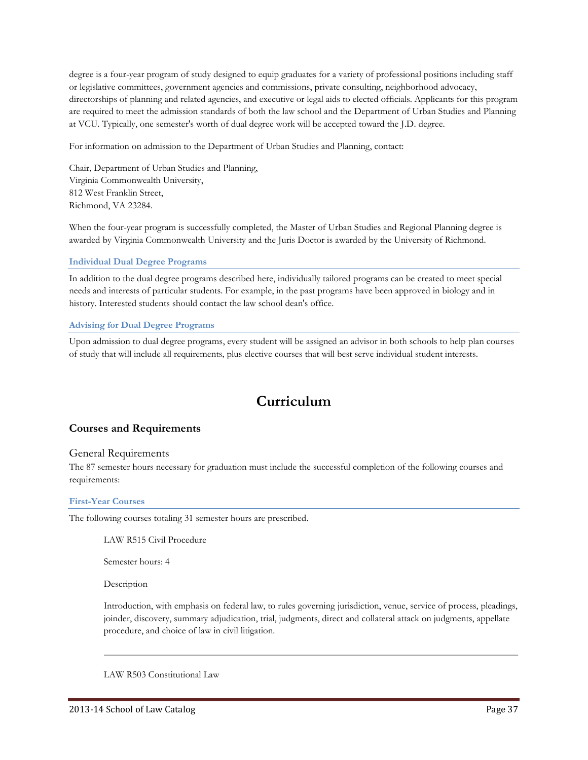degree is a four-year program of study designed to equip graduates for a variety of professional positions including staff or legislative committees, government agencies and commissions, private consulting, neighborhood advocacy, directorships of planning and related agencies, and executive or legal aids to elected officials. Applicants for this program are required to meet the admission standards of both the law school and the Department of Urban Studies and Planning at VCU. Typically, one semester's worth of dual degree work will be accepted toward the J.D. degree.

For information on admission to the Department of Urban Studies and Planning, contact:

Chair, Department of Urban Studies and Planning,
Virginia Commonwealth University,
812 West Franklin Street,
Richmond, VA 23284.

When the four-year program is successfully completed, the Master of Urban Studies and Regional Planning degree is awarded by Virginia Commonwealth University and the Juris Doctor is awarded by the University of Richmond.

#### Individual Dual Degree Programs

In addition to the dual degree programs described here, individually tailored programs can be created to meet special needs and interests of particular students. For example, in the past programs have been approved in biology and in history. Interested students should contact the law school dean's office.

#### Advising for Dual Degree Programs

Upon admission to dual degree programs, every student will be assigned an advisor in both schools to help plan courses of study that will include all requirements, plus elective courses that will best serve individual student interests.

# Curriculum

## Courses and Requirements

### General Requirements

The 87 semester hours necessary for graduation must include the successful completion of the following courses and requirements:

#### First-Year Courses

The following courses totaling 31 semester hours are prescribed.

LAW R515 Civil Procedure

Semester hours: 4

Description

Introduction, with emphasis on federal law, to rules governing jurisdiction, venue, service of process, pleadings, joinder, discovery, summary adjudication, trial, judgments, direct and collateral attack on judgments, appellate procedure, and choice of law in civil litigation.

---

LAW R503 Constitutional Law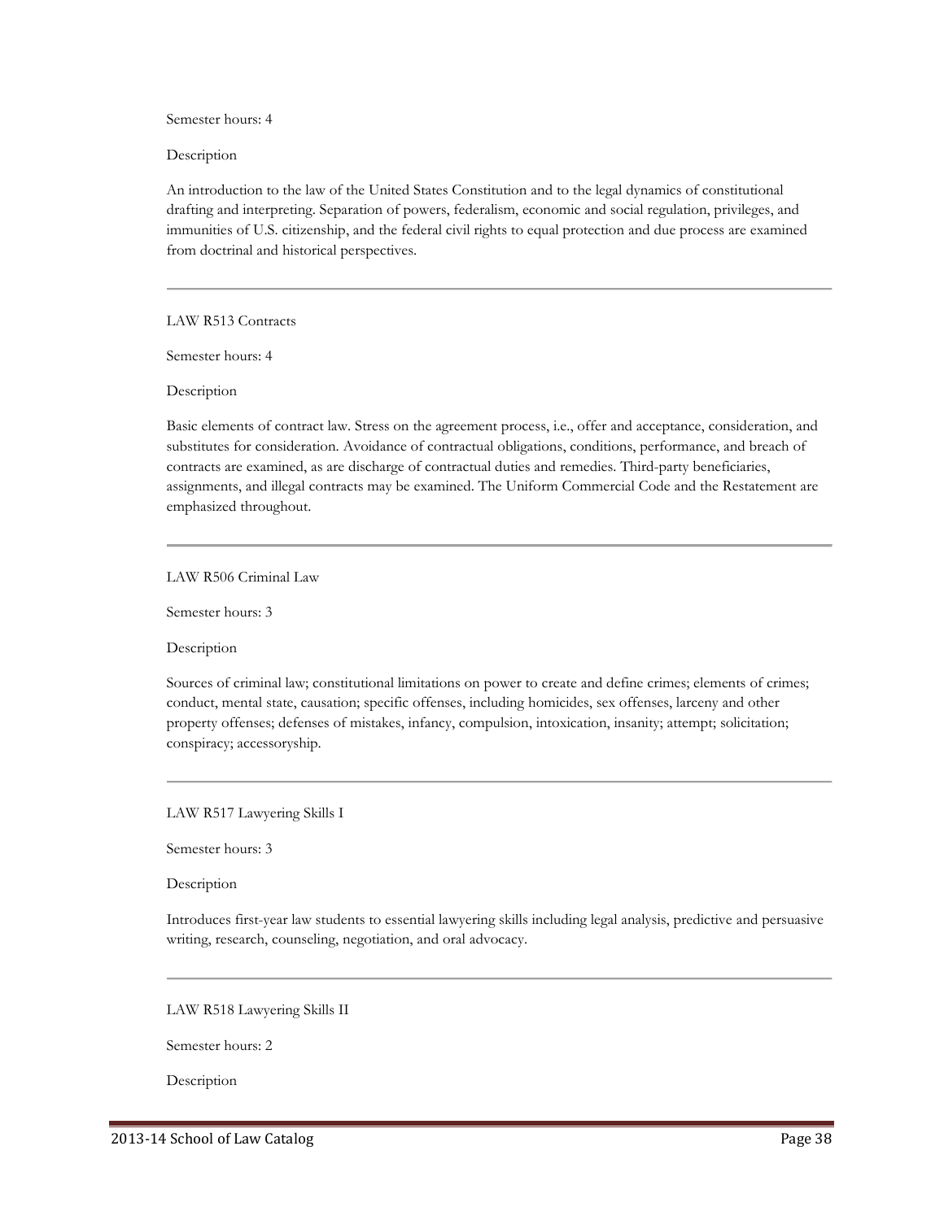Semester hours: 4

Description

An introduction to the law of the United States Constitution and to the legal dynamics of constitutional drafting and interpreting. Separation of powers, federalism, economic and social regulation, privileges, and immunities of U.S. citizenship, and the federal civil rights to equal protection and due process are examined from doctrinal and historical perspectives.

---

LAW R513 Contracts

Semester hours: 4

Description

Basic elements of contract law. Stress on the agreement process, i.e., offer and acceptance, consideration, and substitutes for consideration. Avoidance of contractual obligations, conditions, performance, and breach of contracts are examined, as are discharge of contractual duties and remedies. Third-party beneficiaries, assignments, and illegal contracts may be examined. The Uniform Commercial Code and the Restatement are emphasized throughout.

---

LAW R506 Criminal Law

Semester hours: 3

Description

Sources of criminal law; constitutional limitations on power to create and define crimes; elements of crimes; conduct, mental state, causation; specific offenses, including homicides, sex offenses, larceny and other property offenses; defenses of mistakes, infancy, compulsion, intoxication, insanity; attempt; solicitation; conspiracy; accessoryship.

---

LAW R517 Lawyering Skills I

Semester hours: 3

Description

Introduces first-year law students to essential lawyering skills including legal analysis, predictive and persuasive writing, research, counseling, negotiation, and oral advocacy.

---

LAW R518 Lawyering Skills II

Semester hours: 2

Description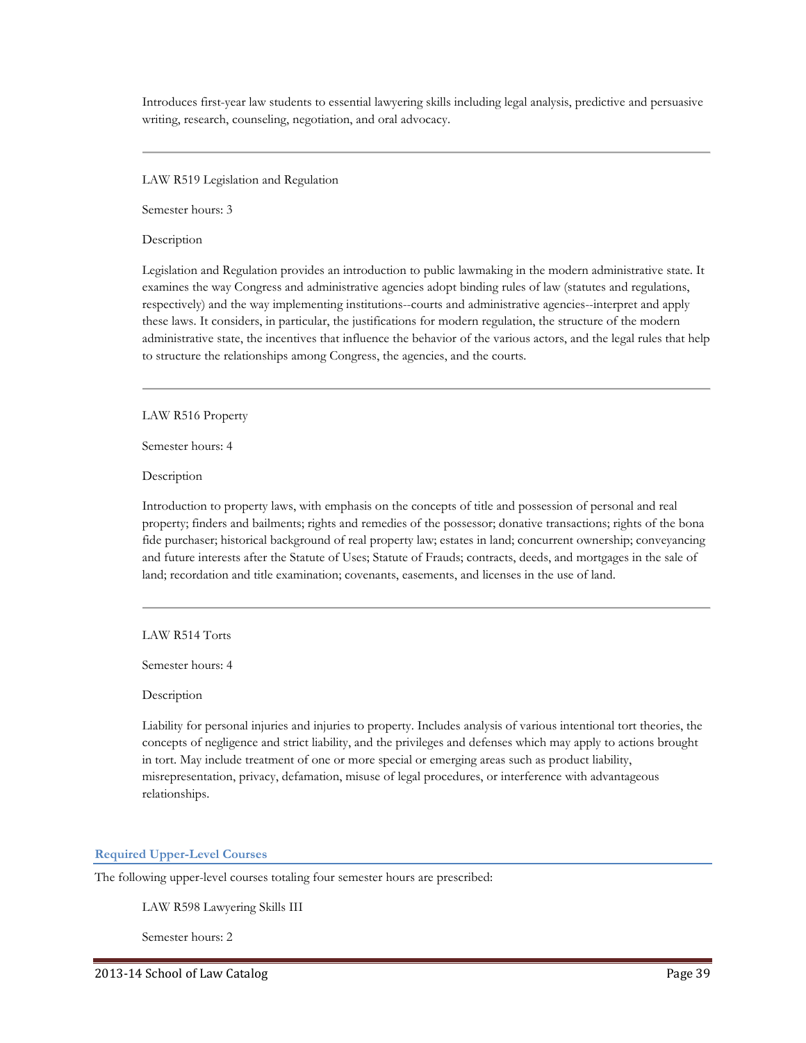Introduces first-year law students to essential lawyering skills including legal analysis, predictive and persuasive writing, research, counseling, negotiation, and oral advocacy.

---

LAW R519 Legislation and Regulation

Semester hours: 3

Description

Legislation and Regulation provides an introduction to public lawmaking in the modern administrative state. It examines the way Congress and administrative agencies adopt binding rules of law (statutes and regulations, respectively) and the way implementing institutions--courts and administrative agencies--interpret and apply these laws. It considers, in particular, the justifications for modern regulation, the structure of the modern administrative state, the incentives that influence the behavior of the various actors, and the legal rules that help to structure the relationships among Congress, the agencies, and the courts.

---

LAW R516 Property

Semester hours: 4

Description

Introduction to property laws, with emphasis on the concepts of title and possession of personal and real property; finders and bailments; rights and remedies of the possessor; donative transactions; rights of the bona fide purchaser; historical background of real property law; estates in land; concurrent ownership; conveyancing and future interests after the Statute of Uses; Statute of Frauds; contracts, deeds, and mortgages in the sale of land; recordation and title examination; covenants, easements, and licenses in the use of land.

---

LAW R514 Torts

Semester hours: 4

Description

Liability for personal injuries and injuries to property. Includes analysis of various intentional tort theories, the concepts of negligence and strict liability, and the privileges and defenses which may apply to actions brought in tort. May include treatment of one or more special or emerging areas such as product liability, misrepresentation, privacy, defamation, misuse of legal procedures, or interference with advantageous relationships.

## Required Upper-Level Courses

The following upper-level courses totaling four semester hours are prescribed:

LAW R598 Lawyering Skills III

Semester hours: 2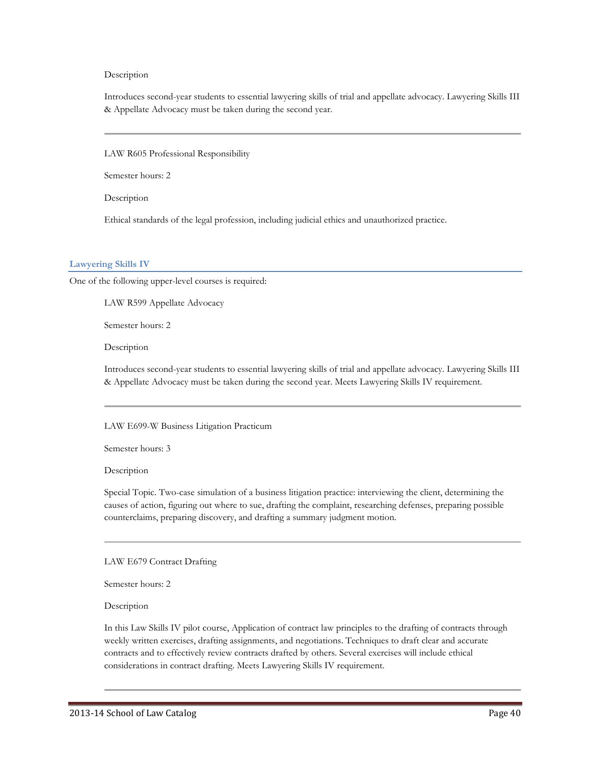Description

Introduces second-year students to essential lawyering skills of trial and appellate advocacy. Lawyering Skills III & Appellate Advocacy must be taken during the second year.

---

LAW R605 Professional Responsibility

Semester hours: 2

Description

Ethical standards of the legal profession, including judicial ethics and unauthorized practice.

### Lawyering Skills IV

One of the following upper-level courses is required:

LAW R599 Appellate Advocacy

Semester hours: 2

Description

Introduces second-year students to essential lawyering skills of trial and appellate advocacy. Lawyering Skills III & Appellate Advocacy must be taken during the second year. Meets Lawyering Skills IV requirement.

---

LAW E699-W Business Litigation Practicum

Semester hours: 3

Description

Special Topic. Two-case simulation of a business litigation practice: interviewing the client, determining the causes of action, figuring out where to sue, drafting the complaint, researching defenses, preparing possible counterclaims, preparing discovery, and drafting a summary judgment motion.

---

LAW E679 Contract Drafting

Semester hours: 2

Description

In this Law Skills IV pilot course, Application of contract law principles to the drafting of contracts through weekly written exercises, drafting assignments, and negotiations. Techniques to draft clear and accurate contracts and to effectively review contracts drafted by others. Several exercises will include ethical considerations in contract drafting. Meets Lawyering Skills IV requirement.

---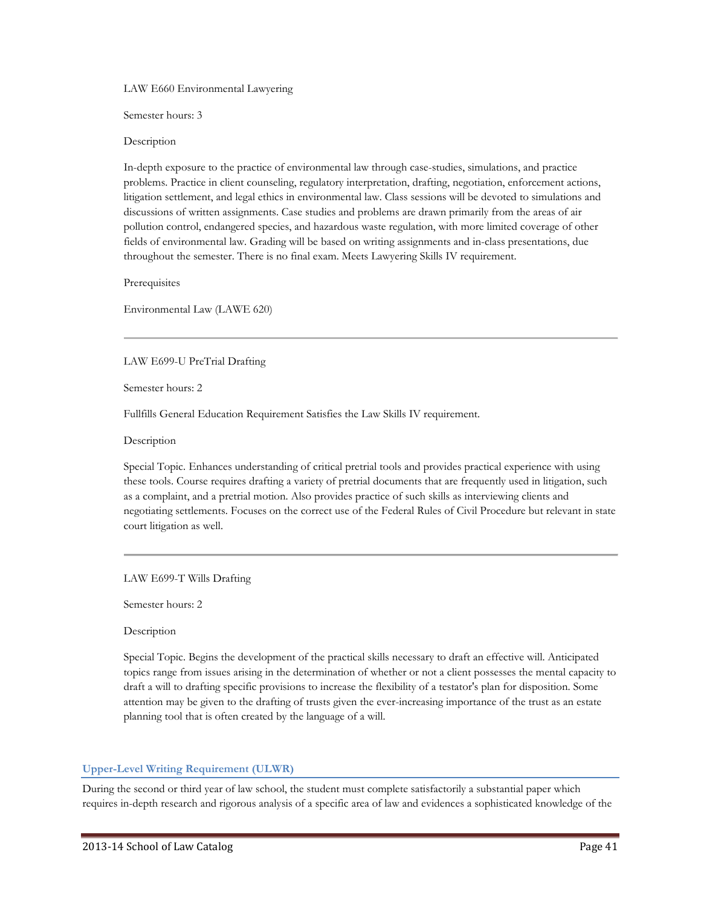LAW E660 Environmental Lawyering

Semester hours: 3

Description

In-depth exposure to the practice of environmental law through case-studies, simulations, and practice problems. Practice in client counseling, regulatory interpretation, drafting, negotiation, enforcement actions, litigation settlement, and legal ethics in environmental law. Class sessions will be devoted to simulations and discussions of written assignments. Case studies and problems are drawn primarily from the areas of air pollution control, endangered species, and hazardous waste regulation, with more limited coverage of other fields of environmental law. Grading will be based on writing assignments and in-class presentations, due throughout the semester. There is no final exam. Meets Lawyering Skills IV requirement.

Prerequisites

Environmental Law (LAWE 620)

---

LAW E699-U PreTrial Drafting

Semester hours: 2

Fullfills General Education Requirement Satisfies the Law Skills IV requirement.

Description

Special Topic. Enhances understanding of critical pretrial tools and provides practical experience with using these tools. Course requires drafting a variety of pretrial documents that are frequently used in litigation, such as a complaint, and a pretrial motion. Also provides practice of such skills as interviewing clients and negotiating settlements. Focuses on the correct use of the Federal Rules of Civil Procedure but relevant in state court litigation as well.

---

LAW E699-T Wills Drafting

Semester hours: 2

Description

Special Topic. Begins the development of the practical skills necessary to draft an effective will. Anticipated topics range from issues arising in the determination of whether or not a client possesses the mental capacity to draft a will to drafting specific provisions to increase the flexibility of a testator's plan for disposition. Some attention may be given to the drafting of trusts given the ever-increasing importance of the trust as an estate planning tool that is often created by the language of a will.

## Upper-Level Writing Requirement (ULWR)

During the second or third year of law school, the student must complete satisfactorily a substantial paper which requires in-depth research and rigorous analysis of a specific area of law and evidences a sophisticated knowledge of the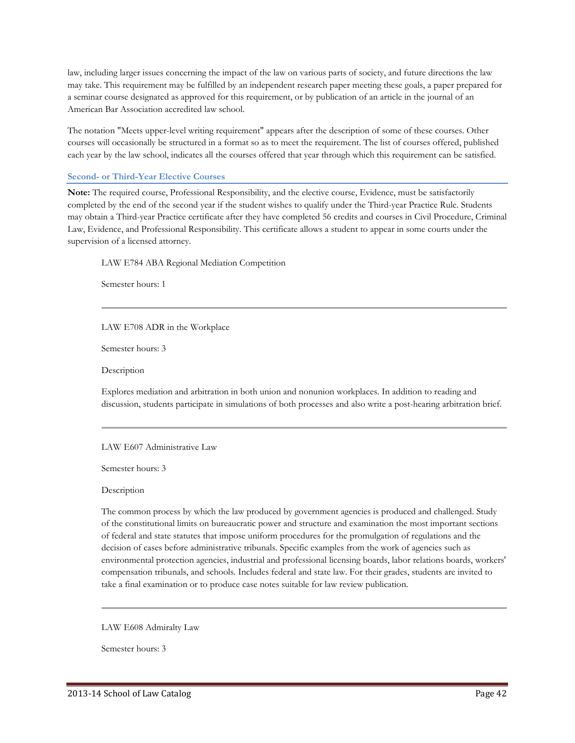law, including larger issues concerning the impact of the law on various parts of society, and future directions the law may take. This requirement may be fulfilled by an independent research paper meeting these goals, a paper prepared for a seminar course designated as approved for this requirement, or by publication of an article in the journal of an American Bar Association accredited law school.

The notation "Meets upper-level writing requirement" appears after the description of some of these courses. Other courses will occasionally be structured in a format so as to meet the requirement. The list of courses offered, published each year by the law school, indicates all the courses offered that year through which this requirement can be satisfied.

### Second- or Third-Year Elective Courses

**Note:** The required course, Professional Responsibility, and the elective course, Evidence, must be satisfactorily completed by the end of the second year if the student wishes to qualify under the Third-year Practice Rule. Students may obtain a Third-year Practice certificate after they have completed 56 credits and courses in Civil Procedure, Criminal Law, Evidence, and Professional Responsibility. This certificate allows a student to appear in some courts under the supervision of a licensed attorney.

LAW E784 ABA Regional Mediation Competition

Semester hours: 1

---

LAW E708 ADR in the Workplace

Semester hours: 3

Description

Explores mediation and arbitration in both union and nonunion workplaces. In addition to reading and discussion, students participate in simulations of both processes and also write a post-hearing arbitration brief.

---

LAW E607 Administrative Law

Semester hours: 3

Description

The common process by which the law produced by government agencies is produced and challenged. Study of the constitutional limits on bureaucratic power and structure and examination the most important sections of federal and state statutes that impose uniform procedures for the promulgation of regulations and the decision of cases before administrative tribunals. Specific examples from the work of agencies such as environmental protection agencies, industrial and professional licensing boards, labor relations boards, workers' compensation tribunals, and schools. Includes federal and state law. For their grades, students are invited to take a final examination or to produce case notes suitable for law review publication.

---

LAW E608 Admiralty Law

Semester hours: 3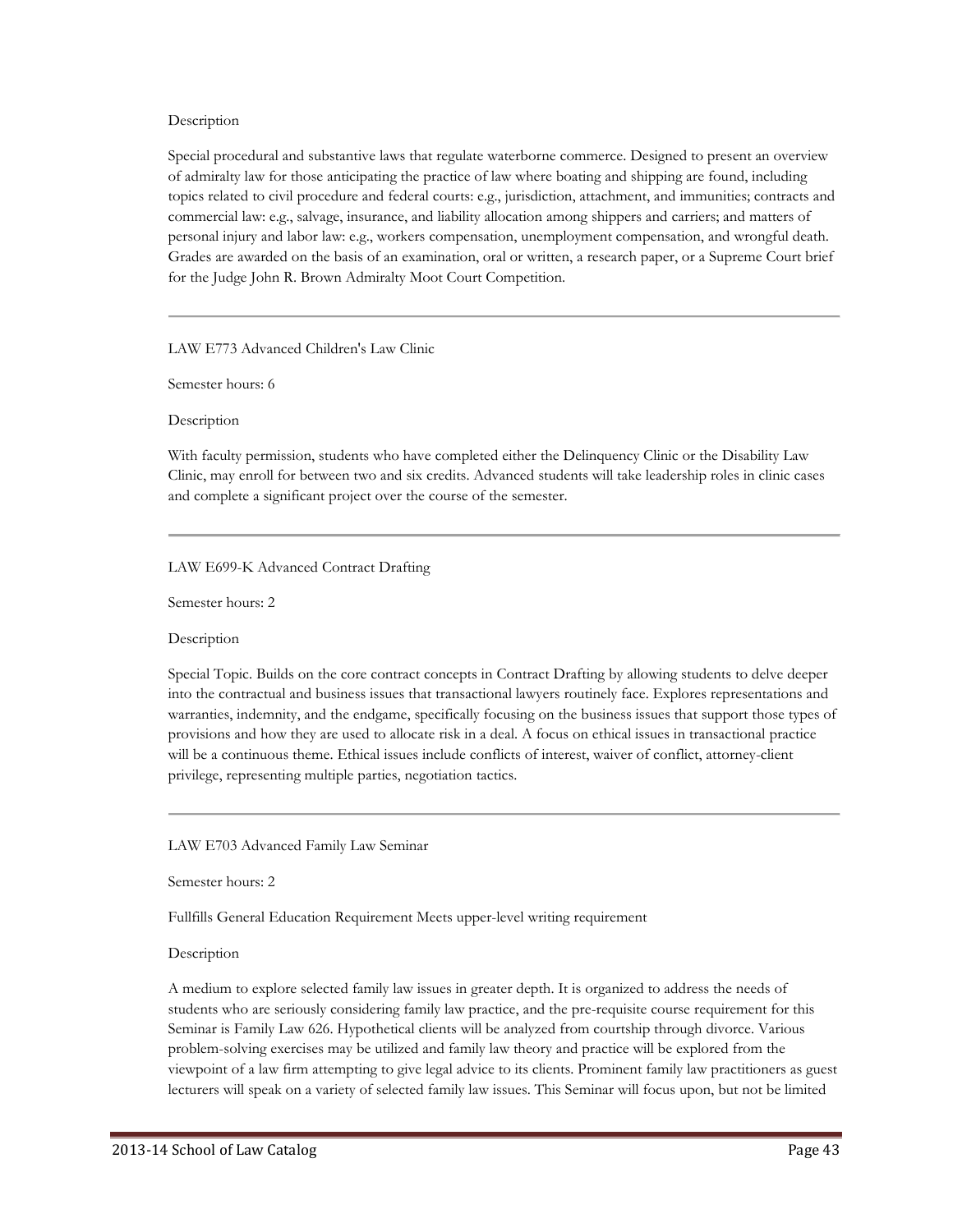Description

Special procedural and substantive laws that regulate waterborne commerce. Designed to present an overview of admiralty law for those anticipating the practice of law where boating and shipping are found, including topics related to civil procedure and federal courts: e.g., jurisdiction, attachment, and immunities; contracts and commercial law: e.g., salvage, insurance, and liability allocation among shippers and carriers; and matters of personal injury and labor law: e.g., workers compensation, unemployment compensation, and wrongful death. Grades are awarded on the basis of an examination, oral or written, a research paper, or a Supreme Court brief for the Judge John R. Brown Admiralty Moot Court Competition.

---

LAW E773 Advanced Children's Law Clinic

Semester hours: 6

Description

With faculty permission, students who have completed either the Delinquency Clinic or the Disability Law Clinic, may enroll for between two and six credits. Advanced students will take leadership roles in clinic cases and complete a significant project over the course of the semester.

---

LAW E699-K Advanced Contract Drafting

Semester hours: 2

Description

Special Topic. Builds on the core contract concepts in Contract Drafting by allowing students to delve deeper into the contractual and business issues that transactional lawyers routinely face. Explores representations and warranties, indemnity, and the endgame, specifically focusing on the business issues that support those types of provisions and how they are used to allocate risk in a deal. A focus on ethical issues in transactional practice will be a continuous theme. Ethical issues include conflicts of interest, waiver of conflict, attorney-client privilege, representing multiple parties, negotiation tactics.

---

LAW E703 Advanced Family Law Seminar

Semester hours: 2

Fullfills General Education Requirement Meets upper-level writing requirement

Description

A medium to explore selected family law issues in greater depth. It is organized to address the needs of students who are seriously considering family law practice, and the pre-requisite course requirement for this Seminar is Family Law 626. Hypothetical clients will be analyzed from courtship through divorce. Various problem-solving exercises may be utilized and family law theory and practice will be explored from the viewpoint of a law firm attempting to give legal advice to its clients. Prominent family law practitioners as guest lecturers will speak on a variety of selected family law issues. This Seminar will focus upon, but not be limited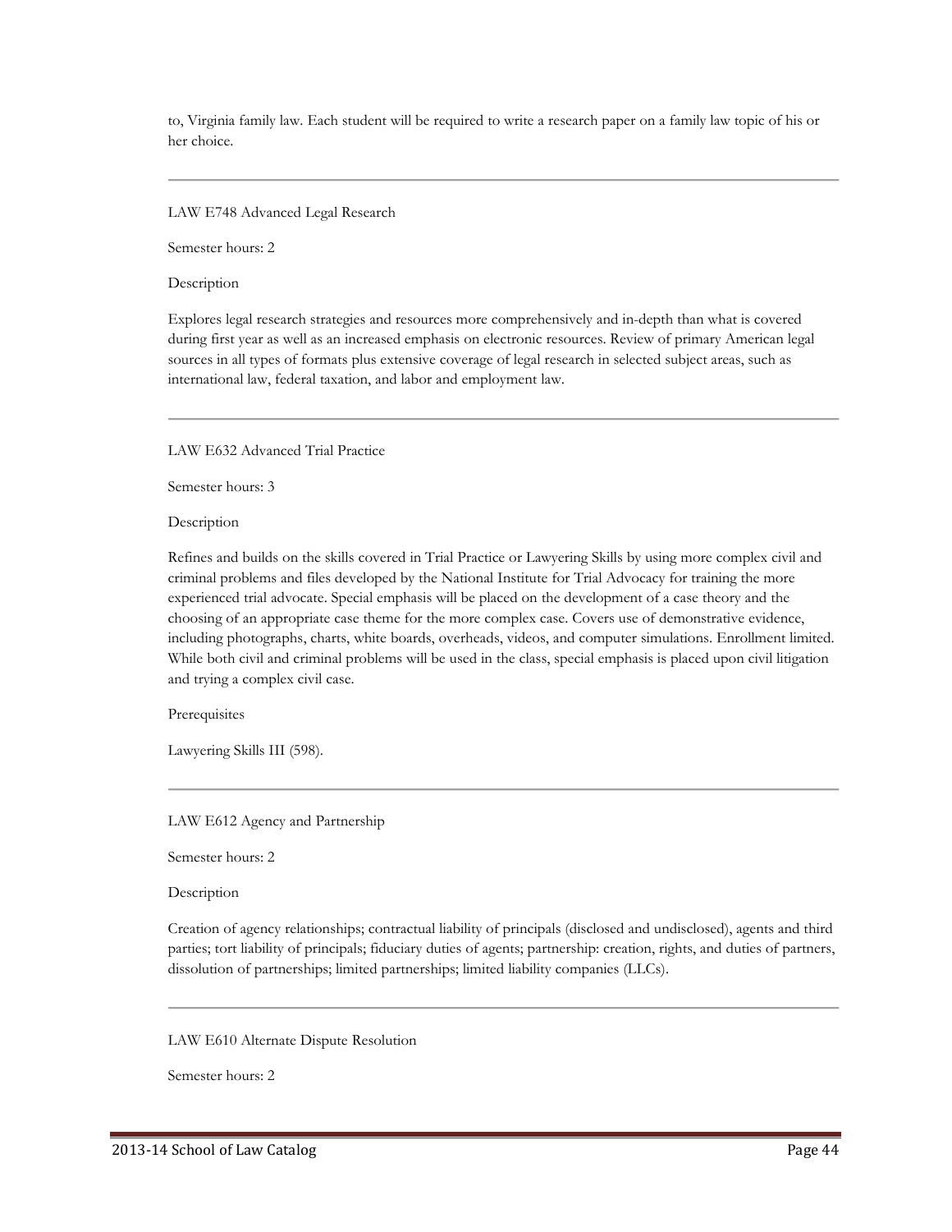to, Virginia family law. Each student will be required to write a research paper on a family law topic of his or her choice.

---

LAW E748 Advanced Legal Research

Semester hours: 2

Description

Explores legal research strategies and resources more comprehensively and in-depth than what is covered during first year as well as an increased emphasis on electronic resources. Review of primary American legal sources in all types of formats plus extensive coverage of legal research in selected subject areas, such as international law, federal taxation, and labor and employment law.

---

LAW E632 Advanced Trial Practice

Semester hours: 3

Description

Refines and builds on the skills covered in Trial Practice or Lawyering Skills by using more complex civil and criminal problems and files developed by the National Institute for Trial Advocacy for training the more experienced trial advocate. Special emphasis will be placed on the development of a case theory and the choosing of an appropriate case theme for the more complex case. Covers use of demonstrative evidence, including photographs, charts, white boards, overheads, videos, and computer simulations. Enrollment limited. While both civil and criminal problems will be used in the class, special emphasis is placed upon civil litigation and trying a complex civil case.

Prerequisites

Lawyering Skills III (598).

---

LAW E612 Agency and Partnership

Semester hours: 2

Description

Creation of agency relationships; contractual liability of principals (disclosed and undisclosed), agents and third parties; tort liability of principals; fiduciary duties of agents; partnership: creation, rights, and duties of partners, dissolution of partnerships; limited partnerships; limited liability companies (LLCs).

---

LAW E610 Alternate Dispute Resolution

Semester hours: 2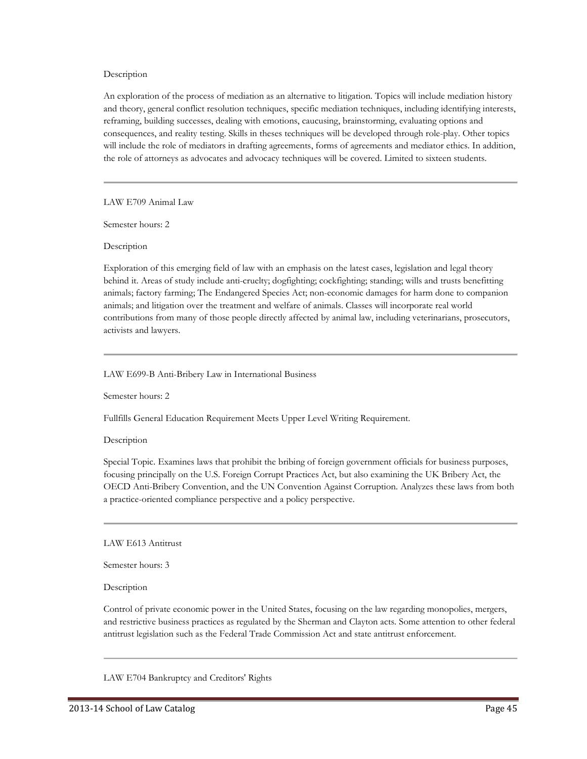Description

An exploration of the process of mediation as an alternative to litigation. Topics will include mediation history and theory, general conflict resolution techniques, specific mediation techniques, including identifying interests, reframing, building successes, dealing with emotions, caucusing, brainstorming, evaluating options and consequences, and reality testing. Skills in theses techniques will be developed through role-play. Other topics will include the role of mediators in drafting agreements, forms of agreements and mediator ethics. In addition, the role of attorneys as advocates and advocacy techniques will be covered. Limited to sixteen students.

---

LAW E709 Animal Law

Semester hours: 2

Description

Exploration of this emerging field of law with an emphasis on the latest cases, legislation and legal theory behind it. Areas of study include anti-cruelty; dogfighting; cockfighting; standing; wills and trusts benefitting animals; factory farming; The Endangered Species Act; non-economic damages for harm done to companion animals; and litigation over the treatment and welfare of animals. Classes will incorporate real world contributions from many of those people directly affected by animal law, including veterinarians, prosecutors, activists and lawyers.

---

LAW E699-B Anti-Bribery Law in International Business

Semester hours: 2

Fullfills General Education Requirement Meets Upper Level Writing Requirement.

Description

Special Topic. Examines laws that prohibit the bribing of foreign government officials for business purposes, focusing principally on the U.S. Foreign Corrupt Practices Act, but also examining the UK Bribery Act, the OECD Anti-Bribery Convention, and the UN Convention Against Corruption. Analyzes these laws from both a practice-oriented compliance perspective and a policy perspective.

---

LAW E613 Antitrust

Semester hours: 3

Description

Control of private economic power in the United States, focusing on the law regarding monopolies, mergers, and restrictive business practices as regulated by the Sherman and Clayton acts. Some attention to other federal antitrust legislation such as the Federal Trade Commission Act and state antitrust enforcement.

---

LAW E704 Bankruptcy and Creditors' Rights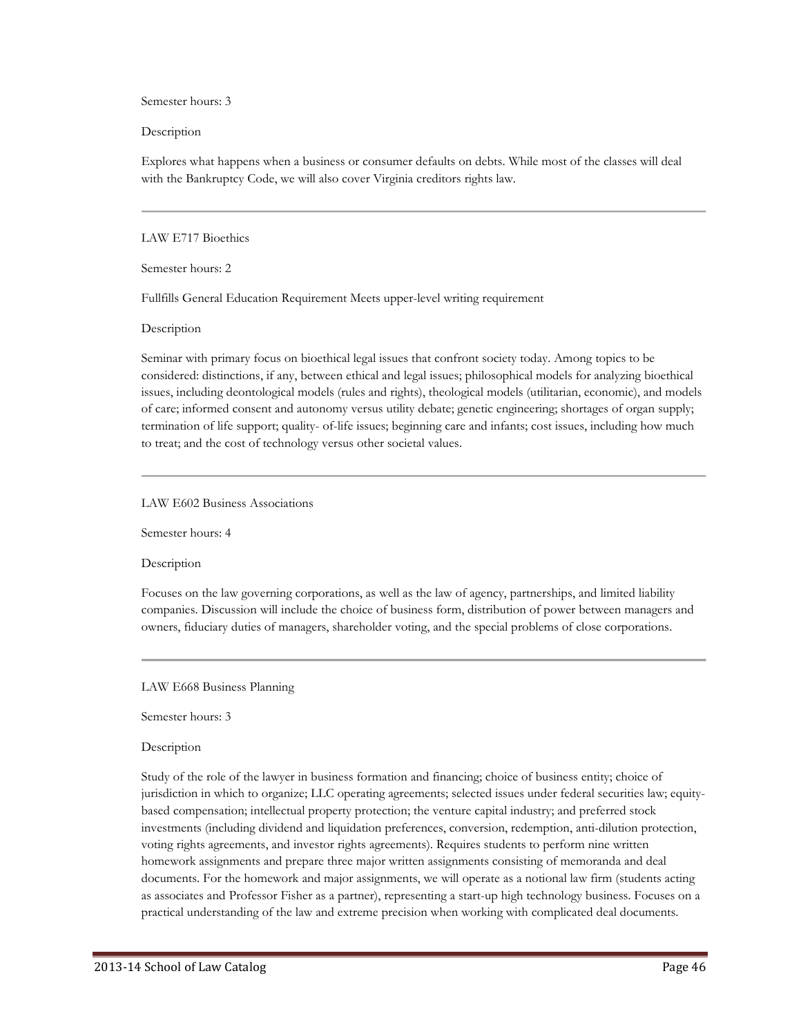Semester hours: 3

Description

Explores what happens when a business or consumer defaults on debts. While most of the classes will deal with the Bankruptcy Code, we will also cover Virginia creditors rights law.

---

LAW E717 Bioethics

Semester hours: 2

Fullfills General Education Requirement Meets upper-level writing requirement

Description

Seminar with primary focus on bioethical legal issues that confront society today. Among topics to be considered: distinctions, if any, between ethical and legal issues; philosophical models for analyzing bioethical issues, including deontological models (rules and rights), theological models (utilitarian, economic), and models of care; informed consent and autonomy versus utility debate; genetic engineering; shortages of organ supply; termination of life support; quality- of-life issues; beginning care and infants; cost issues, including how much to treat; and the cost of technology versus other societal values.

---

LAW E602 Business Associations

Semester hours: 4

Description

Focuses on the law governing corporations, as well as the law of agency, partnerships, and limited liability companies. Discussion will include the choice of business form, distribution of power between managers and owners, fiduciary duties of managers, shareholder voting, and the special problems of close corporations.

---

LAW E668 Business Planning

Semester hours: 3

Description

Study of the role of the lawyer in business formation and financing; choice of business entity; choice of jurisdiction in which to organize; LLC operating agreements; selected issues under federal securities law; equity-based compensation; intellectual property protection; the venture capital industry; and preferred stock investments (including dividend and liquidation preferences, conversion, redemption, anti-dilution protection, voting rights agreements, and investor rights agreements). Requires students to perform nine written homework assignments and prepare three major written assignments consisting of memoranda and deal documents. For the homework and major assignments, we will operate as a notional law firm (students acting as associates and Professor Fisher as a partner), representing a start-up high technology business. Focuses on a practical understanding of the law and extreme precision when working with complicated deal documents.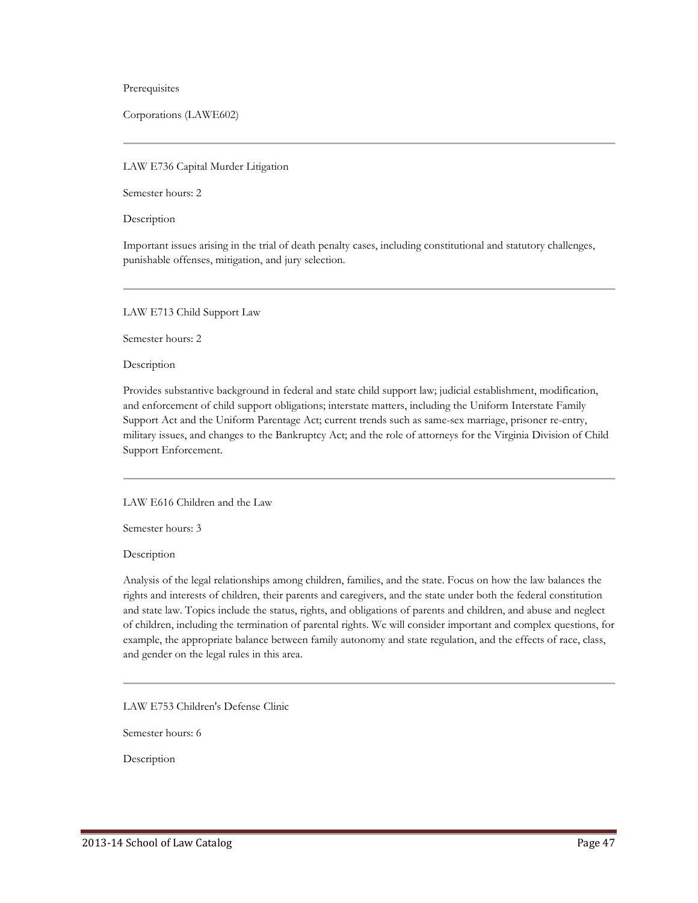Prerequisites

Corporations (LAWE602)

---

LAW E736 Capital Murder Litigation

Semester hours: 2

Description

Important issues arising in the trial of death penalty cases, including constitutional and statutory challenges, punishable offenses, mitigation, and jury selection.

---

LAW E713 Child Support Law

Semester hours: 2

Description

Provides substantive background in federal and state child support law; judicial establishment, modification, and enforcement of child support obligations; interstate matters, including the Uniform Interstate Family Support Act and the Uniform Parentage Act; current trends such as same-sex marriage, prisoner re-entry, military issues, and changes to the Bankruptcy Act; and the role of attorneys for the Virginia Division of Child Support Enforcement.

---

LAW E616 Children and the Law

Semester hours: 3

Description

Analysis of the legal relationships among children, families, and the state. Focus on how the law balances the rights and interests of children, their parents and caregivers, and the state under both the federal constitution and state law. Topics include the status, rights, and obligations of parents and children, and abuse and neglect of children, including the termination of parental rights. We will consider important and complex questions, for example, the appropriate balance between family autonomy and state regulation, and the effects of race, class, and gender on the legal rules in this area.

---

LAW E753 Children's Defense Clinic

Semester hours: 6

Description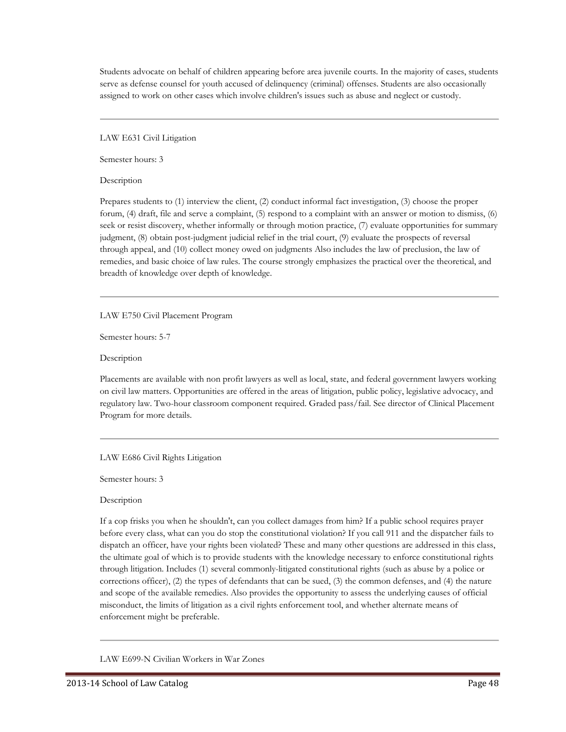Students advocate on behalf of children appearing before area juvenile courts. In the majority of cases, students serve as defense counsel for youth accused of delinquency (criminal) offenses. Students are also occasionally assigned to work on other cases which involve children's issues such as abuse and neglect or custody.

---

LAW E631 Civil Litigation

Semester hours: 3

Description

Prepares students to (1) interview the client, (2) conduct informal fact investigation, (3) choose the proper forum, (4) draft, file and serve a complaint, (5) respond to a complaint with an answer or motion to dismiss, (6) seek or resist discovery, whether informally or through motion practice, (7) evaluate opportunities for summary judgment, (8) obtain post-judgment judicial relief in the trial court, (9) evaluate the prospects of reversal through appeal, and (10) collect money owed on judgments Also includes the law of preclusion, the law of remedies, and basic choice of law rules. The course strongly emphasizes the practical over the theoretical, and breadth of knowledge over depth of knowledge.

---

LAW E750 Civil Placement Program

Semester hours: 5-7

Description

Placements are available with non profit lawyers as well as local, state, and federal government lawyers working on civil law matters. Opportunities are offered in the areas of litigation, public policy, legislative advocacy, and regulatory law. Two-hour classroom component required. Graded pass/fail. See director of Clinical Placement Program for more details.

---

LAW E686 Civil Rights Litigation

Semester hours: 3

Description

If a cop frisks you when he shouldn't, can you collect damages from him? If a public school requires prayer before every class, what can you do stop the constitutional violation? If you call 911 and the dispatcher fails to dispatch an officer, have your rights been violated? These and many other questions are addressed in this class, the ultimate goal of which is to provide students with the knowledge necessary to enforce constitutional rights through litigation. Includes (1) several commonly-litigated constitutional rights (such as abuse by a police or corrections officer), (2) the types of defendants that can be sued, (3) the common defenses, and (4) the nature and scope of the available remedies. Also provides the opportunity to assess the underlying causes of official misconduct, the limits of litigation as a civil rights enforcement tool, and whether alternate means of enforcement might be preferable.

---

LAW E699-N Civilian Workers in War Zones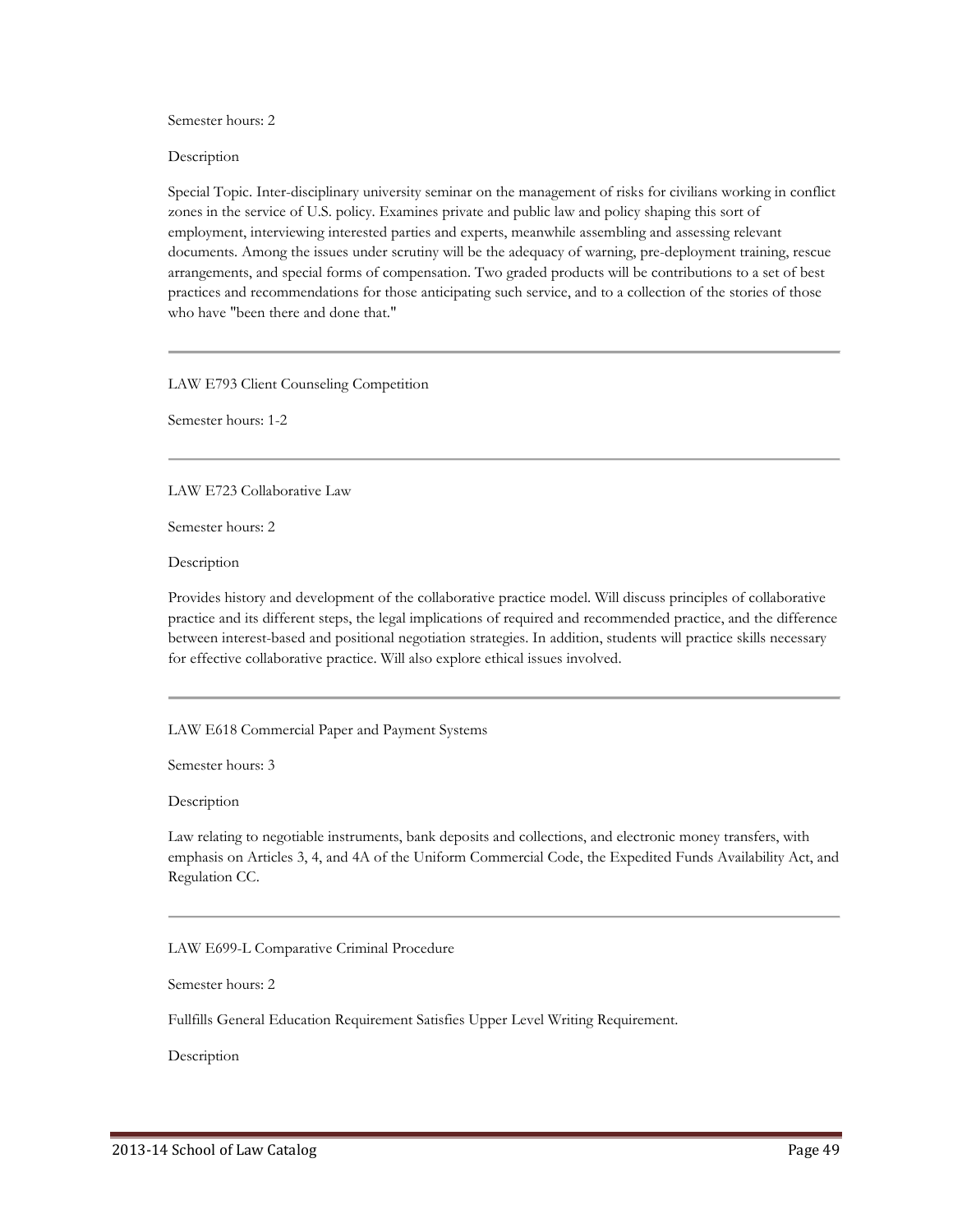Semester hours: 2

Description

Special Topic. Inter-disciplinary university seminar on the management of risks for civilians working in conflict zones in the service of U.S. policy. Examines private and public law and policy shaping this sort of employment, interviewing interested parties and experts, meanwhile assembling and assessing relevant documents. Among the issues under scrutiny will be the adequacy of warning, pre-deployment training, rescue arrangements, and special forms of compensation. Two graded products will be contributions to a set of best practices and recommendations for those anticipating such service, and to a collection of the stories of those who have "been there and done that."

---

LAW E793 Client Counseling Competition

Semester hours: 1-2

---

LAW E723 Collaborative Law

Semester hours: 2

Description

Provides history and development of the collaborative practice model. Will discuss principles of collaborative practice and its different steps, the legal implications of required and recommended practice, and the difference between interest-based and positional negotiation strategies. In addition, students will practice skills necessary for effective collaborative practice. Will also explore ethical issues involved.

---

LAW E618 Commercial Paper and Payment Systems

Semester hours: 3

Description

Law relating to negotiable instruments, bank deposits and collections, and electronic money transfers, with emphasis on Articles 3, 4, and 4A of the Uniform Commercial Code, the Expedited Funds Availability Act, and Regulation CC.

---

LAW E699-L Comparative Criminal Procedure

Semester hours: 2

Fullfills General Education Requirement Satisfies Upper Level Writing Requirement.

Description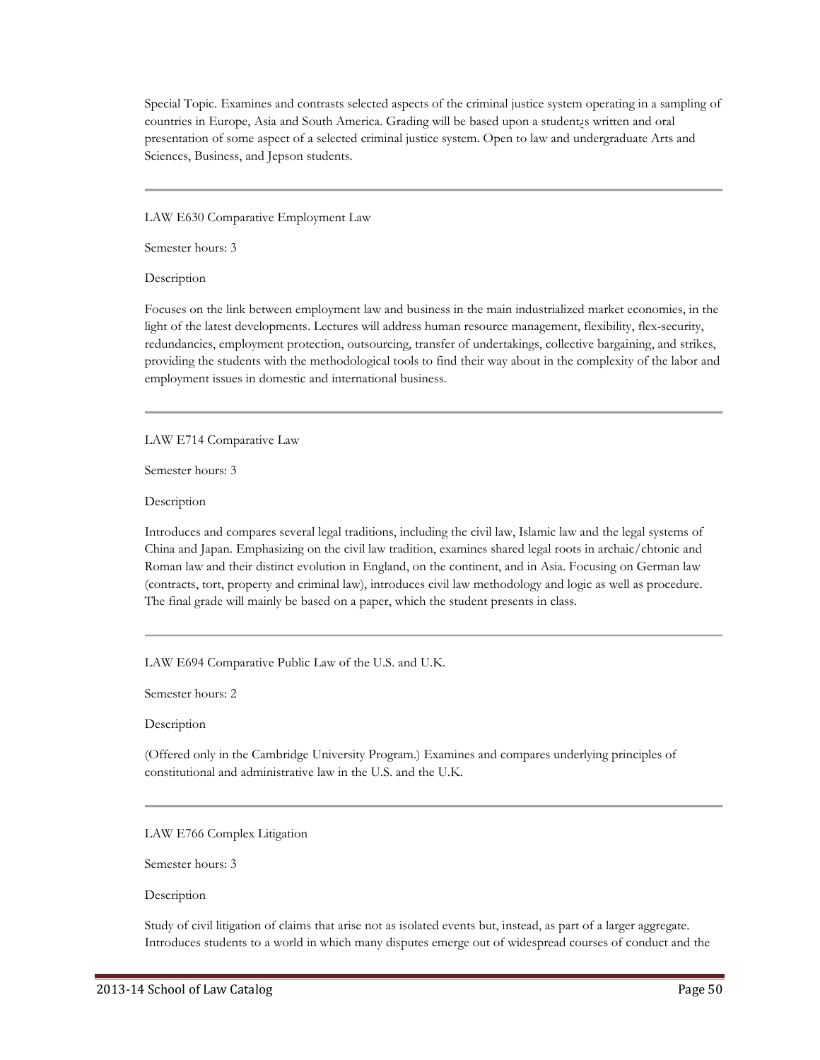Special Topic. Examines and contrasts selected aspects of the criminal justice system operating in a sampling of countries in Europe, Asia and South America. Grading will be based upon a student¿s written and oral presentation of some aspect of a selected criminal justice system. Open to law and undergraduate Arts and Sciences, Business, and Jepson students.

---

LAW E630 Comparative Employment Law

Semester hours: 3

Description

Focuses on the link between employment law and business in the main industrialized market economies, in the light of the latest developments. Lectures will address human resource management, flexibility, flex-security, redundancies, employment protection, outsourcing, transfer of undertakings, collective bargaining, and strikes, providing the students with the methodological tools to find their way about in the complexity of the labor and employment issues in domestic and international business.

---

LAW E714 Comparative Law

Semester hours: 3

Description

Introduces and compares several legal traditions, including the civil law, Islamic law and the legal systems of China and Japan. Emphasizing on the civil law tradition, examines shared legal roots in archaic/chtonic and Roman law and their distinct evolution in England, on the continent, and in Asia. Focusing on German law (contracts, tort, property and criminal law), introduces civil law methodology and logic as well as procedure. The final grade will mainly be based on a paper, which the student presents in class.

---

LAW E694 Comparative Public Law of the U.S. and U.K.

Semester hours: 2

Description

(Offered only in the Cambridge University Program.) Examines and compares underlying principles of constitutional and administrative law in the U.S. and the U.K.

---

LAW E766 Complex Litigation

Semester hours: 3

Description

Study of civil litigation of claims that arise not as isolated events but, instead, as part of a larger aggregate. Introduces students to a world in which many disputes emerge out of widespread courses of conduct and the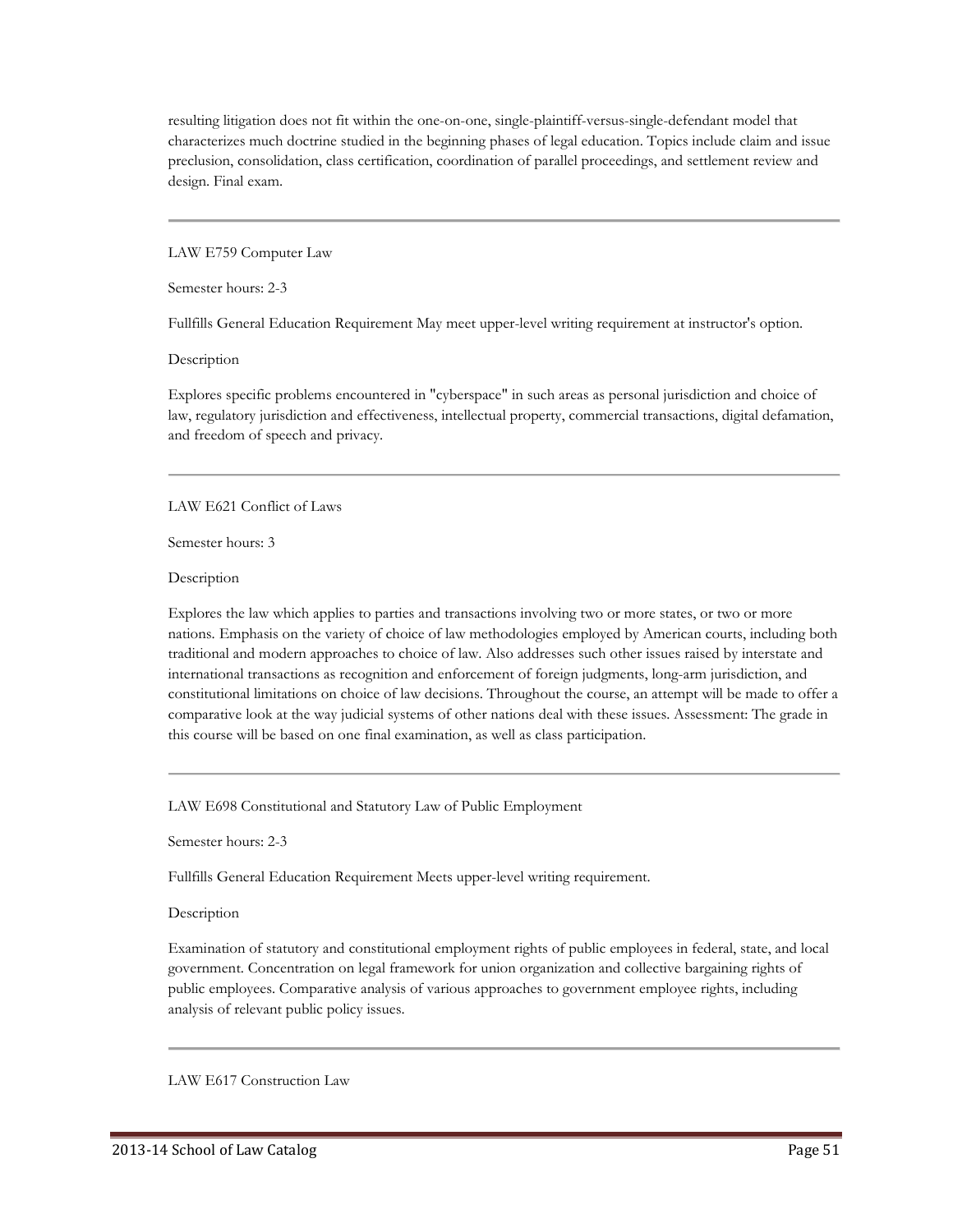resulting litigation does not fit within the one-on-one, single-plaintiff-versus-single-defendant model that characterizes much doctrine studied in the beginning phases of legal education. Topics include claim and issue preclusion, consolidation, class certification, coordination of parallel proceedings, and settlement review and design. Final exam.

---

LAW E759 Computer Law

Semester hours: 2-3

Fullfills General Education Requirement May meet upper-level writing requirement at instructor's option.

Description

Explores specific problems encountered in "cyberspace" in such areas as personal jurisdiction and choice of law, regulatory jurisdiction and effectiveness, intellectual property, commercial transactions, digital defamation, and freedom of speech and privacy.

---

LAW E621 Conflict of Laws

Semester hours: 3

Description

Explores the law which applies to parties and transactions involving two or more states, or two or more nations. Emphasis on the variety of choice of law methodologies employed by American courts, including both traditional and modern approaches to choice of law. Also addresses such other issues raised by interstate and international transactions as recognition and enforcement of foreign judgments, long-arm jurisdiction, and constitutional limitations on choice of law decisions. Throughout the course, an attempt will be made to offer a comparative look at the way judicial systems of other nations deal with these issues. Assessment: The grade in this course will be based on one final examination, as well as class participation.

---

LAW E698 Constitutional and Statutory Law of Public Employment

Semester hours: 2-3

Fullfills General Education Requirement Meets upper-level writing requirement.

Description

Examination of statutory and constitutional employment rights of public employees in federal, state, and local government. Concentration on legal framework for union organization and collective bargaining rights of public employees. Comparative analysis of various approaches to government employee rights, including analysis of relevant public policy issues.

---

LAW E617 Construction Law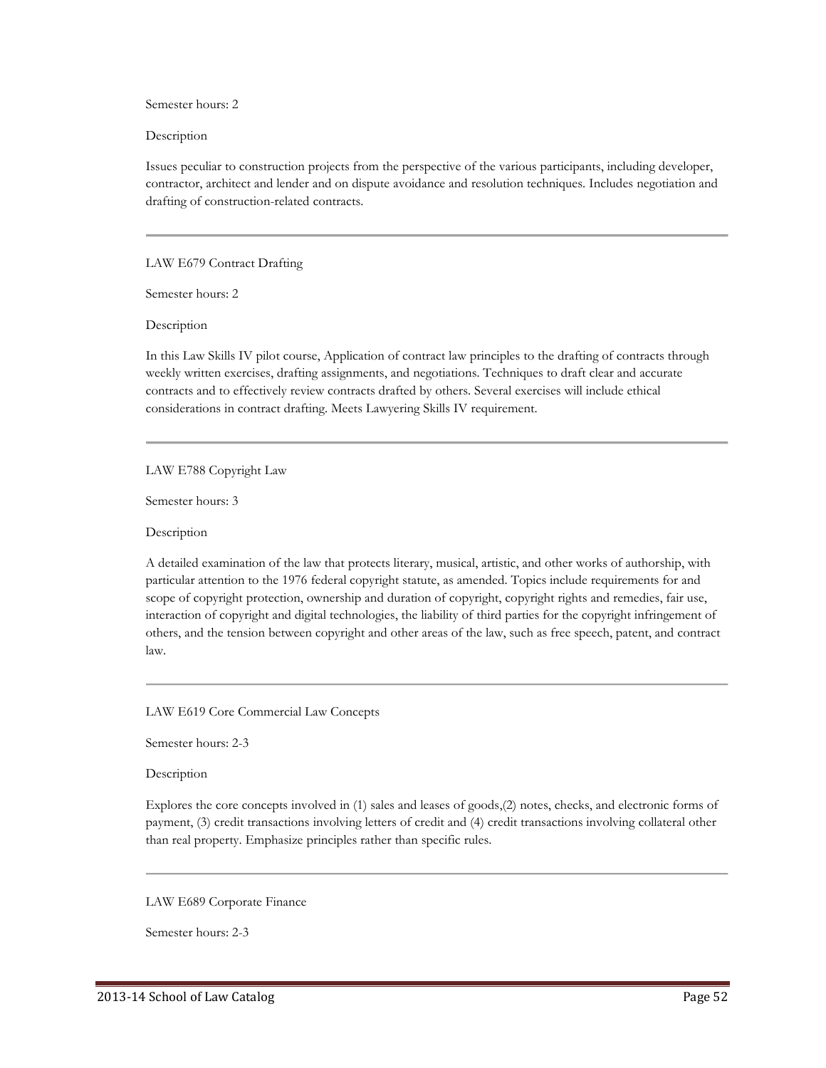Semester hours: 2

Description

Issues peculiar to construction projects from the perspective of the various participants, including developer, contractor, architect and lender and on dispute avoidance and resolution techniques. Includes negotiation and drafting of construction-related contracts.

---

LAW E679 Contract Drafting

Semester hours: 2

Description

In this Law Skills IV pilot course, Application of contract law principles to the drafting of contracts through weekly written exercises, drafting assignments, and negotiations. Techniques to draft clear and accurate contracts and to effectively review contracts drafted by others. Several exercises will include ethical considerations in contract drafting. Meets Lawyering Skills IV requirement.

---

LAW E788 Copyright Law

Semester hours: 3

Description

A detailed examination of the law that protects literary, musical, artistic, and other works of authorship, with particular attention to the 1976 federal copyright statute, as amended. Topics include requirements for and scope of copyright protection, ownership and duration of copyright, copyright rights and remedies, fair use, interaction of copyright and digital technologies, the liability of third parties for the copyright infringement of others, and the tension between copyright and other areas of the law, such as free speech, patent, and contract law.

---

LAW E619 Core Commercial Law Concepts

Semester hours: 2-3

Description

Explores the core concepts involved in (1) sales and leases of goods,(2) notes, checks, and electronic forms of payment, (3) credit transactions involving letters of credit and (4) credit transactions involving collateral other than real property. Emphasize principles rather than specific rules.

---

LAW E689 Corporate Finance

Semester hours: 2-3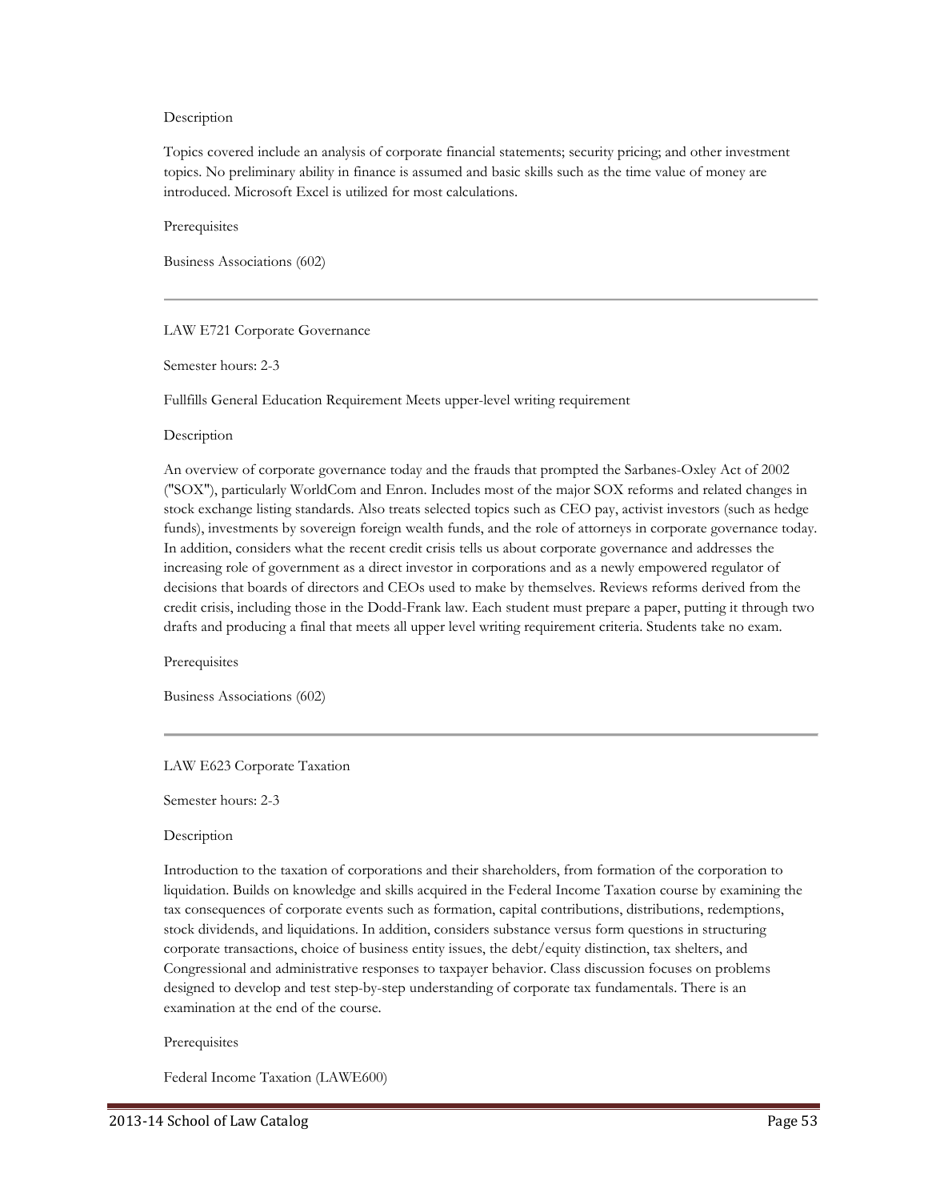Description

Topics covered include an analysis of corporate financial statements; security pricing; and other investment topics. No preliminary ability in finance is assumed and basic skills such as the time value of money are introduced. Microsoft Excel is utilized for most calculations.

Prerequisites

Business Associations (602)

---

LAW E721 Corporate Governance

Semester hours: 2-3

Fullfills General Education Requirement Meets upper-level writing requirement

Description

An overview of corporate governance today and the frauds that prompted the Sarbanes-Oxley Act of 2002 ("SOX"), particularly WorldCom and Enron. Includes most of the major SOX reforms and related changes in stock exchange listing standards. Also treats selected topics such as CEO pay, activist investors (such as hedge funds), investments by sovereign foreign wealth funds, and the role of attorneys in corporate governance today. In addition, considers what the recent credit crisis tells us about corporate governance and addresses the increasing role of government as a direct investor in corporations and as a newly empowered regulator of decisions that boards of directors and CEOs used to make by themselves. Reviews reforms derived from the credit crisis, including those in the Dodd-Frank law. Each student must prepare a paper, putting it through two drafts and producing a final that meets all upper level writing requirement criteria. Students take no exam.

Prerequisites

Business Associations (602)

---

LAW E623 Corporate Taxation

Semester hours: 2-3

Description

Introduction to the taxation of corporations and their shareholders, from formation of the corporation to liquidation. Builds on knowledge and skills acquired in the Federal Income Taxation course by examining the tax consequences of corporate events such as formation, capital contributions, distributions, redemptions, stock dividends, and liquidations. In addition, considers substance versus form questions in structuring corporate transactions, choice of business entity issues, the debt/equity distinction, tax shelters, and Congressional and administrative responses to taxpayer behavior. Class discussion focuses on problems designed to develop and test step-by-step understanding of corporate tax fundamentals. There is an examination at the end of the course.

Prerequisites

Federal Income Taxation (LAWE600)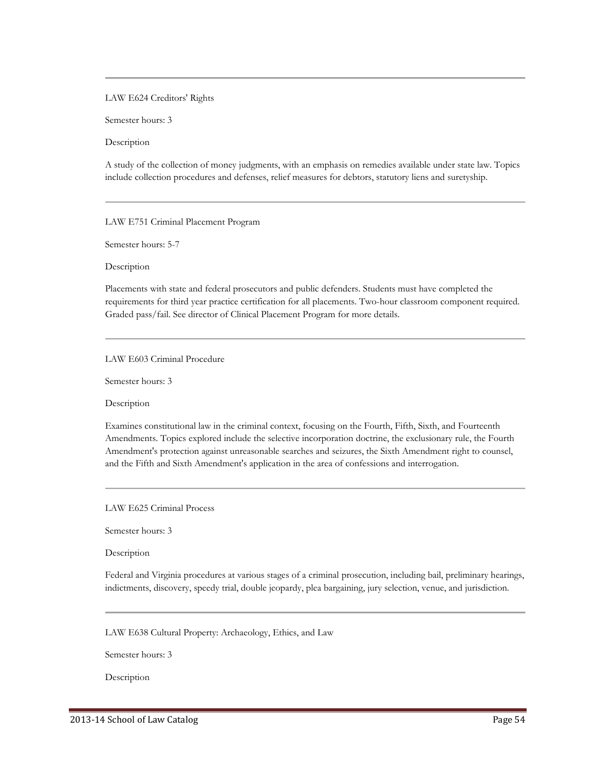---

LAW E624 Creditors' Rights

Semester hours: 3

Description

A study of the collection of money judgments, with an emphasis on remedies available under state law. Topics include collection procedures and defenses, relief measures for debtors, statutory liens and suretyship.

---

LAW E751 Criminal Placement Program

Semester hours: 5-7

Description

Placements with state and federal prosecutors and public defenders. Students must have completed the requirements for third year practice certification for all placements. Two-hour classroom component required. Graded pass/fail. See director of Clinical Placement Program for more details.

---

LAW E603 Criminal Procedure

Semester hours: 3

Description

Examines constitutional law in the criminal context, focusing on the Fourth, Fifth, Sixth, and Fourteenth Amendments. Topics explored include the selective incorporation doctrine, the exclusionary rule, the Fourth Amendment's protection against unreasonable searches and seizures, the Sixth Amendment right to counsel, and the Fifth and Sixth Amendment's application in the area of confessions and interrogation.

---

LAW E625 Criminal Process

Semester hours: 3

Description

Federal and Virginia procedures at various stages of a criminal prosecution, including bail, preliminary hearings, indictments, discovery, speedy trial, double jeopardy, plea bargaining, jury selection, venue, and jurisdiction.

---

LAW E638 Cultural Property: Archaeology, Ethics, and Law

Semester hours: 3

Description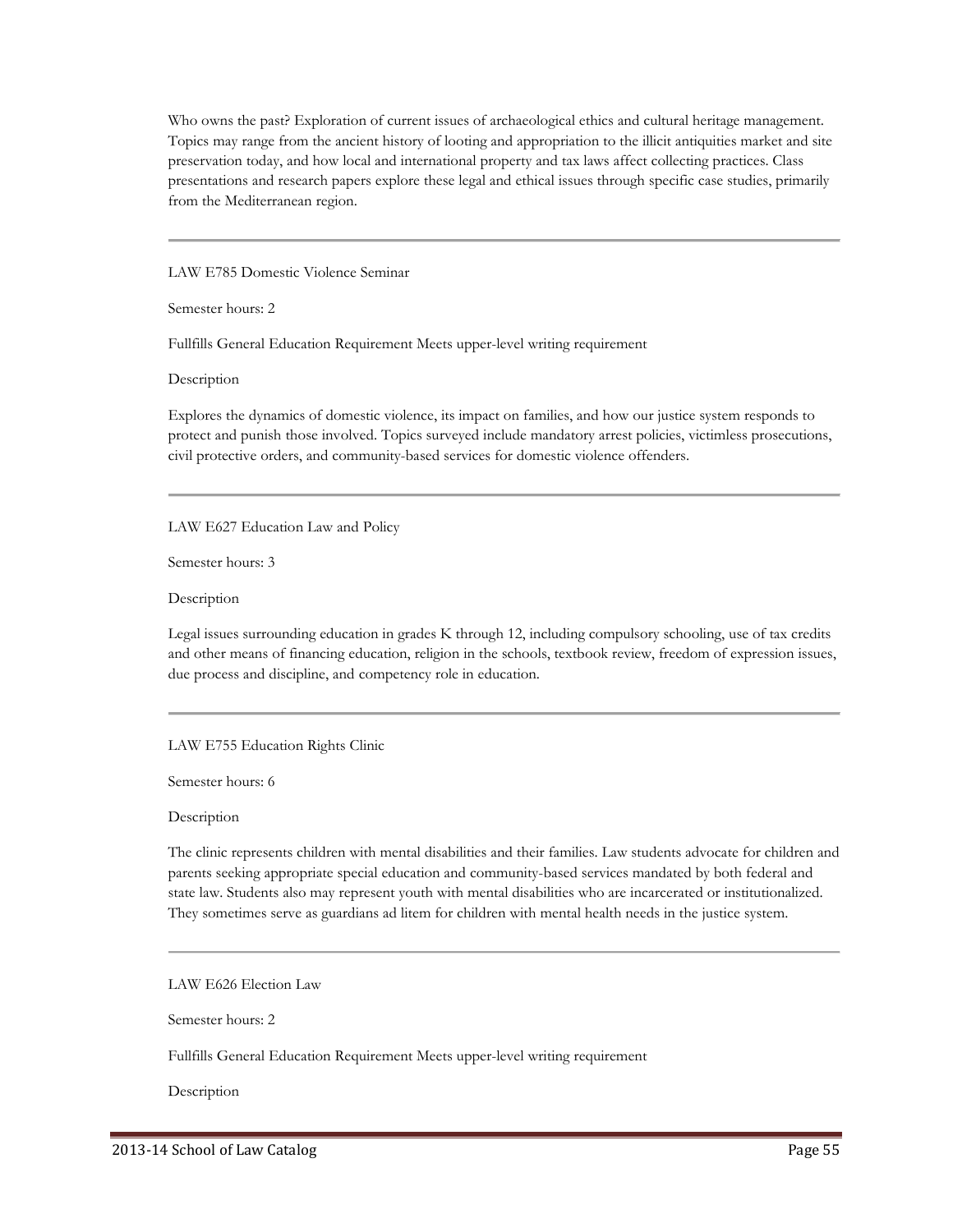Who owns the past? Exploration of current issues of archaeological ethics and cultural heritage management. Topics may range from the ancient history of looting and appropriation to the illicit antiquities market and site preservation today, and how local and international property and tax laws affect collecting practices. Class presentations and research papers explore these legal and ethical issues through specific case studies, primarily from the Mediterranean region.

---

LAW E785 Domestic Violence Seminar

Semester hours: 2

Fullfills General Education Requirement Meets upper-level writing requirement

Description

Explores the dynamics of domestic violence, its impact on families, and how our justice system responds to protect and punish those involved. Topics surveyed include mandatory arrest policies, victimless prosecutions, civil protective orders, and community-based services for domestic violence offenders.

---

LAW E627 Education Law and Policy

Semester hours: 3

Description

Legal issues surrounding education in grades K through 12, including compulsory schooling, use of tax credits and other means of financing education, religion in the schools, textbook review, freedom of expression issues, due process and discipline, and competency role in education.

---

LAW E755 Education Rights Clinic

Semester hours: 6

Description

The clinic represents children with mental disabilities and their families. Law students advocate for children and parents seeking appropriate special education and community-based services mandated by both federal and state law. Students also may represent youth with mental disabilities who are incarcerated or institutionalized. They sometimes serve as guardians ad litem for children with mental health needs in the justice system.

---

LAW E626 Election Law

Semester hours: 2

Fullfills General Education Requirement Meets upper-level writing requirement

Description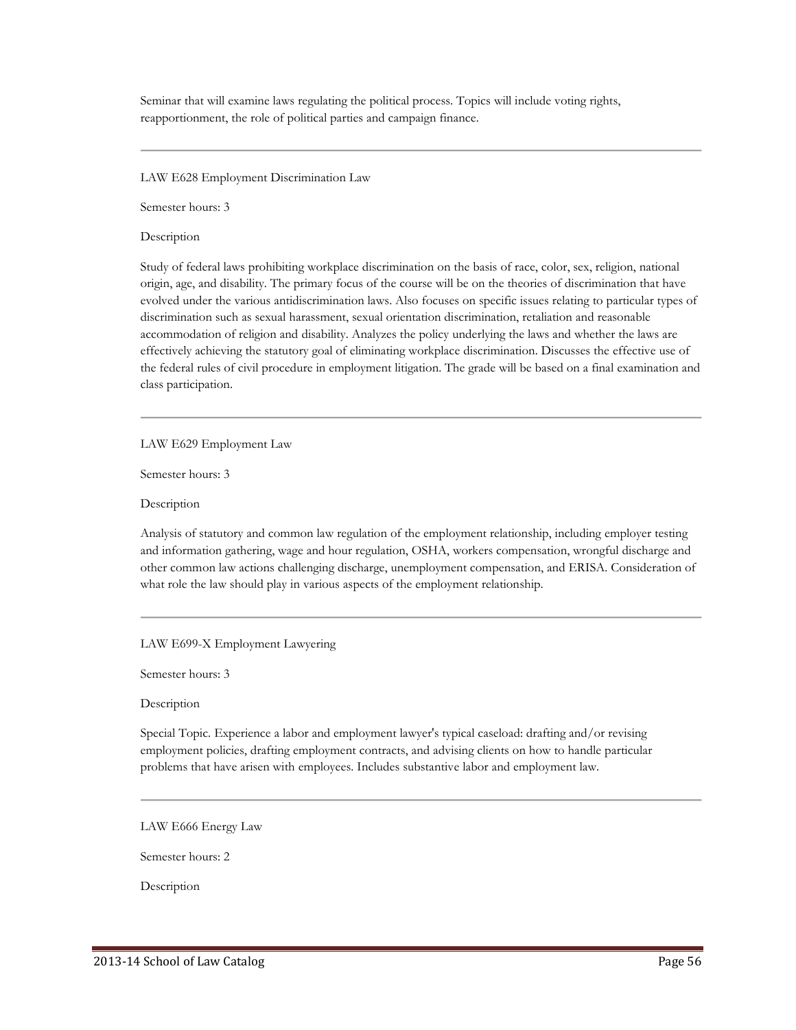Seminar that will examine laws regulating the political process. Topics will include voting rights, reapportionment, the role of political parties and campaign finance.

---

LAW E628 Employment Discrimination Law

Semester hours: 3

Description

Study of federal laws prohibiting workplace discrimination on the basis of race, color, sex, religion, national origin, age, and disability. The primary focus of the course will be on the theories of discrimination that have evolved under the various antidiscrimination laws. Also focuses on specific issues relating to particular types of discrimination such as sexual harassment, sexual orientation discrimination, retaliation and reasonable accommodation of religion and disability. Analyzes the policy underlying the laws and whether the laws are effectively achieving the statutory goal of eliminating workplace discrimination. Discusses the effective use of the federal rules of civil procedure in employment litigation. The grade will be based on a final examination and class participation.

---

LAW E629 Employment Law

Semester hours: 3

Description

Analysis of statutory and common law regulation of the employment relationship, including employer testing and information gathering, wage and hour regulation, OSHA, workers compensation, wrongful discharge and other common law actions challenging discharge, unemployment compensation, and ERISA. Consideration of what role the law should play in various aspects of the employment relationship.

---

LAW E699-X Employment Lawyering

Semester hours: 3

Description

Special Topic. Experience a labor and employment lawyer's typical caseload: drafting and/or revising employment policies, drafting employment contracts, and advising clients on how to handle particular problems that have arisen with employees. Includes substantive labor and employment law.

---

LAW E666 Energy Law

Semester hours: 2

Description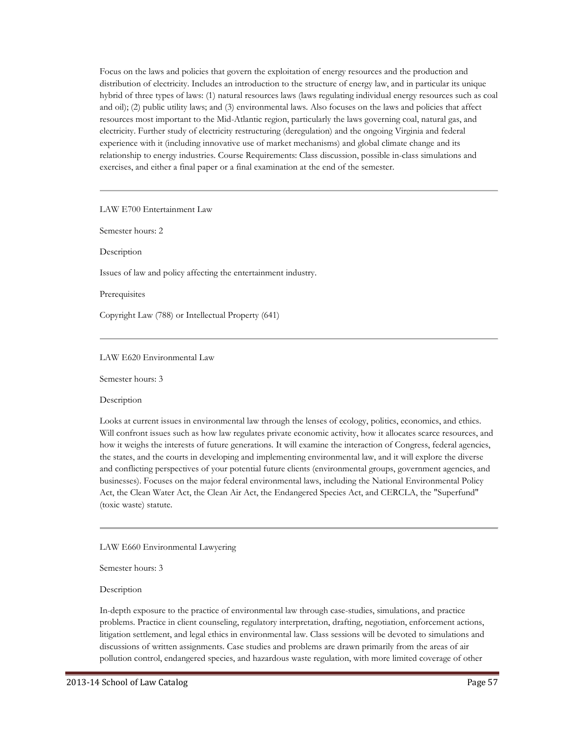Focus on the laws and policies that govern the exploitation of energy resources and the production and distribution of electricity. Includes an introduction to the structure of energy law, and in particular its unique hybrid of three types of laws: (1) natural resources laws (laws regulating individual energy resources such as coal and oil); (2) public utility laws; and (3) environmental laws. Also focuses on the laws and policies that affect resources most important to the Mid-Atlantic region, particularly the laws governing coal, natural gas, and electricity. Further study of electricity restructuring (deregulation) and the ongoing Virginia and federal experience with it (including innovative use of market mechanisms) and global climate change and its relationship to energy industries. Course Requirements: Class discussion, possible in-class simulations and exercises, and either a final paper or a final examination at the end of the semester.

---

LAW E700 Entertainment Law

Semester hours: 2

Description

Issues of law and policy affecting the entertainment industry.

Prerequisites

Copyright Law (788) or Intellectual Property (641)

---

LAW E620 Environmental Law

Semester hours: 3

Description

Looks at current issues in environmental law through the lenses of ecology, politics, economics, and ethics. Will confront issues such as how law regulates private economic activity, how it allocates scarce resources, and how it weighs the interests of future generations. It will examine the interaction of Congress, federal agencies, the states, and the courts in developing and implementing environmental law, and it will explore the diverse and conflicting perspectives of your potential future clients (environmental groups, government agencies, and businesses). Focuses on the major federal environmental laws, including the National Environmental Policy Act, the Clean Water Act, the Clean Air Act, the Endangered Species Act, and CERCLA, the "Superfund" (toxic waste) statute.

---

LAW E660 Environmental Lawyering

Semester hours: 3

Description

In-depth exposure to the practice of environmental law through case-studies, simulations, and practice problems. Practice in client counseling, regulatory interpretation, drafting, negotiation, enforcement actions, litigation settlement, and legal ethics in environmental law. Class sessions will be devoted to simulations and discussions of written assignments. Case studies and problems are drawn primarily from the areas of air pollution control, endangered species, and hazardous waste regulation, with more limited coverage of other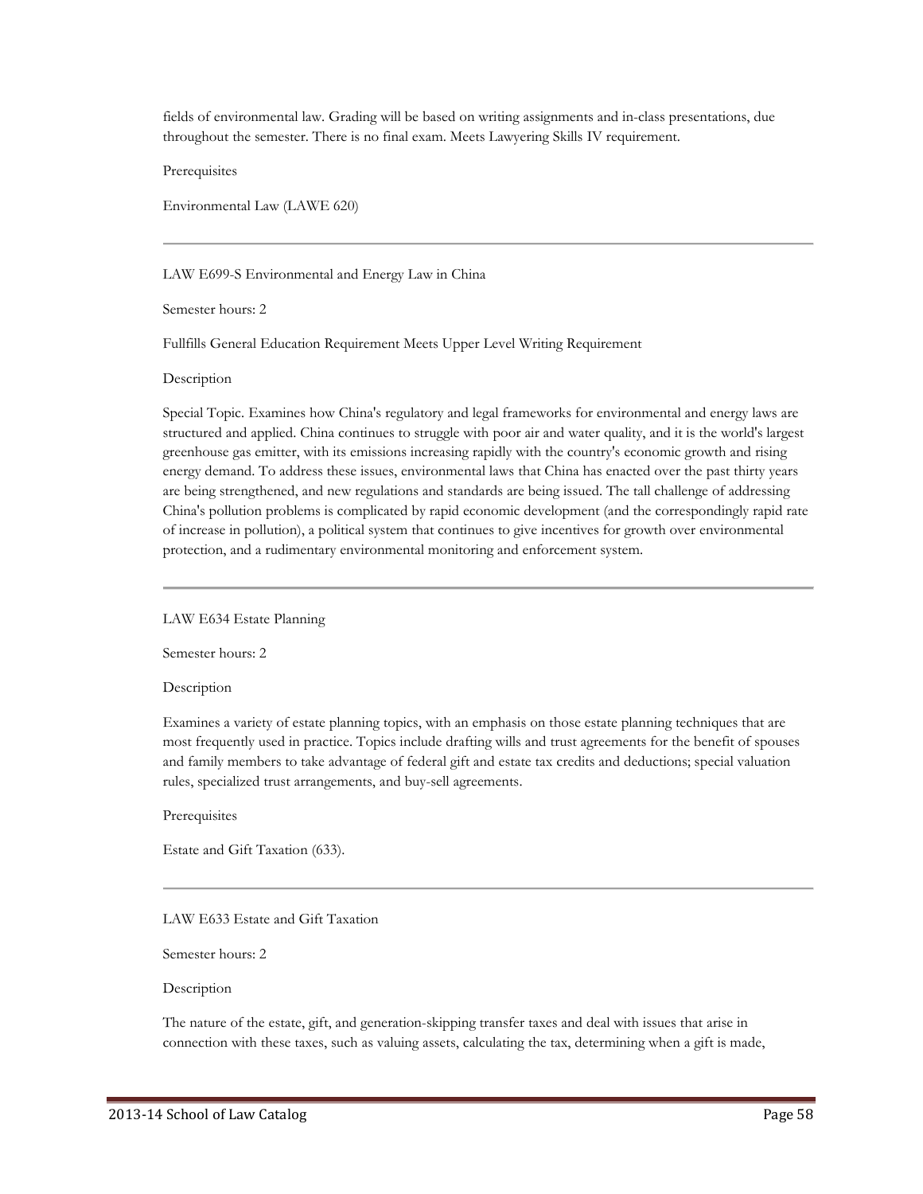fields of environmental law. Grading will be based on writing assignments and in-class presentations, due throughout the semester. There is no final exam. Meets Lawyering Skills IV requirement.

Prerequisites

Environmental Law (LAWE 620)

---

LAW E699-S Environmental and Energy Law in China

Semester hours: 2

Fullfills General Education Requirement Meets Upper Level Writing Requirement

Description

Special Topic. Examines how China's regulatory and legal frameworks for environmental and energy laws are structured and applied. China continues to struggle with poor air and water quality, and it is the world's largest greenhouse gas emitter, with its emissions increasing rapidly with the country's economic growth and rising energy demand. To address these issues, environmental laws that China has enacted over the past thirty years are being strengthened, and new regulations and standards are being issued. The tall challenge of addressing China's pollution problems is complicated by rapid economic development (and the correspondingly rapid rate of increase in pollution), a political system that continues to give incentives for growth over environmental protection, and a rudimentary environmental monitoring and enforcement system.

---

LAW E634 Estate Planning

Semester hours: 2

Description

Examines a variety of estate planning topics, with an emphasis on those estate planning techniques that are most frequently used in practice. Topics include drafting wills and trust agreements for the benefit of spouses and family members to take advantage of federal gift and estate tax credits and deductions; special valuation rules, specialized trust arrangements, and buy-sell agreements.

Prerequisites

Estate and Gift Taxation (633).

---

LAW E633 Estate and Gift Taxation

Semester hours: 2

Description

The nature of the estate, gift, and generation-skipping transfer taxes and deal with issues that arise in connection with these taxes, such as valuing assets, calculating the tax, determining when a gift is made,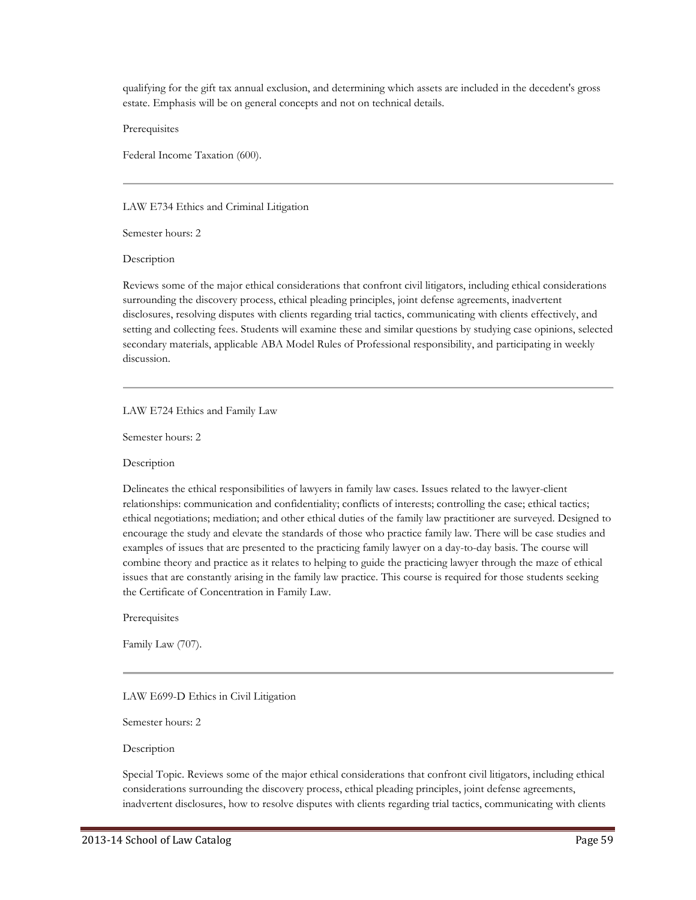qualifying for the gift tax annual exclusion, and determining which assets are included in the decedent's gross estate. Emphasis will be on general concepts and not on technical details.

Prerequisites

Federal Income Taxation (600).

---

LAW E734 Ethics and Criminal Litigation

Semester hours: 2

Description

Reviews some of the major ethical considerations that confront civil litigators, including ethical considerations surrounding the discovery process, ethical pleading principles, joint defense agreements, inadvertent disclosures, resolving disputes with clients regarding trial tactics, communicating with clients effectively, and setting and collecting fees. Students will examine these and similar questions by studying case opinions, selected secondary materials, applicable ABA Model Rules of Professional responsibility, and participating in weekly discussion.

---

LAW E724 Ethics and Family Law

Semester hours: 2

Description

Delineates the ethical responsibilities of lawyers in family law cases. Issues related to the lawyer-client relationships: communication and confidentiality; conflicts of interests; controlling the case; ethical tactics; ethical negotiations; mediation; and other ethical duties of the family law practitioner are surveyed. Designed to encourage the study and elevate the standards of those who practice family law. There will be case studies and examples of issues that are presented to the practicing family lawyer on a day-to-day basis. The course will combine theory and practice as it relates to helping to guide the practicing lawyer through the maze of ethical issues that are constantly arising in the family law practice. This course is required for those students seeking the Certificate of Concentration in Family Law.

Prerequisites

Family Law (707).

---

LAW E699-D Ethics in Civil Litigation

Semester hours: 2

Description

Special Topic. Reviews some of the major ethical considerations that confront civil litigators, including ethical considerations surrounding the discovery process, ethical pleading principles, joint defense agreements, inadvertent disclosures, how to resolve disputes with clients regarding trial tactics, communicating with clients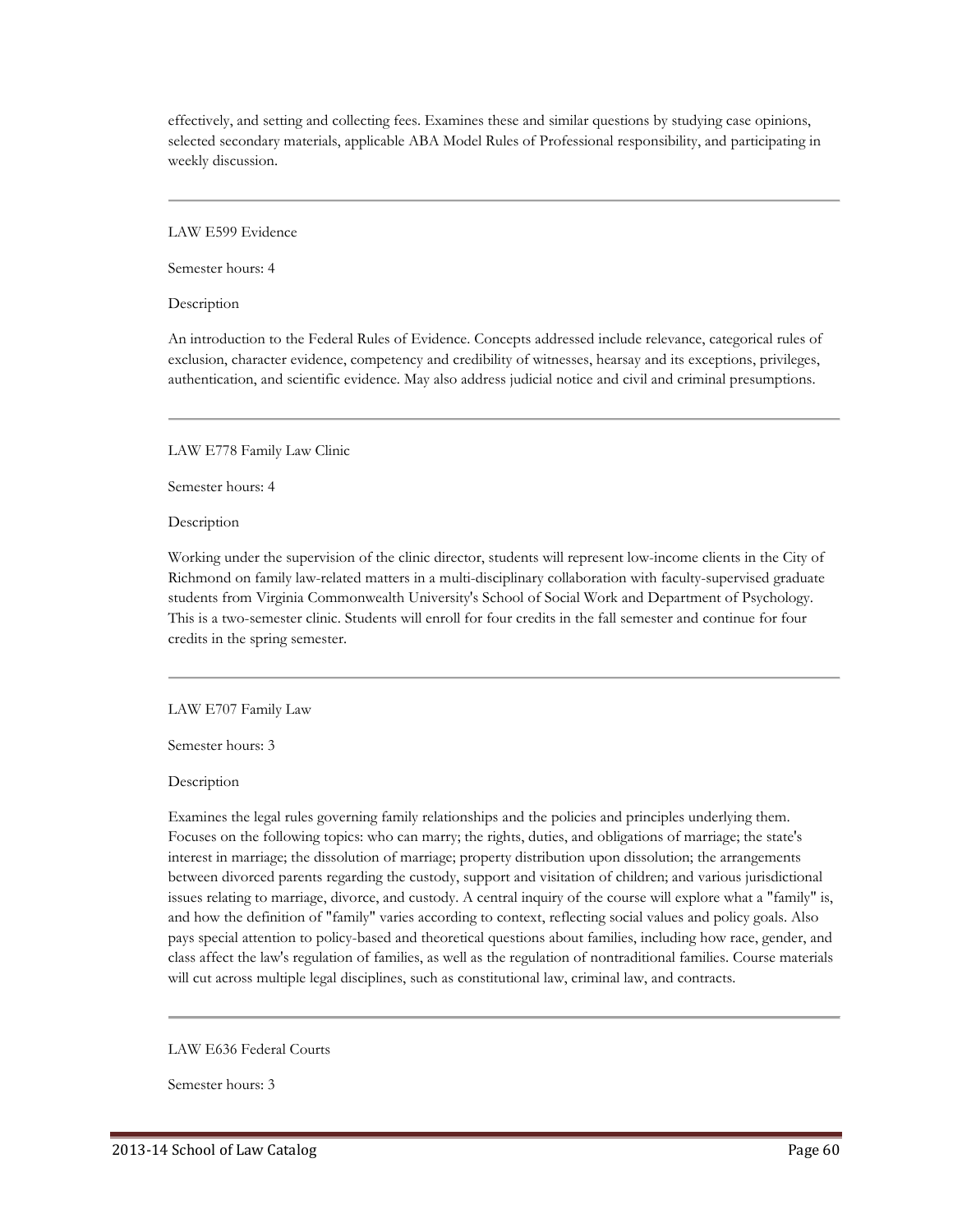effectively, and setting and collecting fees. Examines these and similar questions by studying case opinions, selected secondary materials, applicable ABA Model Rules of Professional responsibility, and participating in weekly discussion.

---

LAW E599 Evidence

Semester hours: 4

Description

An introduction to the Federal Rules of Evidence. Concepts addressed include relevance, categorical rules of exclusion, character evidence, competency and credibility of witnesses, hearsay and its exceptions, privileges, authentication, and scientific evidence. May also address judicial notice and civil and criminal presumptions.

---

LAW E778 Family Law Clinic

Semester hours: 4

Description

Working under the supervision of the clinic director, students will represent low-income clients in the City of Richmond on family law-related matters in a multi-disciplinary collaboration with faculty-supervised graduate students from Virginia Commonwealth University's School of Social Work and Department of Psychology. This is a two-semester clinic. Students will enroll for four credits in the fall semester and continue for four credits in the spring semester.

---

LAW E707 Family Law

Semester hours: 3

Description

Examines the legal rules governing family relationships and the policies and principles underlying them. Focuses on the following topics: who can marry; the rights, duties, and obligations of marriage; the state's interest in marriage; the dissolution of marriage; property distribution upon dissolution; the arrangements between divorced parents regarding the custody, support and visitation of children; and various jurisdictional issues relating to marriage, divorce, and custody. A central inquiry of the course will explore what a "family" is, and how the definition of "family" varies according to context, reflecting social values and policy goals. Also pays special attention to policy-based and theoretical questions about families, including how race, gender, and class affect the law's regulation of families, as well as the regulation of nontraditional families. Course materials will cut across multiple legal disciplines, such as constitutional law, criminal law, and contracts.

---

LAW E636 Federal Courts

Semester hours: 3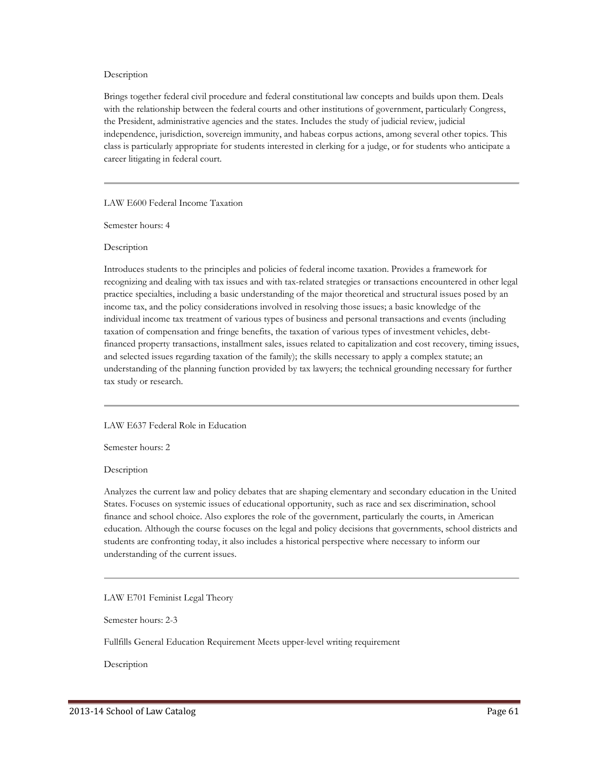Description

Brings together federal civil procedure and federal constitutional law concepts and builds upon them. Deals with the relationship between the federal courts and other institutions of government, particularly Congress, the President, administrative agencies and the states. Includes the study of judicial review, judicial independence, jurisdiction, sovereign immunity, and habeas corpus actions, among several other topics. This class is particularly appropriate for students interested in clerking for a judge, or for students who anticipate a career litigating in federal court.

---

LAW E600 Federal Income Taxation

Semester hours: 4

Description

Introduces students to the principles and policies of federal income taxation. Provides a framework for recognizing and dealing with tax issues and with tax-related strategies or transactions encountered in other legal practice specialties, including a basic understanding of the major theoretical and structural issues posed by an income tax, and the policy considerations involved in resolving those issues; a basic knowledge of the individual income tax treatment of various types of business and personal transactions and events (including taxation of compensation and fringe benefits, the taxation of various types of investment vehicles, debt-financed property transactions, installment sales, issues related to capitalization and cost recovery, timing issues, and selected issues regarding taxation of the family); the skills necessary to apply a complex statute; an understanding of the planning function provided by tax lawyers; the technical grounding necessary for further tax study or research.

---

LAW E637 Federal Role in Education

Semester hours: 2

Description

Analyzes the current law and policy debates that are shaping elementary and secondary education in the United States. Focuses on systemic issues of educational opportunity, such as race and sex discrimination, school finance and school choice. Also explores the role of the government, particularly the courts, in American education. Although the course focuses on the legal and policy decisions that governments, school districts and students are confronting today, it also includes a historical perspective where necessary to inform our understanding of the current issues.

---

LAW E701 Feminist Legal Theory

Semester hours: 2-3

Fullfills General Education Requirement Meets upper-level writing requirement

Description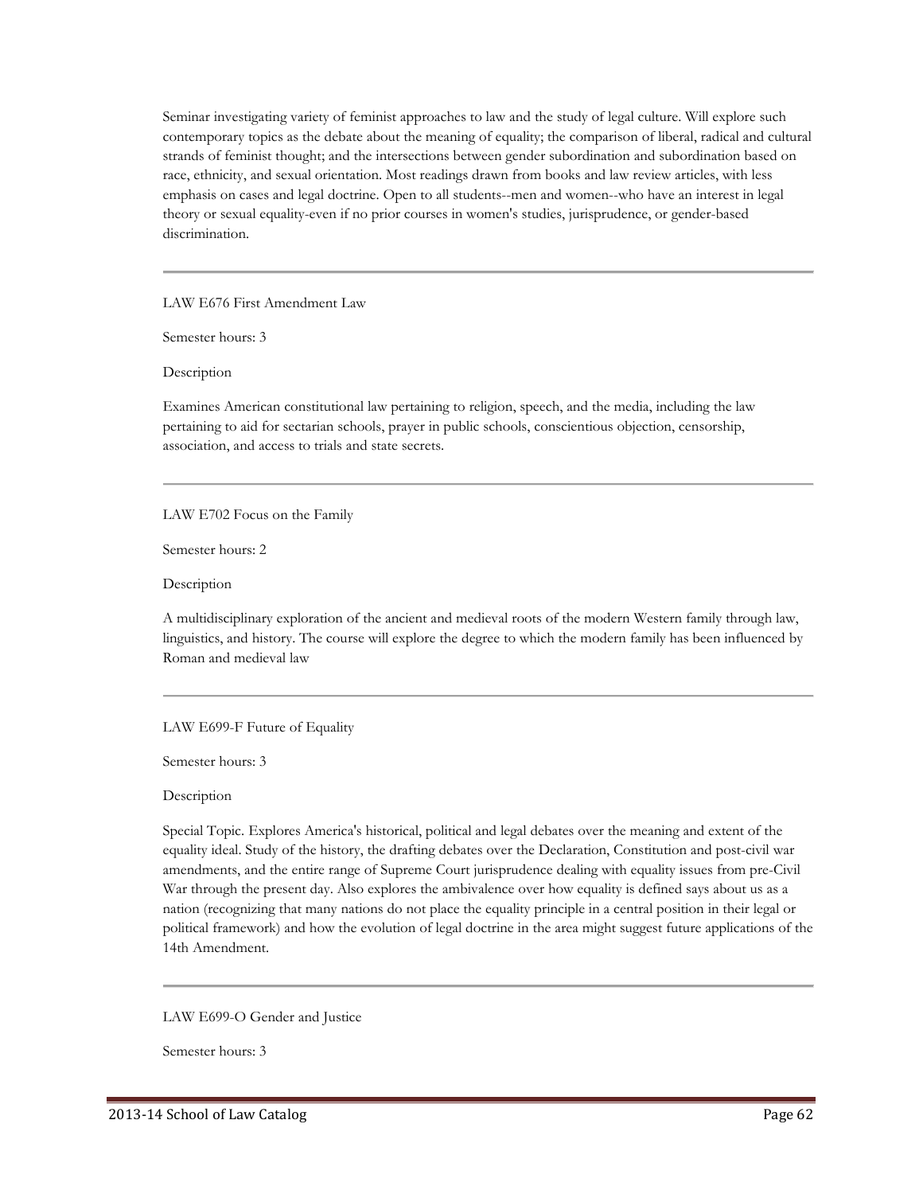Seminar investigating variety of feminist approaches to law and the study of legal culture. Will explore such contemporary topics as the debate about the meaning of equality; the comparison of liberal, radical and cultural strands of feminist thought; and the intersections between gender subordination and subordination based on race, ethnicity, and sexual orientation. Most readings drawn from books and law review articles, with less emphasis on cases and legal doctrine. Open to all students--men and women--who have an interest in legal theory or sexual equality-even if no prior courses in women's studies, jurisprudence, or gender-based discrimination.

---

LAW E676 First Amendment Law

Semester hours: 3

Description

Examines American constitutional law pertaining to religion, speech, and the media, including the law pertaining to aid for sectarian schools, prayer in public schools, conscientious objection, censorship, association, and access to trials and state secrets.

---

LAW E702 Focus on the Family

Semester hours: 2

Description

A multidisciplinary exploration of the ancient and medieval roots of the modern Western family through law, linguistics, and history. The course will explore the degree to which the modern family has been influenced by Roman and medieval law

---

LAW E699-F Future of Equality

Semester hours: 3

Description

Special Topic. Explores America's historical, political and legal debates over the meaning and extent of the equality ideal. Study of the history, the drafting debates over the Declaration, Constitution and post-civil war amendments, and the entire range of Supreme Court jurisprudence dealing with equality issues from pre-Civil War through the present day. Also explores the ambivalence over how equality is defined says about us as a nation (recognizing that many nations do not place the equality principle in a central position in their legal or political framework) and how the evolution of legal doctrine in the area might suggest future applications of the 14th Amendment.

---

LAW E699-O Gender and Justice

Semester hours: 3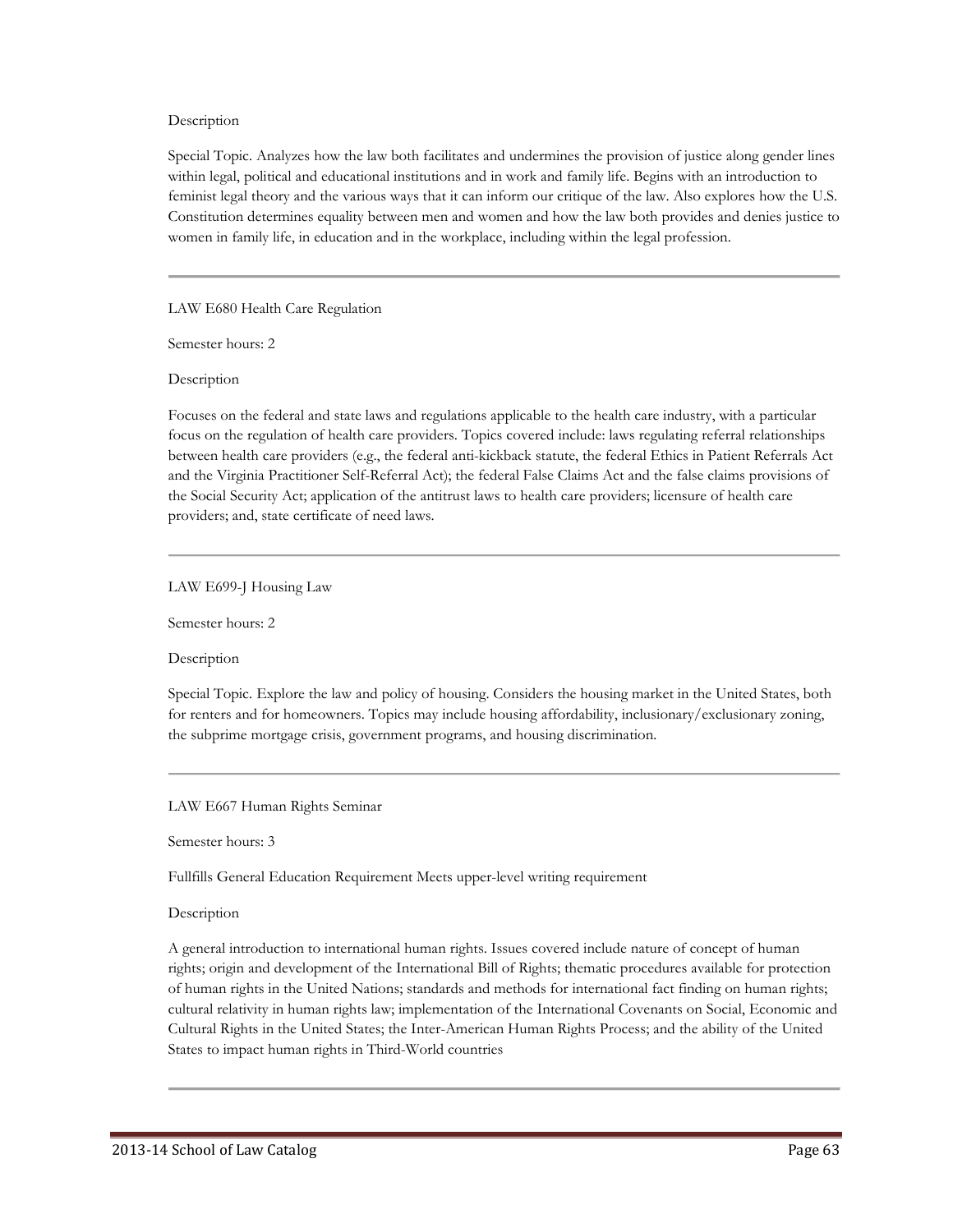Description

Special Topic. Analyzes how the law both facilitates and undermines the provision of justice along gender lines within legal, political and educational institutions and in work and family life. Begins with an introduction to feminist legal theory and the various ways that it can inform our critique of the law. Also explores how the U.S. Constitution determines equality between men and women and how the law both provides and denies justice to women in family life, in education and in the workplace, including within the legal profession.

---

LAW E680 Health Care Regulation

Semester hours: 2

Description

Focuses on the federal and state laws and regulations applicable to the health care industry, with a particular focus on the regulation of health care providers. Topics covered include: laws regulating referral relationships between health care providers (e.g., the federal anti-kickback statute, the federal Ethics in Patient Referrals Act and the Virginia Practitioner Self-Referral Act); the federal False Claims Act and the false claims provisions of the Social Security Act; application of the antitrust laws to health care providers; licensure of health care providers; and, state certificate of need laws.

---

LAW E699-J Housing Law

Semester hours: 2

Description

Special Topic. Explore the law and policy of housing. Considers the housing market in the United States, both for renters and for homeowners. Topics may include housing affordability, inclusionary/exclusionary zoning, the subprime mortgage crisis, government programs, and housing discrimination.

---

LAW E667 Human Rights Seminar

Semester hours: 3

Fullfills General Education Requirement Meets upper-level writing requirement

Description

A general introduction to international human rights. Issues covered include nature of concept of human rights; origin and development of the International Bill of Rights; thematic procedures available for protection of human rights in the United Nations; standards and methods for international fact finding on human rights; cultural relativity in human rights law; implementation of the International Covenants on Social, Economic and Cultural Rights in the United States; the Inter-American Human Rights Process; and the ability of the United States to impact human rights in Third-World countries

---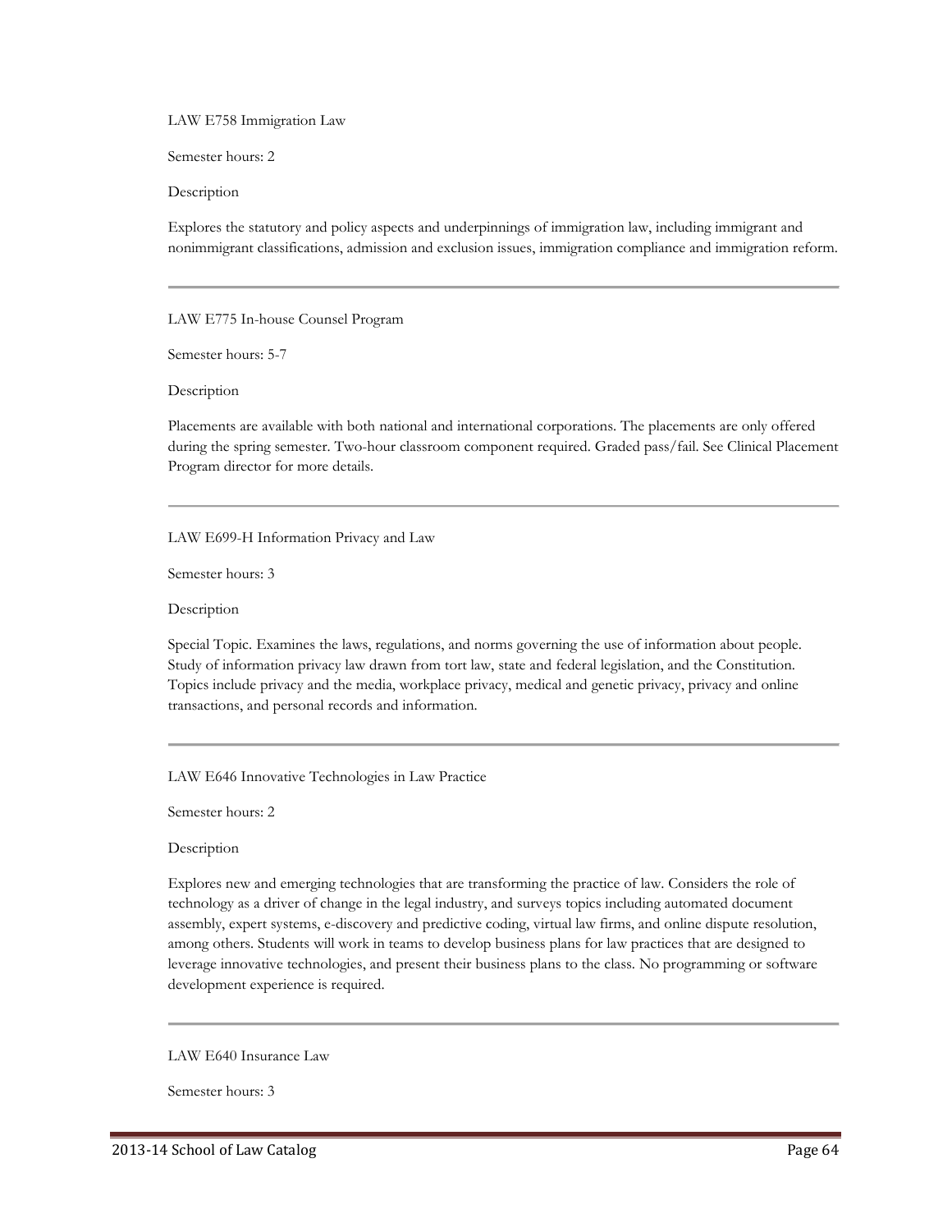LAW E758 Immigration Law

Semester hours: 2

Description

Explores the statutory and policy aspects and underpinnings of immigration law, including immigrant and nonimmigrant classifications, admission and exclusion issues, immigration compliance and immigration reform.

---

LAW E775 In-house Counsel Program

Semester hours: 5-7

Description

Placements are available with both national and international corporations. The placements are only offered during the spring semester. Two-hour classroom component required. Graded pass/fail. See Clinical Placement Program director for more details.

---

LAW E699-H Information Privacy and Law

Semester hours: 3

Description

Special Topic. Examines the laws, regulations, and norms governing the use of information about people. Study of information privacy law drawn from tort law, state and federal legislation, and the Constitution. Topics include privacy and the media, workplace privacy, medical and genetic privacy, privacy and online transactions, and personal records and information.

---

LAW E646 Innovative Technologies in Law Practice

Semester hours: 2

Description

Explores new and emerging technologies that are transforming the practice of law. Considers the role of technology as a driver of change in the legal industry, and surveys topics including automated document assembly, expert systems, e-discovery and predictive coding, virtual law firms, and online dispute resolution, among others. Students will work in teams to develop business plans for law practices that are designed to leverage innovative technologies, and present their business plans to the class. No programming or software development experience is required.

---

LAW E640 Insurance Law

Semester hours: 3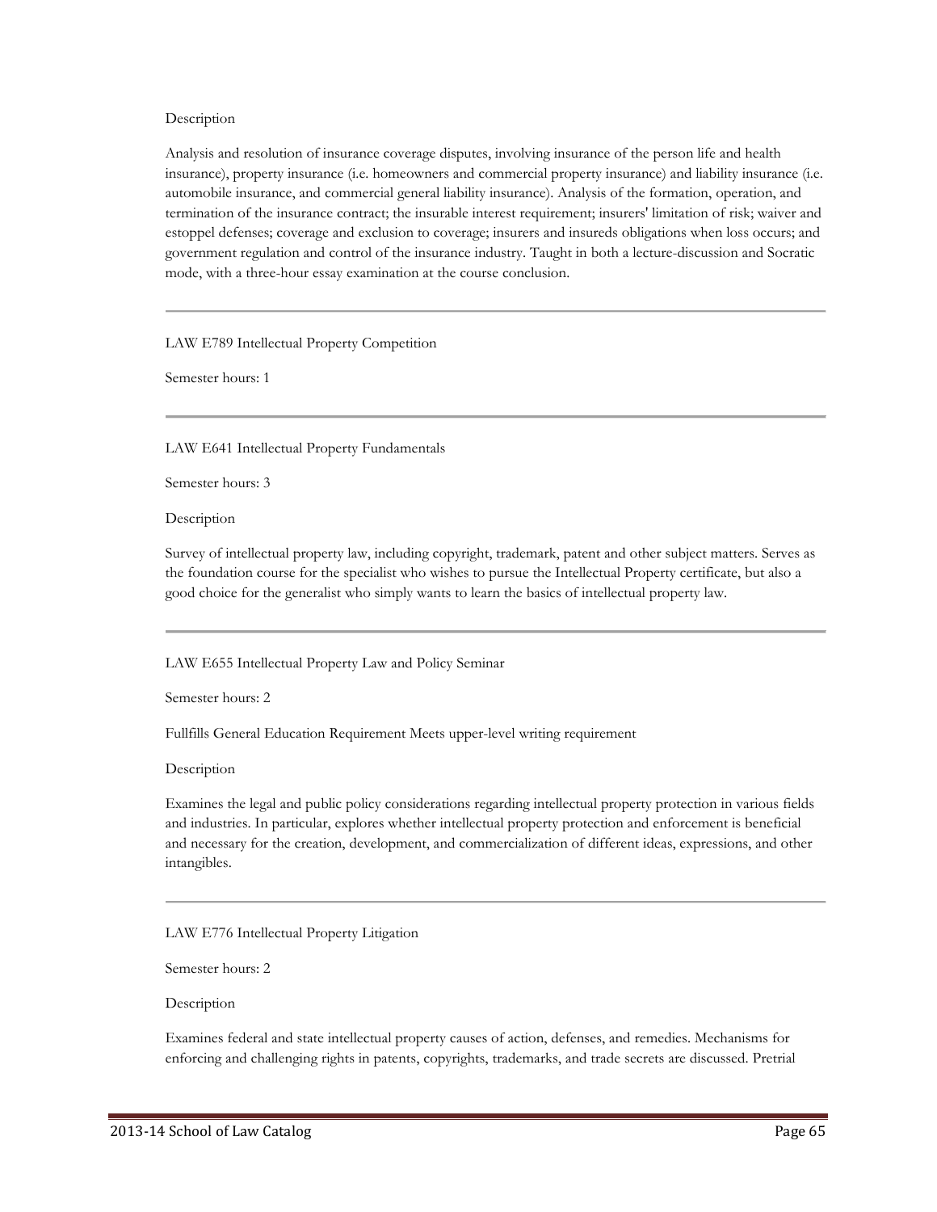Description

Analysis and resolution of insurance coverage disputes, involving insurance of the person life and health insurance), property insurance (i.e. homeowners and commercial property insurance) and liability insurance (i.e. automobile insurance, and commercial general liability insurance). Analysis of the formation, operation, and termination of the insurance contract; the insurable interest requirement; insurers' limitation of risk; waiver and estoppel defenses; coverage and exclusion to coverage; insurers and insureds obligations when loss occurs; and government regulation and control of the insurance industry. Taught in both a lecture-discussion and Socratic mode, with a three-hour essay examination at the course conclusion.

---

LAW E789 Intellectual Property Competition

Semester hours: 1

---

LAW E641 Intellectual Property Fundamentals

Semester hours: 3

Description

Survey of intellectual property law, including copyright, trademark, patent and other subject matters. Serves as the foundation course for the specialist who wishes to pursue the Intellectual Property certificate, but also a good choice for the generalist who simply wants to learn the basics of intellectual property law.

---

LAW E655 Intellectual Property Law and Policy Seminar

Semester hours: 2

Fullfills General Education Requirement Meets upper-level writing requirement

Description

Examines the legal and public policy considerations regarding intellectual property protection in various fields and industries. In particular, explores whether intellectual property protection and enforcement is beneficial and necessary for the creation, development, and commercialization of different ideas, expressions, and other intangibles.

---

LAW E776 Intellectual Property Litigation

Semester hours: 2

Description

Examines federal and state intellectual property causes of action, defenses, and remedies. Mechanisms for enforcing and challenging rights in patents, copyrights, trademarks, and trade secrets are discussed. Pretrial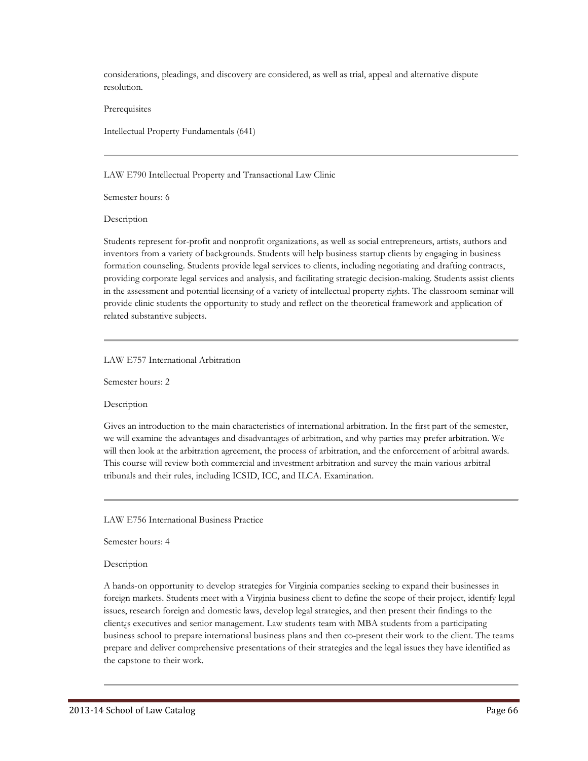considerations, pleadings, and discovery are considered, as well as trial, appeal and alternative dispute resolution.

Prerequisites

Intellectual Property Fundamentals (641)

---

LAW E790 Intellectual Property and Transactional Law Clinic

Semester hours: 6

Description

Students represent for-profit and nonprofit organizations, as well as social entrepreneurs, artists, authors and inventors from a variety of backgrounds. Students will help business startup clients by engaging in business formation counseling. Students provide legal services to clients, including negotiating and drafting contracts, providing corporate legal services and analysis, and facilitating strategic decision-making. Students assist clients in the assessment and potential licensing of a variety of intellectual property rights. The classroom seminar will provide clinic students the opportunity to study and reflect on the theoretical framework and application of related substantive subjects.

---

LAW E757 International Arbitration

Semester hours: 2

Description

Gives an introduction to the main characteristics of international arbitration. In the first part of the semester, we will examine the advantages and disadvantages of arbitration, and why parties may prefer arbitration. We will then look at the arbitration agreement, the process of arbitration, and the enforcement of arbitral awards. This course will review both commercial and investment arbitration and survey the main various arbitral tribunals and their rules, including ICSID, ICC, and ILCA. Examination.

---

LAW E756 International Business Practice

Semester hours: 4

Description

A hands-on opportunity to develop strategies for Virginia companies seeking to expand their businesses in foreign markets. Students meet with a Virginia business client to define the scope of their project, identify legal issues, research foreign and domestic laws, develop legal strategies, and then present their findings to the client¿s executives and senior management. Law students team with MBA students from a participating business school to prepare international business plans and then co-present their work to the client. The teams prepare and deliver comprehensive presentations of their strategies and the legal issues they have identified as the capstone to their work.

---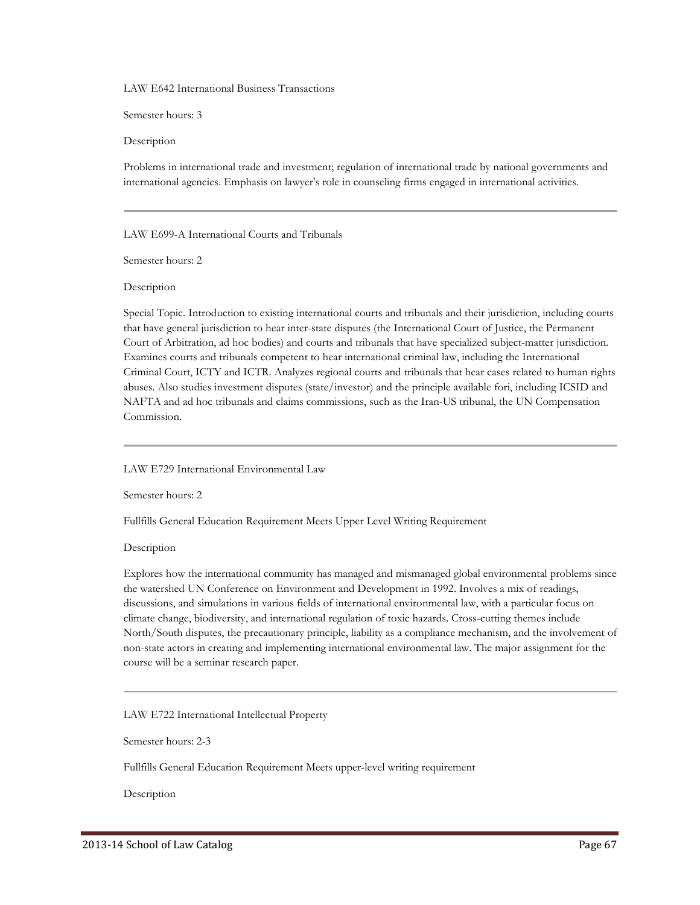LAW E642 International Business Transactions

Semester hours: 3

Description

Problems in international trade and investment; regulation of international trade by national governments and international agencies. Emphasis on lawyer's role in counseling firms engaged in international activities.

---

LAW E699-A International Courts and Tribunals

Semester hours: 2

Description

Special Topic. Introduction to existing international courts and tribunals and their jurisdiction, including courts that have general jurisdiction to hear inter-state disputes (the International Court of Justice, the Permanent Court of Arbitration, ad hoc bodies) and courts and tribunals that have specialized subject-matter jurisdiction. Examines courts and tribunals competent to hear international criminal law, including the International Criminal Court, ICTY and ICTR. Analyzes regional courts and tribunals that hear cases related to human rights abuses. Also studies investment disputes (state/investor) and the principle available fori, including ICSID and NAFTA and ad hoc tribunals and claims commissions, such as the Iran-US tribunal, the UN Compensation Commission.

---

LAW E729 International Environmental Law

Semester hours: 2

Fullfills General Education Requirement Meets Upper Level Writing Requirement

Description

Explores how the international community has managed and mismanaged global environmental problems since the watershed UN Conference on Environment and Development in 1992. Involves a mix of readings, discussions, and simulations in various fields of international environmental law, with a particular focus on climate change, biodiversity, and international regulation of toxic hazards. Cross-cutting themes include North/South disputes, the precautionary principle, liability as a compliance mechanism, and the involvement of non-state actors in creating and implementing international environmental law. The major assignment for the course will be a seminar research paper.

---

LAW E722 International Intellectual Property

Semester hours: 2-3

Fullfills General Education Requirement Meets upper-level writing requirement

Description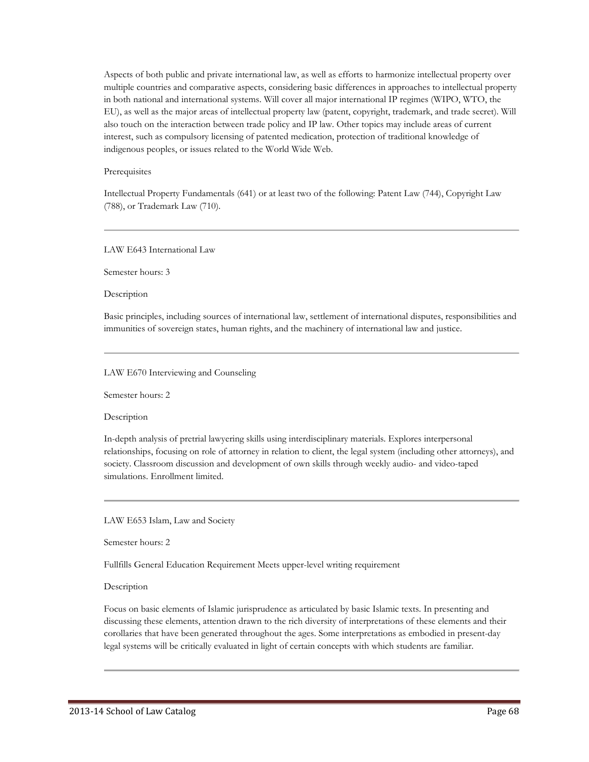Aspects of both public and private international law, as well as efforts to harmonize intellectual property over multiple countries and comparative aspects, considering basic differences in approaches to intellectual property in both national and international systems. Will cover all major international IP regimes (WIPO, WTO, the EU), as well as the major areas of intellectual property law (patent, copyright, trademark, and trade secret). Will also touch on the interaction between trade policy and IP law. Other topics may include areas of current interest, such as compulsory licensing of patented medication, protection of traditional knowledge of indigenous peoples, or issues related to the World Wide Web.

Prerequisites

Intellectual Property Fundamentals (641) or at least two of the following: Patent Law (744), Copyright Law (788), or Trademark Law (710).

---

LAW E643 International Law

Semester hours: 3

Description

Basic principles, including sources of international law, settlement of international disputes, responsibilities and immunities of sovereign states, human rights, and the machinery of international law and justice.

---

LAW E670 Interviewing and Counseling

Semester hours: 2

Description

In-depth analysis of pretrial lawyering skills using interdisciplinary materials. Explores interpersonal relationships, focusing on role of attorney in relation to client, the legal system (including other attorneys), and society. Classroom discussion and development of own skills through weekly audio- and video-taped simulations. Enrollment limited.

---

LAW E653 Islam, Law and Society

Semester hours: 2

Fullfills General Education Requirement Meets upper-level writing requirement

Description

Focus on basic elements of Islamic jurisprudence as articulated by basic Islamic texts. In presenting and discussing these elements, attention drawn to the rich diversity of interpretations of these elements and their corollaries that have been generated throughout the ages. Some interpretations as embodied in present-day legal systems will be critically evaluated in light of certain concepts with which students are familiar.

---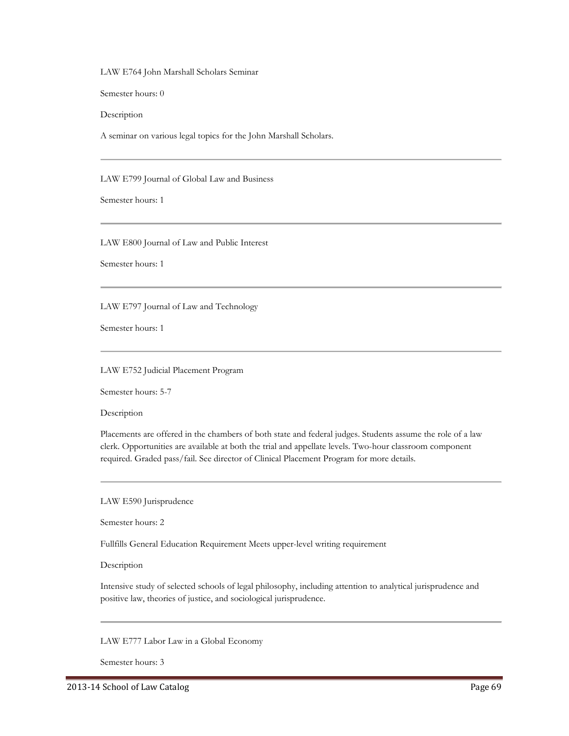LAW E764 John Marshall Scholars Seminar

Semester hours: 0

Description

A seminar on various legal topics for the John Marshall Scholars.

---

LAW E799 Journal of Global Law and Business

Semester hours: 1

---

LAW E800 Journal of Law and Public Interest

Semester hours: 1

---

LAW E797 Journal of Law and Technology

Semester hours: 1

---

LAW E752 Judicial Placement Program

Semester hours: 5-7

Description

Placements are offered in the chambers of both state and federal judges. Students assume the role of a law clerk. Opportunities are available at both the trial and appellate levels. Two-hour classroom component required. Graded pass/fail. See director of Clinical Placement Program for more details.

---

LAW E590 Jurisprudence

Semester hours: 2

Fullfills General Education Requirement Meets upper-level writing requirement

Description

Intensive study of selected schools of legal philosophy, including attention to analytical jurisprudence and positive law, theories of justice, and sociological jurisprudence.

---

LAW E777 Labor Law in a Global Economy

Semester hours: 3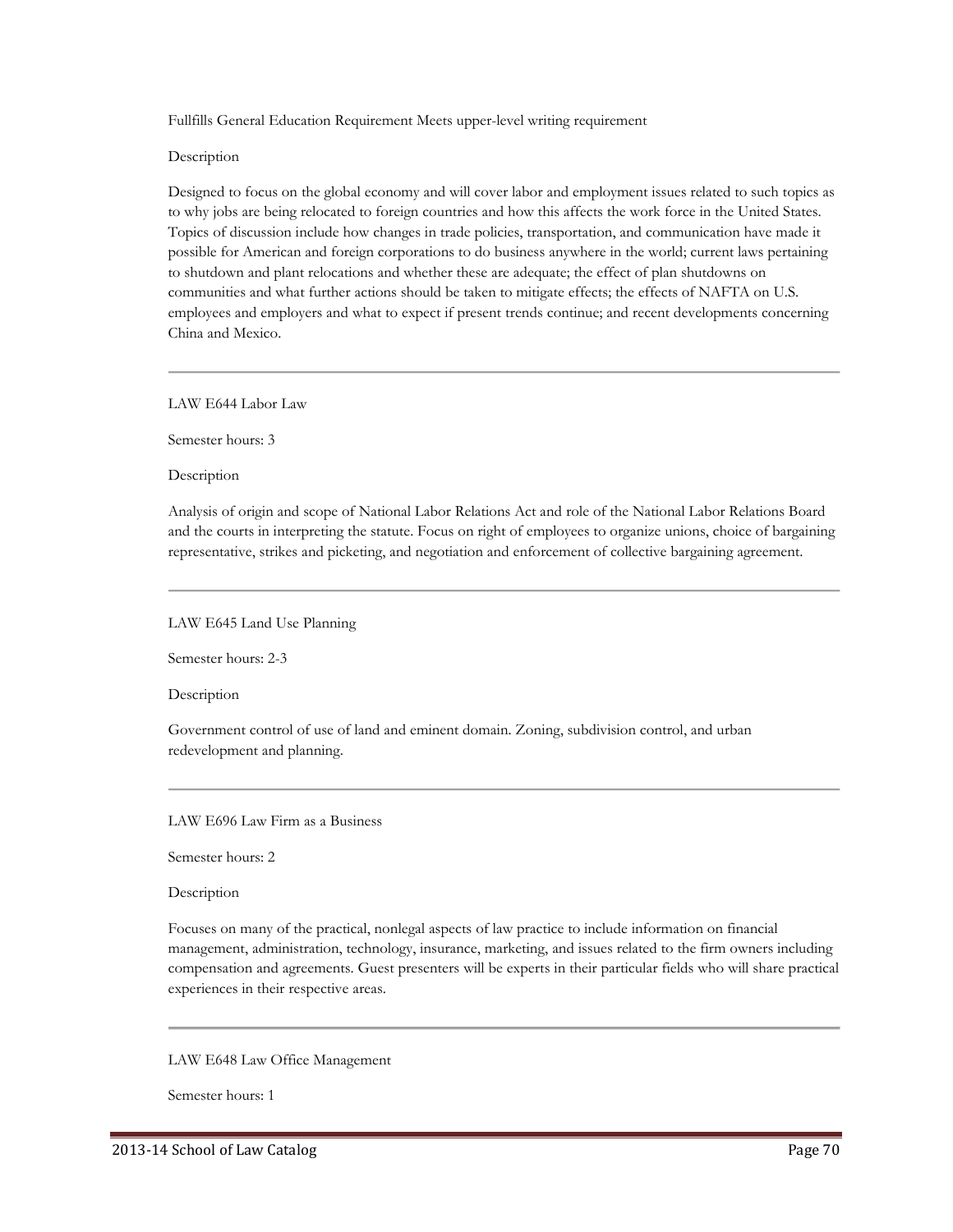Fullfills General Education Requirement Meets upper-level writing requirement

Description

Designed to focus on the global economy and will cover labor and employment issues related to such topics as to why jobs are being relocated to foreign countries and how this affects the work force in the United States. Topics of discussion include how changes in trade policies, transportation, and communication have made it possible for American and foreign corporations to do business anywhere in the world; current laws pertaining to shutdown and plant relocations and whether these are adequate; the effect of plan shutdowns on communities and what further actions should be taken to mitigate effects; the effects of NAFTA on U.S. employees and employers and what to expect if present trends continue; and recent developments concerning China and Mexico.

---

LAW E644 Labor Law

Semester hours: 3

Description

Analysis of origin and scope of National Labor Relations Act and role of the National Labor Relations Board and the courts in interpreting the statute. Focus on right of employees to organize unions, choice of bargaining representative, strikes and picketing, and negotiation and enforcement of collective bargaining agreement.

---

LAW E645 Land Use Planning

Semester hours: 2-3

Description

Government control of use of land and eminent domain. Zoning, subdivision control, and urban redevelopment and planning.

---

LAW E696 Law Firm as a Business

Semester hours: 2

Description

Focuses on many of the practical, nonlegal aspects of law practice to include information on financial management, administration, technology, insurance, marketing, and issues related to the firm owners including compensation and agreements. Guest presenters will be experts in their particular fields who will share practical experiences in their respective areas.

---

LAW E648 Law Office Management

Semester hours: 1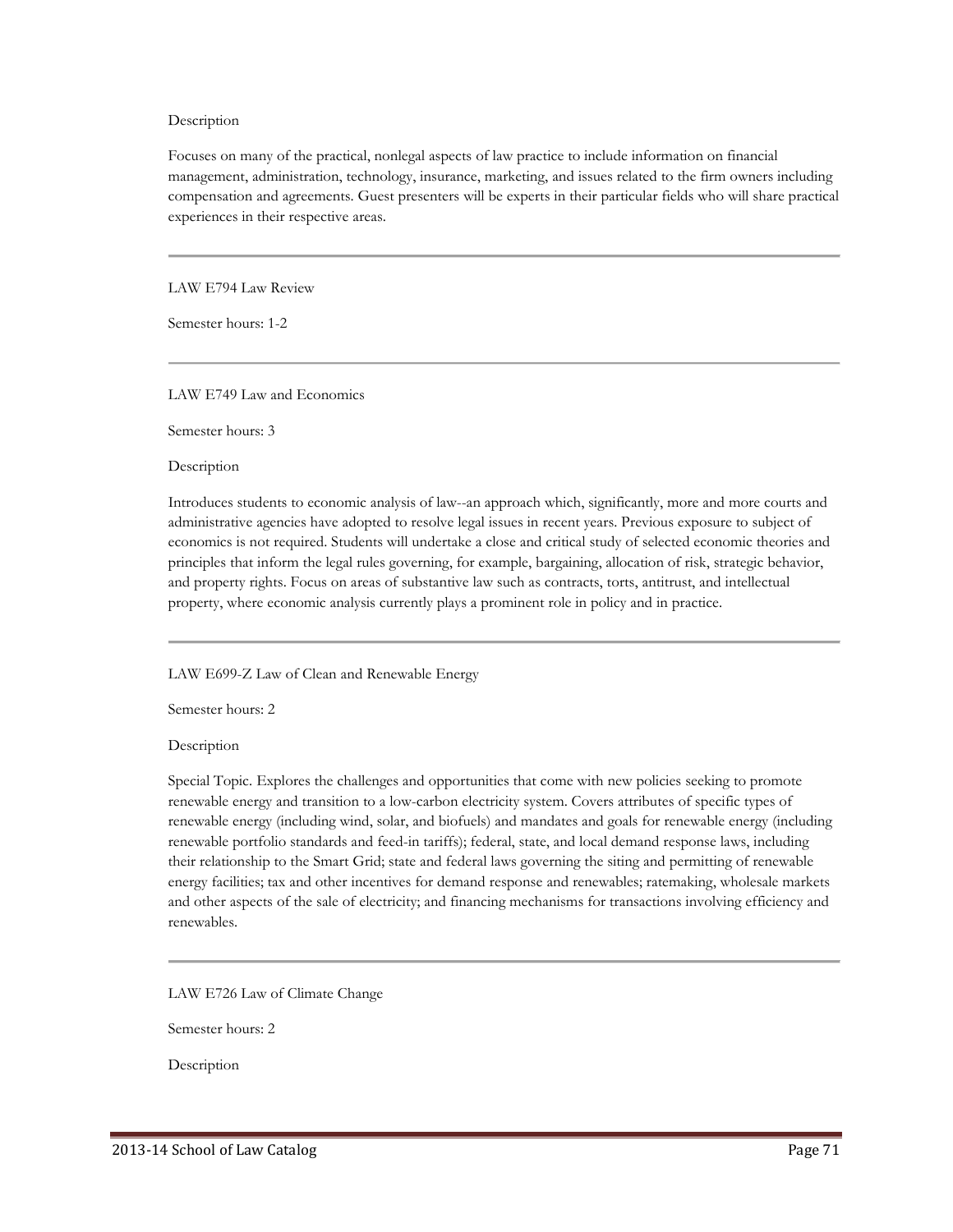Description

Focuses on many of the practical, nonlegal aspects of law practice to include information on financial management, administration, technology, insurance, marketing, and issues related to the firm owners including compensation and agreements. Guest presenters will be experts in their particular fields who will share practical experiences in their respective areas.

---

LAW E794 Law Review

Semester hours: 1-2

---

LAW E749 Law and Economics

Semester hours: 3

Description

Introduces students to economic analysis of law--an approach which, significantly, more and more courts and administrative agencies have adopted to resolve legal issues in recent years. Previous exposure to subject of economics is not required. Students will undertake a close and critical study of selected economic theories and principles that inform the legal rules governing, for example, bargaining, allocation of risk, strategic behavior, and property rights. Focus on areas of substantive law such as contracts, torts, antitrust, and intellectual property, where economic analysis currently plays a prominent role in policy and in practice.

---

LAW E699-Z Law of Clean and Renewable Energy

Semester hours: 2

Description

Special Topic. Explores the challenges and opportunities that come with new policies seeking to promote renewable energy and transition to a low-carbon electricity system. Covers attributes of specific types of renewable energy (including wind, solar, and biofuels) and mandates and goals for renewable energy (including renewable portfolio standards and feed-in tariffs); federal, state, and local demand response laws, including their relationship to the Smart Grid; state and federal laws governing the siting and permitting of renewable energy facilities; tax and other incentives for demand response and renewables; ratemaking, wholesale markets and other aspects of the sale of electricity; and financing mechanisms for transactions involving efficiency and renewables.

---

LAW E726 Law of Climate Change

Semester hours: 2

Description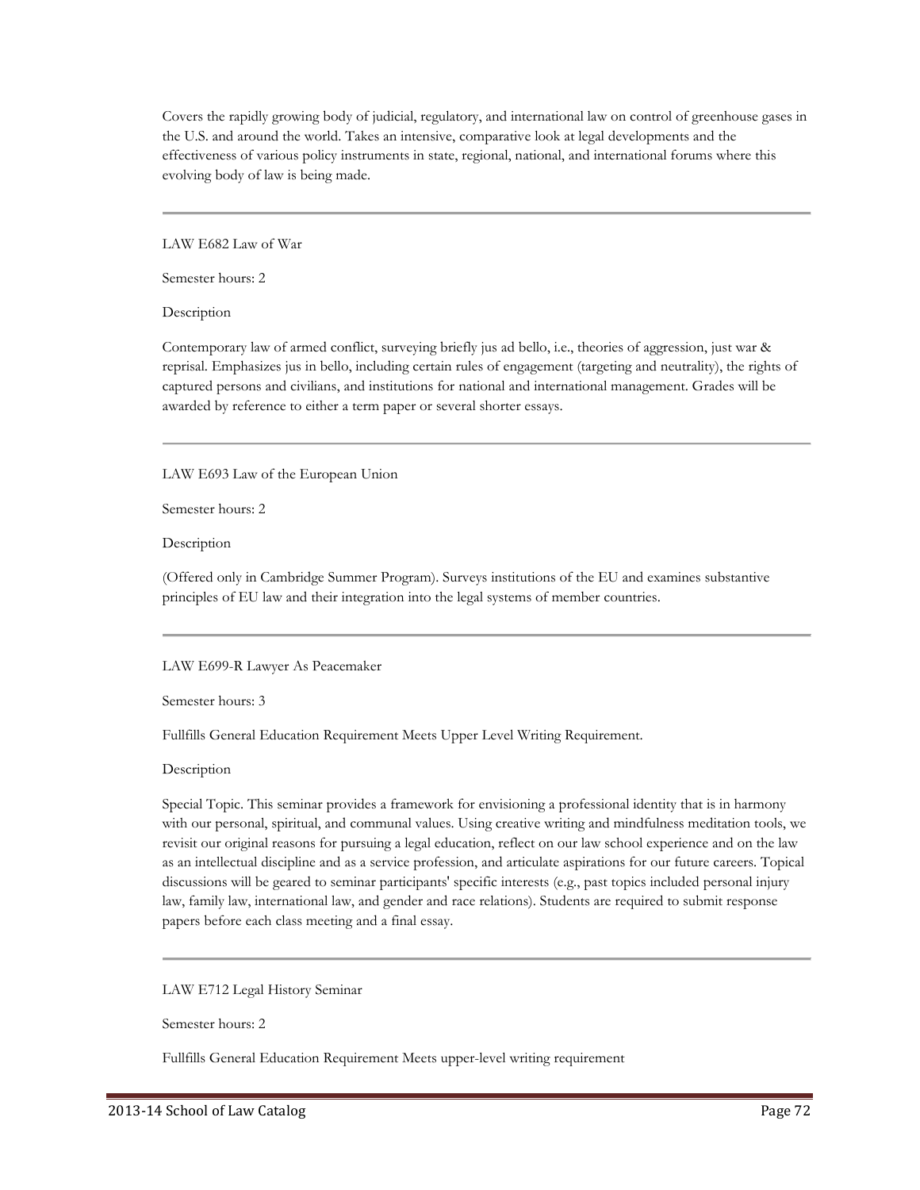Covers the rapidly growing body of judicial, regulatory, and international law on control of greenhouse gases in the U.S. and around the world. Takes an intensive, comparative look at legal developments and the effectiveness of various policy instruments in state, regional, national, and international forums where this evolving body of law is being made.

---

LAW E682 Law of War

Semester hours: 2

Description

Contemporary law of armed conflict, surveying briefly jus ad bello, i.e., theories of aggression, just war & reprisal. Emphasizes jus in bello, including certain rules of engagement (targeting and neutrality), the rights of captured persons and civilians, and institutions for national and international management. Grades will be awarded by reference to either a term paper or several shorter essays.

---

LAW E693 Law of the European Union

Semester hours: 2

Description

(Offered only in Cambridge Summer Program). Surveys institutions of the EU and examines substantive principles of EU law and their integration into the legal systems of member countries.

---

LAW E699-R Lawyer As Peacemaker

Semester hours: 3

Fullfills General Education Requirement Meets Upper Level Writing Requirement.

Description

Special Topic. This seminar provides a framework for envisioning a professional identity that is in harmony with our personal, spiritual, and communal values. Using creative writing and mindfulness meditation tools, we revisit our original reasons for pursuing a legal education, reflect on our law school experience and on the law as an intellectual discipline and as a service profession, and articulate aspirations for our future careers. Topical discussions will be geared to seminar participants' specific interests (e.g., past topics included personal injury law, family law, international law, and gender and race relations). Students are required to submit response papers before each class meeting and a final essay.

---

LAW E712 Legal History Seminar

Semester hours: 2

Fullfills General Education Requirement Meets upper-level writing requirement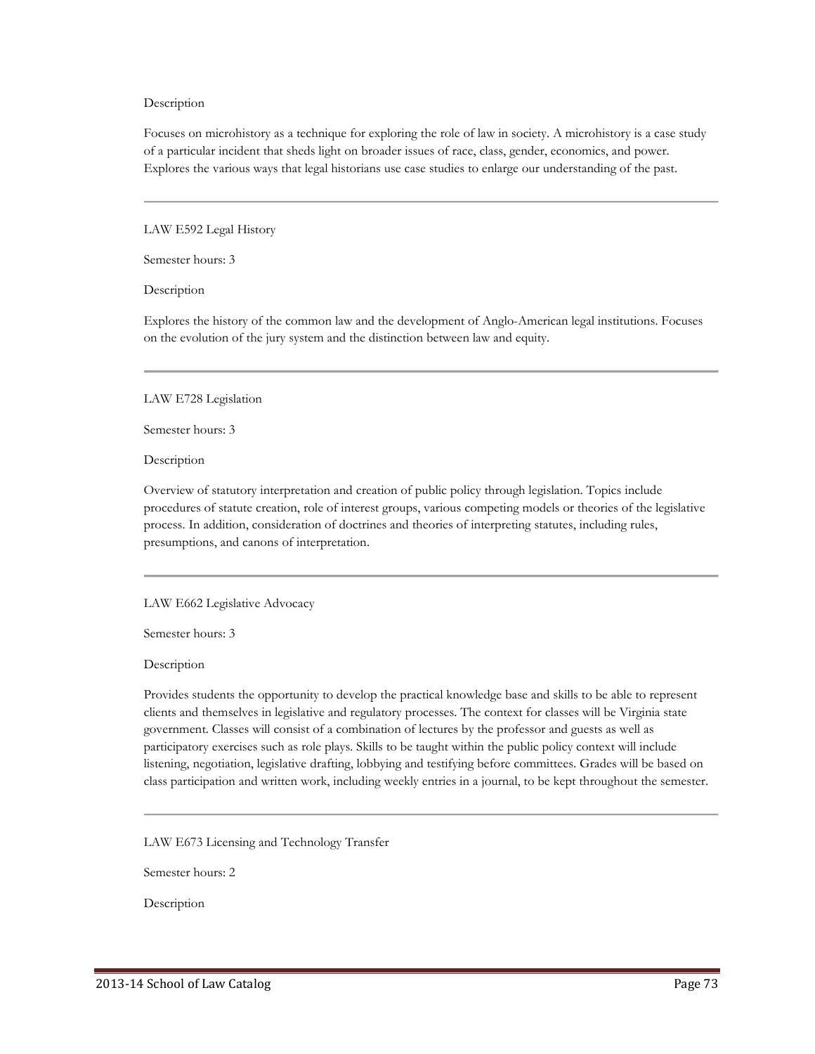Description

Focuses on microhistory as a technique for exploring the role of law in society. A microhistory is a case study of a particular incident that sheds light on broader issues of race, class, gender, economics, and power. Explores the various ways that legal historians use case studies to enlarge our understanding of the past.

---

LAW E592 Legal History

Semester hours: 3

Description

Explores the history of the common law and the development of Anglo-American legal institutions. Focuses on the evolution of the jury system and the distinction between law and equity.

---

LAW E728 Legislation

Semester hours: 3

Description

Overview of statutory interpretation and creation of public policy through legislation. Topics include procedures of statute creation, role of interest groups, various competing models or theories of the legislative process. In addition, consideration of doctrines and theories of interpreting statutes, including rules, presumptions, and canons of interpretation.

---

LAW E662 Legislative Advocacy

Semester hours: 3

Description

Provides students the opportunity to develop the practical knowledge base and skills to be able to represent clients and themselves in legislative and regulatory processes. The context for classes will be Virginia state government. Classes will consist of a combination of lectures by the professor and guests as well as participatory exercises such as role plays. Skills to be taught within the public policy context will include listening, negotiation, legislative drafting, lobbying and testifying before committees. Grades will be based on class participation and written work, including weekly entries in a journal, to be kept throughout the semester.

---

LAW E673 Licensing and Technology Transfer

Semester hours: 2

Description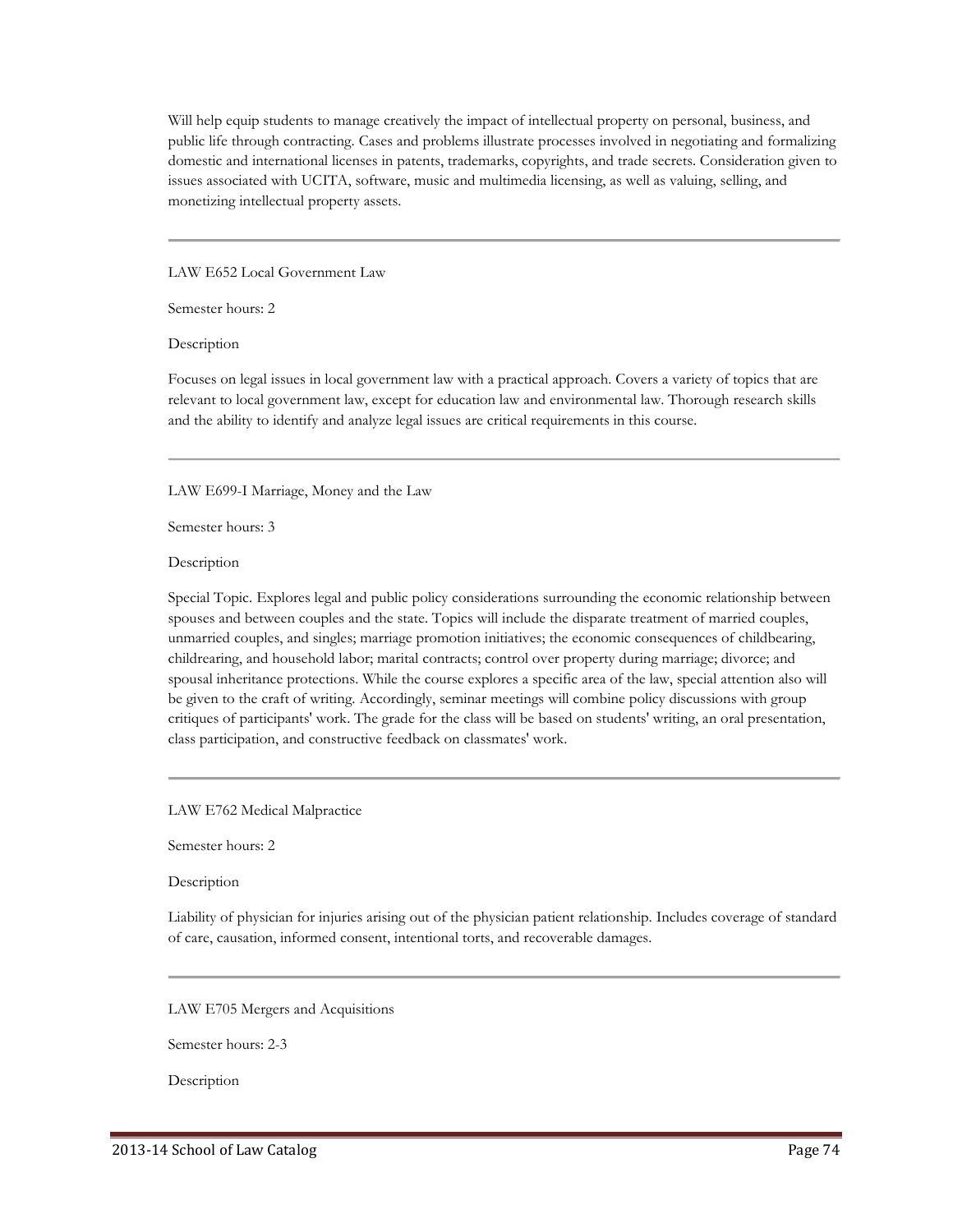Will help equip students to manage creatively the impact of intellectual property on personal, business, and public life through contracting. Cases and problems illustrate processes involved in negotiating and formalizing domestic and international licenses in patents, trademarks, copyrights, and trade secrets. Consideration given to issues associated with UCITA, software, music and multimedia licensing, as well as valuing, selling, and monetizing intellectual property assets.

---

LAW E652 Local Government Law

Semester hours: 2

Description

Focuses on legal issues in local government law with a practical approach. Covers a variety of topics that are relevant to local government law, except for education law and environmental law. Thorough research skills and the ability to identify and analyze legal issues are critical requirements in this course.

---

LAW E699-I Marriage, Money and the Law

Semester hours: 3

Description

Special Topic. Explores legal and public policy considerations surrounding the economic relationship between spouses and between couples and the state. Topics will include the disparate treatment of married couples, unmarried couples, and singles; marriage promotion initiatives; the economic consequences of childbearing, childrearing, and household labor; marital contracts; control over property during marriage; divorce; and spousal inheritance protections. While the course explores a specific area of the law, special attention also will be given to the craft of writing. Accordingly, seminar meetings will combine policy discussions with group critiques of participants' work. The grade for the class will be based on students' writing, an oral presentation, class participation, and constructive feedback on classmates' work.

---

LAW E762 Medical Malpractice

Semester hours: 2

Description

Liability of physician for injuries arising out of the physician patient relationship. Includes coverage of standard of care, causation, informed consent, intentional torts, and recoverable damages.

---

LAW E705 Mergers and Acquisitions

Semester hours: 2-3

Description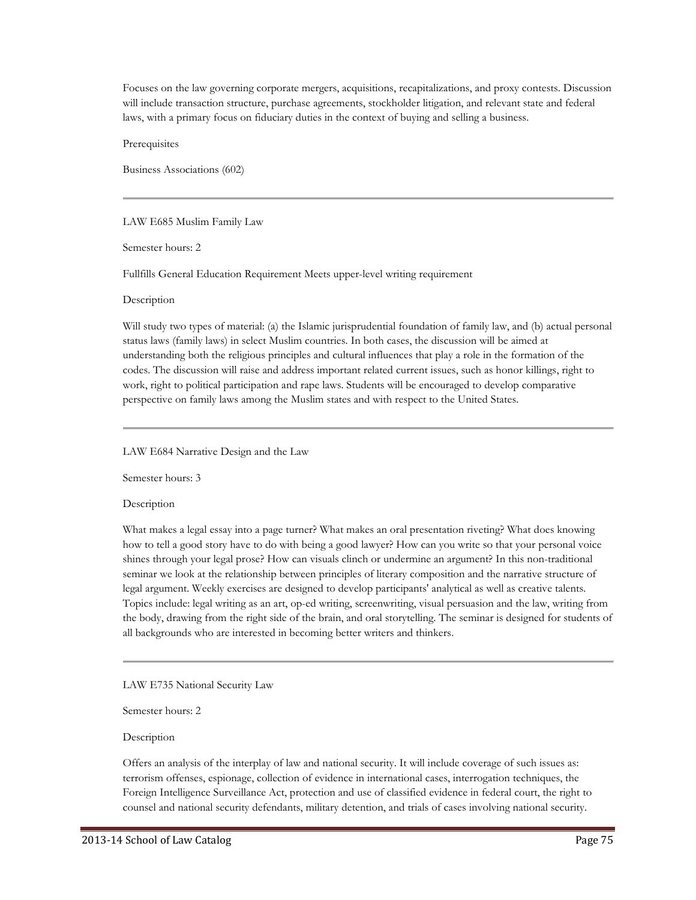Focuses on the law governing corporate mergers, acquisitions, recapitalizations, and proxy contests. Discussion will include transaction structure, purchase agreements, stockholder litigation, and relevant state and federal laws, with a primary focus on fiduciary duties in the context of buying and selling a business.

Prerequisites

Business Associations (602)

---

### LAW E685 Muslim Family Law

Semester hours: 2

Fullfills General Education Requirement Meets upper-level writing requirement

Description

Will study two types of material: (a) the Islamic jurisprudential foundation of family law, and (b) actual personal status laws (family laws) in select Muslim countries. In both cases, the discussion will be aimed at understanding both the religious principles and cultural influences that play a role in the formation of the codes. The discussion will raise and address important related current issues, such as honor killings, right to work, right to political participation and rape laws. Students will be encouraged to develop comparative perspective on family laws among the Muslim states and with respect to the United States.

---

### LAW E684 Narrative Design and the Law

Semester hours: 3

Description

What makes a legal essay into a page turner? What makes an oral presentation riveting? What does knowing how to tell a good story have to do with being a good lawyer? How can you write so that your personal voice shines through your legal prose? How can visuals clinch or undermine an argument? In this non-traditional seminar we look at the relationship between principles of literary composition and the narrative structure of legal argument. Weekly exercises are designed to develop participants' analytical as well as creative talents. Topics include: legal writing as an art, op-ed writing, screenwriting, visual persuasion and the law, writing from the body, drawing from the right side of the brain, and oral storytelling. The seminar is designed for students of all backgrounds who are interested in becoming better writers and thinkers.

---

### LAW E735 National Security Law

Semester hours: 2

Description

Offers an analysis of the interplay of law and national security. It will include coverage of such issues as: terrorism offenses, espionage, collection of evidence in international cases, interrogation techniques, the Foreign Intelligence Surveillance Act, protection and use of classified evidence in federal court, the right to counsel and national security defendants, military detention, and trials of cases involving national security.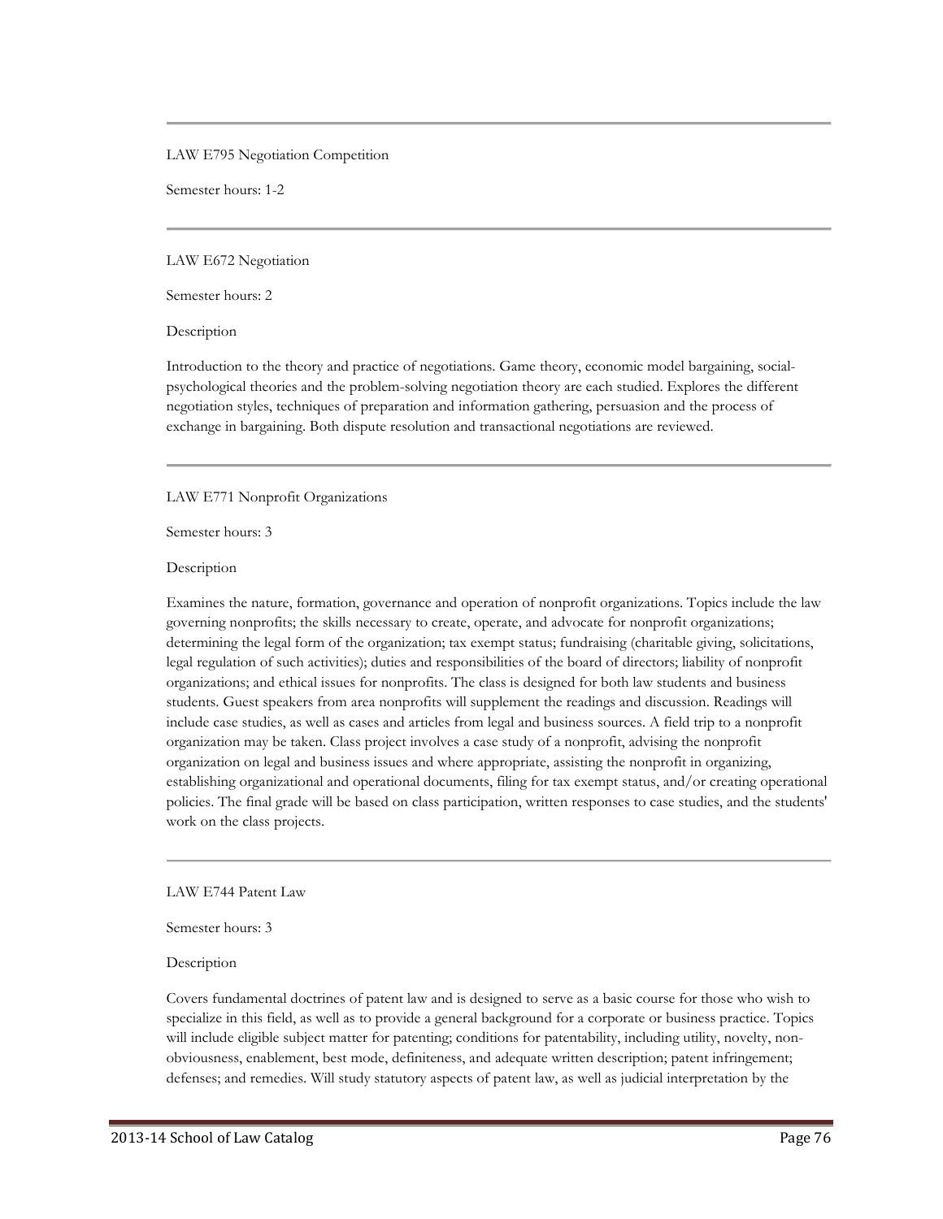---

LAW E795 Negotiation Competition

Semester hours: 1-2

---

LAW E672 Negotiation

Semester hours: 2

Description

Introduction to the theory and practice of negotiations. Game theory, economic model bargaining, social-psychological theories and the problem-solving negotiation theory are each studied. Explores the different negotiation styles, techniques of preparation and information gathering, persuasion and the process of exchange in bargaining. Both dispute resolution and transactional negotiations are reviewed.

---

LAW E771 Nonprofit Organizations

Semester hours: 3

Description

Examines the nature, formation, governance and operation of nonprofit organizations. Topics include the law governing nonprofits; the skills necessary to create, operate, and advocate for nonprofit organizations; determining the legal form of the organization; tax exempt status; fundraising (charitable giving, solicitations, legal regulation of such activities); duties and responsibilities of the board of directors; liability of nonprofit organizations; and ethical issues for nonprofits. The class is designed for both law students and business students. Guest speakers from area nonprofits will supplement the readings and discussion. Readings will include case studies, as well as cases and articles from legal and business sources. A field trip to a nonprofit organization may be taken. Class project involves a case study of a nonprofit, advising the nonprofit organization on legal and business issues and where appropriate, assisting the nonprofit in organizing, establishing organizational and operational documents, filing for tax exempt status, and/or creating operational policies. The final grade will be based on class participation, written responses to case studies, and the students' work on the class projects.

---

LAW E744 Patent Law

Semester hours: 3

Description

Covers fundamental doctrines of patent law and is designed to serve as a basic course for those who wish to specialize in this field, as well as to provide a general background for a corporate or business practice. Topics will include eligible subject matter for patenting; conditions for patentability, including utility, novelty, non-obviousness, enablement, best mode, definiteness, and adequate written description; patent infringement; defenses; and remedies. Will study statutory aspects of patent law, as well as judicial interpretation by the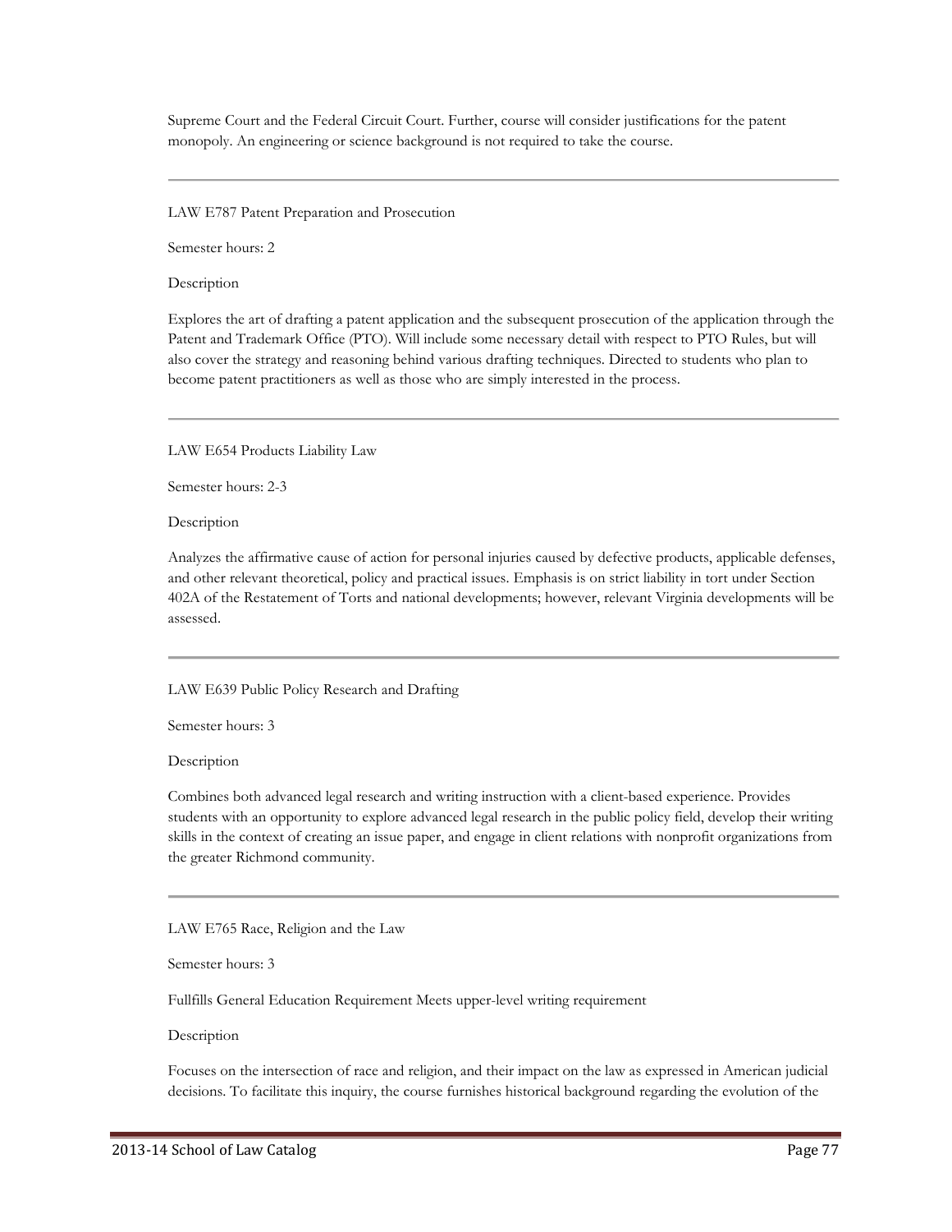Supreme Court and the Federal Circuit Court. Further, course will consider justifications for the patent monopoly. An engineering or science background is not required to take the course.

---

LAW E787 Patent Preparation and Prosecution

Semester hours: 2

Description

Explores the art of drafting a patent application and the subsequent prosecution of the application through the Patent and Trademark Office (PTO). Will include some necessary detail with respect to PTO Rules, but will also cover the strategy and reasoning behind various drafting techniques. Directed to students who plan to become patent practitioners as well as those who are simply interested in the process.

---

LAW E654 Products Liability Law

Semester hours: 2-3

Description

Analyzes the affirmative cause of action for personal injuries caused by defective products, applicable defenses, and other relevant theoretical, policy and practical issues. Emphasis is on strict liability in tort under Section 402A of the Restatement of Torts and national developments; however, relevant Virginia developments will be assessed.

---

LAW E639 Public Policy Research and Drafting

Semester hours: 3

Description

Combines both advanced legal research and writing instruction with a client-based experience. Provides students with an opportunity to explore advanced legal research in the public policy field, develop their writing skills in the context of creating an issue paper, and engage in client relations with nonprofit organizations from the greater Richmond community.

---

LAW E765 Race, Religion and the Law

Semester hours: 3

Fullfills General Education Requirement Meets upper-level writing requirement

Description

Focuses on the intersection of race and religion, and their impact on the law as expressed in American judicial decisions. To facilitate this inquiry, the course furnishes historical background regarding the evolution of the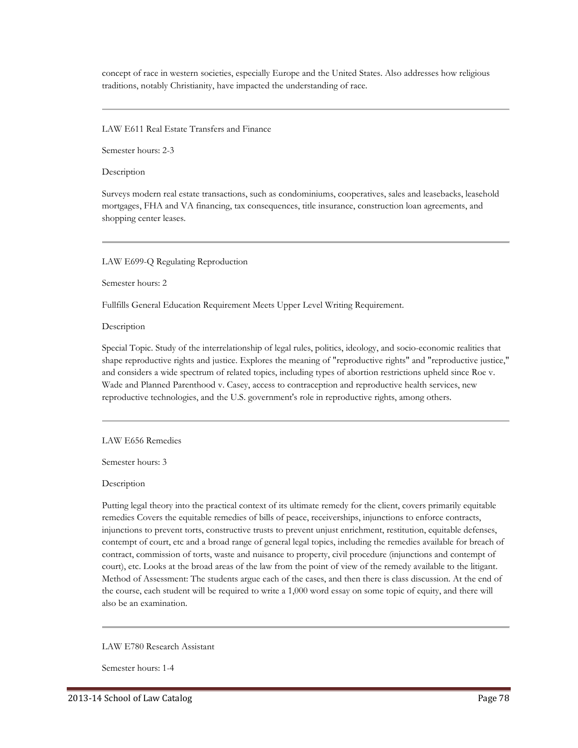concept of race in western societies, especially Europe and the United States. Also addresses how religious traditions, notably Christianity, have impacted the understanding of race.

---

LAW E611 Real Estate Transfers and Finance

Semester hours: 2-3

Description

Surveys modern real estate transactions, such as condominiums, cooperatives, sales and leasebacks, leasehold mortgages, FHA and VA financing, tax consequences, title insurance, construction loan agreements, and shopping center leases.

---

LAW E699-Q Regulating Reproduction

Semester hours: 2

Fullfills General Education Requirement Meets Upper Level Writing Requirement.

Description

Special Topic. Study of the interrelationship of legal rules, politics, ideology, and socio-economic realities that shape reproductive rights and justice. Explores the meaning of "reproductive rights" and "reproductive justice," and considers a wide spectrum of related topics, including types of abortion restrictions upheld since Roe v. Wade and Planned Parenthood v. Casey, access to contraception and reproductive health services, new reproductive technologies, and the U.S. government's role in reproductive rights, among others.

---

LAW E656 Remedies

Semester hours: 3

Description

Putting legal theory into the practical context of its ultimate remedy for the client, covers primarily equitable remedies Covers the equitable remedies of bills of peace, receiverships, injunctions to enforce contracts, injunctions to prevent torts, constructive trusts to prevent unjust enrichment, restitution, equitable defenses, contempt of court, etc and a broad range of general legal topics, including the remedies available for breach of contract, commission of torts, waste and nuisance to property, civil procedure (injunctions and contempt of court), etc. Looks at the broad areas of the law from the point of view of the remedy available to the litigant. Method of Assessment: The students argue each of the cases, and then there is class discussion. At the end of the course, each student will be required to write a 1,000 word essay on some topic of equity, and there will also be an examination.

---

LAW E780 Research Assistant

Semester hours: 1-4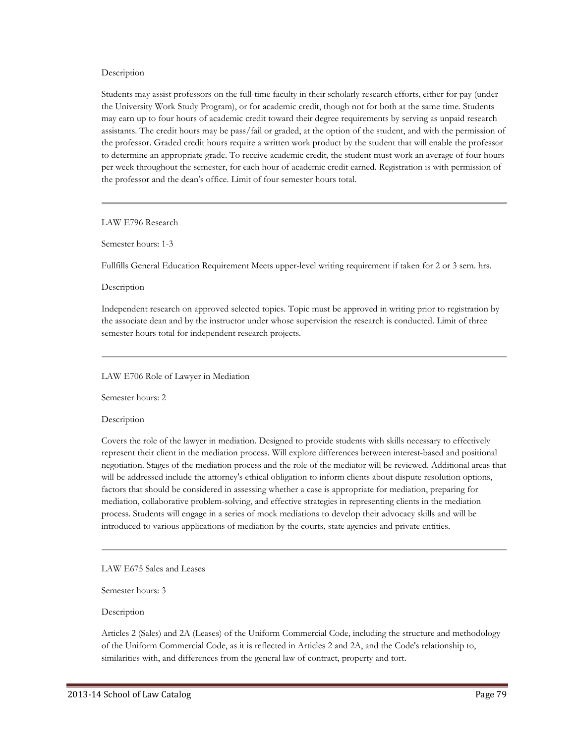Description

Students may assist professors on the full-time faculty in their scholarly research efforts, either for pay (under the University Work Study Program), or for academic credit, though not for both at the same time. Students may earn up to four hours of academic credit toward their degree requirements by serving as unpaid research assistants. The credit hours may be pass/fail or graded, at the option of the student, and with the permission of the professor. Graded credit hours require a written work product by the student that will enable the professor to determine an appropriate grade. To receive academic credit, the student must work an average of four hours per week throughout the semester, for each hour of academic credit earned. Registration is with permission of the professor and the dean's office. Limit of four semester hours total.

---

LAW E796 Research

Semester hours: 1-3

Fullfills General Education Requirement Meets upper-level writing requirement if taken for 2 or 3 sem. hrs.

Description

Independent research on approved selected topics. Topic must be approved in writing prior to registration by the associate dean and by the instructor under whose supervision the research is conducted. Limit of three semester hours total for independent research projects.

---

LAW E706 Role of Lawyer in Mediation

Semester hours: 2

Description

Covers the role of the lawyer in mediation. Designed to provide students with skills necessary to effectively represent their client in the mediation process. Will explore differences between interest-based and positional negotiation. Stages of the mediation process and the role of the mediator will be reviewed. Additional areas that will be addressed include the attorney's ethical obligation to inform clients about dispute resolution options, factors that should be considered in assessing whether a case is appropriate for mediation, preparing for mediation, collaborative problem-solving, and effective strategies in representing clients in the mediation process. Students will engage in a series of mock mediations to develop their advocacy skills and will be introduced to various applications of mediation by the courts, state agencies and private entities.

---

LAW E675 Sales and Leases

Semester hours: 3

Description

Articles 2 (Sales) and 2A (Leases) of the Uniform Commercial Code, including the structure and methodology of the Uniform Commercial Code, as it is reflected in Articles 2 and 2A, and the Code's relationship to, similarities with, and differences from the general law of contract, property and tort.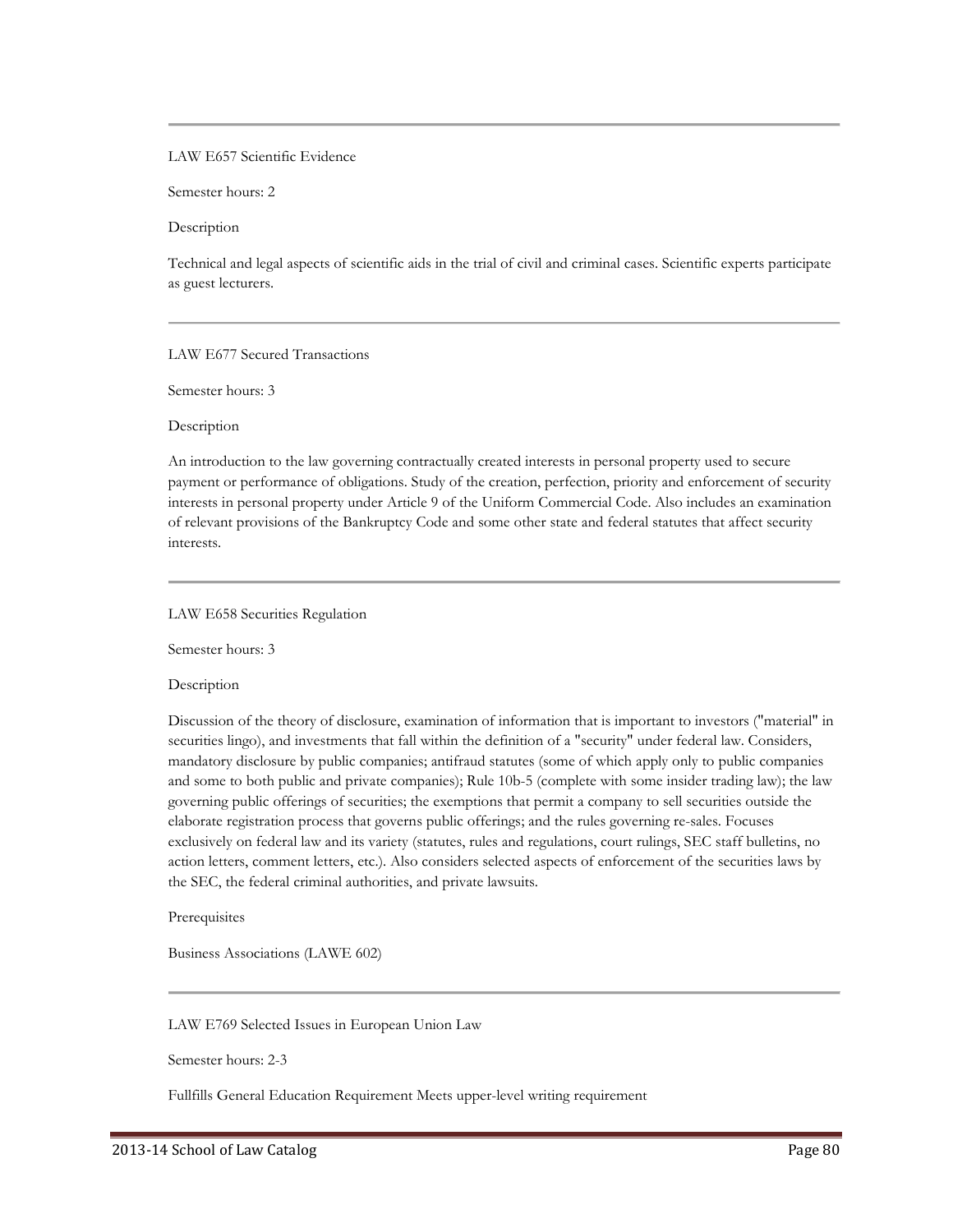---

LAW E657 Scientific Evidence

Semester hours: 2

Description

Technical and legal aspects of scientific aids in the trial of civil and criminal cases. Scientific experts participate as guest lecturers.

---

LAW E677 Secured Transactions

Semester hours: 3

Description

An introduction to the law governing contractually created interests in personal property used to secure payment or performance of obligations. Study of the creation, perfection, priority and enforcement of security interests in personal property under Article 9 of the Uniform Commercial Code. Also includes an examination of relevant provisions of the Bankruptcy Code and some other state and federal statutes that affect security interests.

---

LAW E658 Securities Regulation

Semester hours: 3

Description

Discussion of the theory of disclosure, examination of information that is important to investors ("material" in securities lingo), and investments that fall within the definition of a "security" under federal law. Considers, mandatory disclosure by public companies; antifraud statutes (some of which apply only to public companies and some to both public and private companies); Rule 10b-5 (complete with some insider trading law); the law governing public offerings of securities; the exemptions that permit a company to sell securities outside the elaborate registration process that governs public offerings; and the rules governing re-sales. Focuses exclusively on federal law and its variety (statutes, rules and regulations, court rulings, SEC staff bulletins, no action letters, comment letters, etc.). Also considers selected aspects of enforcement of the securities laws by the SEC, the federal criminal authorities, and private lawsuits.

Prerequisites

Business Associations (LAWE 602)

---

LAW E769 Selected Issues in European Union Law

Semester hours: 2-3

Fullfills General Education Requirement Meets upper-level writing requirement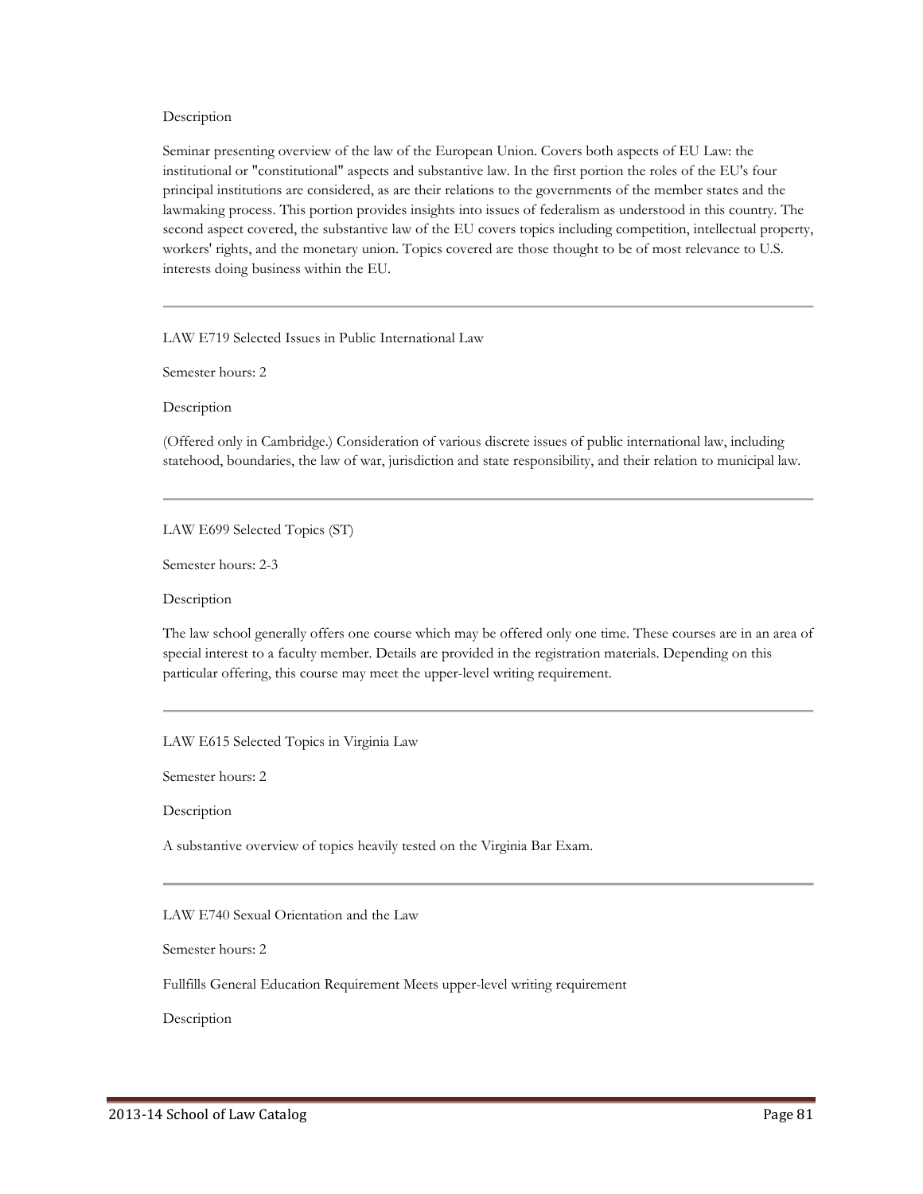Description

Seminar presenting overview of the law of the European Union. Covers both aspects of EU Law: the institutional or "constitutional" aspects and substantive law. In the first portion the roles of the EU's four principal institutions are considered, as are their relations to the governments of the member states and the lawmaking process. This portion provides insights into issues of federalism as understood in this country. The second aspect covered, the substantive law of the EU covers topics including competition, intellectual property, workers' rights, and the monetary union. Topics covered are those thought to be of most relevance to U.S. interests doing business within the EU.

---

LAW E719 Selected Issues in Public International Law

Semester hours: 2

Description

(Offered only in Cambridge.) Consideration of various discrete issues of public international law, including statehood, boundaries, the law of war, jurisdiction and state responsibility, and their relation to municipal law.

---

LAW E699 Selected Topics (ST)

Semester hours: 2-3

Description

The law school generally offers one course which may be offered only one time. These courses are in an area of special interest to a faculty member. Details are provided in the registration materials. Depending on this particular offering, this course may meet the upper-level writing requirement.

---

LAW E615 Selected Topics in Virginia Law

Semester hours: 2

Description

A substantive overview of topics heavily tested on the Virginia Bar Exam.

---

LAW E740 Sexual Orientation and the Law

Semester hours: 2

Fullfills General Education Requirement Meets upper-level writing requirement

Description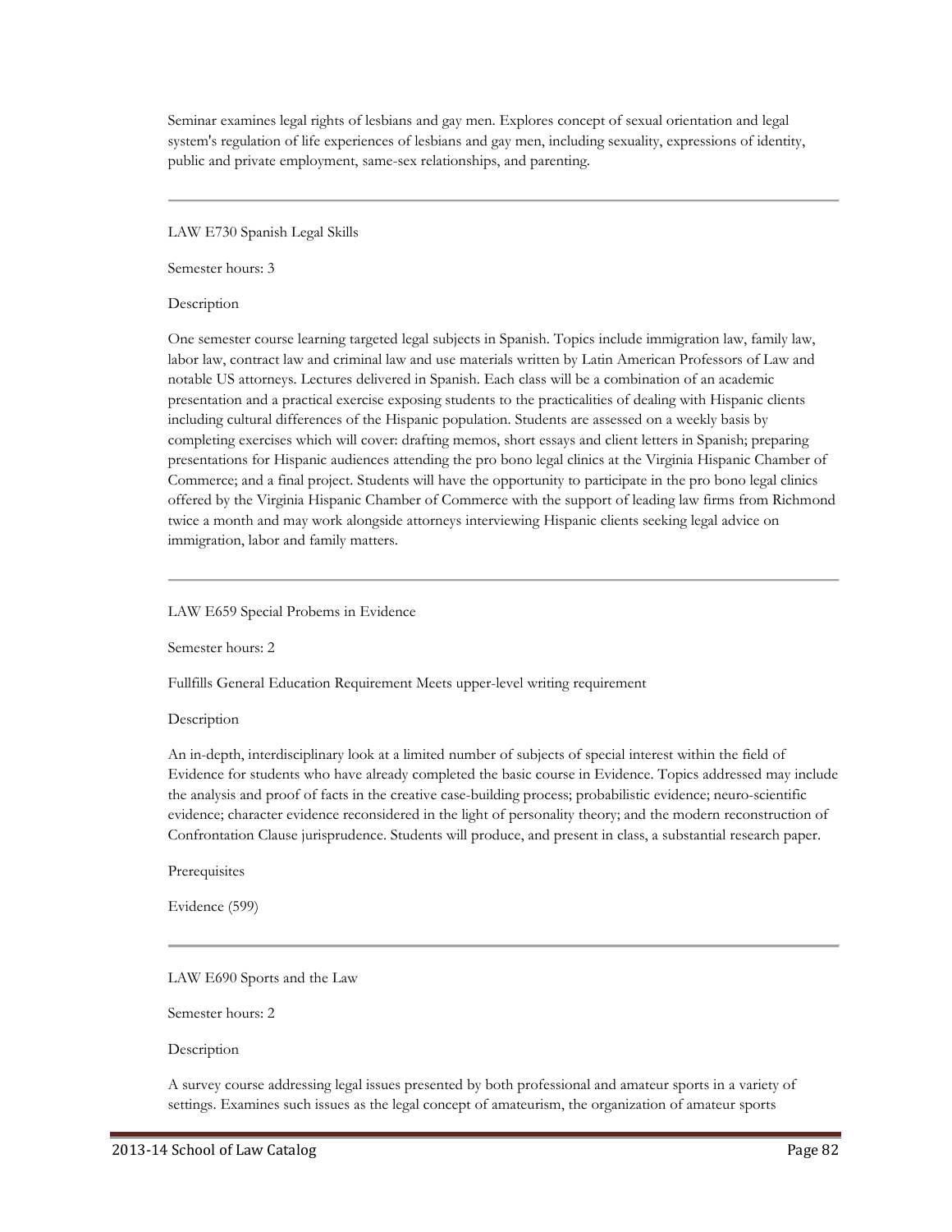Seminar examines legal rights of lesbians and gay men. Explores concept of sexual orientation and legal system's regulation of life experiences of lesbians and gay men, including sexuality, expressions of identity, public and private employment, same-sex relationships, and parenting.

---

LAW E730 Spanish Legal Skills

Semester hours: 3

Description

One semester course learning targeted legal subjects in Spanish. Topics include immigration law, family law, labor law, contract law and criminal law and use materials written by Latin American Professors of Law and notable US attorneys. Lectures delivered in Spanish. Each class will be a combination of an academic presentation and a practical exercise exposing students to the practicalities of dealing with Hispanic clients including cultural differences of the Hispanic population. Students are assessed on a weekly basis by completing exercises which will cover: drafting memos, short essays and client letters in Spanish; preparing presentations for Hispanic audiences attending the pro bono legal clinics at the Virginia Hispanic Chamber of Commerce; and a final project. Students will have the opportunity to participate in the pro bono legal clinics offered by the Virginia Hispanic Chamber of Commerce with the support of leading law firms from Richmond twice a month and may work alongside attorneys interviewing Hispanic clients seeking legal advice on immigration, labor and family matters.

---

LAW E659 Special Probems in Evidence

Semester hours: 2

Fullfills General Education Requirement Meets upper-level writing requirement

Description

An in-depth, interdisciplinary look at a limited number of subjects of special interest within the field of Evidence for students who have already completed the basic course in Evidence. Topics addressed may include the analysis and proof of facts in the creative case-building process; probabilistic evidence; neuro-scientific evidence; character evidence reconsidered in the light of personality theory; and the modern reconstruction of Confrontation Clause jurisprudence. Students will produce, and present in class, a substantial research paper.

Prerequisites

Evidence (599)

---

LAW E690 Sports and the Law

Semester hours: 2

Description

A survey course addressing legal issues presented by both professional and amateur sports in a variety of settings. Examines such issues as the legal concept of amateurism, the organization of amateur sports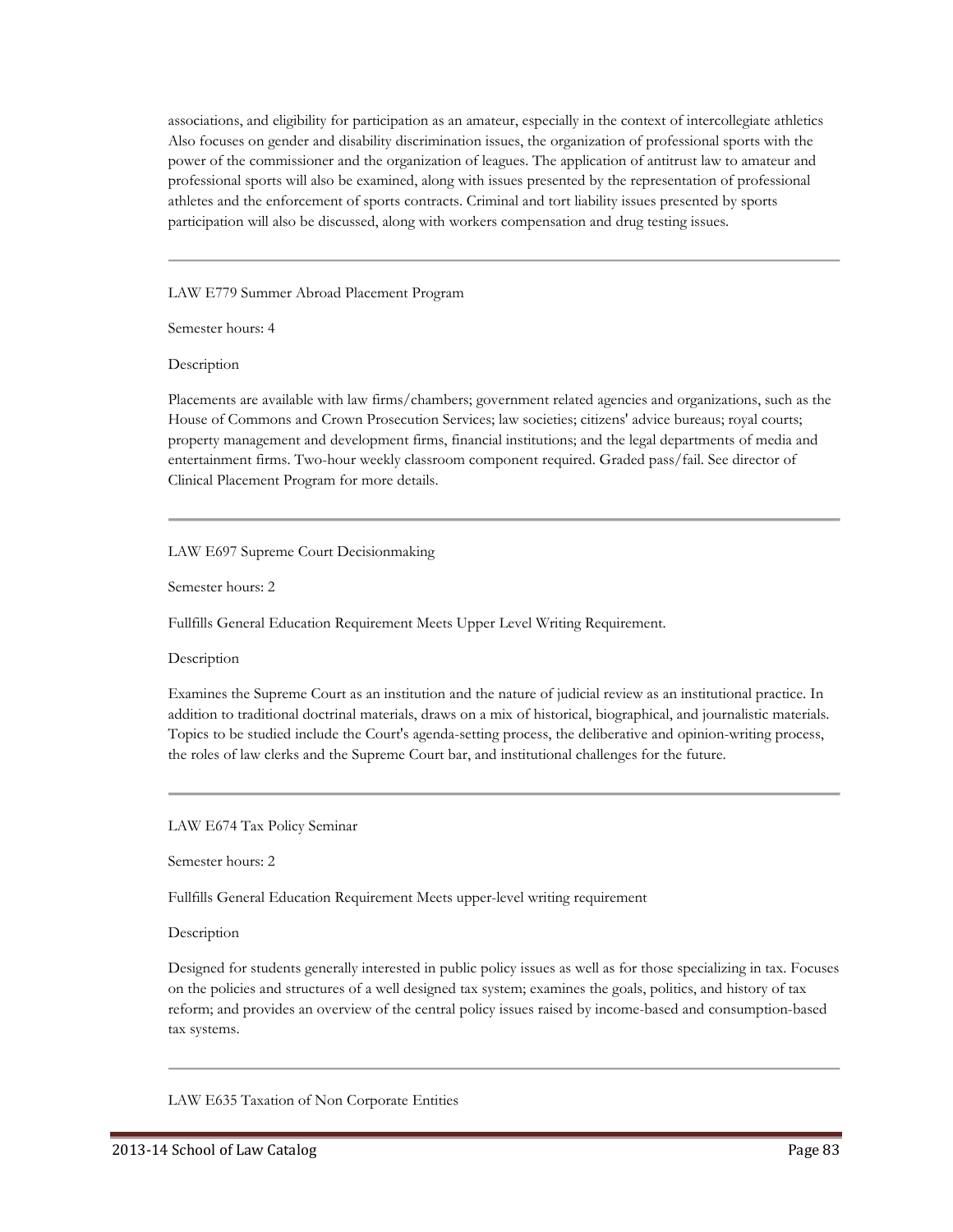associations, and eligibility for participation as an amateur, especially in the context of intercollegiate athletics Also focuses on gender and disability discrimination issues, the organization of professional sports with the power of the commissioner and the organization of leagues. The application of antitrust law to amateur and professional sports will also be examined, along with issues presented by the representation of professional athletes and the enforcement of sports contracts. Criminal and tort liability issues presented by sports participation will also be discussed, along with workers compensation and drug testing issues.

---

LAW E779 Summer Abroad Placement Program

Semester hours: 4

Description

Placements are available with law firms/chambers; government related agencies and organizations, such as the House of Commons and Crown Prosecution Services; law societies; citizens' advice bureaus; royal courts; property management and development firms, financial institutions; and the legal departments of media and entertainment firms. Two-hour weekly classroom component required. Graded pass/fail. See director of Clinical Placement Program for more details.

---

LAW E697 Supreme Court Decisionmaking

Semester hours: 2

Fullfills General Education Requirement Meets Upper Level Writing Requirement.

Description

Examines the Supreme Court as an institution and the nature of judicial review as an institutional practice. In addition to traditional doctrinal materials, draws on a mix of historical, biographical, and journalistic materials. Topics to be studied include the Court's agenda-setting process, the deliberative and opinion-writing process, the roles of law clerks and the Supreme Court bar, and institutional challenges for the future.

---

LAW E674 Tax Policy Seminar

Semester hours: 2

Fullfills General Education Requirement Meets upper-level writing requirement

Description

Designed for students generally interested in public policy issues as well as for those specializing in tax. Focuses on the policies and structures of a well designed tax system; examines the goals, politics, and history of tax reform; and provides an overview of the central policy issues raised by income-based and consumption-based tax systems.

---

LAW E635 Taxation of Non Corporate Entities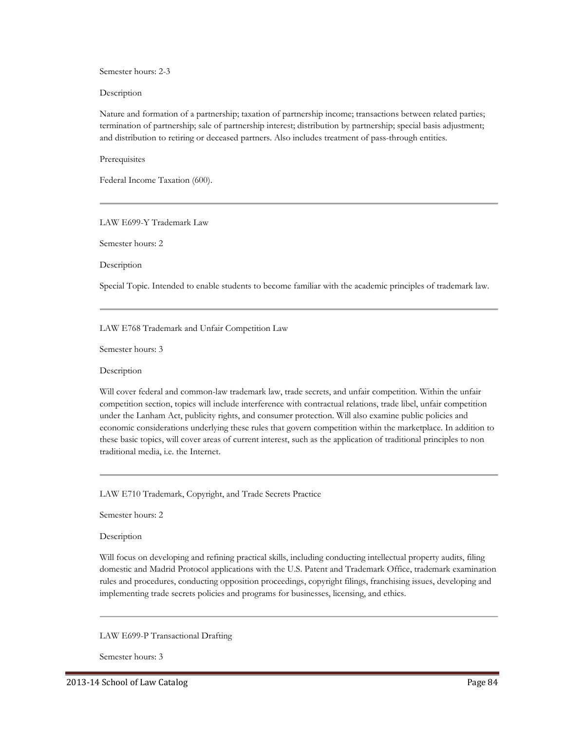Semester hours: 2-3

Description

Nature and formation of a partnership; taxation of partnership income; transactions between related parties; termination of partnership; sale of partnership interest; distribution by partnership; special basis adjustment; and distribution to retiring or deceased partners. Also includes treatment of pass-through entities.

Prerequisites

Federal Income Taxation (600).

---

### LAW E699-Y Trademark Law

Semester hours: 2

Description

Special Topic. Intended to enable students to become familiar with the academic principles of trademark law.

---

### LAW E768 Trademark and Unfair Competition Law

Semester hours: 3

Description

Will cover federal and common-law trademark law, trade secrets, and unfair competition. Within the unfair competition section, topics will include interference with contractual relations, trade libel, unfair competition under the Lanham Act, publicity rights, and consumer protection. Will also examine public policies and economic considerations underlying these rules that govern competition within the marketplace. In addition to these basic topics, will cover areas of current interest, such as the application of traditional principles to non traditional media, i.e. the Internet.

---

### LAW E710 Trademark, Copyright, and Trade Secrets Practice

Semester hours: 2

Description

Will focus on developing and refining practical skills, including conducting intellectual property audits, filing domestic and Madrid Protocol applications with the U.S. Patent and Trademark Office, trademark examination rules and procedures, conducting opposition proceedings, copyright filings, franchising issues, developing and implementing trade secrets policies and programs for businesses, licensing, and ethics.

---

### LAW E699-P Transactional Drafting

Semester hours: 3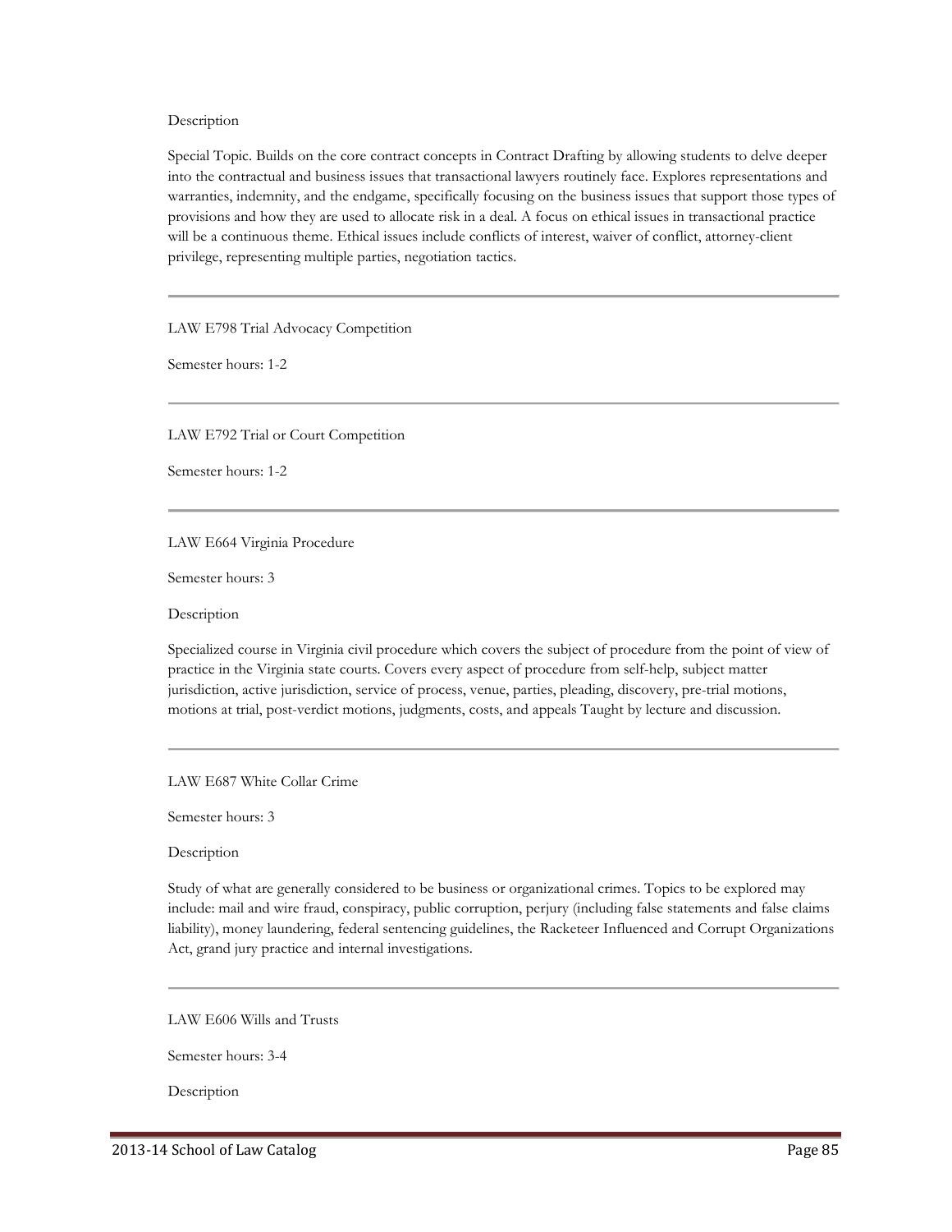Description

Special Topic. Builds on the core contract concepts in Contract Drafting by allowing students to delve deeper into the contractual and business issues that transactional lawyers routinely face. Explores representations and warranties, indemnity, and the endgame, specifically focusing on the business issues that support those types of provisions and how they are used to allocate risk in a deal. A focus on ethical issues in transactional practice will be a continuous theme. Ethical issues include conflicts of interest, waiver of conflict, attorney-client privilege, representing multiple parties, negotiation tactics.

---

LAW E798 Trial Advocacy Competition

Semester hours: 1-2

---

LAW E792 Trial or Court Competition

Semester hours: 1-2

---

LAW E664 Virginia Procedure

Semester hours: 3

Description

Specialized course in Virginia civil procedure which covers the subject of procedure from the point of view of practice in the Virginia state courts. Covers every aspect of procedure from self-help, subject matter jurisdiction, active jurisdiction, service of process, venue, parties, pleading, discovery, pre-trial motions, motions at trial, post-verdict motions, judgments, costs, and appeals Taught by lecture and discussion.

---

LAW E687 White Collar Crime

Semester hours: 3

Description

Study of what are generally considered to be business or organizational crimes. Topics to be explored may include: mail and wire fraud, conspiracy, public corruption, perjury (including false statements and false claims liability), money laundering, federal sentencing guidelines, the Racketeer Influenced and Corrupt Organizations Act, grand jury practice and internal investigations.

---

LAW E606 Wills and Trusts

Semester hours: 3-4

Description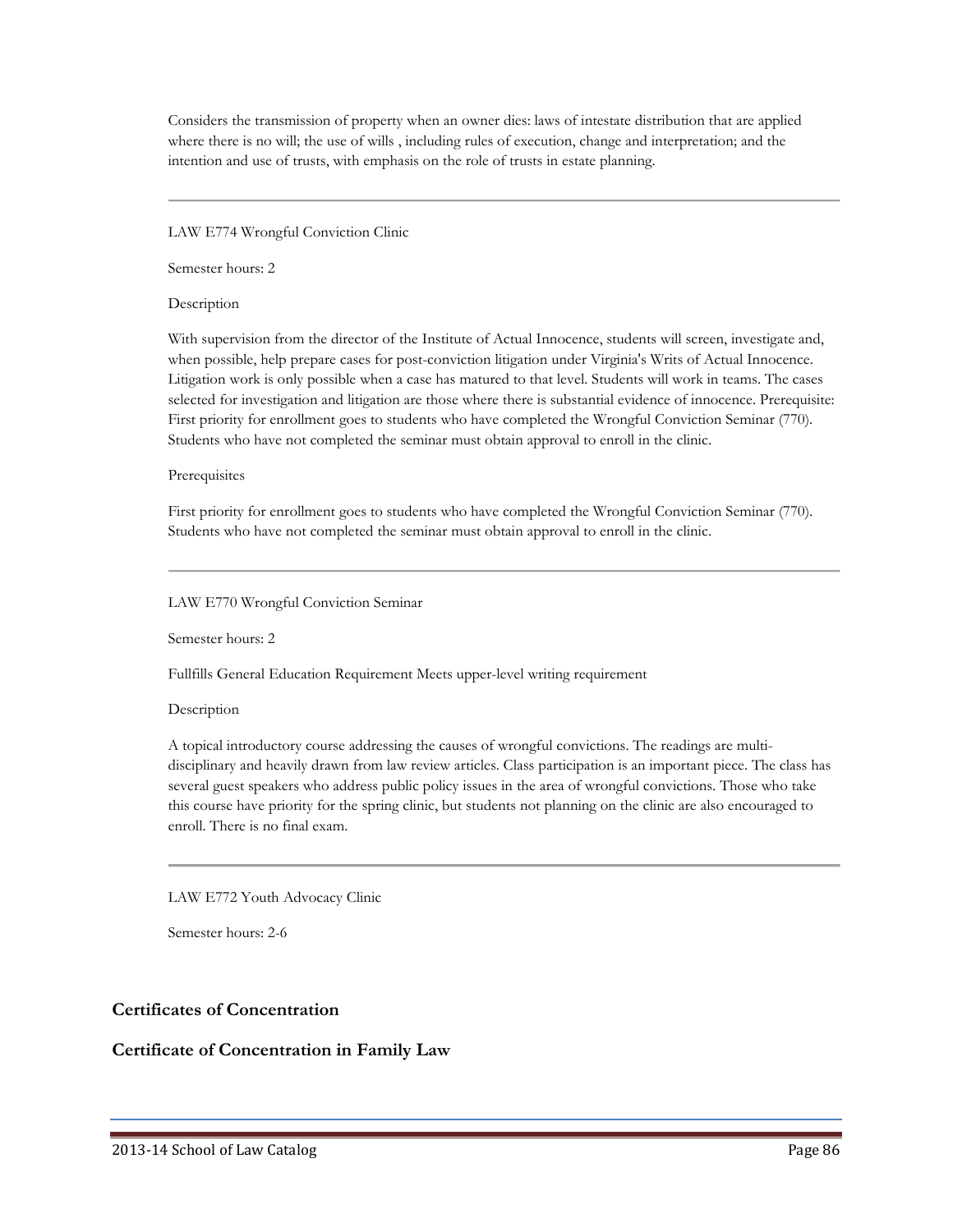Considers the transmission of property when an owner dies: laws of intestate distribution that are applied where there is no will; the use of wills , including rules of execution, change and interpretation; and the intention and use of trusts, with emphasis on the role of trusts in estate planning.

---

LAW E774 Wrongful Conviction Clinic

Semester hours: 2

Description

With supervision from the director of the Institute of Actual Innocence, students will screen, investigate and, when possible, help prepare cases for post-conviction litigation under Virginia's Writs of Actual Innocence. Litigation work is only possible when a case has matured to that level. Students will work in teams. The cases selected for investigation and litigation are those where there is substantial evidence of innocence. Prerequisite: First priority for enrollment goes to students who have completed the Wrongful Conviction Seminar (770). Students who have not completed the seminar must obtain approval to enroll in the clinic.

Prerequisites

First priority for enrollment goes to students who have completed the Wrongful Conviction Seminar (770). Students who have not completed the seminar must obtain approval to enroll in the clinic.

---

LAW E770 Wrongful Conviction Seminar

Semester hours: 2

Fullfills General Education Requirement Meets upper-level writing requirement

Description

A topical introductory course addressing the causes of wrongful convictions. The readings are multi-disciplinary and heavily drawn from law review articles. Class participation is an important piece. The class has several guest speakers who address public policy issues in the area of wrongful convictions. Those who take this course have priority for the spring clinic, but students not planning on the clinic are also encouraged to enroll. There is no final exam.

---

LAW E772 Youth Advocacy Clinic

Semester hours: 2-6

## Certificates of Concentration

## Certificate of Concentration in Family Law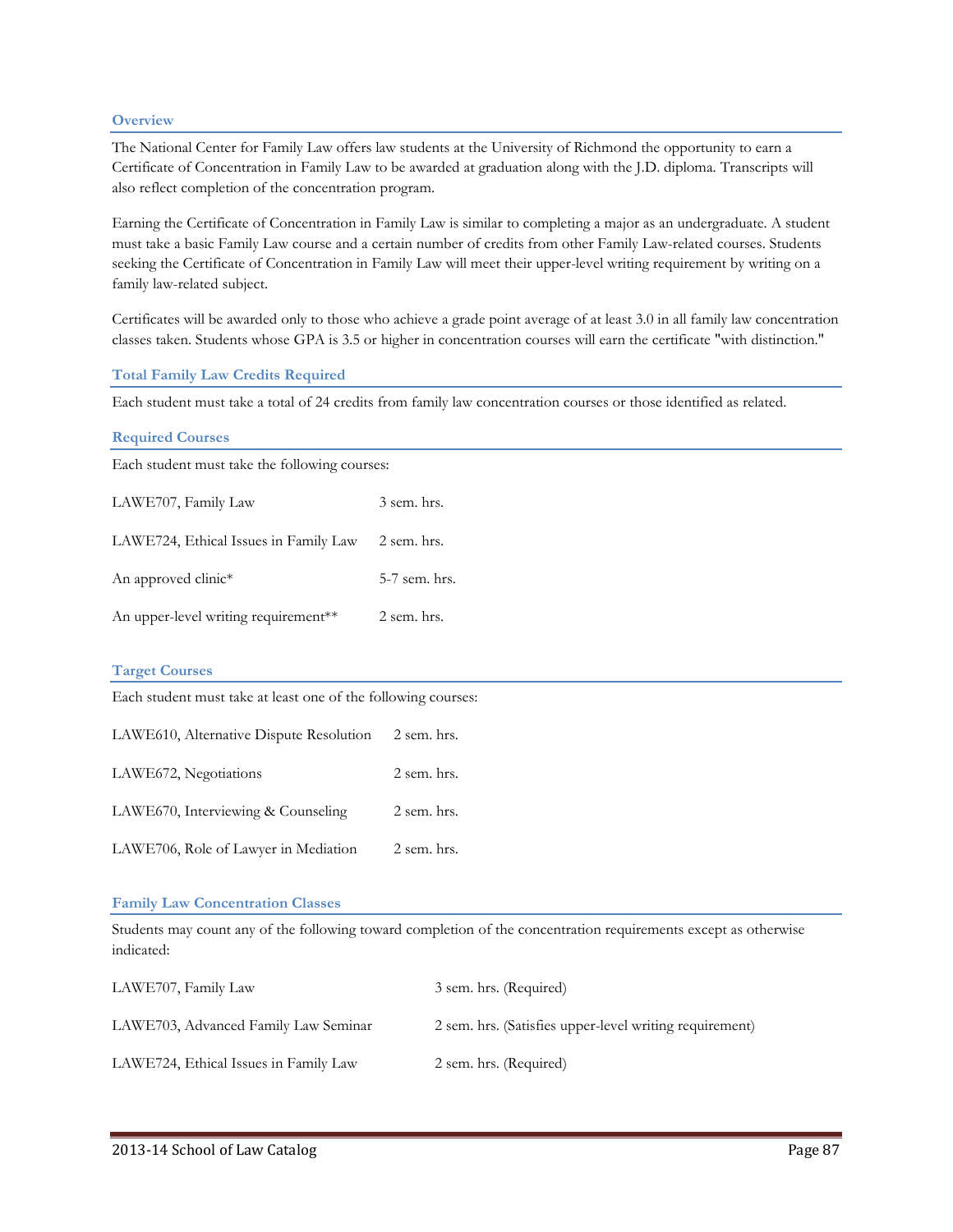### Overview

The National Center for Family Law offers law students at the University of Richmond the opportunity to earn a Certificate of Concentration in Family Law to be awarded at graduation along with the J.D. diploma. Transcripts will also reflect completion of the concentration program.

Earning the Certificate of Concentration in Family Law is similar to completing a major as an undergraduate. A student must take a basic Family Law course and a certain number of credits from other Family Law-related courses. Students seeking the Certificate of Concentration in Family Law will meet their upper-level writing requirement by writing on a family law-related subject.

Certificates will be awarded only to those who achieve a grade point average of at least 3.0 in all family law concentration classes taken. Students whose GPA is 3.5 or higher in concentration courses will earn the certificate "with distinction."

### Total Family Law Credits Required

Each student must take a total of 24 credits from family law concentration courses or those identified as related.

### Required Courses

Each student must take the following courses:

| Course | Hours |
|---|---|
| LAWE707, Family Law | 3 sem. hrs. |
| LAWE724, Ethical Issues in Family Law | 2 sem. hrs. |
| An approved clinic* | 5-7 sem. hrs. |
| An upper-level writing requirement** | 2 sem. hrs. |

### Target Courses

Each student must take at least one of the following courses:

| Course | Hours |
|---|---|
| LAWE610, Alternative Dispute Resolution | 2 sem. hrs. |
| LAWE672, Negotiations | 2 sem. hrs. |
| LAWE670, Interviewing & Counseling | 2 sem. hrs. |
| LAWE706, Role of Lawyer in Mediation | 2 sem. hrs. |

### Family Law Concentration Classes

Students may count any of the following toward completion of the concentration requirements except as otherwise indicated:

| Course | Hours |
|---|---|
| LAWE707, Family Law | 3 sem. hrs. (Required) |
| LAWE703, Advanced Family Law Seminar | 2 sem. hrs. (Satisfies upper-level writing requirement) |
| LAWE724, Ethical Issues in Family Law | 2 sem. hrs. (Required) |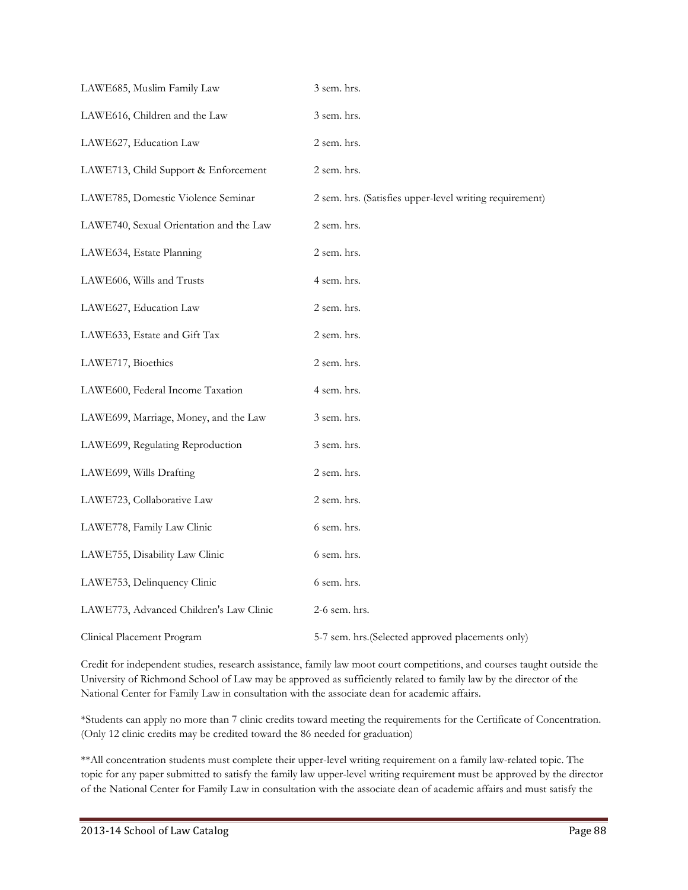| | |
|---|---|
| LAWE685, Muslim Family Law | 3 sem. hrs. |
| LAWE616, Children and the Law | 3 sem. hrs. |
| LAWE627, Education Law | 2 sem. hrs. |
| LAWE713, Child Support & Enforcement | 2 sem. hrs. |
| LAWE785, Domestic Violence Seminar | 2 sem. hrs. (Satisfies upper-level writing requirement) |
| LAWE740, Sexual Orientation and the Law | 2 sem. hrs. |
| LAWE634, Estate Planning | 2 sem. hrs. |
| LAWE606, Wills and Trusts | 4 sem. hrs. |
| LAWE627, Education Law | 2 sem. hrs. |
| LAWE633, Estate and Gift Tax | 2 sem. hrs. |
| LAWE717, Bioethics | 2 sem. hrs. |
| LAWE600, Federal Income Taxation | 4 sem. hrs. |
| LAWE699, Marriage, Money, and the Law | 3 sem. hrs. |
| LAWE699, Regulating Reproduction | 3 sem. hrs. |
| LAWE699, Wills Drafting | 2 sem. hrs. |
| LAWE723, Collaborative Law | 2 sem. hrs. |
| LAWE778, Family Law Clinic | 6 sem. hrs. |
| LAWE755, Disability Law Clinic | 6 sem. hrs. |
| LAWE753, Delinquency Clinic | 6 sem. hrs. |
| LAWE773, Advanced Children's Law Clinic | 2-6 sem. hrs. |
| Clinical Placement Program | 5-7 sem. hrs.(Selected approved placements only) |

Credit for independent studies, research assistance, family law moot court competitions, and courses taught outside the University of Richmond School of Law may be approved as sufficiently related to family law by the director of the National Center for Family Law in consultation with the associate dean for academic affairs.

*Students can apply no more than 7 clinic credits toward meeting the requirements for the Certificate of Concentration. (Only 12 clinic credits may be credited toward the 86 needed for graduation)

**All concentration students must complete their upper-level writing requirement on a family law-related topic. The topic for any paper submitted to satisfy the family law upper-level writing requirement must be approved by the director of the National Center for Family Law in consultation with the associate dean of academic affairs and must satisfy the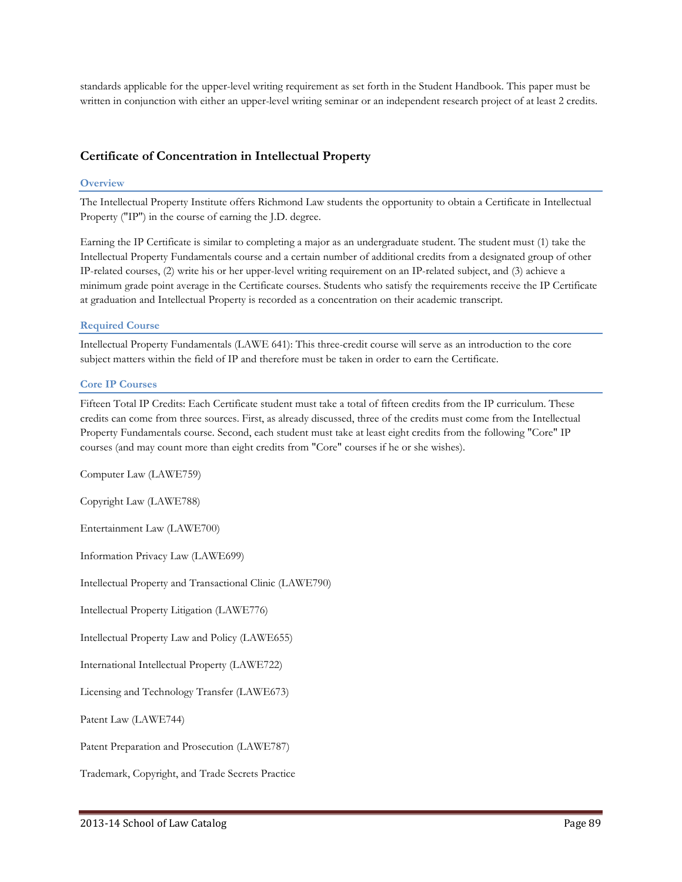standards applicable for the upper-level writing requirement as set forth in the Student Handbook. This paper must be written in conjunction with either an upper-level writing seminar or an independent research project of at least 2 credits.

## Certificate of Concentration in Intellectual Property

### Overview

The Intellectual Property Institute offers Richmond Law students the opportunity to obtain a Certificate in Intellectual Property ("IP") in the course of earning the J.D. degree.

Earning the IP Certificate is similar to completing a major as an undergraduate student. The student must (1) take the Intellectual Property Fundamentals course and a certain number of additional credits from a designated group of other IP-related courses, (2) write his or her upper-level writing requirement on an IP-related subject, and (3) achieve a minimum grade point average in the Certificate courses. Students who satisfy the requirements receive the IP Certificate at graduation and Intellectual Property is recorded as a concentration on their academic transcript.

### Required Course

Intellectual Property Fundamentals (LAWE 641): This three-credit course will serve as an introduction to the core subject matters within the field of IP and therefore must be taken in order to earn the Certificate.

### Core IP Courses

Fifteen Total IP Credits: Each Certificate student must take a total of fifteen credits from the IP curriculum. These credits can come from three sources. First, as already discussed, three of the credits must come from the Intellectual Property Fundamentals course. Second, each student must take at least eight credits from the following "Core" IP courses (and may count more than eight credits from "Core" courses if he or she wishes).

Computer Law (LAWE759)

Copyright Law (LAWE788)

Entertainment Law (LAWE700)

Information Privacy Law (LAWE699)

Intellectual Property and Transactional Clinic (LAWE790)

Intellectual Property Litigation (LAWE776)

Intellectual Property Law and Policy (LAWE655)

International Intellectual Property (LAWE722)

Licensing and Technology Transfer (LAWE673)

Patent Law (LAWE744)

Patent Preparation and Prosecution (LAWE787)

Trademark, Copyright, and Trade Secrets Practice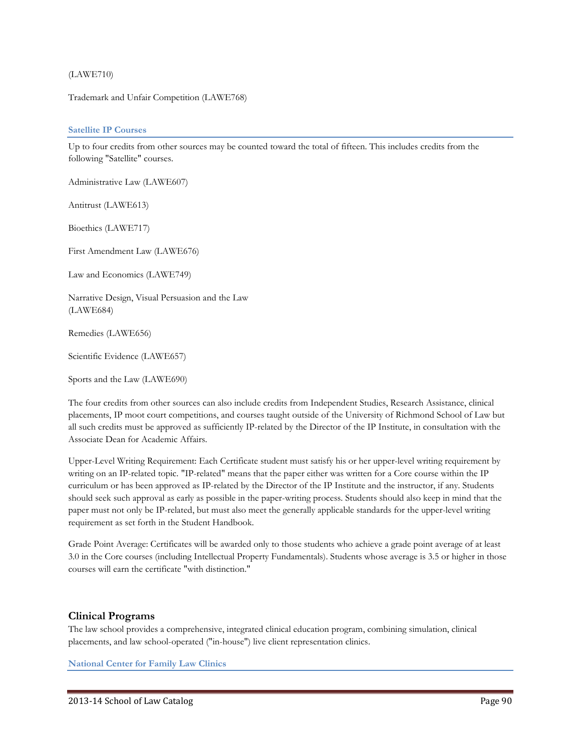(LAWE710)

Trademark and Unfair Competition (LAWE768)

### Satellite IP Courses

Up to four credits from other sources may be counted toward the total of fifteen. This includes credits from the following "Satellite" courses.

Administrative Law (LAWE607)

Antitrust (LAWE613)

Bioethics (LAWE717)

First Amendment Law (LAWE676)

Law and Economics (LAWE749)

Narrative Design, Visual Persuasion and the Law (LAWE684)

Remedies (LAWE656)

Scientific Evidence (LAWE657)

Sports and the Law (LAWE690)

The four credits from other sources can also include credits from Independent Studies, Research Assistance, clinical placements, IP moot court competitions, and courses taught outside of the University of Richmond School of Law but all such credits must be approved as sufficiently IP-related by the Director of the IP Institute, in consultation with the Associate Dean for Academic Affairs.

Upper-Level Writing Requirement: Each Certificate student must satisfy his or her upper-level writing requirement by writing on an IP-related topic. "IP-related" means that the paper either was written for a Core course within the IP curriculum or has been approved as IP-related by the Director of the IP Institute and the instructor, if any. Students should seek such approval as early as possible in the paper-writing process. Students should also keep in mind that the paper must not only be IP-related, but must also meet the generally applicable standards for the upper-level writing requirement as set forth in the Student Handbook.

Grade Point Average: Certificates will be awarded only to those students who achieve a grade point average of at least 3.0 in the Core courses (including Intellectual Property Fundamentals). Students whose average is 3.5 or higher in those courses will earn the certificate "with distinction."

## Clinical Programs

The law school provides a comprehensive, integrated clinical education program, combining simulation, clinical placements, and law school-operated ("in-house") live client representation clinics.

### National Center for Family Law Clinics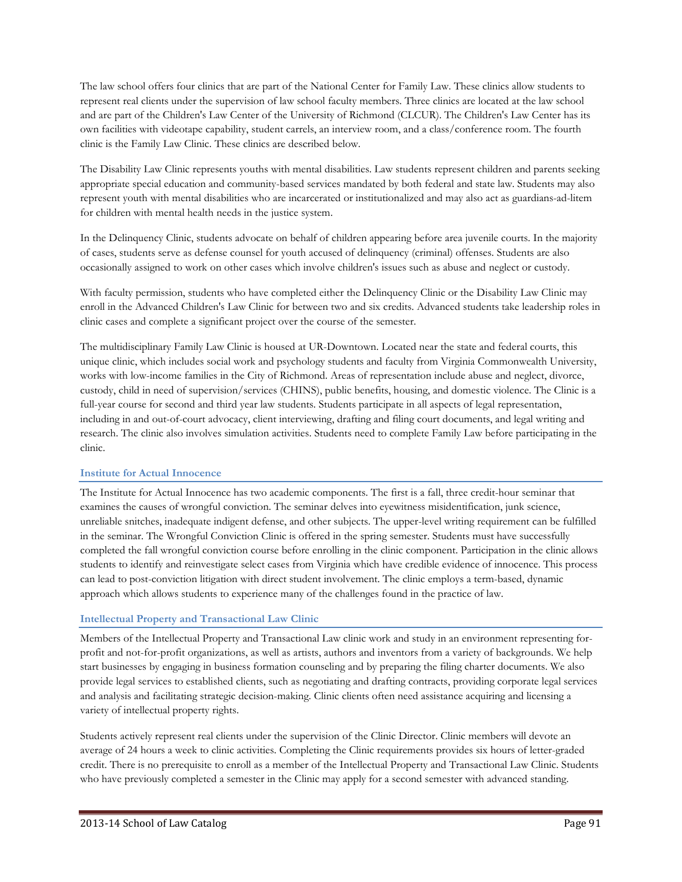The law school offers four clinics that are part of the National Center for Family Law. These clinics allow students to represent real clients under the supervision of law school faculty members. Three clinics are located at the law school and are part of the Children's Law Center of the University of Richmond (CLCUR). The Children's Law Center has its own facilities with videotape capability, student carrels, an interview room, and a class/conference room. The fourth clinic is the Family Law Clinic. These clinics are described below.

The Disability Law Clinic represents youths with mental disabilities. Law students represent children and parents seeking appropriate special education and community-based services mandated by both federal and state law. Students may also represent youth with mental disabilities who are incarcerated or institutionalized and may also act as guardians-ad-litem for children with mental health needs in the justice system.

In the Delinquency Clinic, students advocate on behalf of children appearing before area juvenile courts. In the majority of cases, students serve as defense counsel for youth accused of delinquency (criminal) offenses. Students are also occasionally assigned to work on other cases which involve children's issues such as abuse and neglect or custody.

With faculty permission, students who have completed either the Delinquency Clinic or the Disability Law Clinic may enroll in the Advanced Children's Law Clinic for between two and six credits. Advanced students take leadership roles in clinic cases and complete a significant project over the course of the semester.

The multidisciplinary Family Law Clinic is housed at UR-Downtown. Located near the state and federal courts, this unique clinic, which includes social work and psychology students and faculty from Virginia Commonwealth University, works with low-income families in the City of Richmond. Areas of representation include abuse and neglect, divorce, custody, child in need of supervision/services (CHINS), public benefits, housing, and domestic violence. The Clinic is a full-year course for second and third year law students. Students participate in all aspects of legal representation, including in and out-of-court advocacy, client interviewing, drafting and filing court documents, and legal writing and research. The clinic also involves simulation activities. Students need to complete Family Law before participating in the clinic.

### Institute for Actual Innocence

The Institute for Actual Innocence has two academic components. The first is a fall, three credit-hour seminar that examines the causes of wrongful conviction. The seminar delves into eyewitness misidentification, junk science, unreliable snitches, inadequate indigent defense, and other subjects. The upper-level writing requirement can be fulfilled in the seminar. The Wrongful Conviction Clinic is offered in the spring semester. Students must have successfully completed the fall wrongful conviction course before enrolling in the clinic component. Participation in the clinic allows students to identify and reinvestigate select cases from Virginia which have credible evidence of innocence. This process can lead to post-conviction litigation with direct student involvement. The clinic employs a term-based, dynamic approach which allows students to experience many of the challenges found in the practice of law.

### Intellectual Property and Transactional Law Clinic

Members of the Intellectual Property and Transactional Law clinic work and study in an environment representing for-profit and not-for-profit organizations, as well as artists, authors and inventors from a variety of backgrounds. We help start businesses by engaging in business formation counseling and by preparing the filing charter documents. We also provide legal services to established clients, such as negotiating and drafting contracts, providing corporate legal services and analysis and facilitating strategic decision-making. Clinic clients often need assistance acquiring and licensing a variety of intellectual property rights.

Students actively represent real clients under the supervision of the Clinic Director. Clinic members will devote an average of 24 hours a week to clinic activities. Completing the Clinic requirements provides six hours of letter-graded credit. There is no prerequisite to enroll as a member of the Intellectual Property and Transactional Law Clinic. Students who have previously completed a semester in the Clinic may apply for a second semester with advanced standing.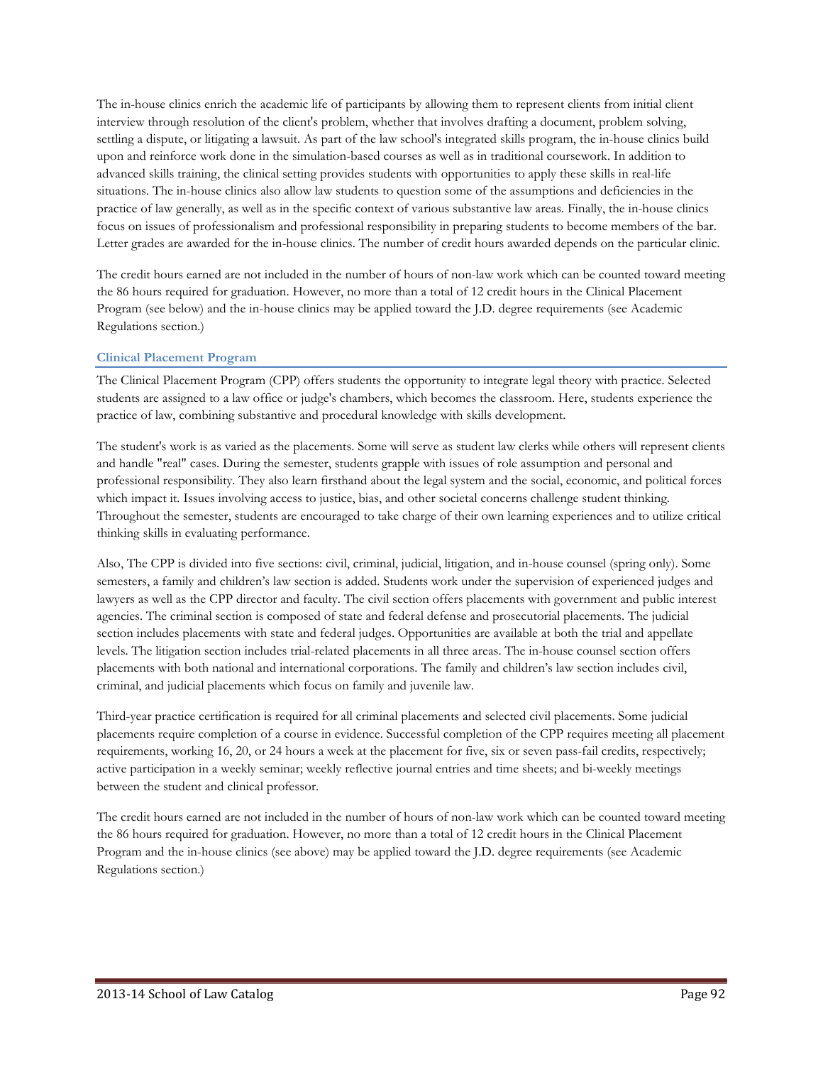The in-house clinics enrich the academic life of participants by allowing them to represent clients from initial client interview through resolution of the client's problem, whether that involves drafting a document, problem solving, settling a dispute, or litigating a lawsuit. As part of the law school's integrated skills program, the in-house clinics build upon and reinforce work done in the simulation-based courses as well as in traditional coursework. In addition to advanced skills training, the clinical setting provides students with opportunities to apply these skills in real-life situations. The in-house clinics also allow law students to question some of the assumptions and deficiencies in the practice of law generally, as well as in the specific context of various substantive law areas. Finally, the in-house clinics focus on issues of professionalism and professional responsibility in preparing students to become members of the bar. Letter grades are awarded for the in-house clinics. The number of credit hours awarded depends on the particular clinic.

The credit hours earned are not included in the number of hours of non-law work which can be counted toward meeting the 86 hours required for graduation. However, no more than a total of 12 credit hours in the Clinical Placement Program (see below) and the in-house clinics may be applied toward the J.D. degree requirements (see Academic Regulations section.)

### Clinical Placement Program

The Clinical Placement Program (CPP) offers students the opportunity to integrate legal theory with practice. Selected students are assigned to a law office or judge's chambers, which becomes the classroom. Here, students experience the practice of law, combining substantive and procedural knowledge with skills development.

The student's work is as varied as the placements. Some will serve as student law clerks while others will represent clients and handle "real" cases. During the semester, students grapple with issues of role assumption and personal and professional responsibility. They also learn firsthand about the legal system and the social, economic, and political forces which impact it. Issues involving access to justice, bias, and other societal concerns challenge student thinking. Throughout the semester, students are encouraged to take charge of their own learning experiences and to utilize critical thinking skills in evaluating performance.

Also, The CPP is divided into five sections: civil, criminal, judicial, litigation, and in-house counsel (spring only). Some semesters, a family and children's law section is added. Students work under the supervision of experienced judges and lawyers as well as the CPP director and faculty. The civil section offers placements with government and public interest agencies. The criminal section is composed of state and federal defense and prosecutorial placements. The judicial section includes placements with state and federal judges. Opportunities are available at both the trial and appellate levels. The litigation section includes trial-related placements in all three areas. The in-house counsel section offers placements with both national and international corporations. The family and children's law section includes civil, criminal, and judicial placements which focus on family and juvenile law.

Third-year practice certification is required for all criminal placements and selected civil placements. Some judicial placements require completion of a course in evidence. Successful completion of the CPP requires meeting all placement requirements, working 16, 20, or 24 hours a week at the placement for five, six or seven pass-fail credits, respectively; active participation in a weekly seminar; weekly reflective journal entries and time sheets; and bi-weekly meetings between the student and clinical professor.

The credit hours earned are not included in the number of hours of non-law work which can be counted toward meeting the 86 hours required for graduation. However, no more than a total of 12 credit hours in the Clinical Placement Program and the in-house clinics (see above) may be applied toward the J.D. degree requirements (see Academic Regulations section.)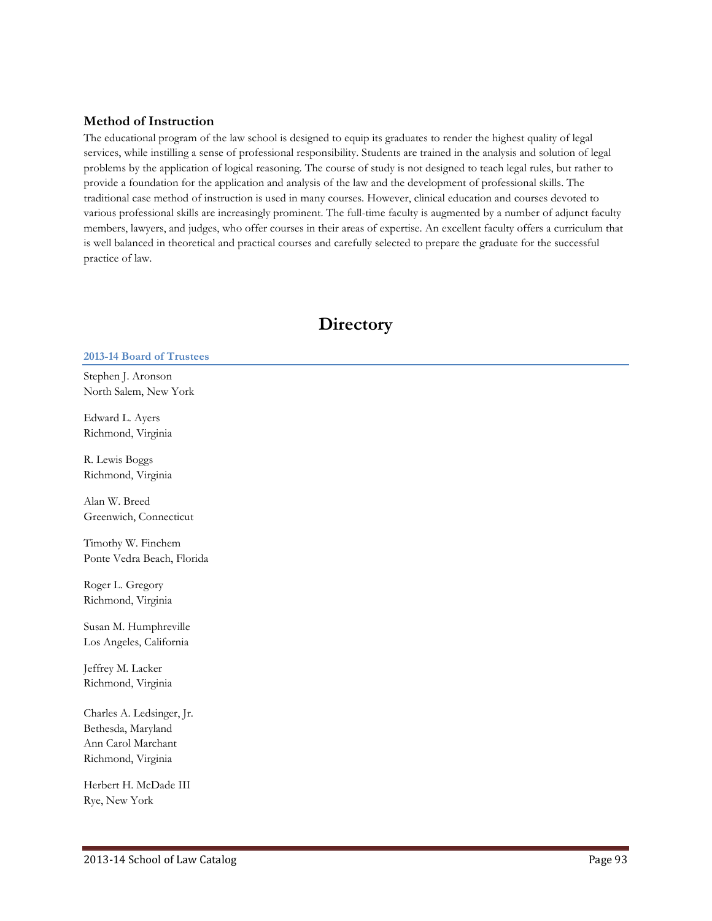### Method of Instruction

The educational program of the law school is designed to equip its graduates to render the highest quality of legal services, while instilling a sense of professional responsibility. Students are trained in the analysis and solution of legal problems by the application of logical reasoning. The course of study is not designed to teach legal rules, but rather to provide a foundation for the application and analysis of the law and the development of professional skills. The traditional case method of instruction is used in many courses. However, clinical education and courses devoted to various professional skills are increasingly prominent. The full-time faculty is augmented by a number of adjunct faculty members, lawyers, and judges, who offer courses in their areas of expertise. An excellent faculty offers a curriculum that is well balanced in theoretical and practical courses and carefully selected to prepare the graduate for the successful practice of law.

# Directory

#### 2013-14 Board of Trustees

Stephen J. Aronson
North Salem, New York

Edward L. Ayers
Richmond, Virginia

R. Lewis Boggs
Richmond, Virginia

Alan W. Breed
Greenwich, Connecticut

Timothy W. Finchem
Ponte Vedra Beach, Florida

Roger L. Gregory
Richmond, Virginia

Susan M. Humphreville
Los Angeles, California

Jeffrey M. Lacker
Richmond, Virginia

Charles A. Ledsinger, Jr.
Bethesda, Maryland
Ann Carol Marchant
Richmond, Virginia

Herbert H. McDade III
Rye, New York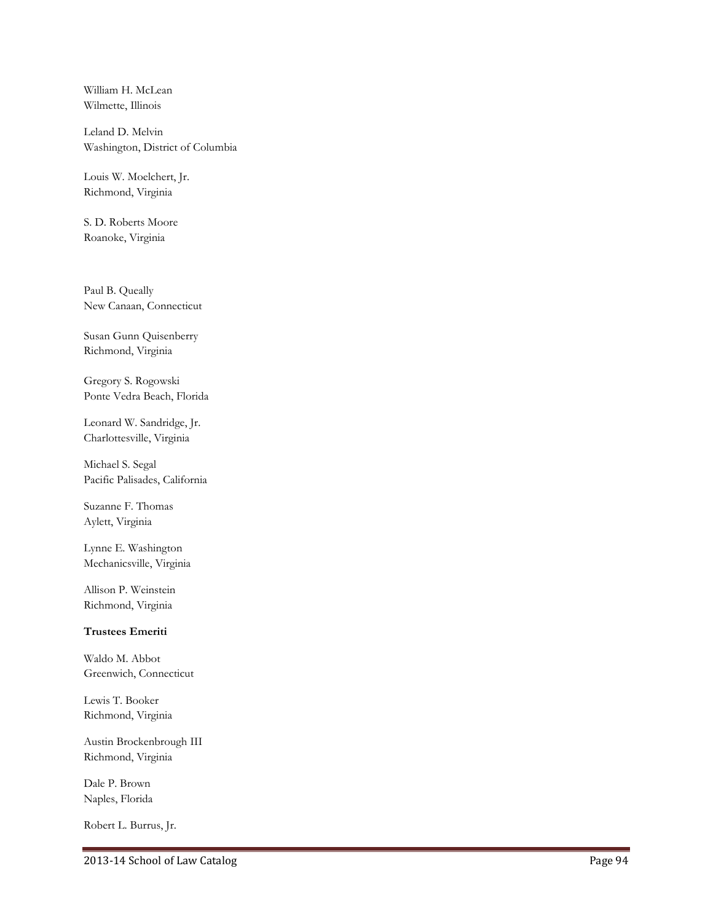William H. McLean
Wilmette, Illinois

Leland D. Melvin
Washington, District of Columbia

Louis W. Moelchert, Jr.
Richmond, Virginia

S. D. Roberts Moore
Roanoke, Virginia

Paul B. Queally
New Canaan, Connecticut

Susan Gunn Quisenberry
Richmond, Virginia

Gregory S. Rogowski
Ponte Vedra Beach, Florida

Leonard W. Sandridge, Jr.
Charlottesville, Virginia

Michael S. Segal
Pacific Palisades, California

Suzanne F. Thomas
Aylett, Virginia

Lynne E. Washington
Mechanicsville, Virginia

Allison P. Weinstein
Richmond, Virginia

**Trustees Emeriti**

Waldo M. Abbot
Greenwich, Connecticut

Lewis T. Booker
Richmond, Virginia

Austin Brockenbrough III
Richmond, Virginia

Dale P. Brown
Naples, Florida

Robert L. Burrus, Jr.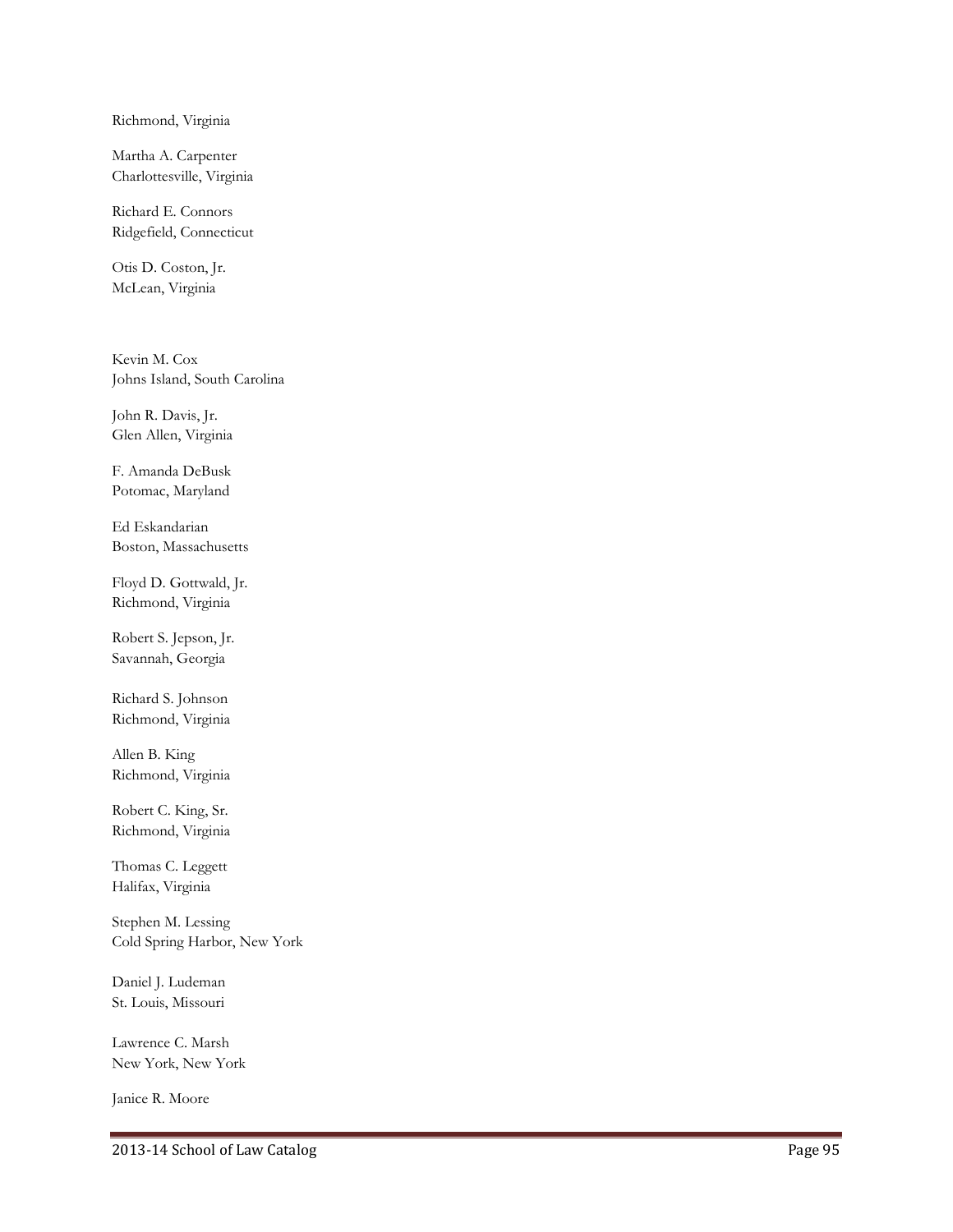Richmond, Virginia

Martha A. Carpenter
Charlottesville, Virginia

Richard E. Connors
Ridgefield, Connecticut

Otis D. Coston, Jr.
McLean, Virginia

Kevin M. Cox
Johns Island, South Carolina

John R. Davis, Jr.
Glen Allen, Virginia

F. Amanda DeBusk
Potomac, Maryland

Ed Eskandarian
Boston, Massachusetts

Floyd D. Gottwald, Jr.
Richmond, Virginia

Robert S. Jepson, Jr.
Savannah, Georgia

Richard S. Johnson
Richmond, Virginia

Allen B. King
Richmond, Virginia

Robert C. King, Sr.
Richmond, Virginia

Thomas C. Leggett
Halifax, Virginia

Stephen M. Lessing
Cold Spring Harbor, New York

Daniel J. Ludeman
St. Louis, Missouri

Lawrence C. Marsh
New York, New York

Janice R. Moore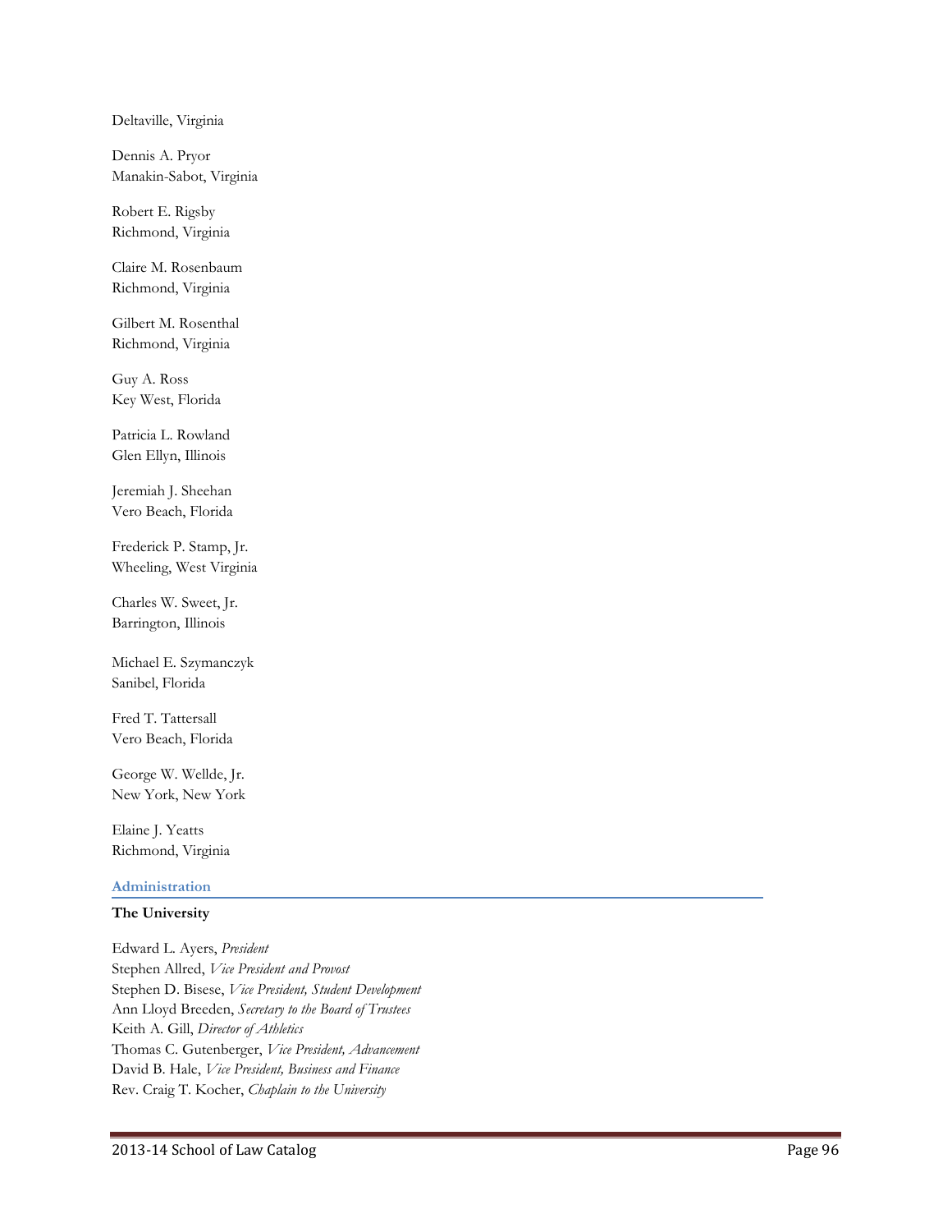Deltaville, Virginia

Dennis A. Pryor
Manakin-Sabot, Virginia

Robert E. Rigsby
Richmond, Virginia

Claire M. Rosenbaum
Richmond, Virginia

Gilbert M. Rosenthal
Richmond, Virginia

Guy A. Ross
Key West, Florida

Patricia L. Rowland
Glen Ellyn, Illinois

Jeremiah J. Sheehan
Vero Beach, Florida

Frederick P. Stamp, Jr.
Wheeling, West Virginia

Charles W. Sweet, Jr.
Barrington, Illinois

Michael E. Szymanczyk
Sanibel, Florida

Fred T. Tattersall
Vero Beach, Florida

George W. Wellde, Jr.
New York, New York

Elaine J. Yeatts
Richmond, Virginia

## Administration

### The University

Edward L. Ayers, *President*
Stephen Allred, *Vice President and Provost*
Stephen D. Bisese, *Vice President, Student Development*
Ann Lloyd Breeden, *Secretary to the Board of Trustees*
Keith A. Gill, *Director of Athletics*
Thomas C. Gutenberger, *Vice President, Advancement*
David B. Hale, *Vice President, Business and Finance*
Rev. Craig T. Kocher, *Chaplain to the University*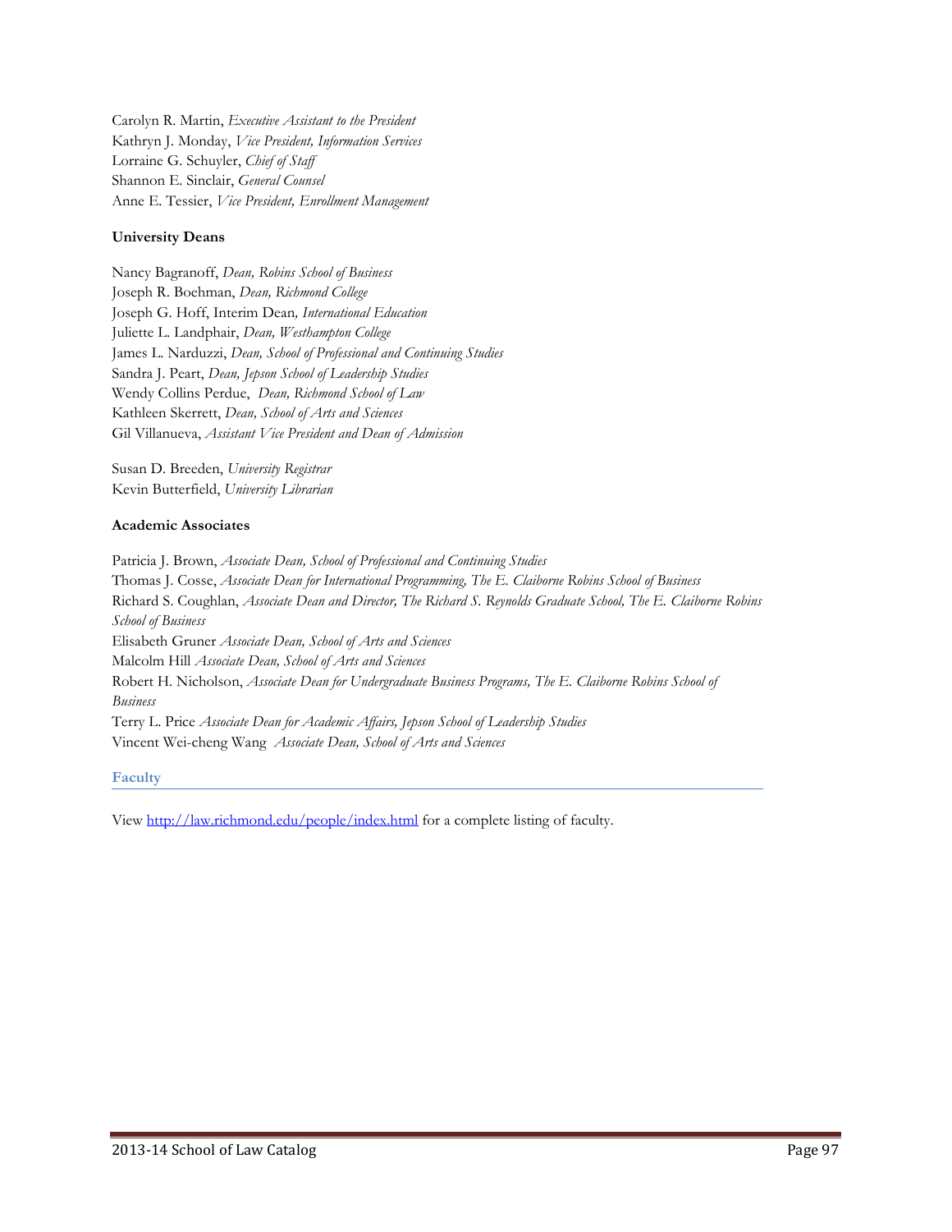Carolyn R. Martin, *Executive Assistant to the President*
Kathryn J. Monday, *Vice President, Information Services*
Lorraine G. Schuyler, *Chief of Staff*
Shannon E. Sinclair, *General Counsel*
Anne E. Tessier, *Vice President, Enrollment Management*

**University Deans**

Nancy Bagranoff, *Dean, Robins School of Business*
Joseph R. Boehman, *Dean, Richmond College*
Joseph G. Hoff, Interim Dean*, International Education*
Juliette L. Landphair, *Dean, Westhampton College*
James L. Narduzzi, *Dean, School of Professional and Continuing Studies*
Sandra J. Peart, *Dean, Jepson School of Leadership Studies*
Wendy Collins Perdue, *Dean, Richmond School of Law*
Kathleen Skerrett, *Dean, School of Arts and Sciences*
Gil Villanueva, *Assistant Vice President and Dean of Admission*

Susan D. Breeden, *University Registrar*
Kevin Butterfield, *University Librarian*

**Academic Associates**

Patricia J. Brown, *Associate Dean, School of Professional and Continuing Studies*
Thomas J. Cosse, *Associate Dean for International Programming, The E. Claiborne Robins School of Business*
Richard S. Coughlan, *Associate Dean and Director, The Richard S. Reynolds Graduate School, The E. Claiborne Robins School of Business*
Elisabeth Gruner *Associate Dean, School of Arts and Sciences*
Malcolm Hill *Associate Dean, School of Arts and Sciences*
Robert H. Nicholson, *Associate Dean for Undergraduate Business Programs, The E. Claiborne Robins School of Business*
Terry L. Price *Associate Dean for Academic Affairs, Jepson School of Leadership Studies*
Vincent Wei-cheng Wang *Associate Dean, School of Arts and Sciences*

## Faculty

View [http://law.richmond.edu/people/index.html](http://law.richmond.edu/people/index.html) for a complete listing of faculty.